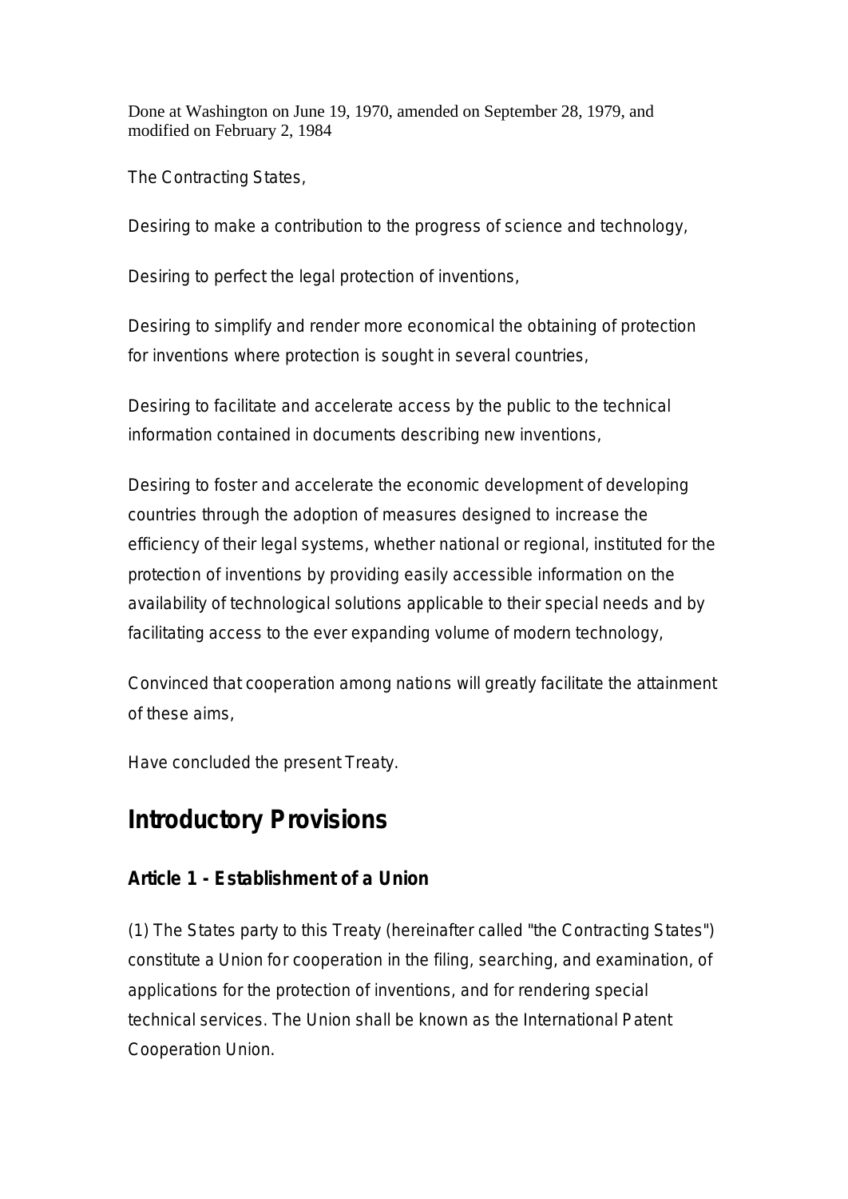Done at Washington on June 19, 1970, amended on September 28, 1979, and modified on February 2, 1984

The Contracting States,

Desiring to make a contribution to the progress of science and technology,

Desiring to perfect the legal protection of inventions,

Desiring to simplify and render more economical the obtaining of protection for inventions where protection is sought in several countries,

Desiring to facilitate and accelerate access by the public to the technical information contained in documents describing new inventions,

Desiring to foster and accelerate the economic development of developing countries through the adoption of measures designed to increase the efficiency of their legal systems, whether national or regional, instituted for the protection of inventions by providing easily accessible information on the availability of technological solutions applicable to their special needs and by facilitating access to the ever expanding volume of modern technology,

Convinced that cooperation among nations will greatly facilitate the attainment of these aims,

Have concluded the present Treaty.

## Introductory Provisions

### Article 1 - Establishment of a Union

(1) The States party to this Treaty (hereinafter called "the Contracting States") constitute a Union for cooperation in the filing, searching, and examination, of applications for the protection of inventions, and for rendering special technical services. The Union shall be known as the International Patent Cooperation Union.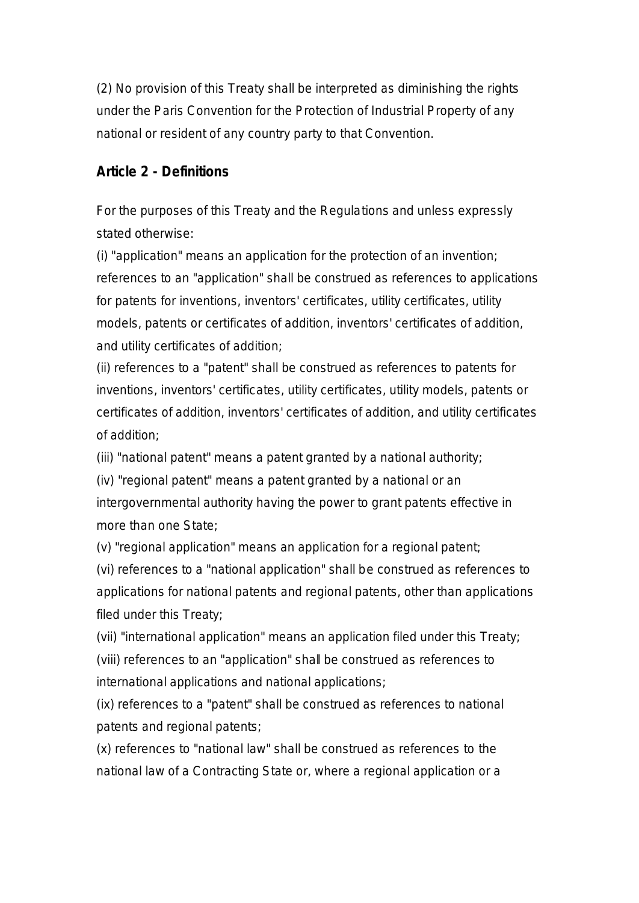(2) No provision of this Treaty shall be interpreted as diminishing the rights under the Paris Convention for the Protection of Industrial Property of any national or resident of any country party to that Convention.

## Article 2 - Definitions

For the purposes of this Treaty and the Regulations and unless expressly stated otherwise:

(i) "application" means an application for the protection of an invention; references to an "application" shall be construed as references to applications for patents for inventions, inventors' certificates, utility certificates, utility models, patents or certificates of addition, inventors' certificates of addition, and utility certificates of addition;

(ii) references to a "patent" shall be construed as references to patents for inventions, inventors' certificates, utility certificates, utility models, patents or certificates of addition, inventors' certificates of addition, and utility certificates of addition;

(iii) "national patent" means a patent granted by a national authority;

(iv) "regional patent" means a patent granted by a national or an intergovernmental authority having the power to grant patents effective in more than one State;

(v) "regional application" means an application for a regional patent;

(vi) references to a "national application" shall be construed as references to applications for national patents and regional patents, other than applications filed under this Treaty;

(vii) "international application" means an application filed under this Treaty;

(viii) references to an "application" shall be construed as references to international applications and national applications;

(ix) references to a "patent" shall be construed as references to national patents and regional patents;

(x) references to "national law" shall be construed as references to the national law of a Contracting State or, where a regional application or a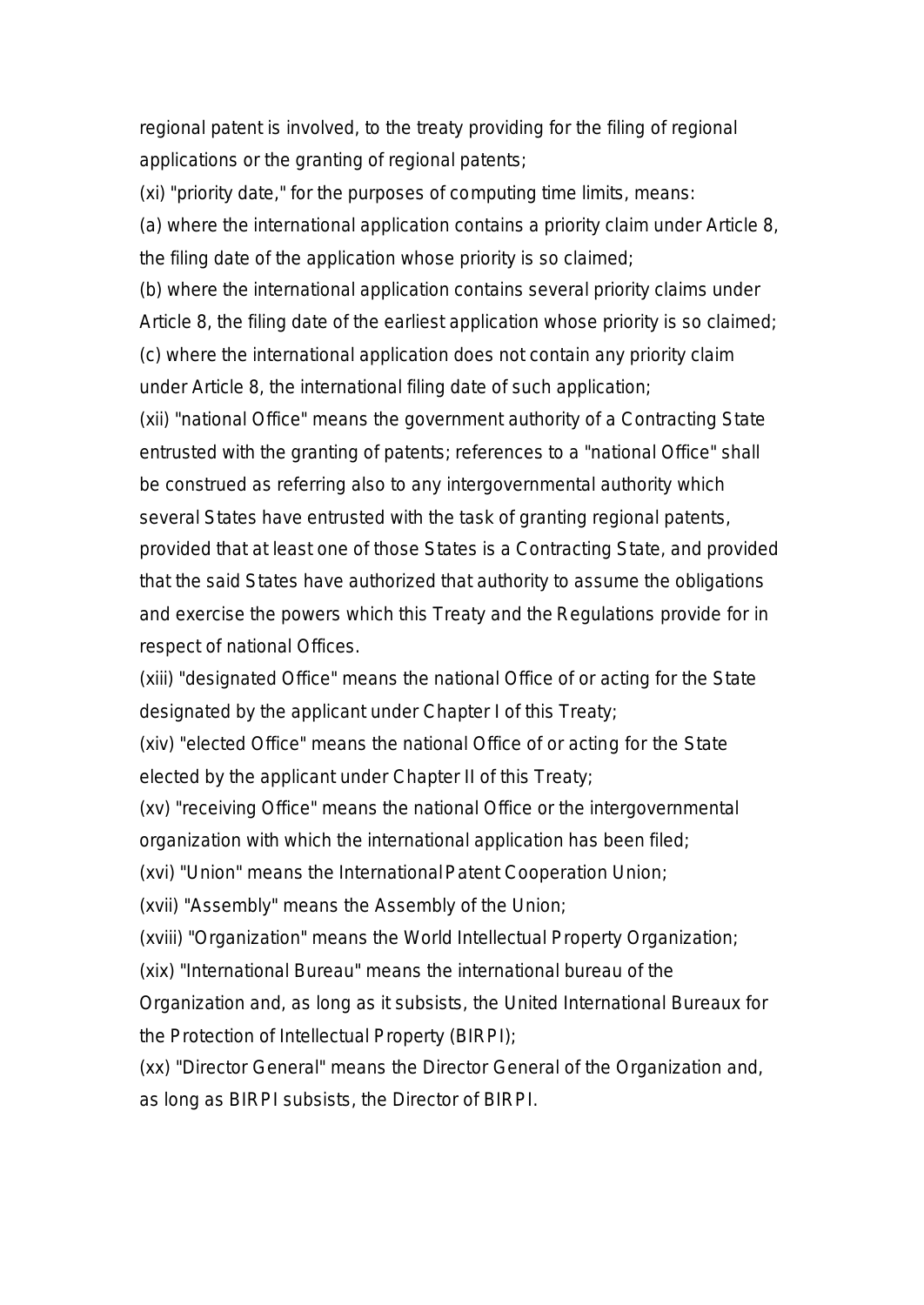regional patent is involved, to the treaty providing for the filing of regional applications or the granting of regional patents;

(xi) "priority date," for the purposes of computing time limits, means:

(a) where the international application contains a priority claim under Article 8, the filing date of the application whose priority is so claimed;

(b) where the international application contains several priority claims under Article 8, the filing date of the earliest application whose priority is so claimed;

(c) where the international application does not contain any priority claim under Article 8, the international filing date of such application;

(xii) "national Office" means the government authority of a Contracting State entrusted with the granting of patents; references to a "national Office" shall be construed as referring also to any intergovernmental authority which several States have entrusted with the task of granting regional patents, provided that at least one of those States is a Contracting State, and provided that the said States have authorized that authority to assume the obligations and exercise the powers which this Treaty and the Regulations provide for in respect of national Offices.

(xiii) "designated Office" means the national Office of or acting for the State designated by the applicant under Chapter I of this Treaty;

(xiv) "elected Office" means the national Office of or acting for the State elected by the applicant under Chapter II of this Treaty;

(xv) "receiving Office" means the national Office or the intergovernmental organization with which the international application has been filed;

(xvi) "Union" means the International Patent Cooperation Union;

(xvii) "Assembly" means the Assembly of the Union;

(xviii) "Organization" means the World Intellectual Property Organization;

(xix) "International Bureau" means the international bureau of the Organization and, as long as it subsists, the United International Bureaux for the Protection of Intellectual Property (BIRPI);

(xx) "Director General" means the Director General of the Organization and, as long as BIRPI subsists, the Director of BIRPI.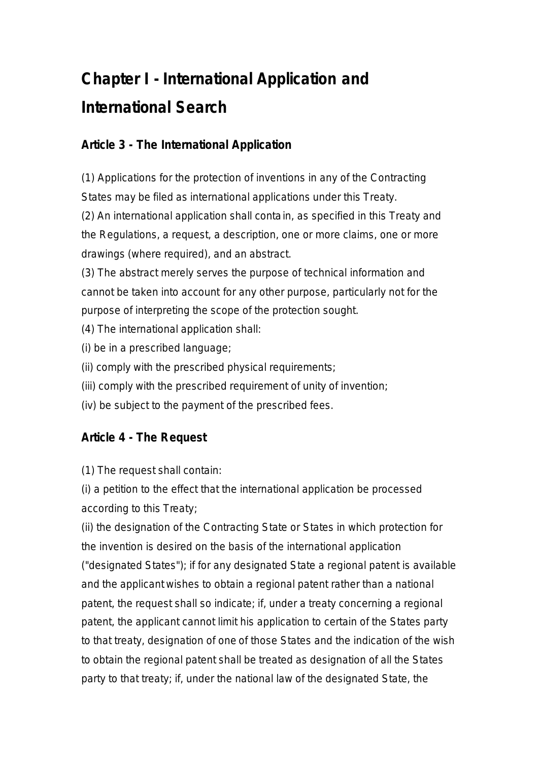# Chapter I - International Application and International Search

## Article 3 - The International Application

(1) Applications for the protection of inventions in any of the Contracting States may be filed as international applications under this Treaty.
(2) An international application shall contain, as specified in this Treaty and the Regulations, a request, a description, one or more claims, one or more drawings (where required), and an abstract.
(3) The abstract merely serves the purpose of technical information and cannot be taken into account for any other purpose, particularly not for the purpose of interpreting the scope of the protection sought.
(4) The international application shall:
(i) be in a prescribed language;
(ii) comply with the prescribed physical requirements;
(iii) comply with the prescribed requirement of unity of invention;
(iv) be subject to the payment of the prescribed fees.

## Article 4 - The Request

(1) The request shall contain:
(i) a petition to the effect that the international application be processed according to this Treaty;
(ii) the designation of the Contracting State or States in which protection for the invention is desired on the basis of the international application ("designated States"); if for any designated State a regional patent is available and the applicant wishes to obtain a regional patent rather than a national patent, the request shall so indicate; if, under a treaty concerning a regional patent, the applicant cannot limit his application to certain of the States party to that treaty, designation of one of those States and the indication of the wish to obtain the regional patent shall be treated as designation of all the States party to that treaty; if, under the national law of the designated State, the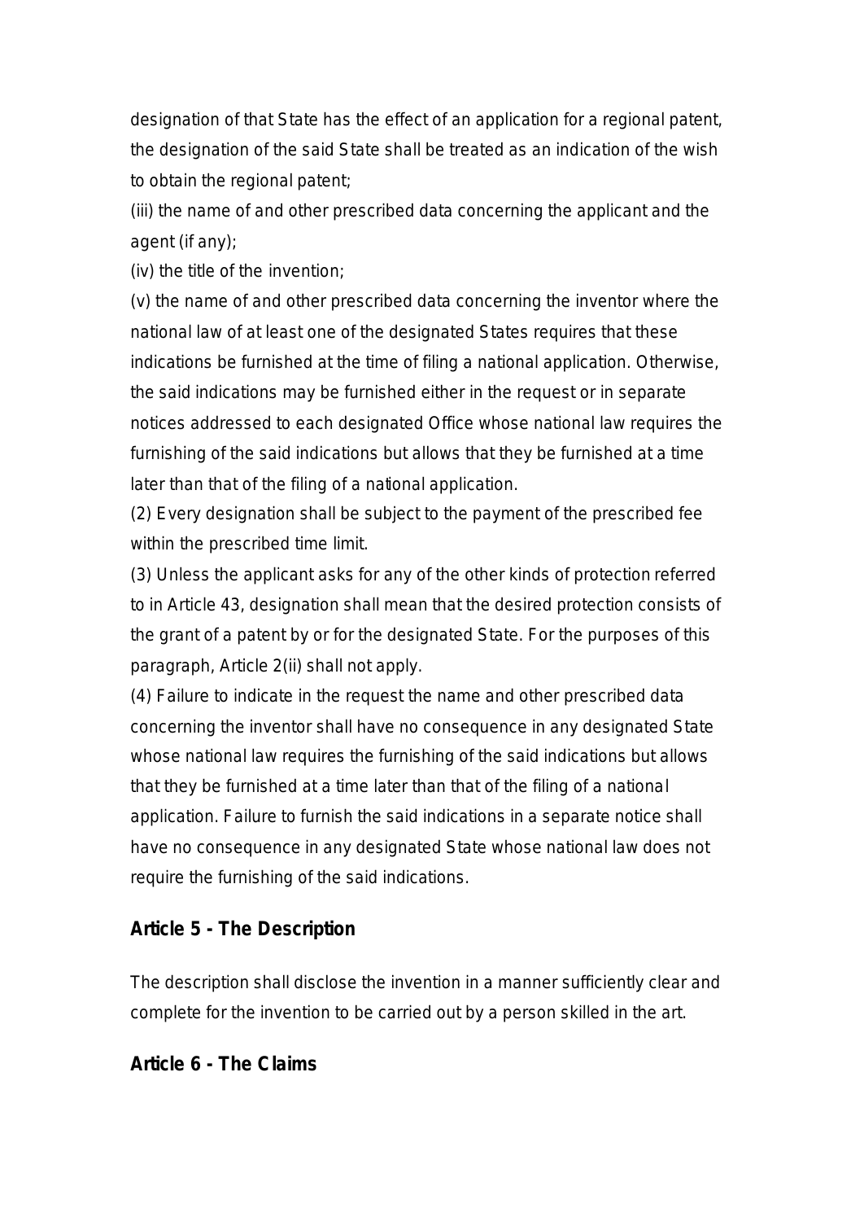designation of that State has the effect of an application for a regional patent, the designation of the said State shall be treated as an indication of the wish to obtain the regional patent;

(iii) the name of and other prescribed data concerning the applicant and the agent (if any);

(iv) the title of the invention;

(v) the name of and other prescribed data concerning the inventor where the national law of at least one of the designated States requires that these indications be furnished at the time of filing a national application. Otherwise, the said indications may be furnished either in the request or in separate notices addressed to each designated Office whose national law requires the furnishing of the said indications but allows that they be furnished at a time later than that of the filing of a national application.

(2) Every designation shall be subject to the payment of the prescribed fee within the prescribed time limit.

(3) Unless the applicant asks for any of the other kinds of protection referred to in Article 43, designation shall mean that the desired protection consists of the grant of a patent by or for the designated State. For the purposes of this paragraph, Article 2(ii) shall not apply.

(4) Failure to indicate in the request the name and other prescribed data concerning the inventor shall have no consequence in any designated State whose national law requires the furnishing of the said indications but allows that they be furnished at a time later than that of the filing of a national application. Failure to furnish the said indications in a separate notice shall have no consequence in any designated State whose national law does not require the furnishing of the said indications.

## Article 5 - The Description

The description shall disclose the invention in a manner sufficiently clear and complete for the invention to be carried out by a person skilled in the art.

## Article 6 - The Claims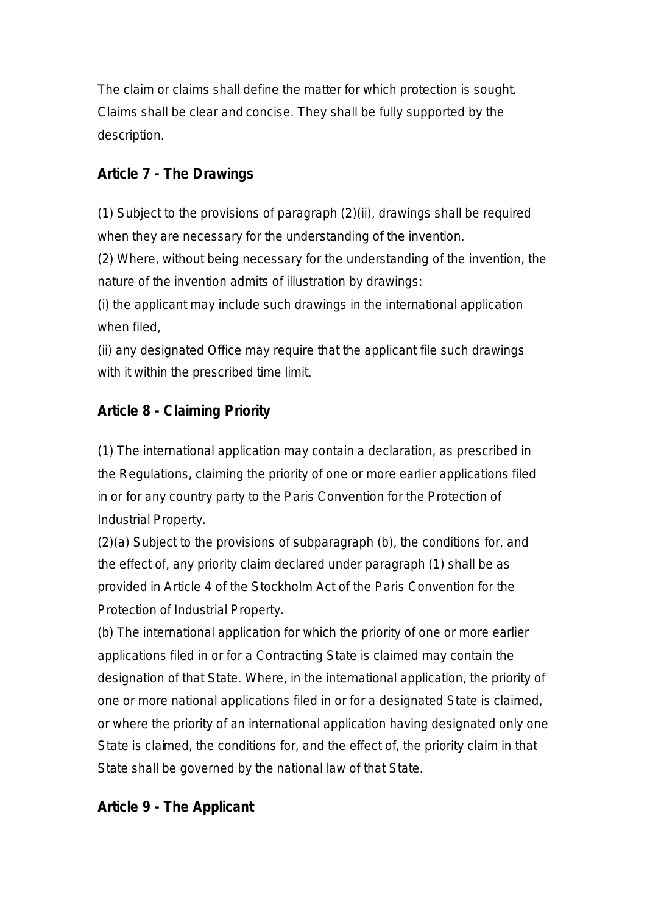The claim or claims shall define the matter for which protection is sought. Claims shall be clear and concise. They shall be fully supported by the description.

## Article 7 - The Drawings

(1) Subject to the provisions of paragraph (2)(ii), drawings shall be required when they are necessary for the understanding of the invention.
(2) Where, without being necessary for the understanding of the invention, the nature of the invention admits of illustration by drawings:
(i) the applicant may include such drawings in the international application when filed,
(ii) any designated Office may require that the applicant file such drawings with it within the prescribed time limit.

## Article 8 - Claiming Priority

(1) The international application may contain a declaration, as prescribed in the Regulations, claiming the priority of one or more earlier applications filed in or for any country party to the Paris Convention for the Protection of Industrial Property.
(2)(a) Subject to the provisions of subparagraph (b), the conditions for, and the effect of, any priority claim declared under paragraph (1) shall be as provided in Article 4 of the Stockholm Act of the Paris Convention for the Protection of Industrial Property.
(b) The international application for which the priority of one or more earlier applications filed in or for a Contracting State is claimed may contain the designation of that State. Where, in the international application, the priority of one or more national applications filed in or for a designated State is claimed, or where the priority of an international application having designated only one State is claimed, the conditions for, and the effect of, the priority claim in that State shall be governed by the national law of that State.

## Article 9 - The Applicant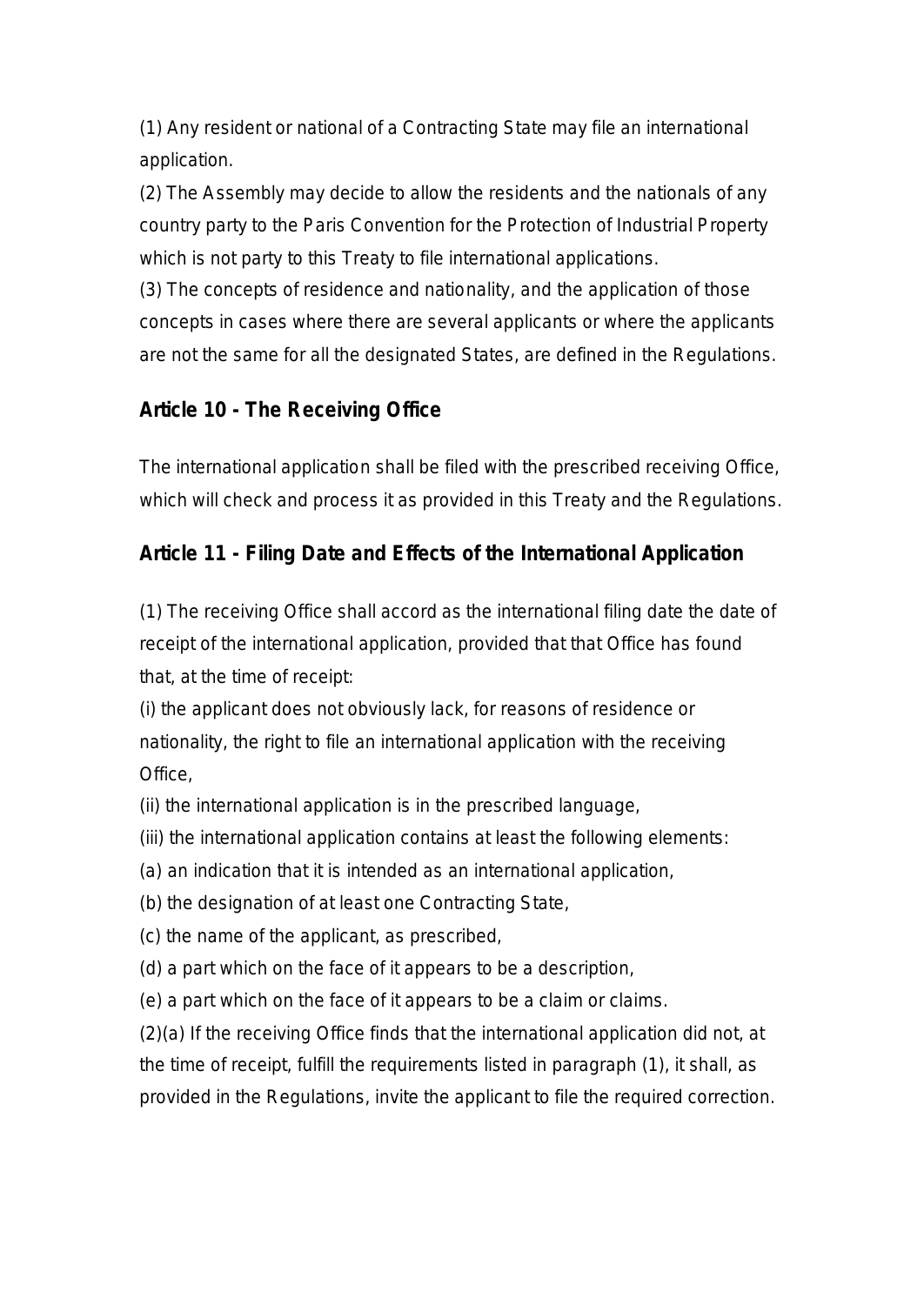(1) Any resident or national of a Contracting State may file an international application.

(2) The Assembly may decide to allow the residents and the nationals of any country party to the Paris Convention for the Protection of Industrial Property which is not party to this Treaty to file international applications.

(3) The concepts of residence and nationality, and the application of those concepts in cases where there are several applicants or where the applicants are not the same for all the designated States, are defined in the Regulations.

## Article 10 - The Receiving Office

The international application shall be filed with the prescribed receiving Office, which will check and process it as provided in this Treaty and the Regulations.

## Article 11 - Filing Date and Effects of the International Application

(1) The receiving Office shall accord as the international filing date the date of receipt of the international application, provided that that Office has found that, at the time of receipt:

(i) the applicant does not obviously lack, for reasons of residence or nationality, the right to file an international application with the receiving Office,

(ii) the international application is in the prescribed language,

(iii) the international application contains at least the following elements:

(a) an indication that it is intended as an international application,

(b) the designation of at least one Contracting State,

(c) the name of the applicant, as prescribed,

(d) a part which on the face of it appears to be a description,

(e) a part which on the face of it appears to be a claim or claims.

(2)(a) If the receiving Office finds that the international application did not, at the time of receipt, fulfill the requirements listed in paragraph (1), it shall, as provided in the Regulations, invite the applicant to file the required correction.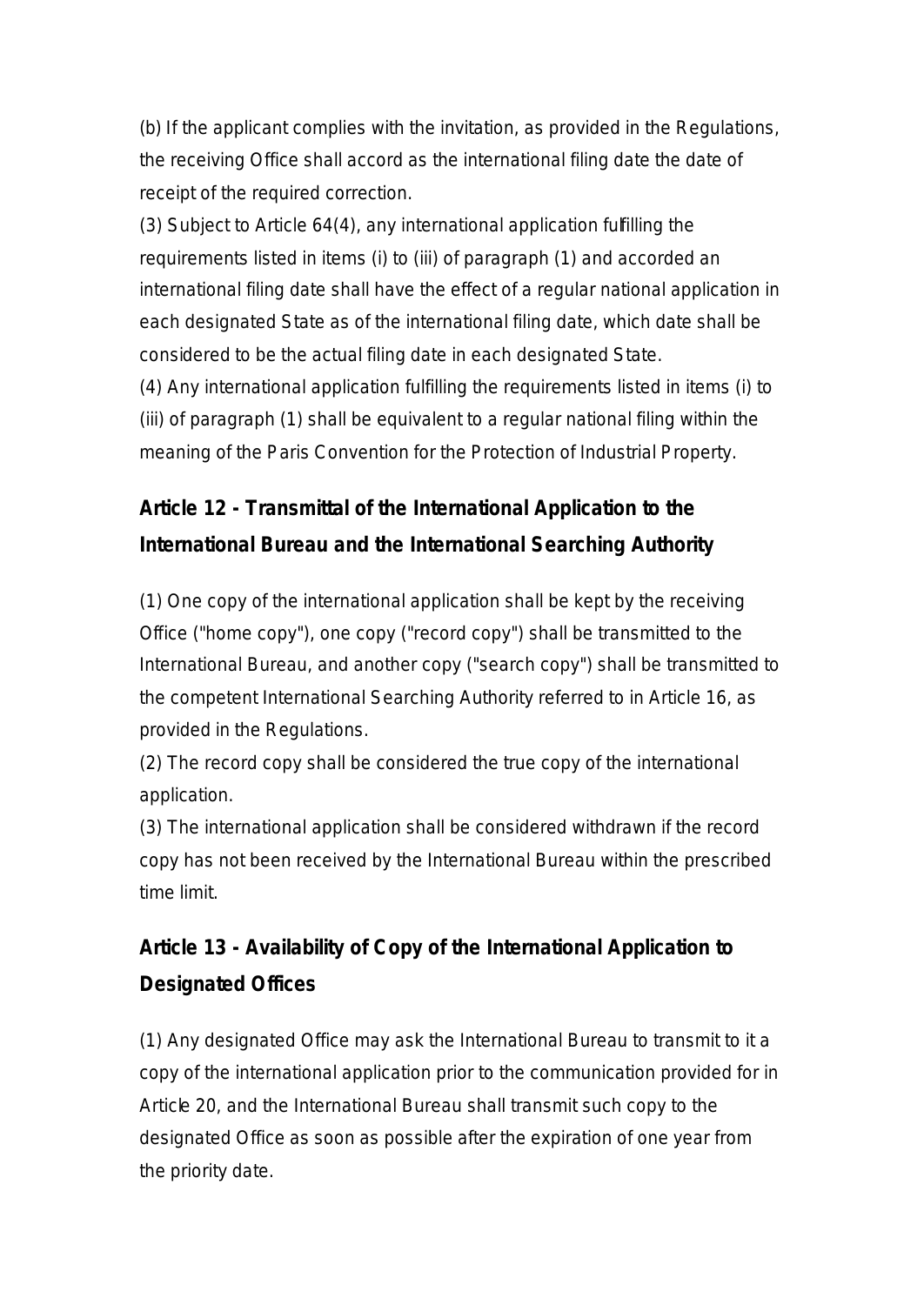(b) If the applicant complies with the invitation, as provided in the Regulations, the receiving Office shall accord as the international filing date the date of receipt of the required correction.

(3) Subject to Article 64(4), any international application fulfilling the requirements listed in items (i) to (iii) of paragraph (1) and accorded an international filing date shall have the effect of a regular national application in each designated State as of the international filing date, which date shall be considered to be the actual filing date in each designated State.

(4) Any international application fulfilling the requirements listed in items (i) to (iii) of paragraph (1) shall be equivalent to a regular national filing within the meaning of the Paris Convention for the Protection of Industrial Property.

## Article 12 - Transmittal of the International Application to the International Bureau and the International Searching Authority

(1) One copy of the international application shall be kept by the receiving Office ("home copy"), one copy ("record copy") shall be transmitted to the International Bureau, and another copy ("search copy") shall be transmitted to the competent International Searching Authority referred to in Article 16, as provided in the Regulations.

(2) The record copy shall be considered the true copy of the international application.

(3) The international application shall be considered withdrawn if the record copy has not been received by the International Bureau within the prescribed time limit.

## Article 13 - Availability of Copy of the International Application to Designated Offices

(1) Any designated Office may ask the International Bureau to transmit to it a copy of the international application prior to the communication provided for in Article 20, and the International Bureau shall transmit such copy to the designated Office as soon as possible after the expiration of one year from the priority date.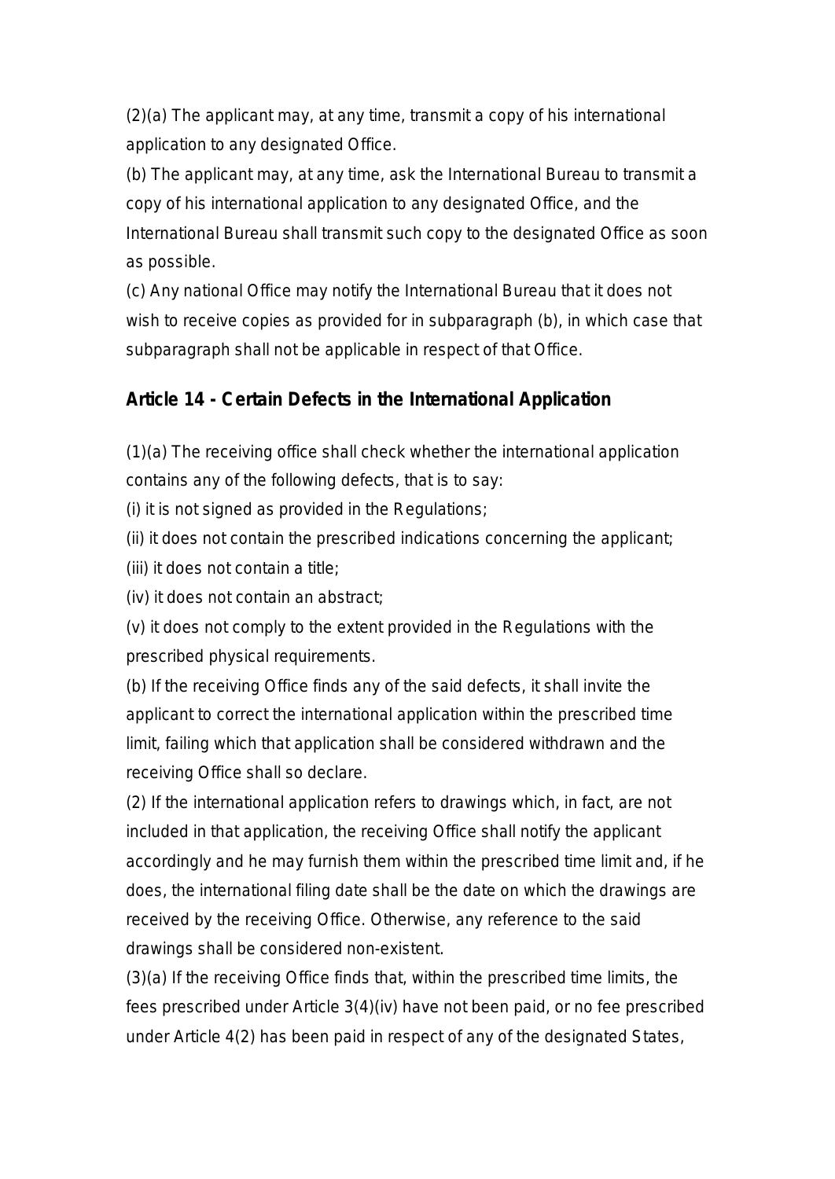(2)(a) The applicant may, at any time, transmit a copy of his international application to any designated Office.

(b) The applicant may, at any time, ask the International Bureau to transmit a copy of his international application to any designated Office, and the International Bureau shall transmit such copy to the designated Office as soon as possible.

(c) Any national Office may notify the International Bureau that it does not wish to receive copies as provided for in subparagraph (b), in which case that subparagraph shall not be applicable in respect of that Office.

### Article 14 - Certain Defects in the International Application

(1)(a) The receiving office shall check whether the international application contains any of the following defects, that is to say:

(i) it is not signed as provided in the Regulations;

(ii) it does not contain the prescribed indications concerning the applicant;

(iii) it does not contain a title;

(iv) it does not contain an abstract;

(v) it does not comply to the extent provided in the Regulations with the prescribed physical requirements.

(b) If the receiving Office finds any of the said defects, it shall invite the applicant to correct the international application within the prescribed time limit, failing which that application shall be considered withdrawn and the receiving Office shall so declare.

(2) If the international application refers to drawings which, in fact, are not included in that application, the receiving Office shall notify the applicant accordingly and he may furnish them within the prescribed time limit and, if he does, the international filing date shall be the date on which the drawings are received by the receiving Office. Otherwise, any reference to the said drawings shall be considered non-existent.

(3)(a) If the receiving Office finds that, within the prescribed time limits, the fees prescribed under Article 3(4)(iv) have not been paid, or no fee prescribed under Article 4(2) has been paid in respect of any of the designated States,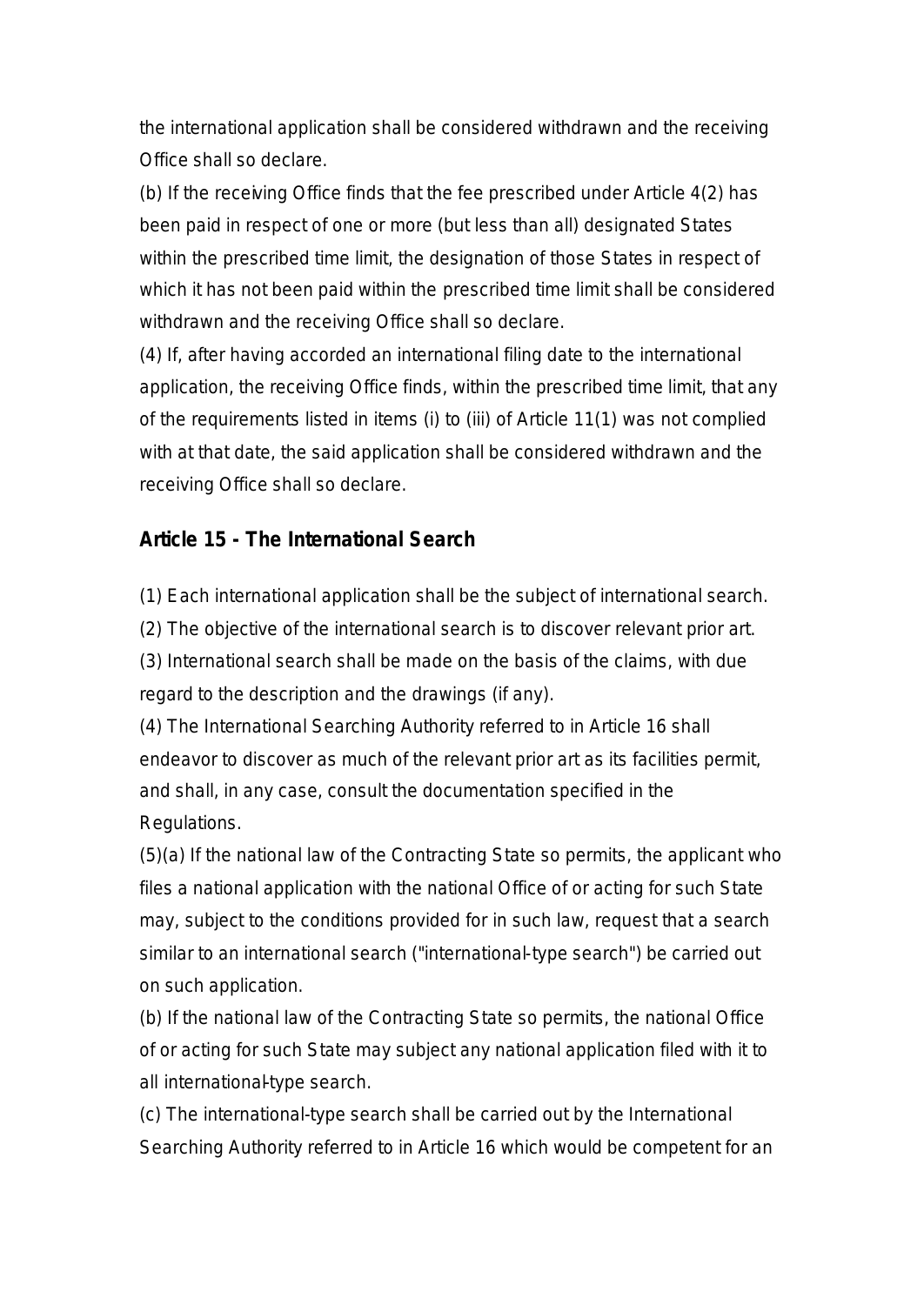the international application shall be considered withdrawn and the receiving Office shall so declare.

(b) If the receiving Office finds that the fee prescribed under Article 4(2) has been paid in respect of one or more (but less than all) designated States within the prescribed time limit, the designation of those States in respect of which it has not been paid within the prescribed time limit shall be considered withdrawn and the receiving Office shall so declare.

(4) If, after having accorded an international filing date to the international application, the receiving Office finds, within the prescribed time limit, that any of the requirements listed in items (i) to (iii) of Article 11(1) was not complied with at that date, the said application shall be considered withdrawn and the receiving Office shall so declare.

### Article 15 - The International Search

(1) Each international application shall be the subject of international search.

(2) The objective of the international search is to discover relevant prior art.

(3) International search shall be made on the basis of the claims, with due regard to the description and the drawings (if any).

(4) The International Searching Authority referred to in Article 16 shall endeavor to discover as much of the relevant prior art as its facilities permit, and shall, in any case, consult the documentation specified in the Regulations.

(5)(a) If the national law of the Contracting State so permits, the applicant who files a national application with the national Office of or acting for such State may, subject to the conditions provided for in such law, request that a search similar to an international search ("international-type search") be carried out on such application.

(b) If the national law of the Contracting State so permits, the national Office of or acting for such State may subject any national application filed with it to all international-type search.

(c) The international-type search shall be carried out by the International Searching Authority referred to in Article 16 which would be competent for an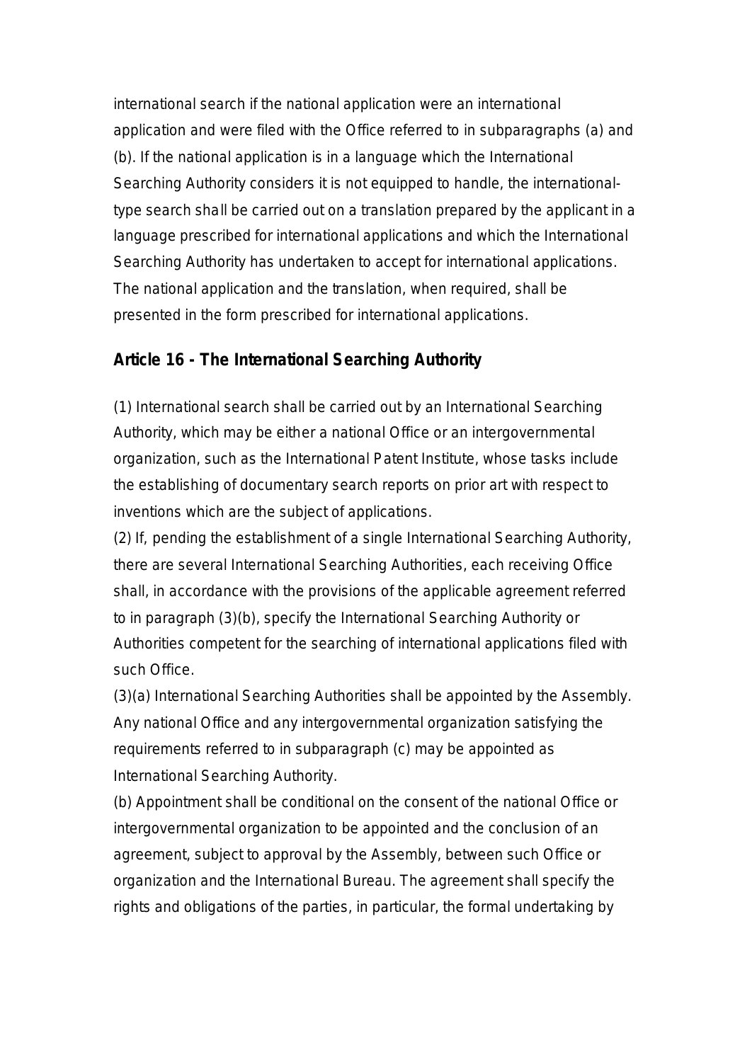international search if the national application were an international application and were filed with the Office referred to in subparagraphs (a) and (b). If the national application is in a language which the International Searching Authority considers it is not equipped to handle, the international-type search shall be carried out on a translation prepared by the applicant in a language prescribed for international applications and which the International Searching Authority has undertaken to accept for international applications. The national application and the translation, when required, shall be presented in the form prescribed for international applications.

## Article 16 - The International Searching Authority

(1) International search shall be carried out by an International Searching Authority, which may be either a national Office or an intergovernmental organization, such as the International Patent Institute, whose tasks include the establishing of documentary search reports on prior art with respect to inventions which are the subject of applications.

(2) If, pending the establishment of a single International Searching Authority, there are several International Searching Authorities, each receiving Office shall, in accordance with the provisions of the applicable agreement referred to in paragraph (3)(b), specify the International Searching Authority or Authorities competent for the searching of international applications filed with such Office.

(3)(a) International Searching Authorities shall be appointed by the Assembly. Any national Office and any intergovernmental organization satisfying the requirements referred to in subparagraph (c) may be appointed as International Searching Authority.

(b) Appointment shall be conditional on the consent of the national Office or intergovernmental organization to be appointed and the conclusion of an agreement, subject to approval by the Assembly, between such Office or organization and the International Bureau. The agreement shall specify the rights and obligations of the parties, in particular, the formal undertaking by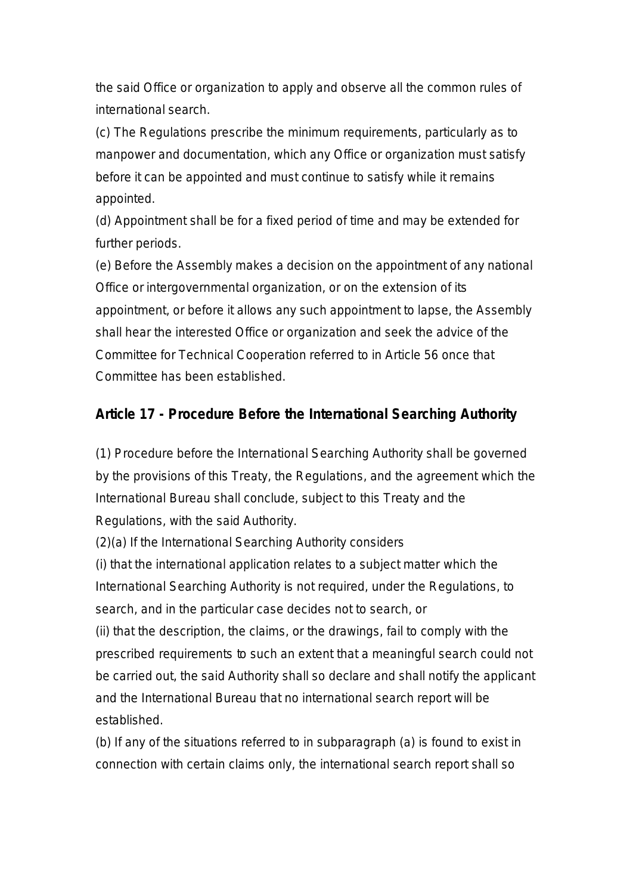the said Office or organization to apply and observe all the common rules of international search.

(c) The Regulations prescribe the minimum requirements, particularly as to manpower and documentation, which any Office or organization must satisfy before it can be appointed and must continue to satisfy while it remains appointed.

(d) Appointment shall be for a fixed period of time and may be extended for further periods.

(e) Before the Assembly makes a decision on the appointment of any national Office or intergovernmental organization, or on the extension of its appointment, or before it allows any such appointment to lapse, the Assembly shall hear the interested Office or organization and seek the advice of the Committee for Technical Cooperation referred to in Article 56 once that Committee has been established.

## Article 17 - Procedure Before the International Searching Authority

(1) Procedure before the International Searching Authority shall be governed by the provisions of this Treaty, the Regulations, and the agreement which the International Bureau shall conclude, subject to this Treaty and the Regulations, with the said Authority.

(2)(a) If the International Searching Authority considers

(i) that the international application relates to a subject matter which the International Searching Authority is not required, under the Regulations, to search, and in the particular case decides not to search, or

(ii) that the description, the claims, or the drawings, fail to comply with the prescribed requirements to such an extent that a meaningful search could not be carried out, the said Authority shall so declare and shall notify the applicant and the International Bureau that no international search report will be established.

(b) If any of the situations referred to in subparagraph (a) is found to exist in connection with certain claims only, the international search report shall so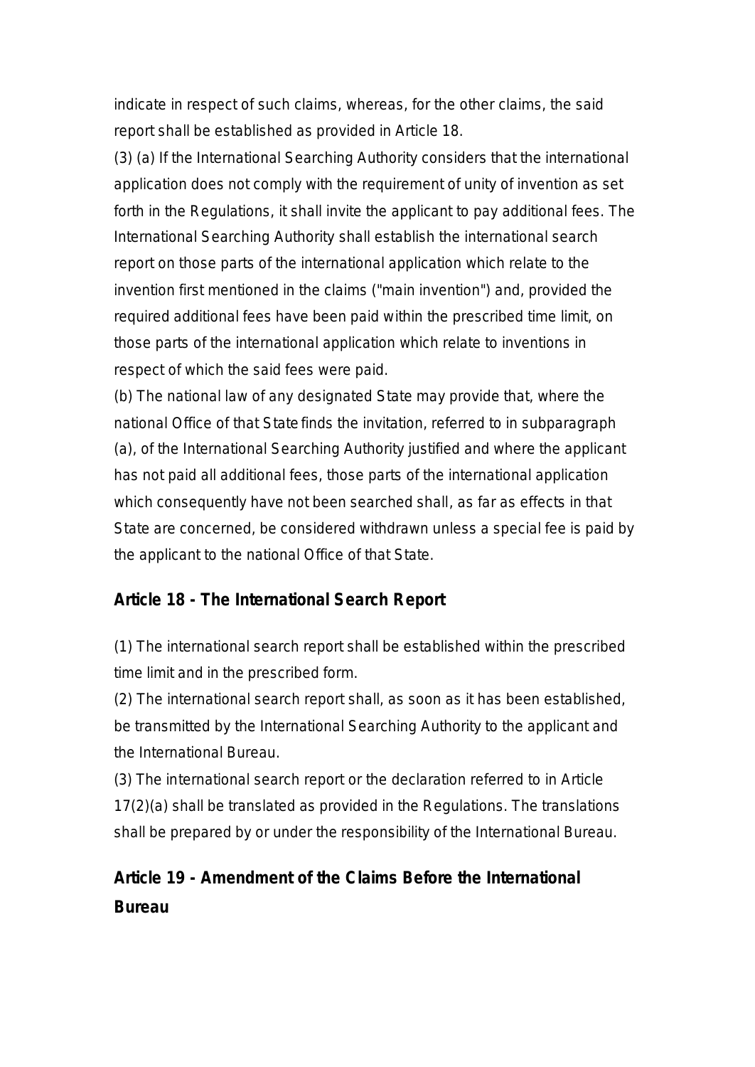indicate in respect of such claims, whereas, for the other claims, the said report shall be established as provided in Article 18.

(3) (a) If the International Searching Authority considers that the international application does not comply with the requirement of unity of invention as set forth in the Regulations, it shall invite the applicant to pay additional fees. The International Searching Authority shall establish the international search report on those parts of the international application which relate to the invention first mentioned in the claims ("main invention") and, provided the required additional fees have been paid within the prescribed time limit, on those parts of the international application which relate to inventions in respect of which the said fees were paid.

(b) The national law of any designated State may provide that, where the national Office of that State finds the invitation, referred to in subparagraph (a), of the International Searching Authority justified and where the applicant has not paid all additional fees, those parts of the international application which consequently have not been searched shall, as far as effects in that State are concerned, be considered withdrawn unless a special fee is paid by the applicant to the national Office of that State.

## Article 18 - The International Search Report

(1) The international search report shall be established within the prescribed time limit and in the prescribed form.

(2) The international search report shall, as soon as it has been established, be transmitted by the International Searching Authority to the applicant and the International Bureau.

(3) The international search report or the declaration referred to in Article 17(2)(a) shall be translated as provided in the Regulations. The translations shall be prepared by or under the responsibility of the International Bureau.

## Article 19 - Amendment of the Claims Before the International Bureau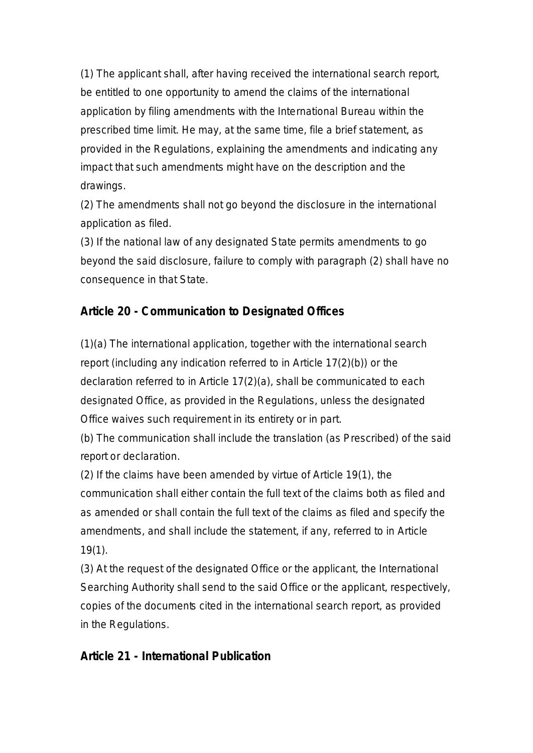(1) The applicant shall, after having received the international search report, be entitled to one opportunity to amend the claims of the international application by filing amendments with the International Bureau within the prescribed time limit. He may, at the same time, file a brief statement, as provided in the Regulations, explaining the amendments and indicating any impact that such amendments might have on the description and the drawings.

(2) The amendments shall not go beyond the disclosure in the international application as filed.

(3) If the national law of any designated State permits amendments to go beyond the said disclosure, failure to comply with paragraph (2) shall have no consequence in that State.

## Article 20 - Communication to Designated Offices

(1)(a) The international application, together with the international search report (including any indication referred to in Article 17(2)(b)) or the declaration referred to in Article 17(2)(a), shall be communicated to each designated Office, as provided in the Regulations, unless the designated Office waives such requirement in its entirety or in part.

(b) The communication shall include the translation (as Prescribed) of the said report or declaration.

(2) If the claims have been amended by virtue of Article 19(1), the communication shall either contain the full text of the claims both as filed and as amended or shall contain the full text of the claims as filed and specify the amendments, and shall include the statement, if any, referred to in Article 19(1).

(3) At the request of the designated Office or the applicant, the International Searching Authority shall send to the said Office or the applicant, respectively, copies of the documents cited in the international search report, as provided in the Regulations.

## Article 21 - International Publication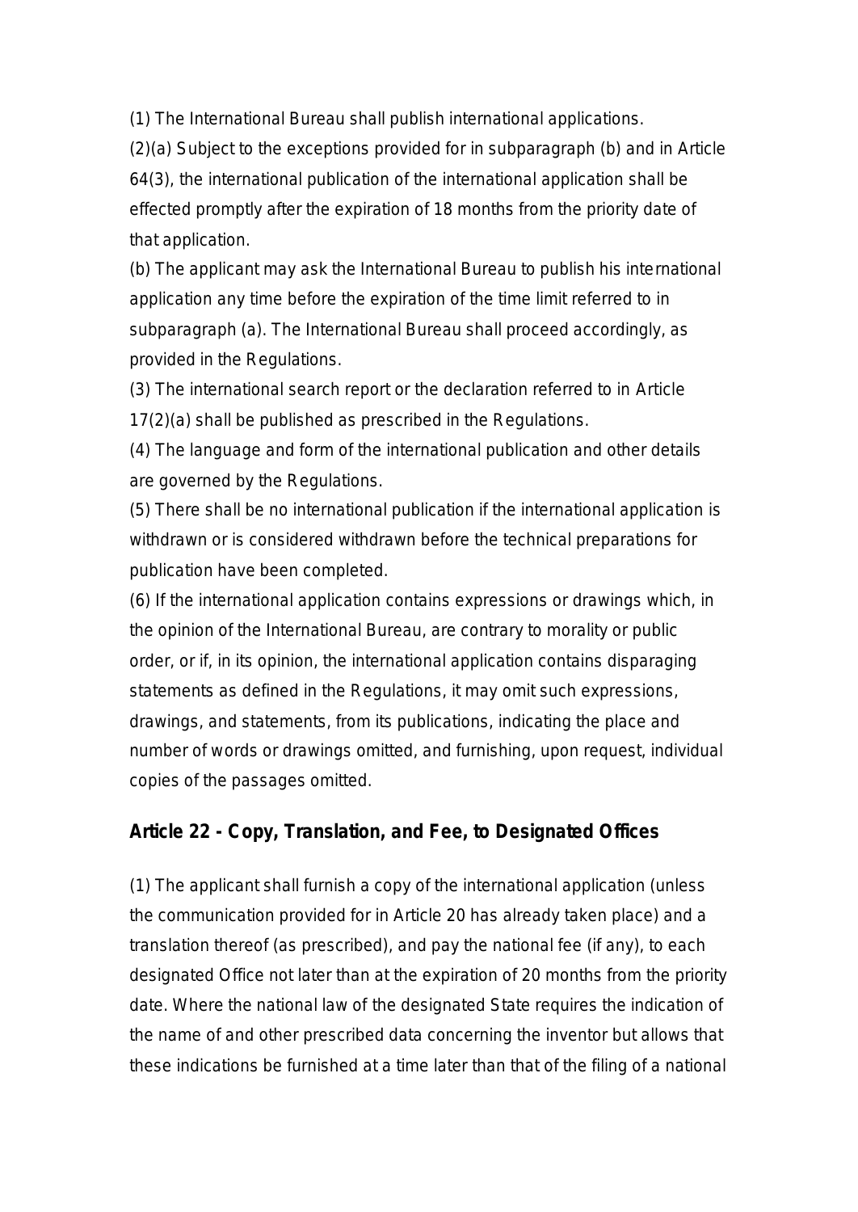(1) The International Bureau shall publish international applications.

(2)(a) Subject to the exceptions provided for in subparagraph (b) and in Article 64(3), the international publication of the international application shall be effected promptly after the expiration of 18 months from the priority date of that application.

(b) The applicant may ask the International Bureau to publish his international application any time before the expiration of the time limit referred to in subparagraph (a). The International Bureau shall proceed accordingly, as provided in the Regulations.

(3) The international search report or the declaration referred to in Article 17(2)(a) shall be published as prescribed in the Regulations.

(4) The language and form of the international publication and other details are governed by the Regulations.

(5) There shall be no international publication if the international application is withdrawn or is considered withdrawn before the technical preparations for publication have been completed.

(6) If the international application contains expressions or drawings which, in the opinion of the International Bureau, are contrary to morality or public order, or if, in its opinion, the international application contains disparaging statements as defined in the Regulations, it may omit such expressions, drawings, and statements, from its publications, indicating the place and number of words or drawings omitted, and furnishing, upon request, individual copies of the passages omitted.

### Article 22 - Copy, Translation, and Fee, to Designated Offices

(1) The applicant shall furnish a copy of the international application (unless the communication provided for in Article 20 has already taken place) and a translation thereof (as prescribed), and pay the national fee (if any), to each designated Office not later than at the expiration of 20 months from the priority date. Where the national law of the designated State requires the indication of the name of and other prescribed data concerning the inventor but allows that these indications be furnished at a time later than that of the filing of a national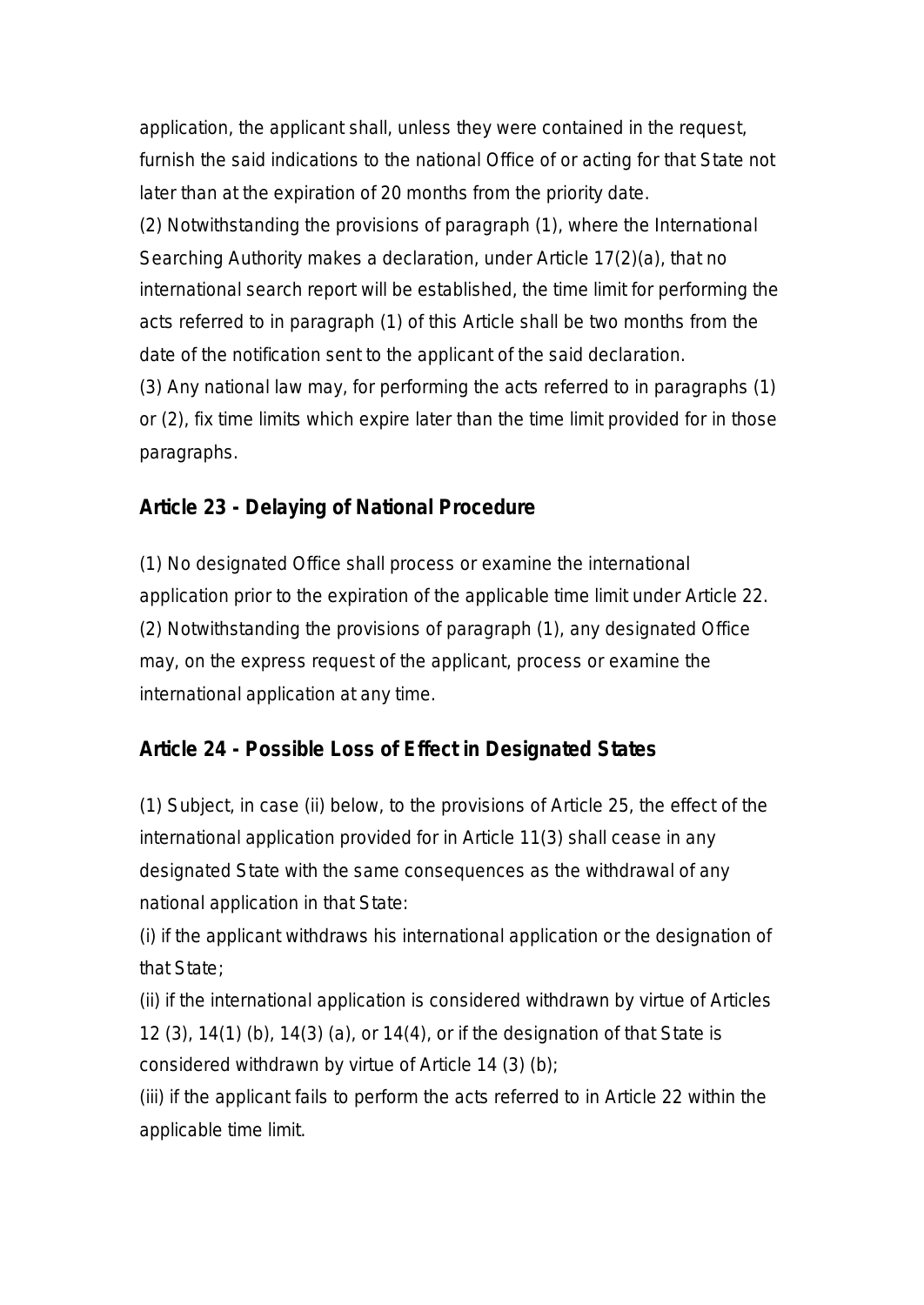application, the applicant shall, unless they were contained in the request, furnish the said indications to the national Office of or acting for that State not later than at the expiration of 20 months from the priority date.

(2) Notwithstanding the provisions of paragraph (1), where the International Searching Authority makes a declaration, under Article 17(2)(a), that no international search report will be established, the time limit for performing the acts referred to in paragraph (1) of this Article shall be two months from the date of the notification sent to the applicant of the said declaration.

(3) Any national law may, for performing the acts referred to in paragraphs (1) or (2), fix time limits which expire later than the time limit provided for in those paragraphs.

### Article 23 - Delaying of National Procedure

(1) No designated Office shall process or examine the international application prior to the expiration of the applicable time limit under Article 22.

(2) Notwithstanding the provisions of paragraph (1), any designated Office may, on the express request of the applicant, process or examine the international application at any time.

### Article 24 - Possible Loss of Effect in Designated States

(1) Subject, in case (ii) below, to the provisions of Article 25, the effect of the international application provided for in Article 11(3) shall cease in any designated State with the same consequences as the withdrawal of any national application in that State:

(i) if the applicant withdraws his international application or the designation of that State;

(ii) if the international application is considered withdrawn by virtue of Articles 12 (3), 14(1) (b), 14(3) (a), or 14(4), or if the designation of that State is considered withdrawn by virtue of Article 14 (3) (b);

(iii) if the applicant fails to perform the acts referred to in Article 22 within the applicable time limit.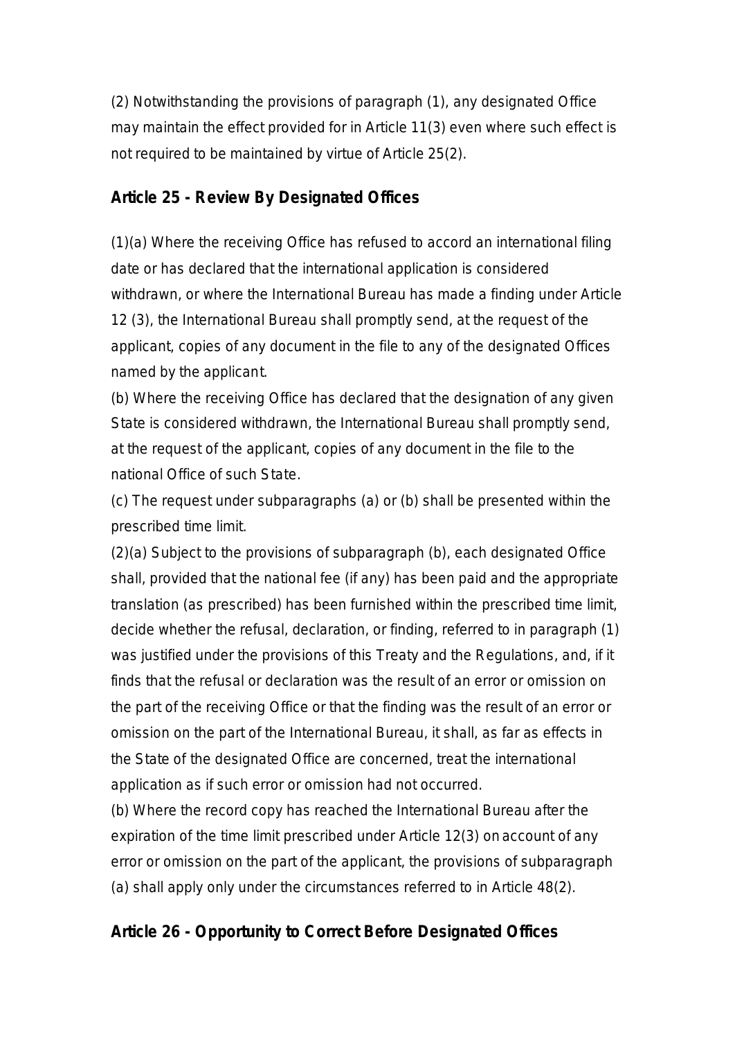(2) Notwithstanding the provisions of paragraph (1), any designated Office may maintain the effect provided for in Article 11(3) even where such effect is not required to be maintained by virtue of Article 25(2).

## Article 25 - Review By Designated Offices

(1)(a) Where the receiving Office has refused to accord an international filing date or has declared that the international application is considered withdrawn, or where the International Bureau has made a finding under Article 12 (3), the International Bureau shall promptly send, at the request of the applicant, copies of any document in the file to any of the designated Offices named by the applicant.

(b) Where the receiving Office has declared that the designation of any given State is considered withdrawn, the International Bureau shall promptly send, at the request of the applicant, copies of any document in the file to the national Office of such State.

(c) The request under subparagraphs (a) or (b) shall be presented within the prescribed time limit.

(2)(a) Subject to the provisions of subparagraph (b), each designated Office shall, provided that the national fee (if any) has been paid and the appropriate translation (as prescribed) has been furnished within the prescribed time limit, decide whether the refusal, declaration, or finding, referred to in paragraph (1) was justified under the provisions of this Treaty and the Regulations, and, if it finds that the refusal or declaration was the result of an error or omission on the part of the receiving Office or that the finding was the result of an error or omission on the part of the International Bureau, it shall, as far as effects in the State of the designated Office are concerned, treat the international application as if such error or omission had not occurred.

(b) Where the record copy has reached the International Bureau after the expiration of the time limit prescribed under Article 12(3) on account of any error or omission on the part of the applicant, the provisions of subparagraph (a) shall apply only under the circumstances referred to in Article 48(2).

## Article 26 - Opportunity to Correct Before Designated Offices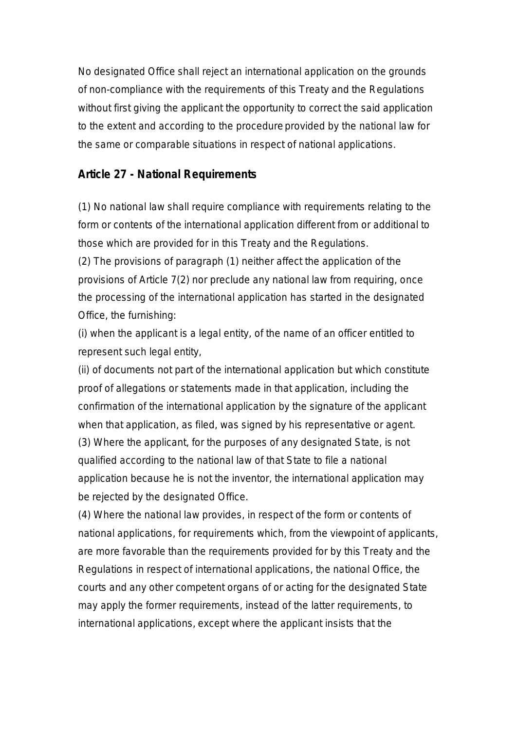No designated Office shall reject an international application on the grounds of non-compliance with the requirements of this Treaty and the Regulations without first giving the applicant the opportunity to correct the said application to the extent and according to the procedure provided by the national law for the same or comparable situations in respect of national applications.

## Article 27 - National Requirements

(1) No national law shall require compliance with requirements relating to the form or contents of the international application different from or additional to those which are provided for in this Treaty and the Regulations.
(2) The provisions of paragraph (1) neither affect the application of the provisions of Article 7(2) nor preclude any national law from requiring, once the processing of the international application has started in the designated Office, the furnishing:
(i) when the applicant is a legal entity, of the name of an officer entitled to represent such legal entity,
(ii) of documents not part of the international application but which constitute proof of allegations or statements made in that application, including the confirmation of the international application by the signature of the applicant when that application, as filed, was signed by his representative or agent.
(3) Where the applicant, for the purposes of any designated State, is not qualified according to the national law of that State to file a national application because he is not the inventor, the international application may be rejected by the designated Office.
(4) Where the national law provides, in respect of the form or contents of national applications, for requirements which, from the viewpoint of applicants, are more favorable than the requirements provided for by this Treaty and the Regulations in respect of international applications, the national Office, the courts and any other competent organs of or acting for the designated State may apply the former requirements, instead of the latter requirements, to international applications, except where the applicant insists that the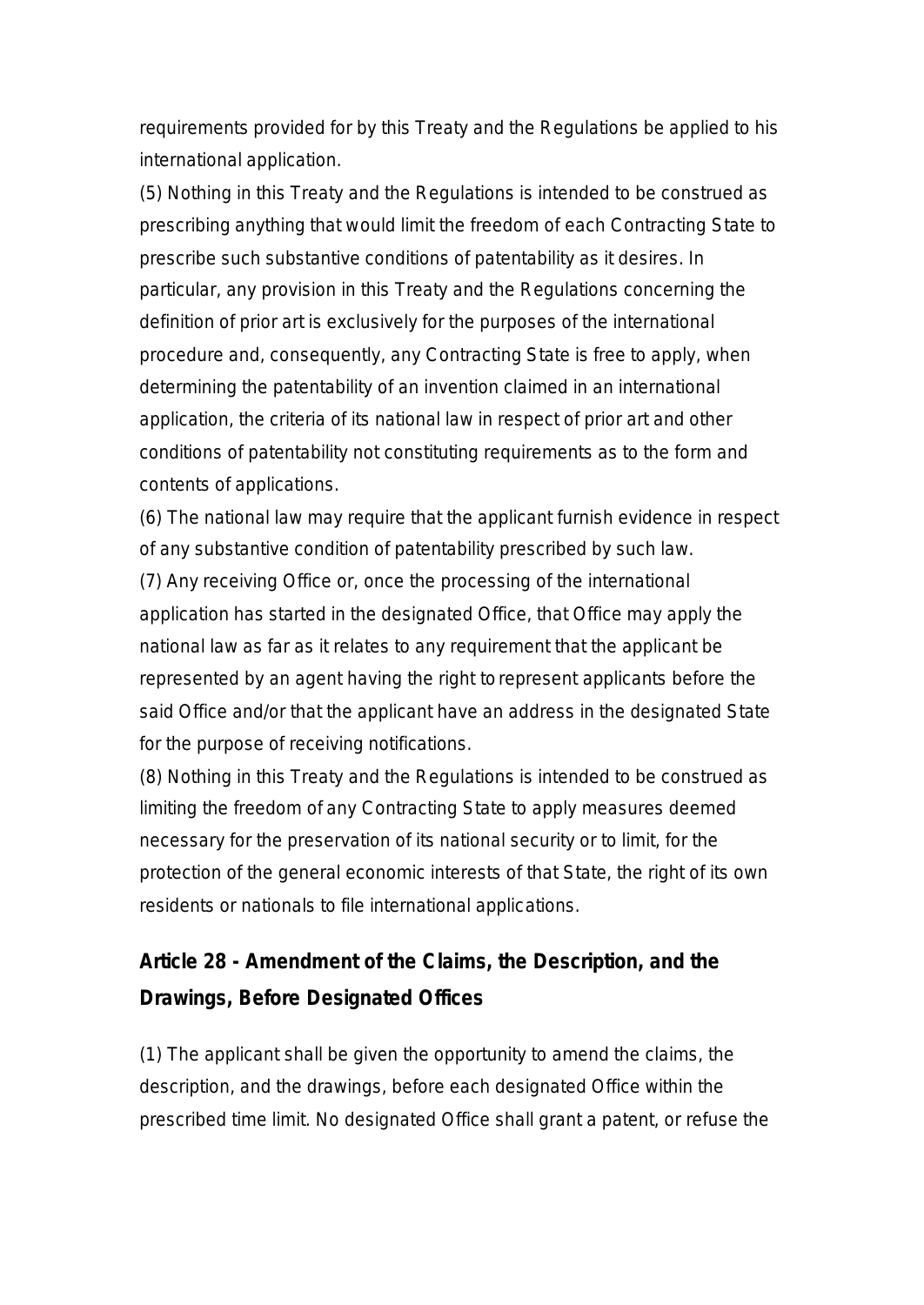requirements provided for by this Treaty and the Regulations be applied to his international application.

(5) Nothing in this Treaty and the Regulations is intended to be construed as prescribing anything that would limit the freedom of each Contracting State to prescribe such substantive conditions of patentability as it desires. In particular, any provision in this Treaty and the Regulations concerning the definition of prior art is exclusively for the purposes of the international procedure and, consequently, any Contracting State is free to apply, when determining the patentability of an invention claimed in an international application, the criteria of its national law in respect of prior art and other conditions of patentability not constituting requirements as to the form and contents of applications.

(6) The national law may require that the applicant furnish evidence in respect of any substantive condition of patentability prescribed by such law.

(7) Any receiving Office or, once the processing of the international application has started in the designated Office, that Office may apply the national law as far as it relates to any requirement that the applicant be represented by an agent having the right to represent applicants before the said Office and/or that the applicant have an address in the designated State for the purpose of receiving notifications.

(8) Nothing in this Treaty and the Regulations is intended to be construed as limiting the freedom of any Contracting State to apply measures deemed necessary for the preservation of its national security or to limit, for the protection of the general economic interests of that State, the right of its own residents or nationals to file international applications.

## Article 28 - Amendment of the Claims, the Description, and the Drawings, Before Designated Offices

(1) The applicant shall be given the opportunity to amend the claims, the description, and the drawings, before each designated Office within the prescribed time limit. No designated Office shall grant a patent, or refuse the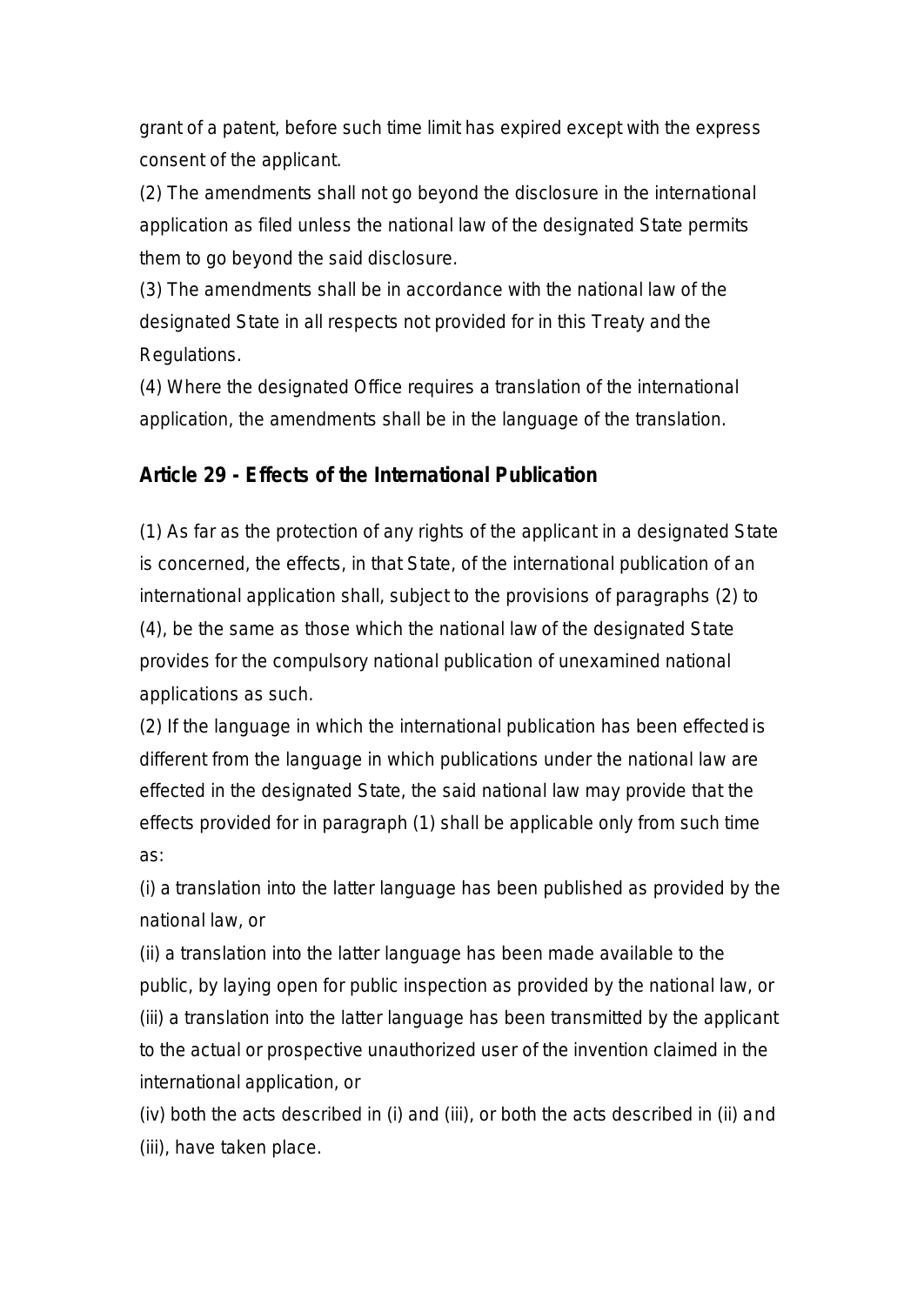grant of a patent, before such time limit has expired except with the express consent of the applicant.

(2) The amendments shall not go beyond the disclosure in the international application as filed unless the national law of the designated State permits them to go beyond the said disclosure.

(3) The amendments shall be in accordance with the national law of the designated State in all respects not provided for in this Treaty and the Regulations.

(4) Where the designated Office requires a translation of the international application, the amendments shall be in the language of the translation.

## Article 29 - Effects of the International Publication

(1) As far as the protection of any rights of the applicant in a designated State is concerned, the effects, in that State, of the international publication of an international application shall, subject to the provisions of paragraphs (2) to (4), be the same as those which the national law of the designated State provides for the compulsory national publication of unexamined national applications as such.

(2) If the language in which the international publication has been effected is different from the language in which publications under the national law are effected in the designated State, the said national law may provide that the effects provided for in paragraph (1) shall be applicable only from such time as:

(i) a translation into the latter language has been published as provided by the national law, or

(ii) a translation into the latter language has been made available to the public, by laying open for public inspection as provided by the national law, or

(iii) a translation into the latter language has been transmitted by the applicant to the actual or prospective unauthorized user of the invention claimed in the international application, or

(iv) both the acts described in (i) and (iii), or both the acts described in (ii) and (iii), have taken place.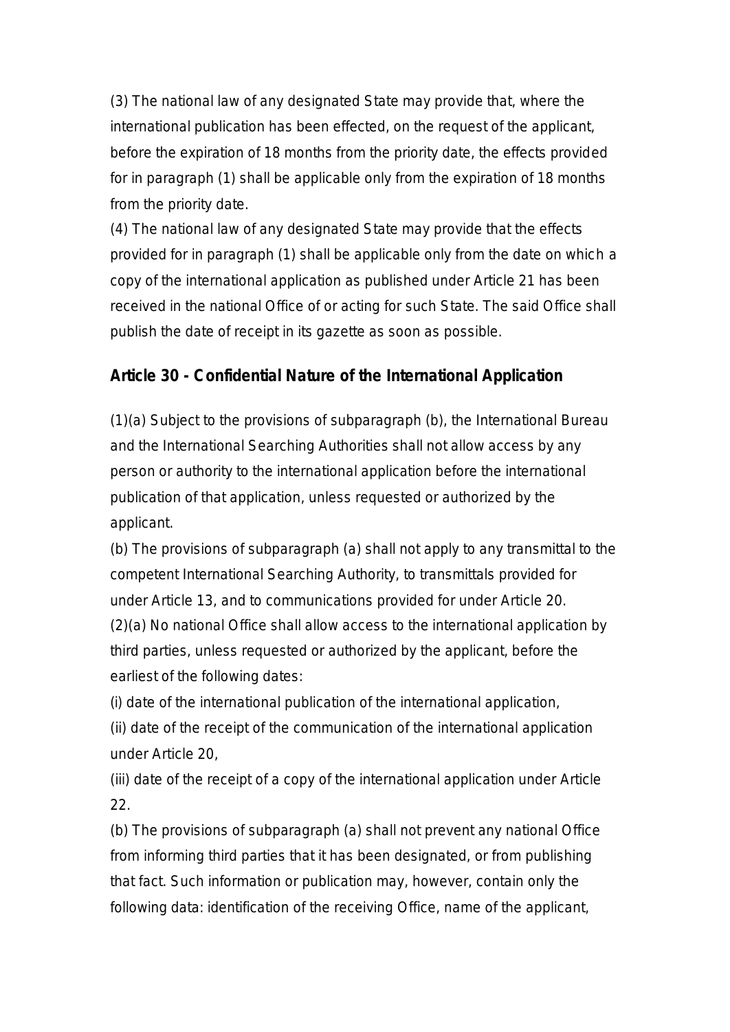(3) The national law of any designated State may provide that, where the international publication has been effected, on the request of the applicant, before the expiration of 18 months from the priority date, the effects provided for in paragraph (1) shall be applicable only from the expiration of 18 months from the priority date.

(4) The national law of any designated State may provide that the effects provided for in paragraph (1) shall be applicable only from the date on which a copy of the international application as published under Article 21 has been received in the national Office of or acting for such State. The said Office shall publish the date of receipt in its gazette as soon as possible.

## Article 30 - Confidential Nature of the International Application

(1)(a) Subject to the provisions of subparagraph (b), the International Bureau and the International Searching Authorities shall not allow access by any person or authority to the international application before the international publication of that application, unless requested or authorized by the applicant.

(b) The provisions of subparagraph (a) shall not apply to any transmittal to the competent International Searching Authority, to transmittals provided for under Article 13, and to communications provided for under Article 20.

(2)(a) No national Office shall allow access to the international application by third parties, unless requested or authorized by the applicant, before the earliest of the following dates:

(i) date of the international publication of the international application,

(ii) date of the receipt of the communication of the international application under Article 20,

(iii) date of the receipt of a copy of the international application under Article 22.

(b) The provisions of subparagraph (a) shall not prevent any national Office from informing third parties that it has been designated, or from publishing that fact. Such information or publication may, however, contain only the following data: identification of the receiving Office, name of the applicant,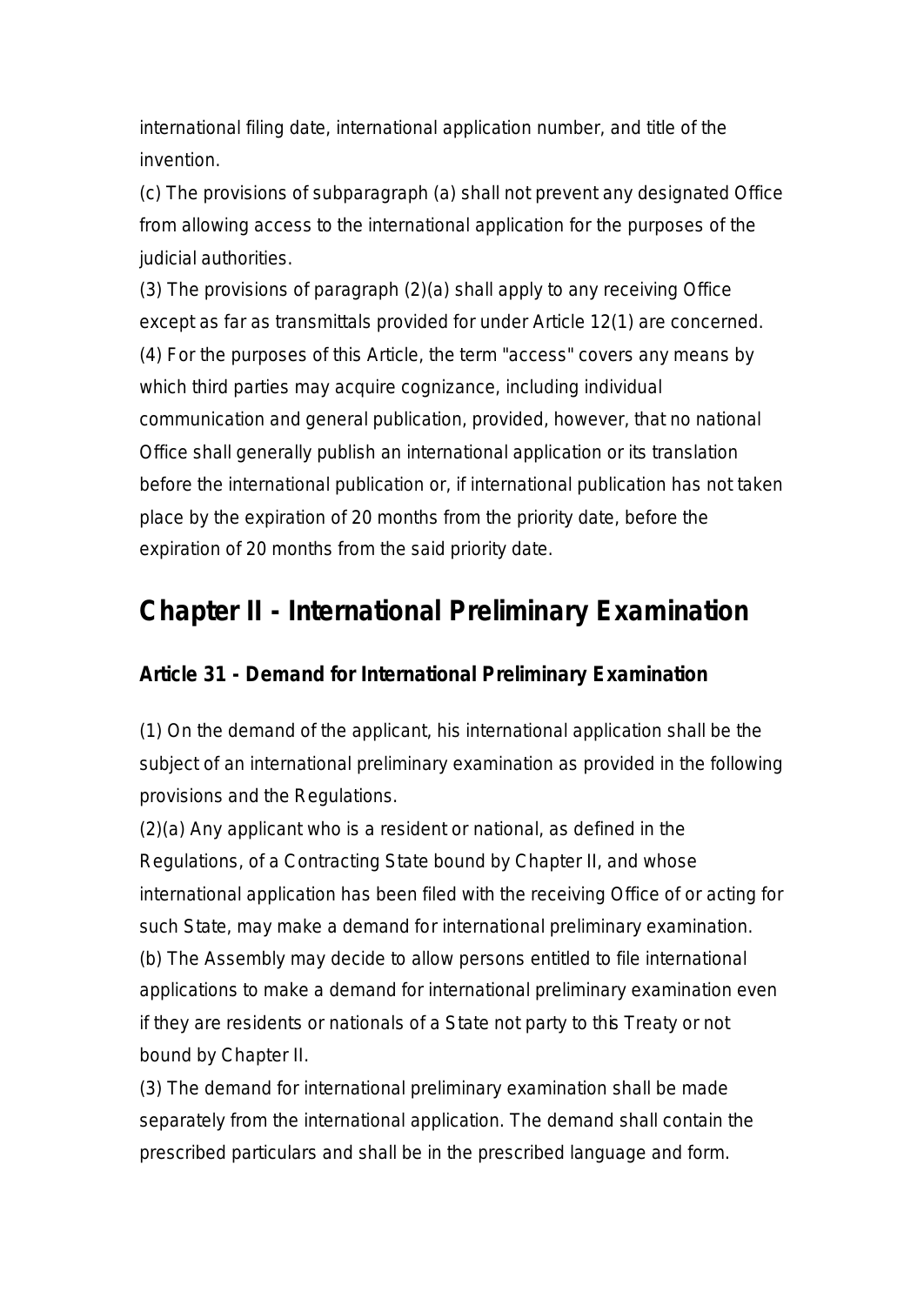international filing date, international application number, and title of the invention.

(c) The provisions of subparagraph (a) shall not prevent any designated Office from allowing access to the international application for the purposes of the judicial authorities.

(3) The provisions of paragraph (2)(a) shall apply to any receiving Office except as far as transmittals provided for under Article 12(1) are concerned.

(4) For the purposes of this Article, the term "access" covers any means by which third parties may acquire cognizance, including individual communication and general publication, provided, however, that no national Office shall generally publish an international application or its translation before the international publication or, if international publication has not taken place by the expiration of 20 months from the priority date, before the expiration of 20 months from the said priority date.

## Chapter II - International Preliminary Examination

### Article 31 - Demand for International Preliminary Examination

(1) On the demand of the applicant, his international application shall be the subject of an international preliminary examination as provided in the following provisions and the Regulations.

(2)(a) Any applicant who is a resident or national, as defined in the Regulations, of a Contracting State bound by Chapter II, and whose international application has been filed with the receiving Office of or acting for such State, may make a demand for international preliminary examination.

(b) The Assembly may decide to allow persons entitled to file international applications to make a demand for international preliminary examination even if they are residents or nationals of a State not party to this Treaty or not bound by Chapter II.

(3) The demand for international preliminary examination shall be made separately from the international application. The demand shall contain the prescribed particulars and shall be in the prescribed language and form.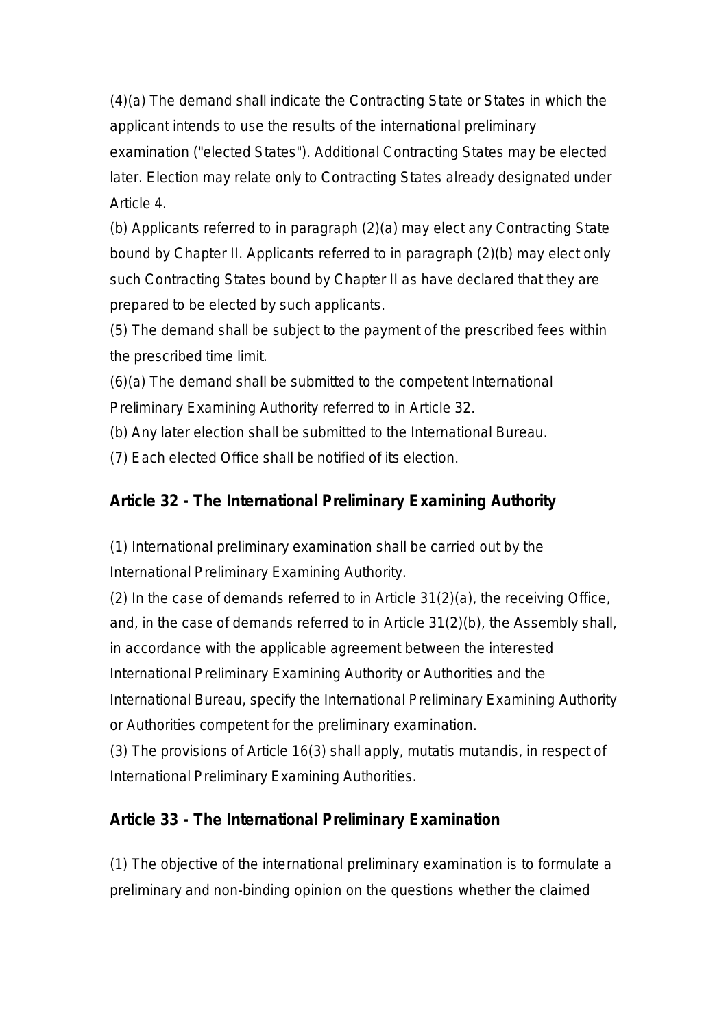(4)(a) The demand shall indicate the Contracting State or States in which the applicant intends to use the results of the international preliminary examination ("elected States"). Additional Contracting States may be elected later. Election may relate only to Contracting States already designated under Article 4.

(b) Applicants referred to in paragraph (2)(a) may elect any Contracting State bound by Chapter II. Applicants referred to in paragraph (2)(b) may elect only such Contracting States bound by Chapter II as have declared that they are prepared to be elected by such applicants.

(5) The demand shall be subject to the payment of the prescribed fees within the prescribed time limit.

(6)(a) The demand shall be submitted to the competent International Preliminary Examining Authority referred to in Article 32.

(b) Any later election shall be submitted to the International Bureau.

(7) Each elected Office shall be notified of its election.

## Article 32 - The International Preliminary Examining Authority

(1) International preliminary examination shall be carried out by the International Preliminary Examining Authority.

(2) In the case of demands referred to in Article 31(2)(a), the receiving Office, and, in the case of demands referred to in Article 31(2)(b), the Assembly shall, in accordance with the applicable agreement between the interested International Preliminary Examining Authority or Authorities and the International Bureau, specify the International Preliminary Examining Authority or Authorities competent for the preliminary examination.

(3) The provisions of Article 16(3) shall apply, mutatis mutandis, in respect of International Preliminary Examining Authorities.

## Article 33 - The International Preliminary Examination

(1) The objective of the international preliminary examination is to formulate a preliminary and non-binding opinion on the questions whether the claimed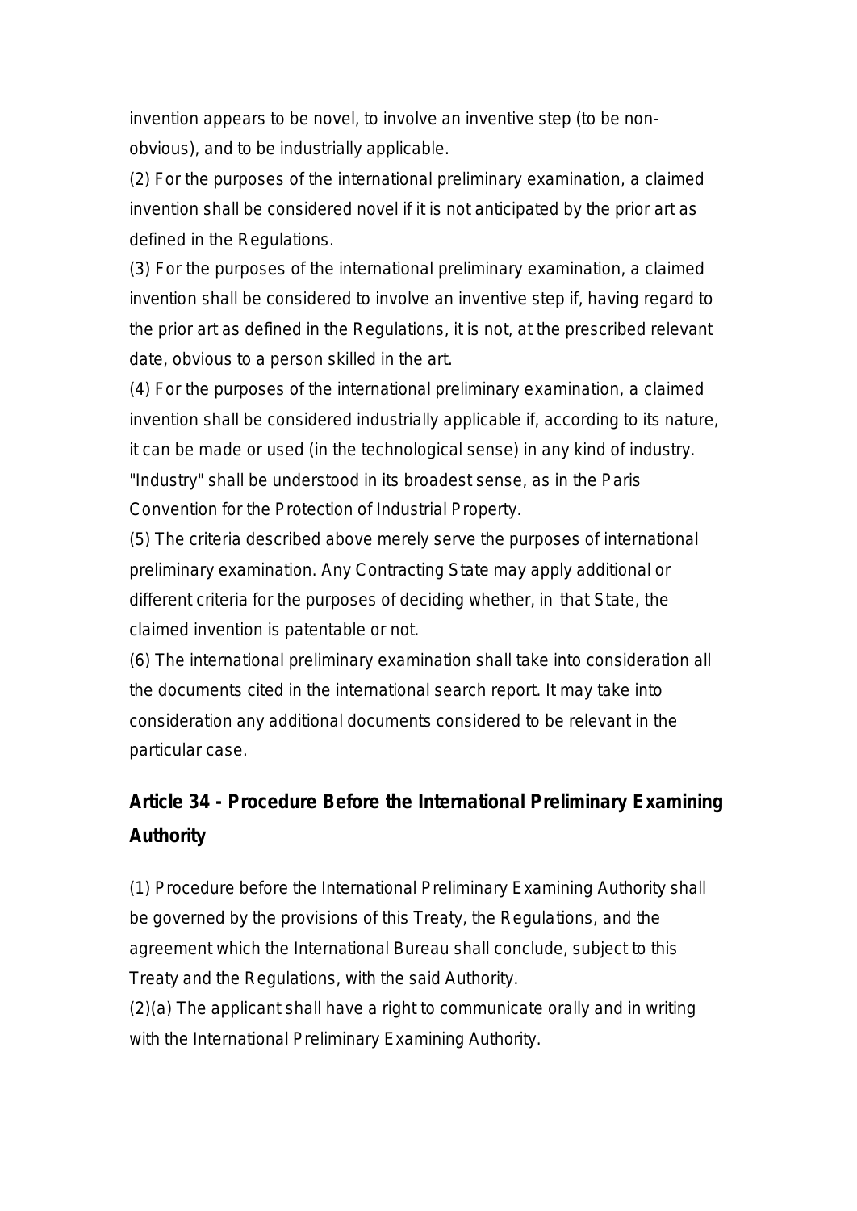invention appears to be novel, to involve an inventive step (to be non-obvious), and to be industrially applicable.

(2) For the purposes of the international preliminary examination, a claimed invention shall be considered novel if it is not anticipated by the prior art as defined in the Regulations.

(3) For the purposes of the international preliminary examination, a claimed invention shall be considered to involve an inventive step if, having regard to the prior art as defined in the Regulations, it is not, at the prescribed relevant date, obvious to a person skilled in the art.

(4) For the purposes of the international preliminary examination, a claimed invention shall be considered industrially applicable if, according to its nature, it can be made or used (in the technological sense) in any kind of industry. "Industry" shall be understood in its broadest sense, as in the Paris Convention for the Protection of Industrial Property.

(5) The criteria described above merely serve the purposes of international preliminary examination. Any Contracting State may apply additional or different criteria for the purposes of deciding whether, in that State, the claimed invention is patentable or not.

(6) The international preliminary examination shall take into consideration all the documents cited in the international search report. It may take into consideration any additional documents considered to be relevant in the particular case.

## Article 34 - Procedure Before the International Preliminary Examining Authority

(1) Procedure before the International Preliminary Examining Authority shall be governed by the provisions of this Treaty, the Regulations, and the agreement which the International Bureau shall conclude, subject to this Treaty and the Regulations, with the said Authority.

(2)(a) The applicant shall have a right to communicate orally and in writing with the International Preliminary Examining Authority.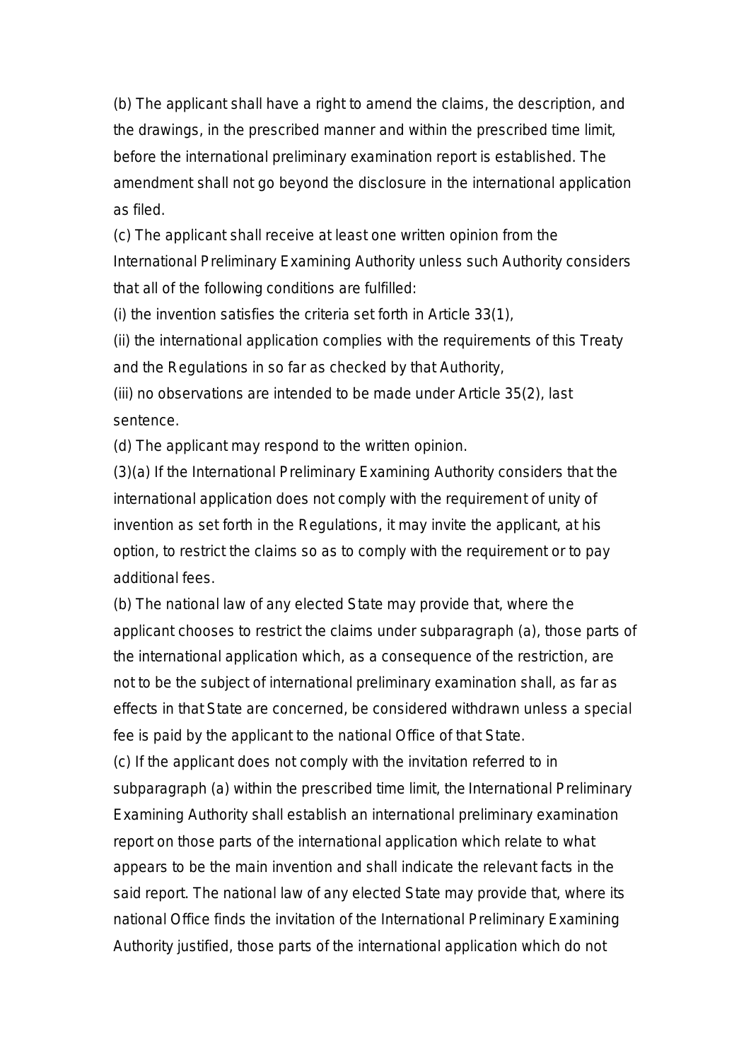(b) The applicant shall have a right to amend the claims, the description, and the drawings, in the prescribed manner and within the prescribed time limit, before the international preliminary examination report is established. The amendment shall not go beyond the disclosure in the international application as filed.

(c) The applicant shall receive at least one written opinion from the International Preliminary Examining Authority unless such Authority considers that all of the following conditions are fulfilled:

(i) the invention satisfies the criteria set forth in Article 33(1),

(ii) the international application complies with the requirements of this Treaty and the Regulations in so far as checked by that Authority,

(iii) no observations are intended to be made under Article 35(2), last sentence.

(d) The applicant may respond to the written opinion.

(3)(a) If the International Preliminary Examining Authority considers that the international application does not comply with the requirement of unity of invention as set forth in the Regulations, it may invite the applicant, at his option, to restrict the claims so as to comply with the requirement or to pay additional fees.

(b) The national law of any elected State may provide that, where the applicant chooses to restrict the claims under subparagraph (a), those parts of the international application which, as a consequence of the restriction, are not to be the subject of international preliminary examination shall, as far as effects in that State are concerned, be considered withdrawn unless a special fee is paid by the applicant to the national Office of that State.

(c) If the applicant does not comply with the invitation referred to in subparagraph (a) within the prescribed time limit, the International Preliminary Examining Authority shall establish an international preliminary examination report on those parts of the international application which relate to what appears to be the main invention and shall indicate the relevant facts in the said report. The national law of any elected State may provide that, where its national Office finds the invitation of the International Preliminary Examining Authority justified, those parts of the international application which do not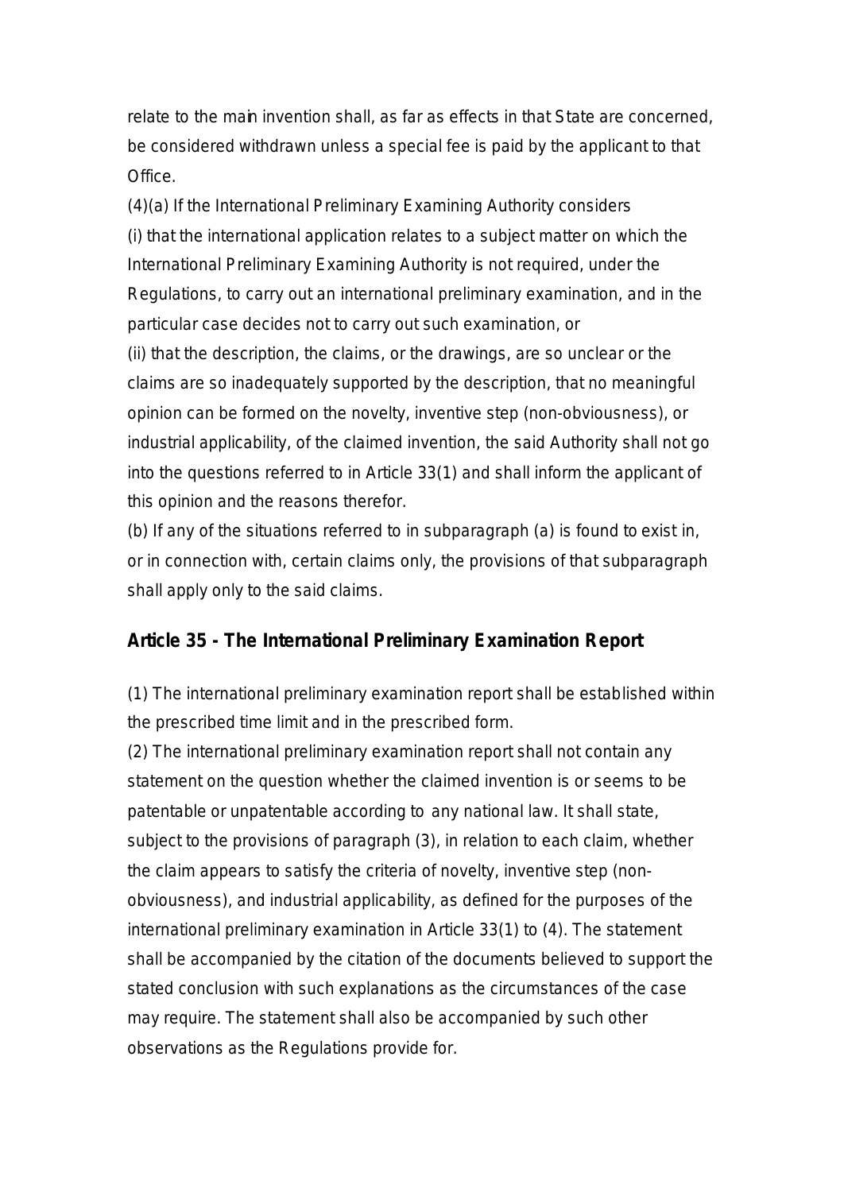relate to the main invention shall, as far as effects in that State are concerned, be considered withdrawn unless a special fee is paid by the applicant to that Office.

(4)(a) If the International Preliminary Examining Authority considers

(i) that the international application relates to a subject matter on which the International Preliminary Examining Authority is not required, under the Regulations, to carry out an international preliminary examination, and in the particular case decides not to carry out such examination, or

(ii) that the description, the claims, or the drawings, are so unclear or the claims are so inadequately supported by the description, that no meaningful opinion can be formed on the novelty, inventive step (non-obviousness), or industrial applicability, of the claimed invention, the said Authority shall not go into the questions referred to in Article 33(1) and shall inform the applicant of this opinion and the reasons therefor.

(b) If any of the situations referred to in subparagraph (a) is found to exist in, or in connection with, certain claims only, the provisions of that subparagraph shall apply only to the said claims.

### Article 35 - The International Preliminary Examination Report

(1) The international preliminary examination report shall be established within the prescribed time limit and in the prescribed form.

(2) The international preliminary examination report shall not contain any statement on the question whether the claimed invention is or seems to be patentable or unpatentable according to any national law. It shall state, subject to the provisions of paragraph (3), in relation to each claim, whether the claim appears to satisfy the criteria of novelty, inventive step (non-obviousness), and industrial applicability, as defined for the purposes of the international preliminary examination in Article 33(1) to (4). The statement shall be accompanied by the citation of the documents believed to support the stated conclusion with such explanations as the circumstances of the case may require. The statement shall also be accompanied by such other observations as the Regulations provide for.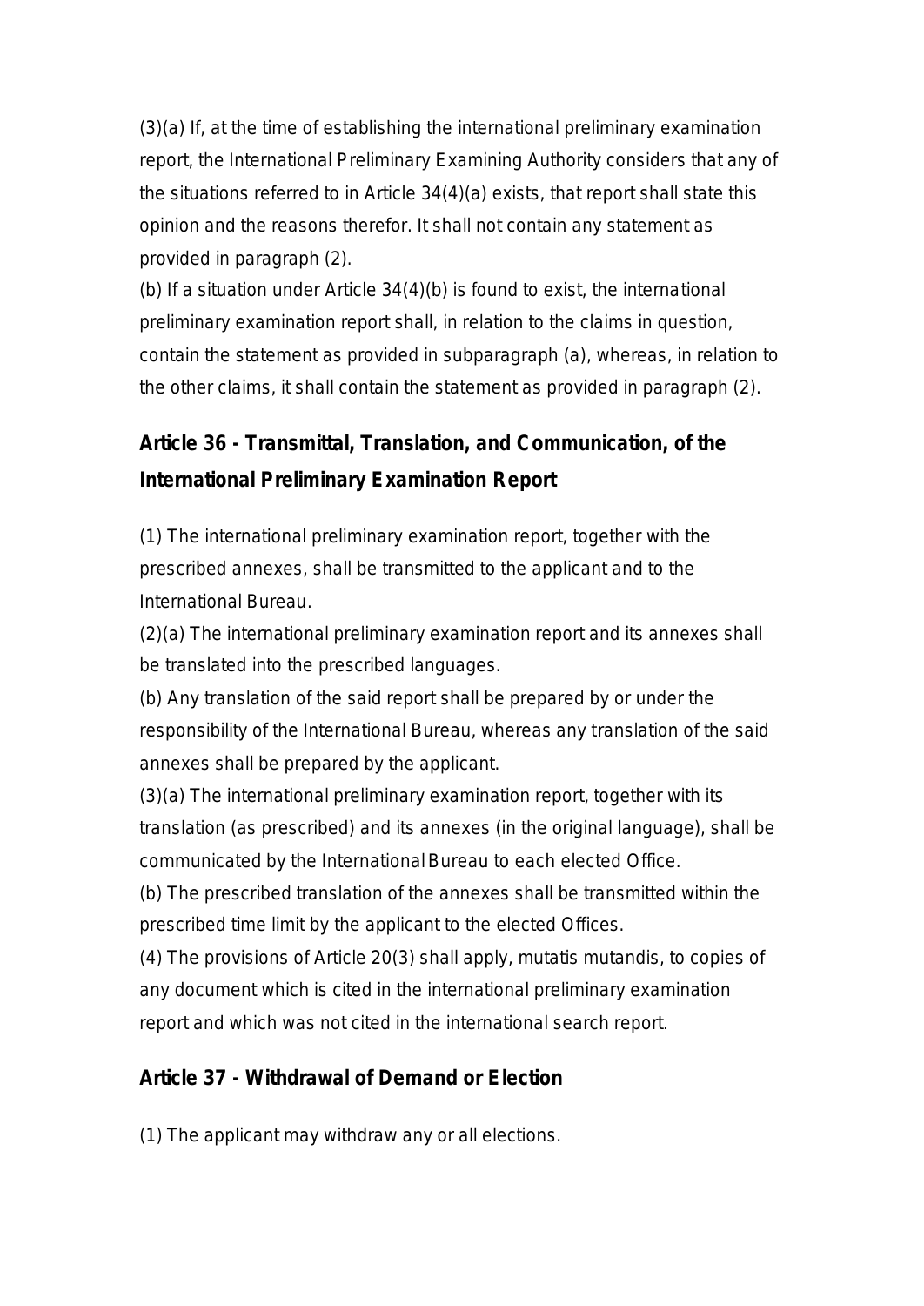(3)(a) If, at the time of establishing the international preliminary examination report, the International Preliminary Examining Authority considers that any of the situations referred to in Article 34(4)(a) exists, that report shall state this opinion and the reasons therefor. It shall not contain any statement as provided in paragraph (2).

(b) If a situation under Article 34(4)(b) is found to exist, the international preliminary examination report shall, in relation to the claims in question, contain the statement as provided in subparagraph (a), whereas, in relation to the other claims, it shall contain the statement as provided in paragraph (2).

## Article 36 - Transmittal, Translation, and Communication, of the International Preliminary Examination Report

(1) The international preliminary examination report, together with the prescribed annexes, shall be transmitted to the applicant and to the International Bureau.

(2)(a) The international preliminary examination report and its annexes shall be translated into the prescribed languages.

(b) Any translation of the said report shall be prepared by or under the responsibility of the International Bureau, whereas any translation of the said annexes shall be prepared by the applicant.

(3)(a) The international preliminary examination report, together with its translation (as prescribed) and its annexes (in the original language), shall be communicated by the International Bureau to each elected Office.

(b) The prescribed translation of the annexes shall be transmitted within the prescribed time limit by the applicant to the elected Offices.

(4) The provisions of Article 20(3) shall apply, mutatis mutandis, to copies of any document which is cited in the international preliminary examination report and which was not cited in the international search report.

## Article 37 - Withdrawal of Demand or Election

(1) The applicant may withdraw any or all elections.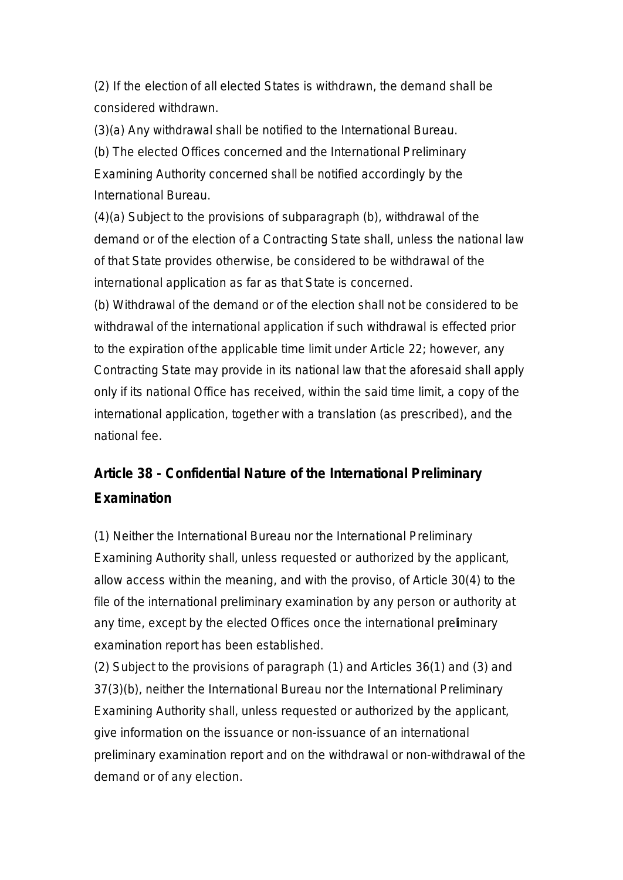(2) If the election of all elected States is withdrawn, the demand shall be considered withdrawn.

(3)(a) Any withdrawal shall be notified to the International Bureau.

(b) The elected Offices concerned and the International Preliminary Examining Authority concerned shall be notified accordingly by the International Bureau.

(4)(a) Subject to the provisions of subparagraph (b), withdrawal of the demand or of the election of a Contracting State shall, unless the national law of that State provides otherwise, be considered to be withdrawal of the international application as far as that State is concerned.

(b) Withdrawal of the demand or of the election shall not be considered to be withdrawal of the international application if such withdrawal is effected prior to the expiration of the applicable time limit under Article 22; however, any Contracting State may provide in its national law that the aforesaid shall apply only if its national Office has received, within the said time limit, a copy of the international application, together with a translation (as prescribed), and the national fee.

## Article 38 - Confidential Nature of the International Preliminary Examination

(1) Neither the International Bureau nor the International Preliminary Examining Authority shall, unless requested or authorized by the applicant, allow access within the meaning, and with the proviso, of Article 30(4) to the file of the international preliminary examination by any person or authority at any time, except by the elected Offices once the international preliminary examination report has been established.

(2) Subject to the provisions of paragraph (1) and Articles 36(1) and (3) and 37(3)(b), neither the International Bureau nor the International Preliminary Examining Authority shall, unless requested or authorized by the applicant, give information on the issuance or non-issuance of an international preliminary examination report and on the withdrawal or non-withdrawal of the demand or of any election.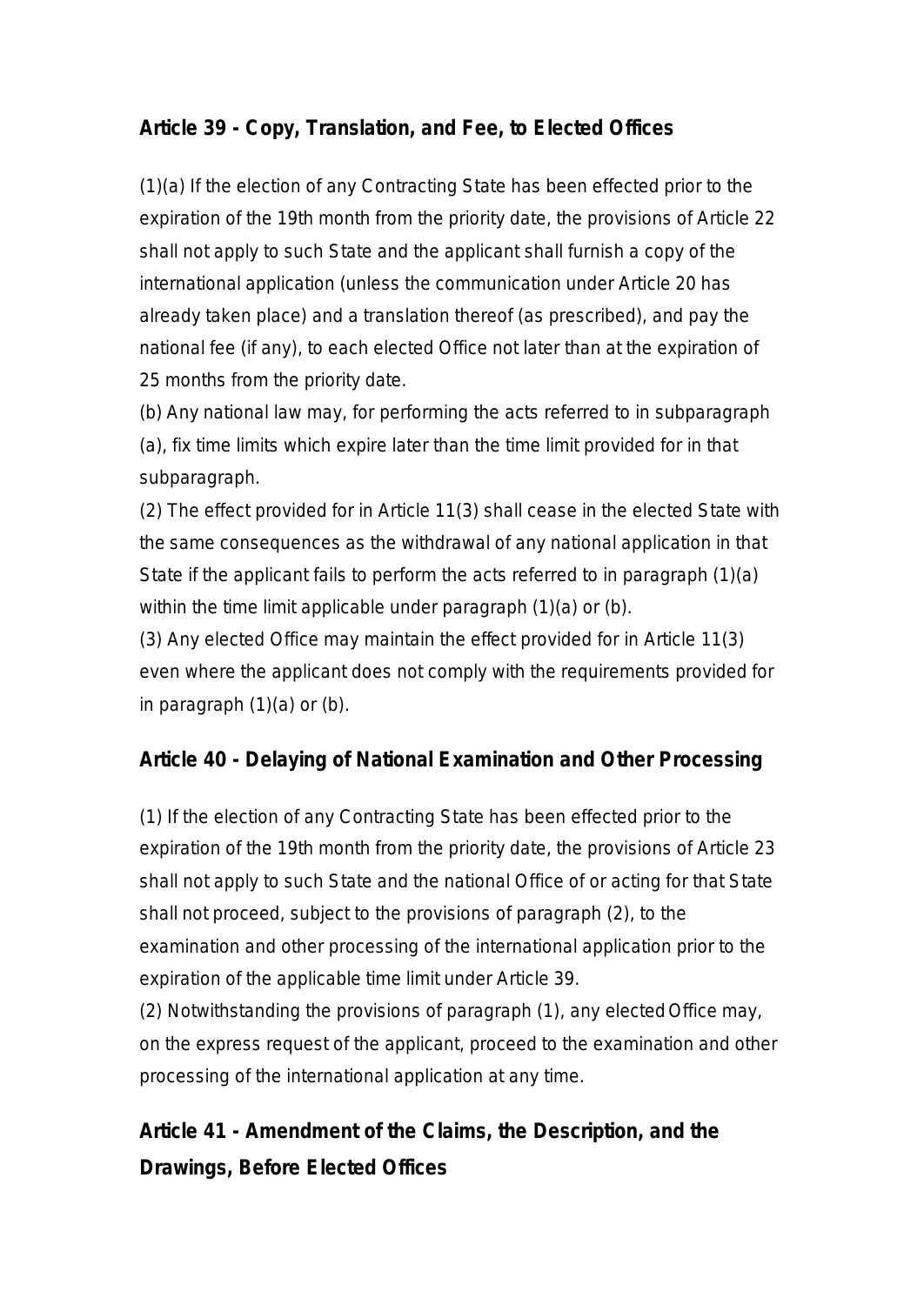### Article 39 - Copy, Translation, and Fee, to Elected Offices

(1)(a) If the election of any Contracting State has been effected prior to the expiration of the 19th month from the priority date, the provisions of Article 22 shall not apply to such State and the applicant shall furnish a copy of the international application (unless the communication under Article 20 has already taken place) and a translation thereof (as prescribed), and pay the national fee (if any), to each elected Office not later than at the expiration of 25 months from the priority date.

(b) Any national law may, for performing the acts referred to in subparagraph (a), fix time limits which expire later than the time limit provided for in that subparagraph.

(2) The effect provided for in Article 11(3) shall cease in the elected State with the same consequences as the withdrawal of any national application in that State if the applicant fails to perform the acts referred to in paragraph (1)(a) within the time limit applicable under paragraph (1)(a) or (b).

(3) Any elected Office may maintain the effect provided for in Article 11(3) even where the applicant does not comply with the requirements provided for in paragraph (1)(a) or (b).

### Article 40 - Delaying of National Examination and Other Processing

(1) If the election of any Contracting State has been effected prior to the expiration of the 19th month from the priority date, the provisions of Article 23 shall not apply to such State and the national Office of or acting for that State shall not proceed, subject to the provisions of paragraph (2), to the examination and other processing of the international application prior to the expiration of the applicable time limit under Article 39.

(2) Notwithstanding the provisions of paragraph (1), any elected Office may, on the express request of the applicant, proceed to the examination and other processing of the international application at any time.

### Article 41 - Amendment of the Claims, the Description, and the Drawings, Before Elected Offices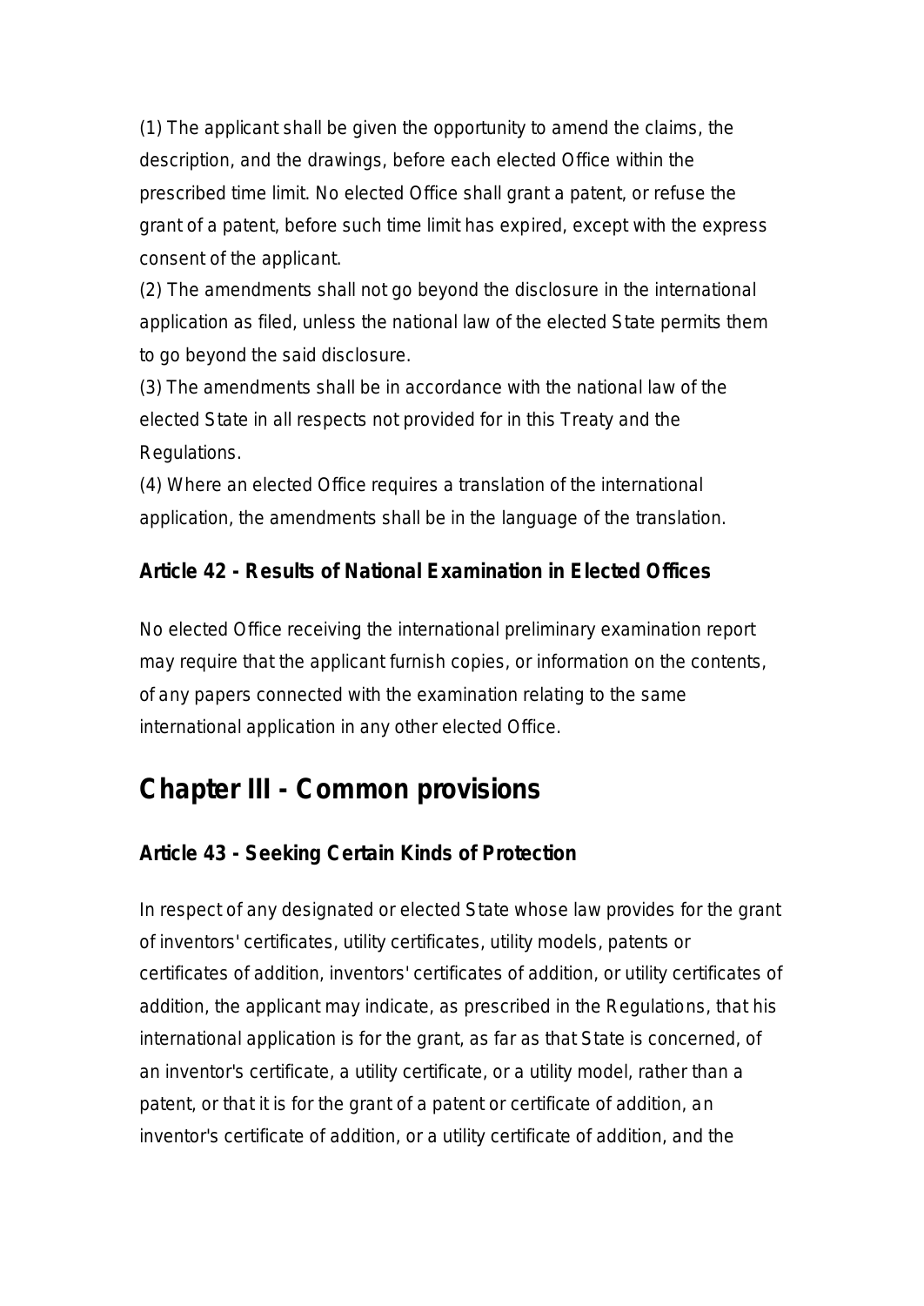(1) The applicant shall be given the opportunity to amend the claims, the description, and the drawings, before each elected Office within the prescribed time limit. No elected Office shall grant a patent, or refuse the grant of a patent, before such time limit has expired, except with the express consent of the applicant.

(2) The amendments shall not go beyond the disclosure in the international application as filed, unless the national law of the elected State permits them to go beyond the said disclosure.

(3) The amendments shall be in accordance with the national law of the elected State in all respects not provided for in this Treaty and the Regulations.

(4) Where an elected Office requires a translation of the international application, the amendments shall be in the language of the translation.

### Article 42 - Results of National Examination in Elected Offices

No elected Office receiving the international preliminary examination report may require that the applicant furnish copies, or information on the contents, of any papers connected with the examination relating to the same international application in any other elected Office.

## Chapter III - Common provisions

### Article 43 - Seeking Certain Kinds of Protection

In respect of any designated or elected State whose law provides for the grant of inventors' certificates, utility certificates, utility models, patents or certificates of addition, inventors' certificates of addition, or utility certificates of addition, the applicant may indicate, as prescribed in the Regulations, that his international application is for the grant, as far as that State is concerned, of an inventor's certificate, a utility certificate, or a utility model, rather than a patent, or that it is for the grant of a patent or certificate of addition, an inventor's certificate of addition, or a utility certificate of addition, and the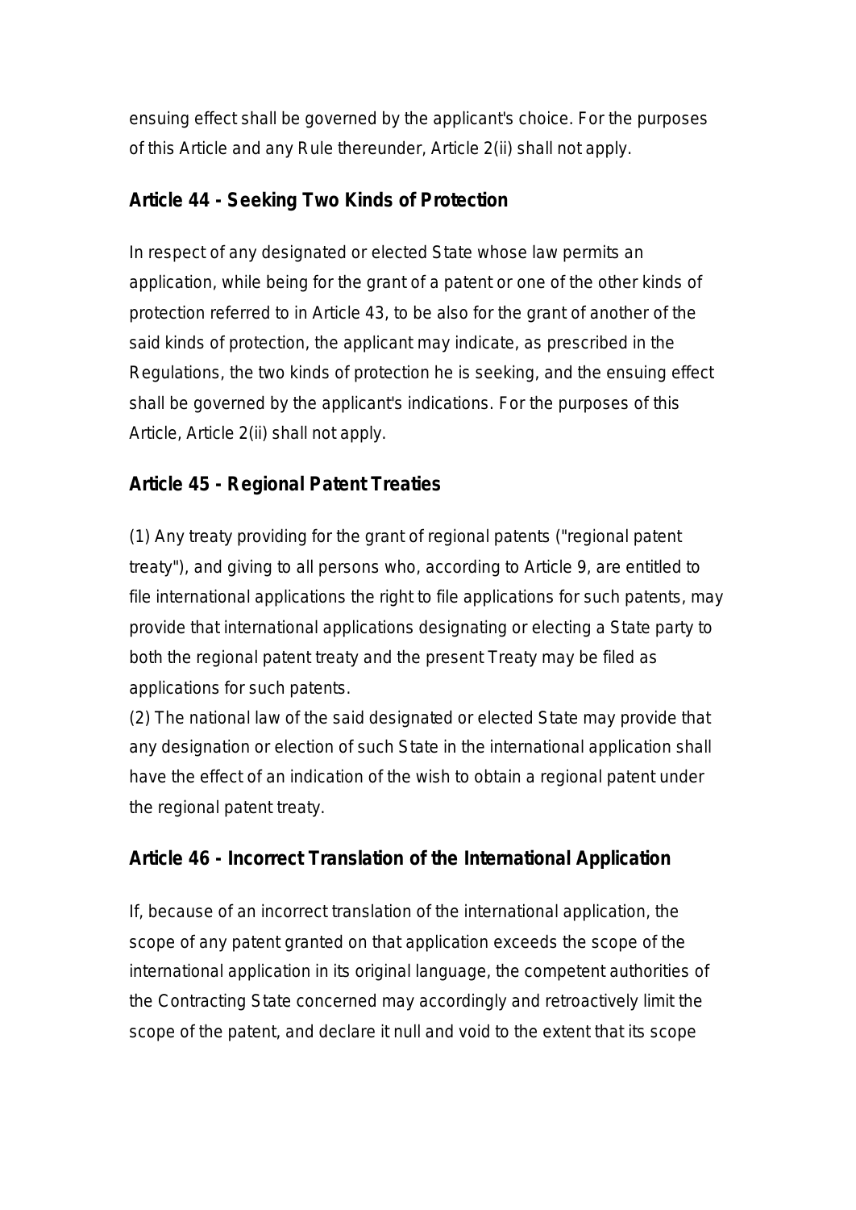ensuing effect shall be governed by the applicant's choice. For the purposes of this Article and any Rule thereunder, Article 2(ii) shall not apply.

### Article 44 - Seeking Two Kinds of Protection

In respect of any designated or elected State whose law permits an application, while being for the grant of a patent or one of the other kinds of protection referred to in Article 43, to be also for the grant of another of the said kinds of protection, the applicant may indicate, as prescribed in the Regulations, the two kinds of protection he is seeking, and the ensuing effect shall be governed by the applicant's indications. For the purposes of this Article, Article 2(ii) shall not apply.

### Article 45 - Regional Patent Treaties

(1) Any treaty providing for the grant of regional patents ("regional patent treaty"), and giving to all persons who, according to Article 9, are entitled to file international applications the right to file applications for such patents, may provide that international applications designating or electing a State party to both the regional patent treaty and the present Treaty may be filed as applications for such patents.
(2) The national law of the said designated or elected State may provide that any designation or election of such State in the international application shall have the effect of an indication of the wish to obtain a regional patent under the regional patent treaty.

### Article 46 - Incorrect Translation of the International Application

If, because of an incorrect translation of the international application, the scope of any patent granted on that application exceeds the scope of the international application in its original language, the competent authorities of the Contracting State concerned may accordingly and retroactively limit the scope of the patent, and declare it null and void to the extent that its scope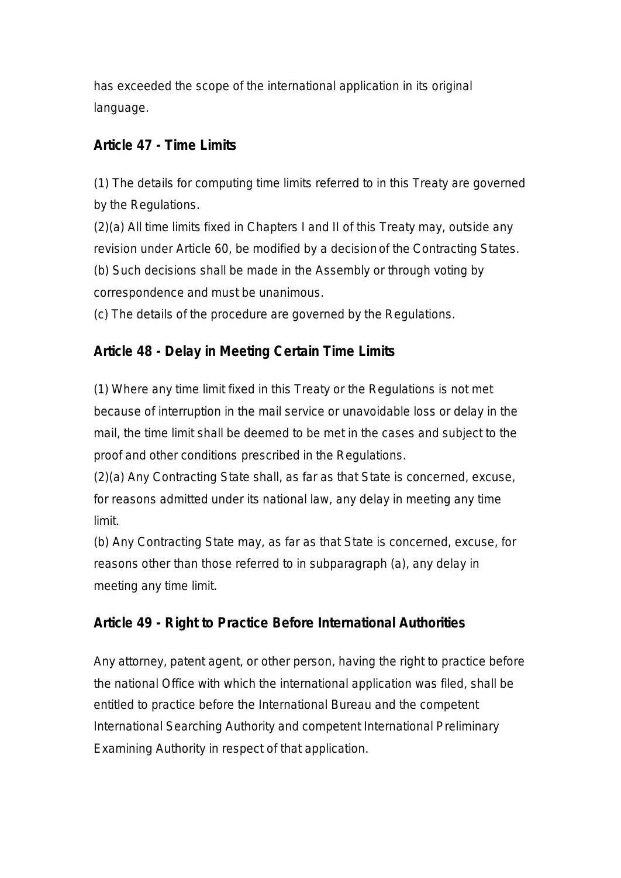has exceeded the scope of the international application in its original language.

### Article 47 - Time Limits

(1) The details for computing time limits referred to in this Treaty are governed by the Regulations.

(2)(a) All time limits fixed in Chapters I and II of this Treaty may, outside any revision under Article 60, be modified by a decision of the Contracting States.

(b) Such decisions shall be made in the Assembly or through voting by correspondence and must be unanimous.

(c) The details of the procedure are governed by the Regulations.

### Article 48 - Delay in Meeting Certain Time Limits

(1) Where any time limit fixed in this Treaty or the Regulations is not met because of interruption in the mail service or unavoidable loss or delay in the mail, the time limit shall be deemed to be met in the cases and subject to the proof and other conditions prescribed in the Regulations.

(2)(a) Any Contracting State shall, as far as that State is concerned, excuse, for reasons admitted under its national law, any delay in meeting any time limit.

(b) Any Contracting State may, as far as that State is concerned, excuse, for reasons other than those referred to in subparagraph (a), any delay in meeting any time limit.

### Article 49 - Right to Practice Before International Authorities

Any attorney, patent agent, or other person, having the right to practice before the national Office with which the international application was filed, shall be entitled to practice before the International Bureau and the competent International Searching Authority and competent International Preliminary Examining Authority in respect of that application.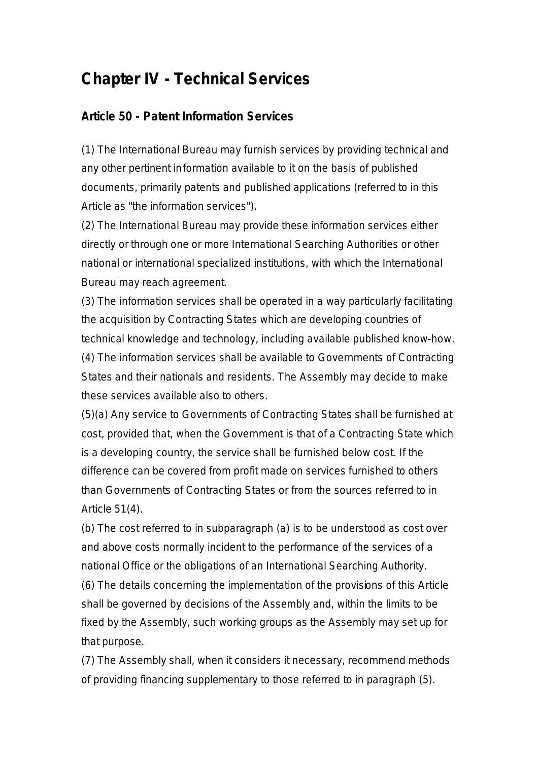# Chapter IV - Technical Services

### Article 50 - Patent Information Services

(1) The International Bureau may furnish services by providing technical and any other pertinent information available to it on the basis of published documents, primarily patents and published applications (referred to in this Article as "the information services").

(2) The International Bureau may provide these information services either directly or through one or more International Searching Authorities or other national or international specialized institutions, with which the International Bureau may reach agreement.

(3) The information services shall be operated in a way particularly facilitating the acquisition by Contracting States which are developing countries of technical knowledge and technology, including available published know-how.

(4) The information services shall be available to Governments of Contracting States and their nationals and residents. The Assembly may decide to make these services available also to others.

(5)(a) Any service to Governments of Contracting States shall be furnished at cost, provided that, when the Government is that of a Contracting State which is a developing country, the service shall be furnished below cost. If the difference can be covered from profit made on services furnished to others than Governments of Contracting States or from the sources referred to in Article 51(4).

(b) The cost referred to in subparagraph (a) is to be understood as cost over and above costs normally incident to the performance of the services of a national Office or the obligations of an International Searching Authority.

(6) The details concerning the implementation of the provisions of this Article shall be governed by decisions of the Assembly and, within the limits to be fixed by the Assembly, such working groups as the Assembly may set up for that purpose.

(7) The Assembly shall, when it considers it necessary, recommend methods of providing financing supplementary to those referred to in paragraph (5).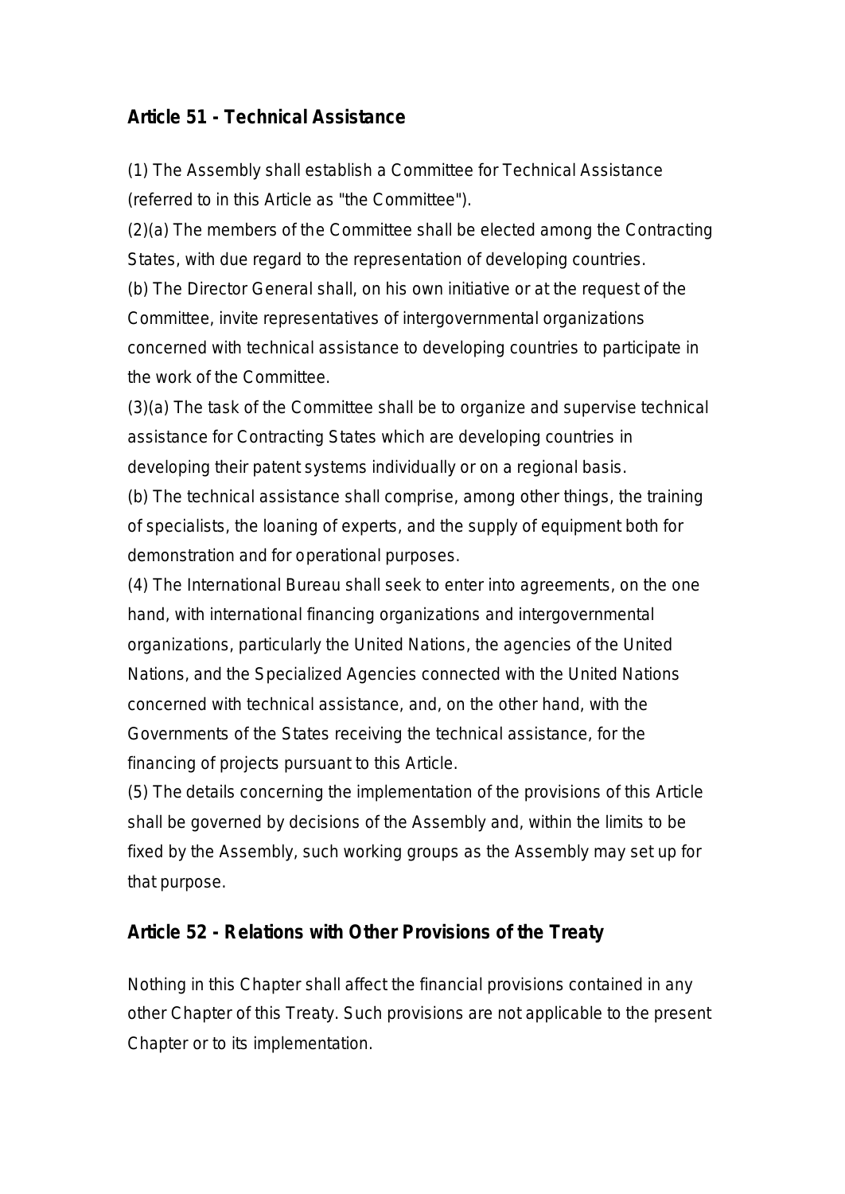### Article 51 - Technical Assistance

(1) The Assembly shall establish a Committee for Technical Assistance (referred to in this Article as "the Committee").

(2)(a) The members of the Committee shall be elected among the Contracting States, with due regard to the representation of developing countries.

(b) The Director General shall, on his own initiative or at the request of the Committee, invite representatives of intergovernmental organizations concerned with technical assistance to developing countries to participate in the work of the Committee.

(3)(a) The task of the Committee shall be to organize and supervise technical assistance for Contracting States which are developing countries in developing their patent systems individually or on a regional basis.

(b) The technical assistance shall comprise, among other things, the training of specialists, the loaning of experts, and the supply of equipment both for demonstration and for operational purposes.

(4) The International Bureau shall seek to enter into agreements, on the one hand, with international financing organizations and intergovernmental organizations, particularly the United Nations, the agencies of the United Nations, and the Specialized Agencies connected with the United Nations concerned with technical assistance, and, on the other hand, with the Governments of the States receiving the technical assistance, for the financing of projects pursuant to this Article.

(5) The details concerning the implementation of the provisions of this Article shall be governed by decisions of the Assembly and, within the limits to be fixed by the Assembly, such working groups as the Assembly may set up for that purpose.

### Article 52 - Relations with Other Provisions of the Treaty

Nothing in this Chapter shall affect the financial provisions contained in any other Chapter of this Treaty. Such provisions are not applicable to the present Chapter or to its implementation.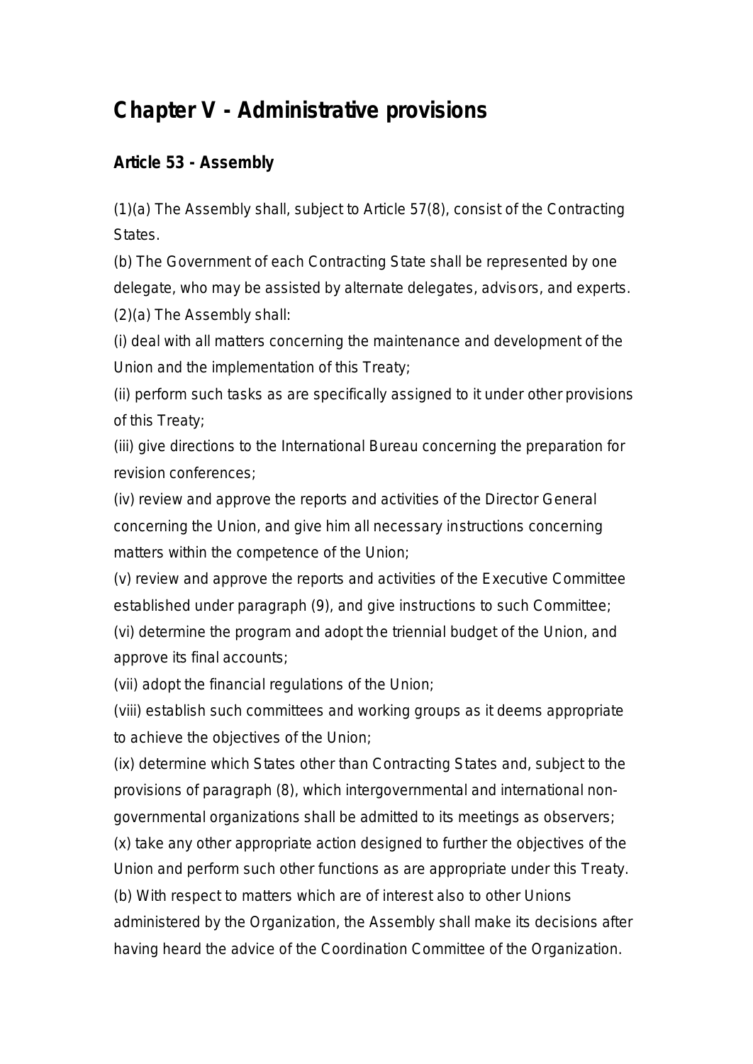# Chapter V - Administrative provisions

### Article 53 - Assembly

(1)(a) The Assembly shall, subject to Article 57(8), consist of the Contracting States.

(b) The Government of each Contracting State shall be represented by one delegate, who may be assisted by alternate delegates, advisors, and experts.

(2)(a) The Assembly shall:

(i) deal with all matters concerning the maintenance and development of the Union and the implementation of this Treaty;

(ii) perform such tasks as are specifically assigned to it under other provisions of this Treaty;

(iii) give directions to the International Bureau concerning the preparation for revision conferences;

(iv) review and approve the reports and activities of the Director General concerning the Union, and give him all necessary instructions concerning matters within the competence of the Union;

(v) review and approve the reports and activities of the Executive Committee established under paragraph (9), and give instructions to such Committee;

(vi) determine the program and adopt the triennial budget of the Union, and approve its final accounts;

(vii) adopt the financial regulations of the Union;

(viii) establish such committees and working groups as it deems appropriate to achieve the objectives of the Union;

(ix) determine which States other than Contracting States and, subject to the provisions of paragraph (8), which intergovernmental and international non-governmental organizations shall be admitted to its meetings as observers;

(x) take any other appropriate action designed to further the objectives of the Union and perform such other functions as are appropriate under this Treaty.

(b) With respect to matters which are of interest also to other Unions administered by the Organization, the Assembly shall make its decisions after having heard the advice of the Coordination Committee of the Organization.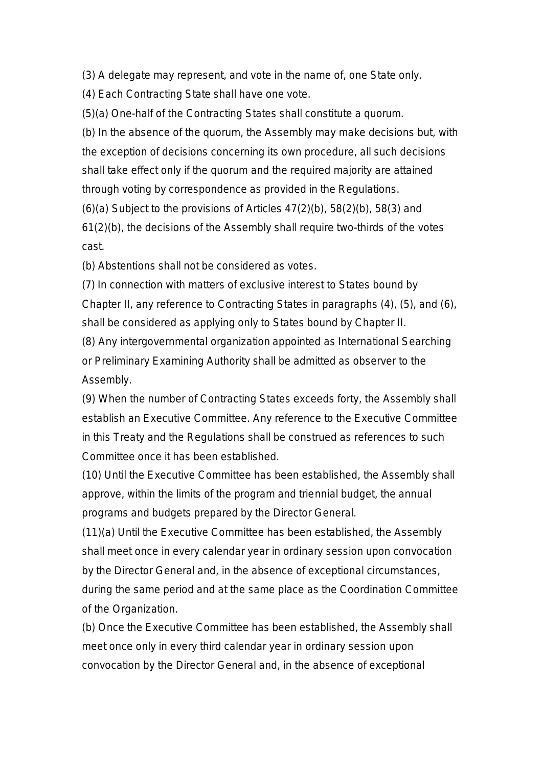(3) A delegate may represent, and vote in the name of, one State only.

(4) Each Contracting State shall have one vote.

(5)(a) One-half of the Contracting States shall constitute a quorum.

(b) In the absence of the quorum, the Assembly may make decisions but, with the exception of decisions concerning its own procedure, all such decisions shall take effect only if the quorum and the required majority are attained through voting by correspondence as provided in the Regulations.

(6)(a) Subject to the provisions of Articles 47(2)(b), 58(2)(b), 58(3) and 61(2)(b), the decisions of the Assembly shall require two-thirds of the votes cast.

(b) Abstentions shall not be considered as votes.

(7) In connection with matters of exclusive interest to States bound by Chapter II, any reference to Contracting States in paragraphs (4), (5), and (6), shall be considered as applying only to States bound by Chapter II.

(8) Any intergovernmental organization appointed as International Searching or Preliminary Examining Authority shall be admitted as observer to the Assembly.

(9) When the number of Contracting States exceeds forty, the Assembly shall establish an Executive Committee. Any reference to the Executive Committee in this Treaty and the Regulations shall be construed as references to such Committee once it has been established.

(10) Until the Executive Committee has been established, the Assembly shall approve, within the limits of the program and triennial budget, the annual programs and budgets prepared by the Director General.

(11)(a) Until the Executive Committee has been established, the Assembly shall meet once in every calendar year in ordinary session upon convocation by the Director General and, in the absence of exceptional circumstances, during the same period and at the same place as the Coordination Committee of the Organization.

(b) Once the Executive Committee has been established, the Assembly shall meet once only in every third calendar year in ordinary session upon convocation by the Director General and, in the absence of exceptional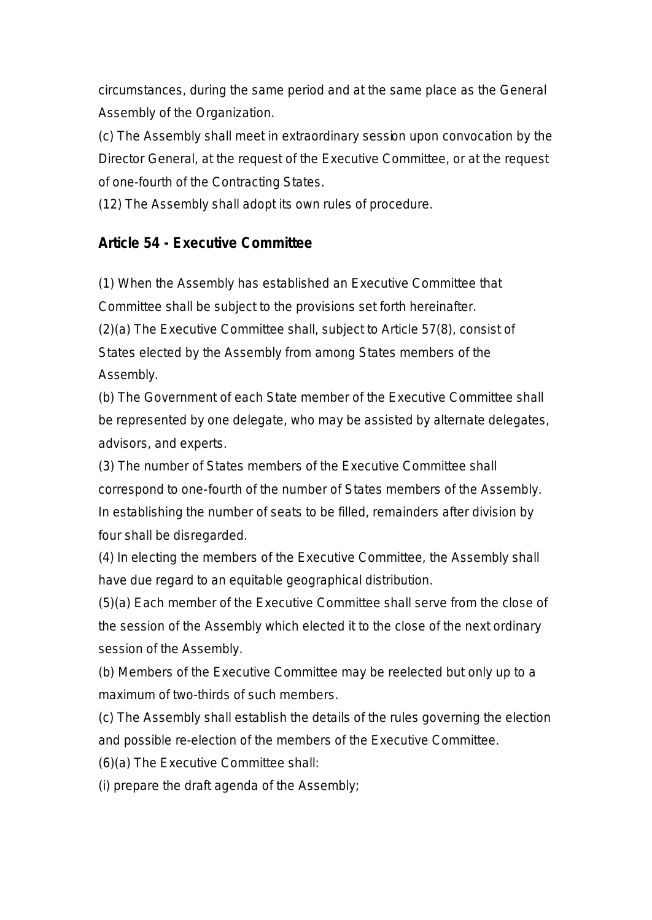circumstances, during the same period and at the same place as the General Assembly of the Organization.

(c) The Assembly shall meet in extraordinary session upon convocation by the Director General, at the request of the Executive Committee, or at the request of one-fourth of the Contracting States.

(12) The Assembly shall adopt its own rules of procedure.

## Article 54 - Executive Committee

(1) When the Assembly has established an Executive Committee that Committee shall be subject to the provisions set forth hereinafter.

(2)(a) The Executive Committee shall, subject to Article 57(8), consist of States elected by the Assembly from among States members of the Assembly.

(b) The Government of each State member of the Executive Committee shall be represented by one delegate, who may be assisted by alternate delegates, advisors, and experts.

(3) The number of States members of the Executive Committee shall correspond to one-fourth of the number of States members of the Assembly. In establishing the number of seats to be filled, remainders after division by four shall be disregarded.

(4) In electing the members of the Executive Committee, the Assembly shall have due regard to an equitable geographical distribution.

(5)(a) Each member of the Executive Committee shall serve from the close of the session of the Assembly which elected it to the close of the next ordinary session of the Assembly.

(b) Members of the Executive Committee may be reelected but only up to a maximum of two-thirds of such members.

(c) The Assembly shall establish the details of the rules governing the election and possible re-election of the members of the Executive Committee.

(6)(a) The Executive Committee shall:

(i) prepare the draft agenda of the Assembly;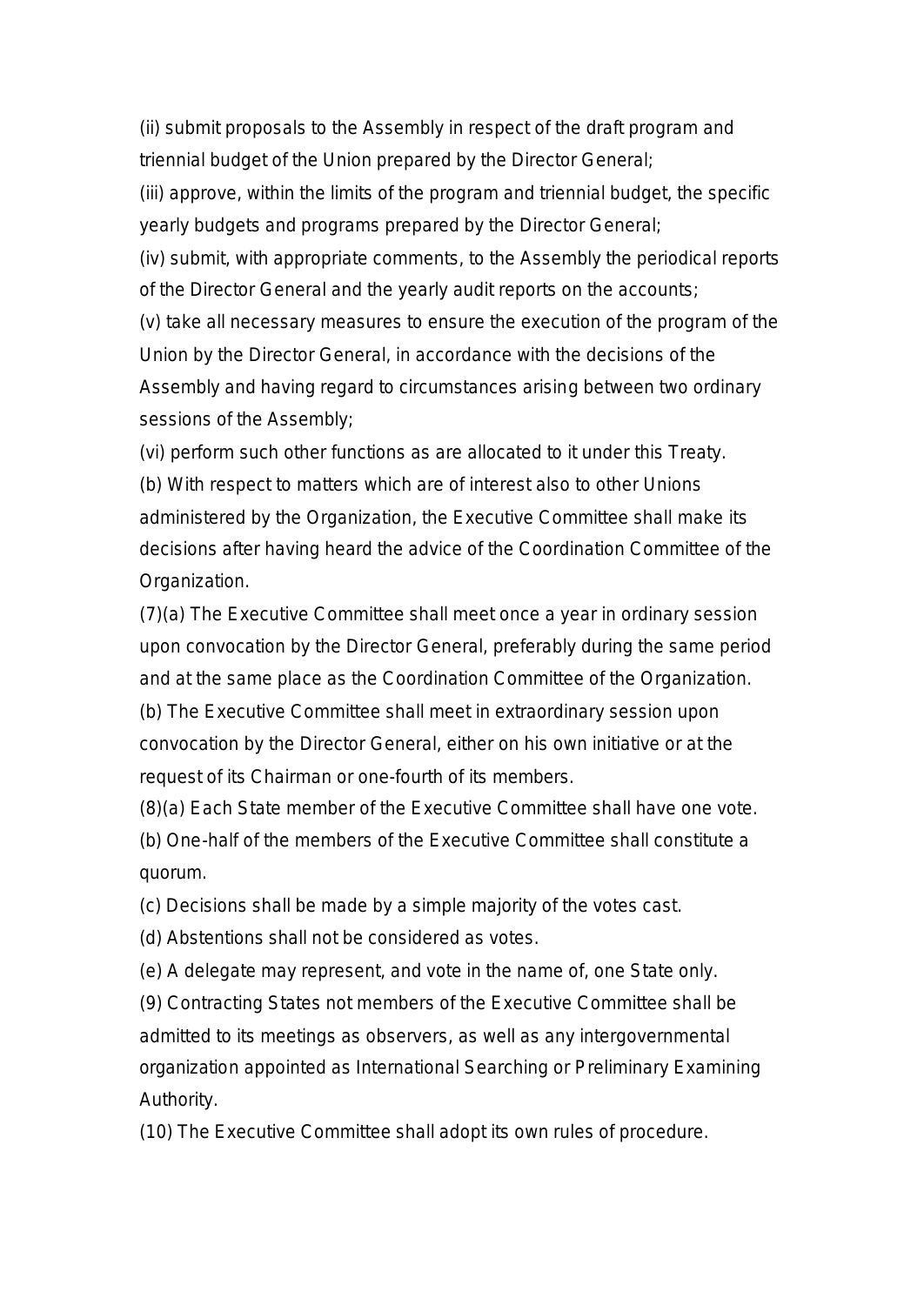(ii) submit proposals to the Assembly in respect of the draft program and triennial budget of the Union prepared by the Director General;

(iii) approve, within the limits of the program and triennial budget, the specific yearly budgets and programs prepared by the Director General;

(iv) submit, with appropriate comments, to the Assembly the periodical reports of the Director General and the yearly audit reports on the accounts;

(v) take all necessary measures to ensure the execution of the program of the Union by the Director General, in accordance with the decisions of the Assembly and having regard to circumstances arising between two ordinary sessions of the Assembly;

(vi) perform such other functions as are allocated to it under this Treaty.

(b) With respect to matters which are of interest also to other Unions administered by the Organization, the Executive Committee shall make its decisions after having heard the advice of the Coordination Committee of the Organization.

(7)(a) The Executive Committee shall meet once a year in ordinary session upon convocation by the Director General, preferably during the same period and at the same place as the Coordination Committee of the Organization.

(b) The Executive Committee shall meet in extraordinary session upon convocation by the Director General, either on his own initiative or at the request of its Chairman or one-fourth of its members.

(8)(a) Each State member of the Executive Committee shall have one vote.

(b) One-half of the members of the Executive Committee shall constitute a quorum.

(c) Decisions shall be made by a simple majority of the votes cast.

(d) Abstentions shall not be considered as votes.

(e) A delegate may represent, and vote in the name of, one State only.

(9) Contracting States not members of the Executive Committee shall be admitted to its meetings as observers, as well as any intergovernmental organization appointed as International Searching or Preliminary Examining Authority.

(10) The Executive Committee shall adopt its own rules of procedure.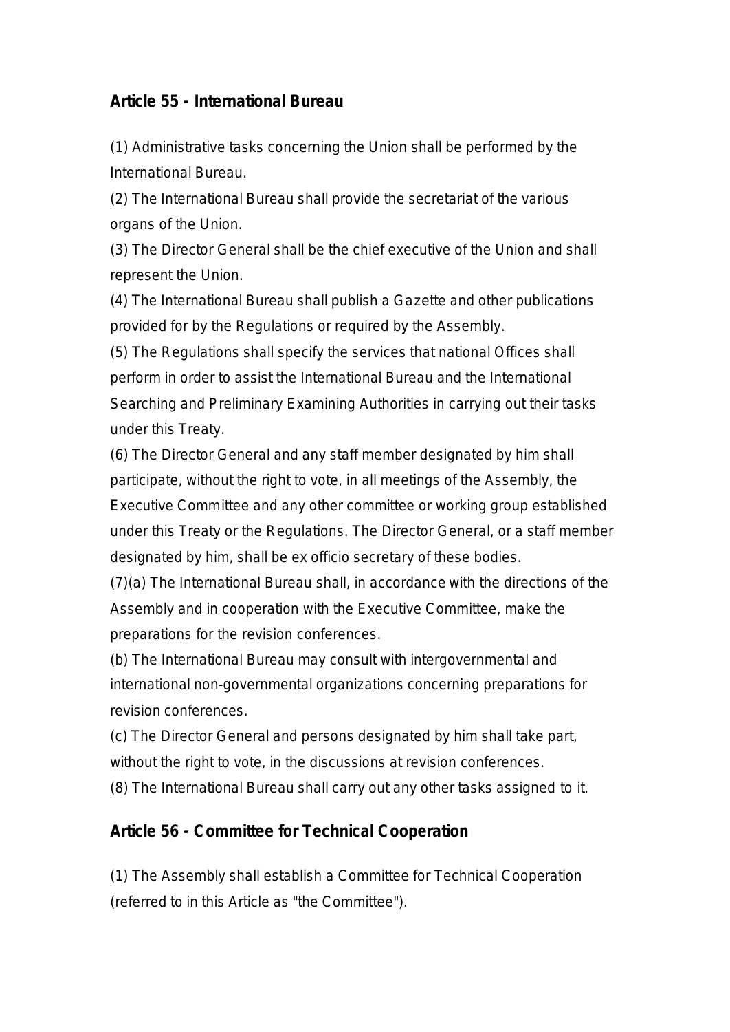## Article 55 - International Bureau

(1) Administrative tasks concerning the Union shall be performed by the International Bureau.

(2) The International Bureau shall provide the secretariat of the various organs of the Union.

(3) The Director General shall be the chief executive of the Union and shall represent the Union.

(4) The International Bureau shall publish a Gazette and other publications provided for by the Regulations or required by the Assembly.

(5) The Regulations shall specify the services that national Offices shall perform in order to assist the International Bureau and the International Searching and Preliminary Examining Authorities in carrying out their tasks under this Treaty.

(6) The Director General and any staff member designated by him shall participate, without the right to vote, in all meetings of the Assembly, the Executive Committee and any other committee or working group established under this Treaty or the Regulations. The Director General, or a staff member designated by him, shall be ex officio secretary of these bodies.

(7)(a) The International Bureau shall, in accordance with the directions of the Assembly and in cooperation with the Executive Committee, make the preparations for the revision conferences.

(b) The International Bureau may consult with intergovernmental and international non-governmental organizations concerning preparations for revision conferences.

(c) The Director General and persons designated by him shall take part, without the right to vote, in the discussions at revision conferences.

(8) The International Bureau shall carry out any other tasks assigned to it.

## Article 56 - Committee for Technical Cooperation

(1) The Assembly shall establish a Committee for Technical Cooperation (referred to in this Article as "the Committee").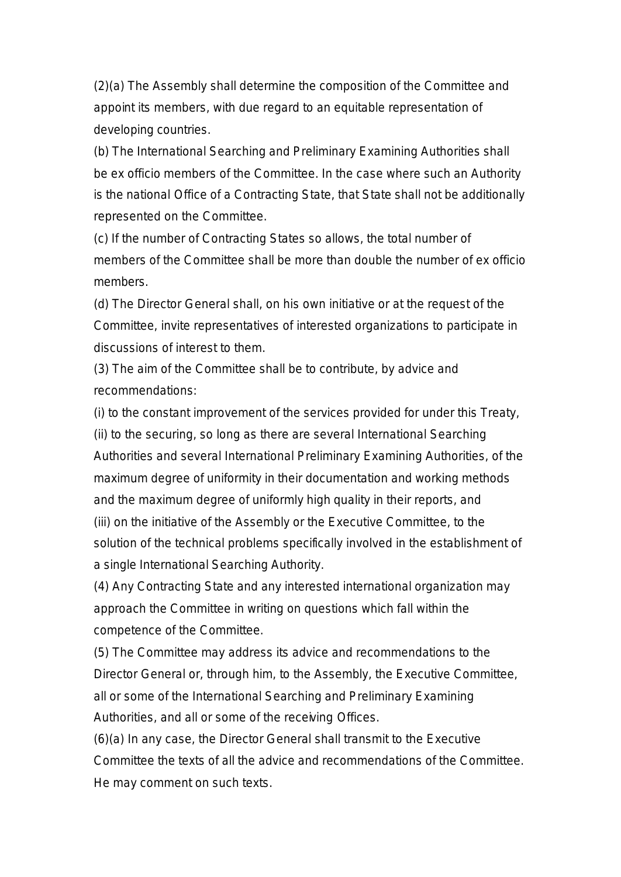(2)(a) The Assembly shall determine the composition of the Committee and appoint its members, with due regard to an equitable representation of developing countries.

(b) The International Searching and Preliminary Examining Authorities shall be ex officio members of the Committee. In the case where such an Authority is the national Office of a Contracting State, that State shall not be additionally represented on the Committee.

(c) If the number of Contracting States so allows, the total number of members of the Committee shall be more than double the number of ex officio members.

(d) The Director General shall, on his own initiative or at the request of the Committee, invite representatives of interested organizations to participate in discussions of interest to them.

(3) The aim of the Committee shall be to contribute, by advice and recommendations:

(i) to the constant improvement of the services provided for under this Treaty,

(ii) to the securing, so long as there are several International Searching Authorities and several International Preliminary Examining Authorities, of the maximum degree of uniformity in their documentation and working methods and the maximum degree of uniformly high quality in their reports, and

(iii) on the initiative of the Assembly or the Executive Committee, to the solution of the technical problems specifically involved in the establishment of a single International Searching Authority.

(4) Any Contracting State and any interested international organization may approach the Committee in writing on questions which fall within the competence of the Committee.

(5) The Committee may address its advice and recommendations to the Director General or, through him, to the Assembly, the Executive Committee, all or some of the International Searching and Preliminary Examining Authorities, and all or some of the receiving Offices.

(6)(a) In any case, the Director General shall transmit to the Executive Committee the texts of all the advice and recommendations of the Committee. He may comment on such texts.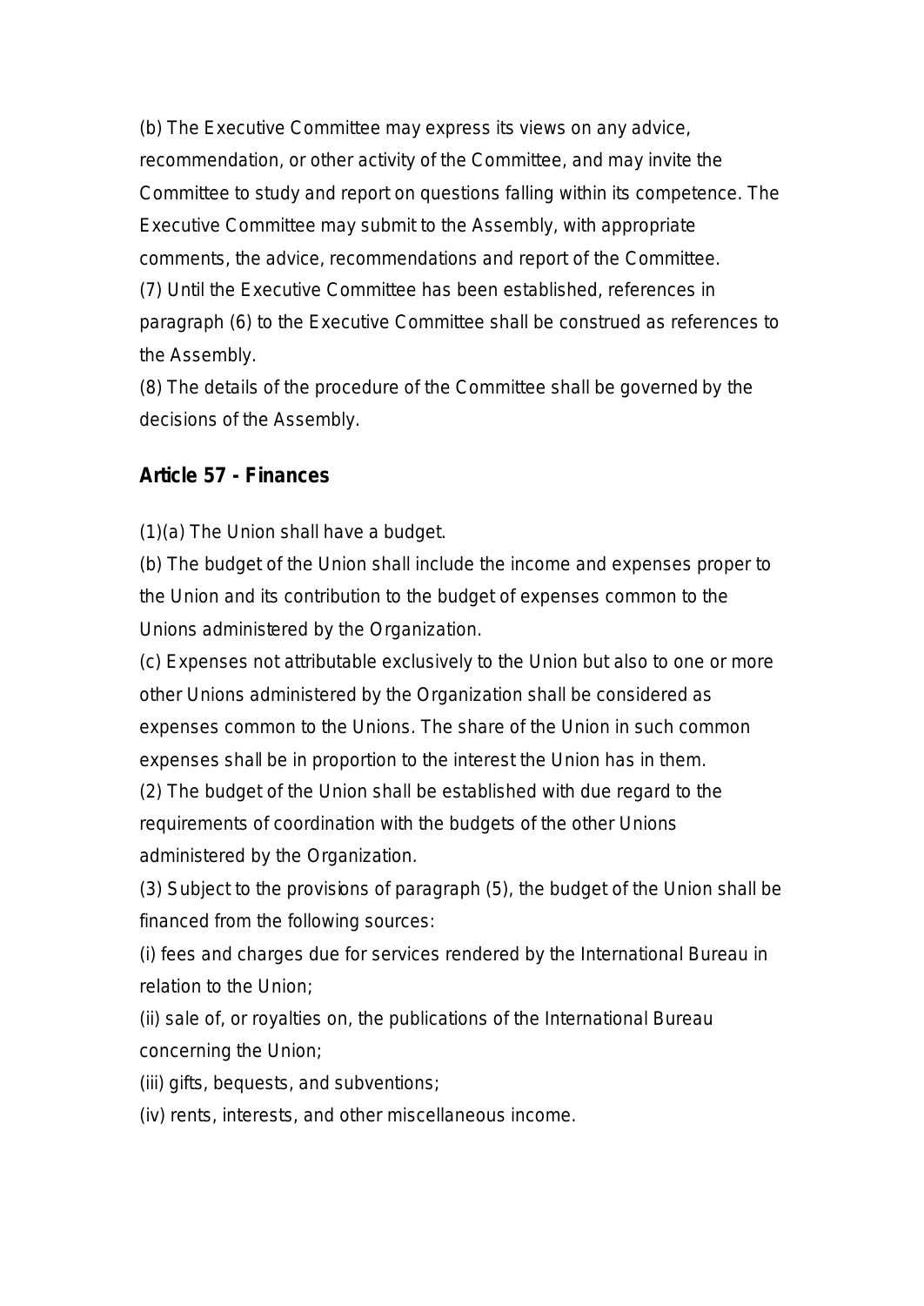(b) The Executive Committee may express its views on any advice, recommendation, or other activity of the Committee, and may invite the Committee to study and report on questions falling within its competence. The Executive Committee may submit to the Assembly, with appropriate comments, the advice, recommendations and report of the Committee.

(7) Until the Executive Committee has been established, references in paragraph (6) to the Executive Committee shall be construed as references to the Assembly.

(8) The details of the procedure of the Committee shall be governed by the decisions of the Assembly.

## Article 57 - Finances

(1)(a) The Union shall have a budget.

(b) The budget of the Union shall include the income and expenses proper to the Union and its contribution to the budget of expenses common to the Unions administered by the Organization.

(c) Expenses not attributable exclusively to the Union but also to one or more other Unions administered by the Organization shall be considered as expenses common to the Unions. The share of the Union in such common expenses shall be in proportion to the interest the Union has in them.

(2) The budget of the Union shall be established with due regard to the requirements of coordination with the budgets of the other Unions administered by the Organization.

(3) Subject to the provisions of paragraph (5), the budget of the Union shall be financed from the following sources:

(i) fees and charges due for services rendered by the International Bureau in relation to the Union;

(ii) sale of, or royalties on, the publications of the International Bureau concerning the Union;

(iii) gifts, bequests, and subventions;

(iv) rents, interests, and other miscellaneous income.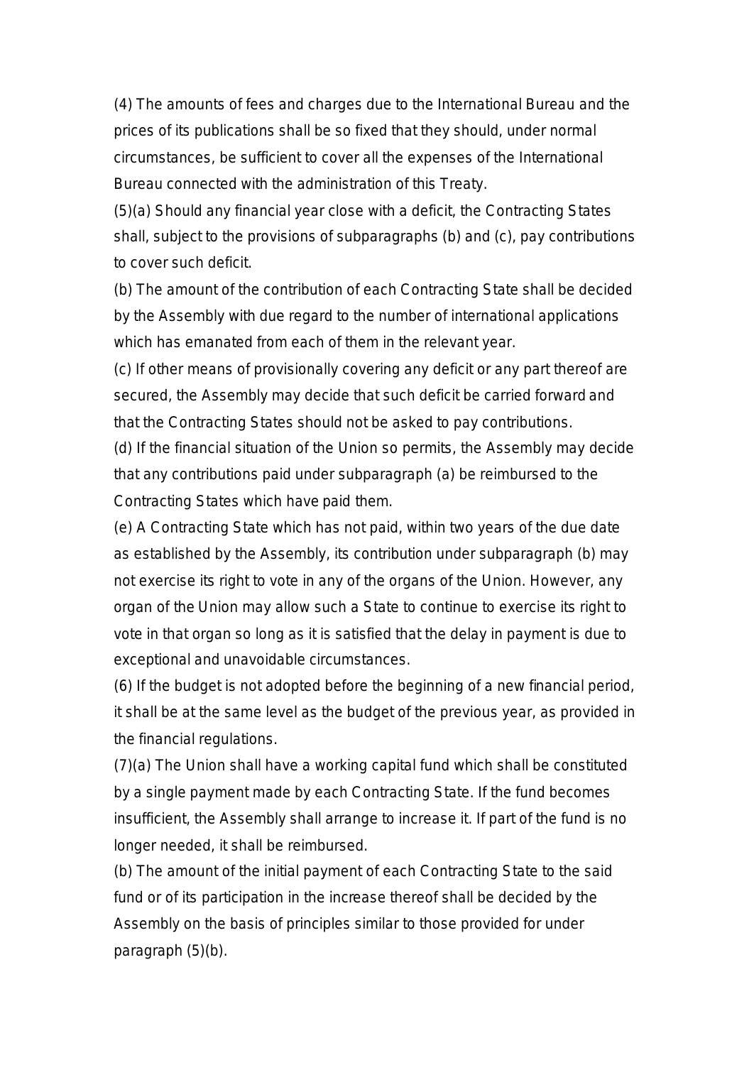(4) The amounts of fees and charges due to the International Bureau and the prices of its publications shall be so fixed that they should, under normal circumstances, be sufficient to cover all the expenses of the International Bureau connected with the administration of this Treaty.

(5)(a) Should any financial year close with a deficit, the Contracting States shall, subject to the provisions of subparagraphs (b) and (c), pay contributions to cover such deficit.

(b) The amount of the contribution of each Contracting State shall be decided by the Assembly with due regard to the number of international applications which has emanated from each of them in the relevant year.

(c) If other means of provisionally covering any deficit or any part thereof are secured, the Assembly may decide that such deficit be carried forward and that the Contracting States should not be asked to pay contributions.

(d) If the financial situation of the Union so permits, the Assembly may decide that any contributions paid under subparagraph (a) be reimbursed to the Contracting States which have paid them.

(e) A Contracting State which has not paid, within two years of the due date as established by the Assembly, its contribution under subparagraph (b) may not exercise its right to vote in any of the organs of the Union. However, any organ of the Union may allow such a State to continue to exercise its right to vote in that organ so long as it is satisfied that the delay in payment is due to exceptional and unavoidable circumstances.

(6) If the budget is not adopted before the beginning of a new financial period, it shall be at the same level as the budget of the previous year, as provided in the financial regulations.

(7)(a) The Union shall have a working capital fund which shall be constituted by a single payment made by each Contracting State. If the fund becomes insufficient, the Assembly shall arrange to increase it. If part of the fund is no longer needed, it shall be reimbursed.

(b) The amount of the initial payment of each Contracting State to the said fund or of its participation in the increase thereof shall be decided by the Assembly on the basis of principles similar to those provided for under paragraph (5)(b).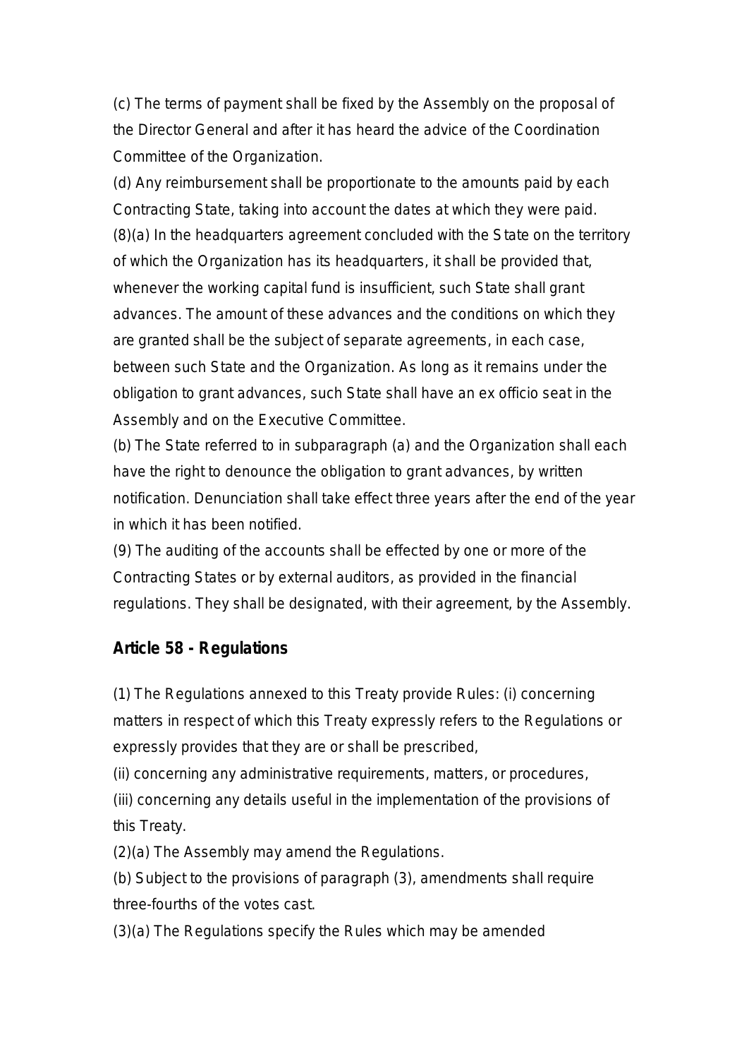(c) The terms of payment shall be fixed by the Assembly on the proposal of the Director General and after it has heard the advice of the Coordination Committee of the Organization.

(d) Any reimbursement shall be proportionate to the amounts paid by each Contracting State, taking into account the dates at which they were paid.

(8)(a) In the headquarters agreement concluded with the State on the territory of which the Organization has its headquarters, it shall be provided that, whenever the working capital fund is insufficient, such State shall grant advances. The amount of these advances and the conditions on which they are granted shall be the subject of separate agreements, in each case, between such State and the Organization. As long as it remains under the obligation to grant advances, such State shall have an ex officio seat in the Assembly and on the Executive Committee.

(b) The State referred to in subparagraph (a) and the Organization shall each have the right to denounce the obligation to grant advances, by written notification. Denunciation shall take effect three years after the end of the year in which it has been notified.

(9) The auditing of the accounts shall be effected by one or more of the Contracting States or by external auditors, as provided in the financial regulations. They shall be designated, with their agreement, by the Assembly.

**Article 58 - Regulations**

(1) The Regulations annexed to this Treaty provide Rules: (i) concerning matters in respect of which this Treaty expressly refers to the Regulations or expressly provides that they are or shall be prescribed,

(ii) concerning any administrative requirements, matters, or procedures,

(iii) concerning any details useful in the implementation of the provisions of this Treaty.

(2)(a) The Assembly may amend the Regulations.

(b) Subject to the provisions of paragraph (3), amendments shall require three-fourths of the votes cast.

(3)(a) The Regulations specify the Rules which may be amended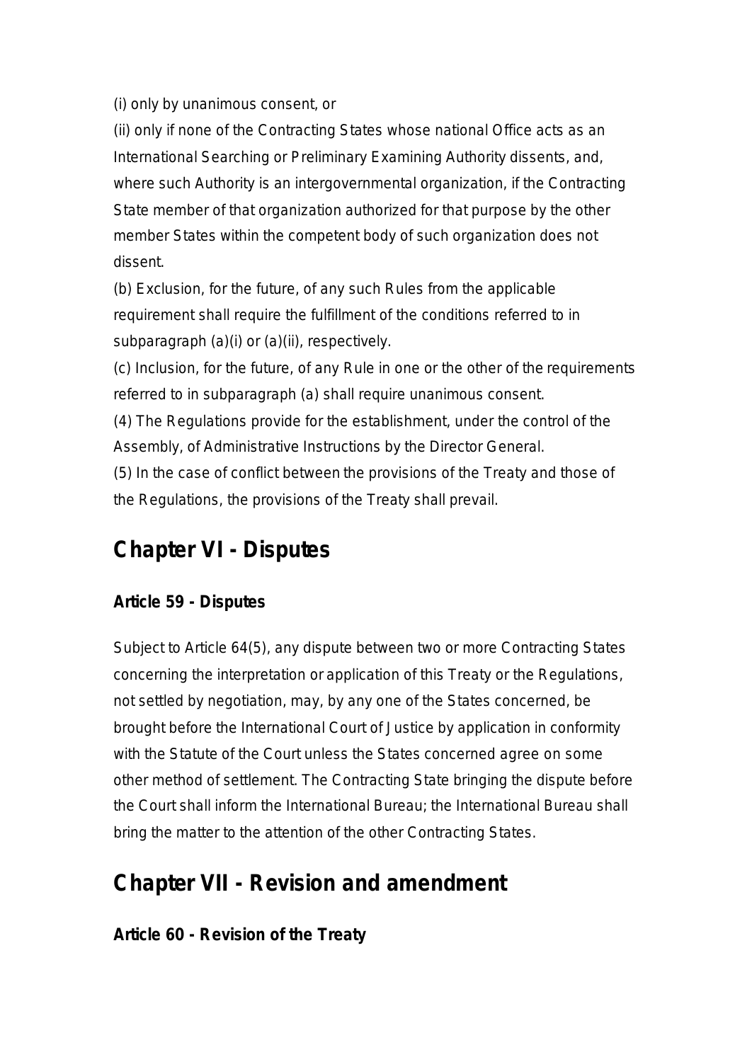(i) only by unanimous consent, or

(ii) only if none of the Contracting States whose national Office acts as an International Searching or Preliminary Examining Authority dissents, and, where such Authority is an intergovernmental organization, if the Contracting State member of that organization authorized for that purpose by the other member States within the competent body of such organization does not dissent.

(b) Exclusion, for the future, of any such Rules from the applicable requirement shall require the fulfillment of the conditions referred to in subparagraph (a)(i) or (a)(ii), respectively.

(c) Inclusion, for the future, of any Rule in one or the other of the requirements referred to in subparagraph (a) shall require unanimous consent.

(4) The Regulations provide for the establishment, under the control of the Assembly, of Administrative Instructions by the Director General.

(5) In the case of conflict between the provisions of the Treaty and those of the Regulations, the provisions of the Treaty shall prevail.

## Chapter VI - Disputes

### Article 59 - Disputes

Subject to Article 64(5), any dispute between two or more Contracting States concerning the interpretation or application of this Treaty or the Regulations, not settled by negotiation, may, by any one of the States concerned, be brought before the International Court of Justice by application in conformity with the Statute of the Court unless the States concerned agree on some other method of settlement. The Contracting State bringing the dispute before the Court shall inform the International Bureau; the International Bureau shall bring the matter to the attention of the other Contracting States.

## Chapter VII - Revision and amendment

### Article 60 - Revision of the Treaty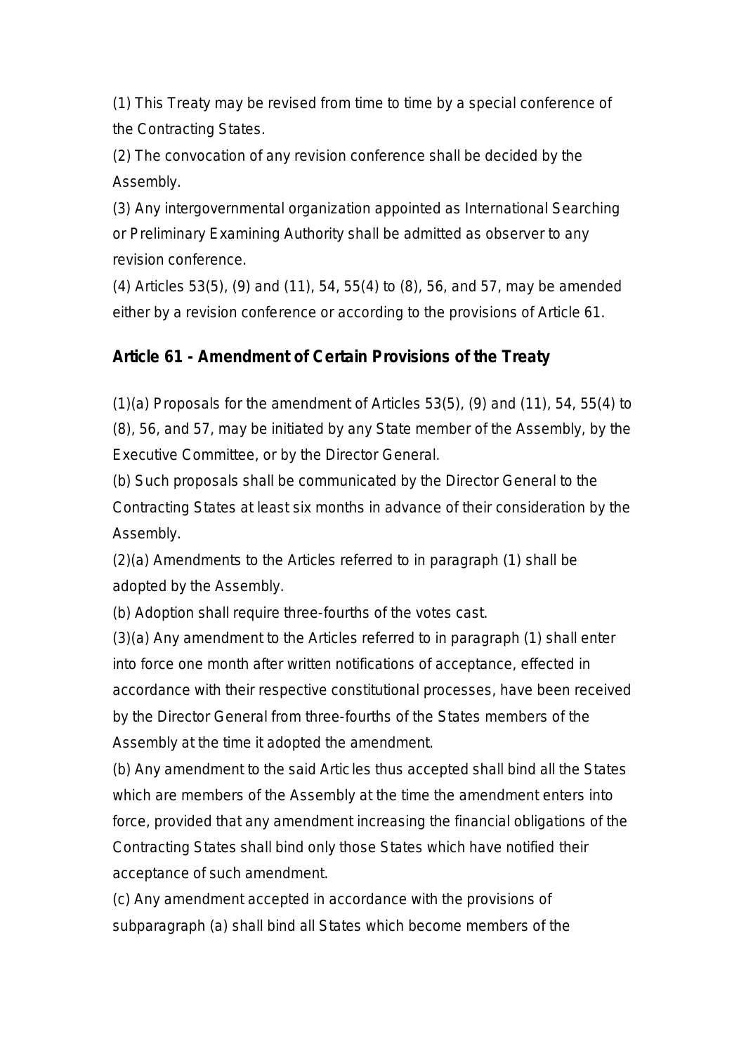(1) This Treaty may be revised from time to time by a special conference of the Contracting States.

(2) The convocation of any revision conference shall be decided by the Assembly.

(3) Any intergovernmental organization appointed as International Searching or Preliminary Examining Authority shall be admitted as observer to any revision conference.

(4) Articles 53(5), (9) and (11), 54, 55(4) to (8), 56, and 57, may be amended either by a revision conference or according to the provisions of Article 61.

### Article 61 - Amendment of Certain Provisions of the Treaty

(1)(a) Proposals for the amendment of Articles 53(5), (9) and (11), 54, 55(4) to (8), 56, and 57, may be initiated by any State member of the Assembly, by the Executive Committee, or by the Director General.

(b) Such proposals shall be communicated by the Director General to the Contracting States at least six months in advance of their consideration by the Assembly.

(2)(a) Amendments to the Articles referred to in paragraph (1) shall be adopted by the Assembly.

(b) Adoption shall require three-fourths of the votes cast.

(3)(a) Any amendment to the Articles referred to in paragraph (1) shall enter into force one month after written notifications of acceptance, effected in accordance with their respective constitutional processes, have been received by the Director General from three-fourths of the States members of the Assembly at the time it adopted the amendment.

(b) Any amendment to the said Articles thus accepted shall bind all the States which are members of the Assembly at the time the amendment enters into force, provided that any amendment increasing the financial obligations of the Contracting States shall bind only those States which have notified their acceptance of such amendment.

(c) Any amendment accepted in accordance with the provisions of subparagraph (a) shall bind all States which become members of the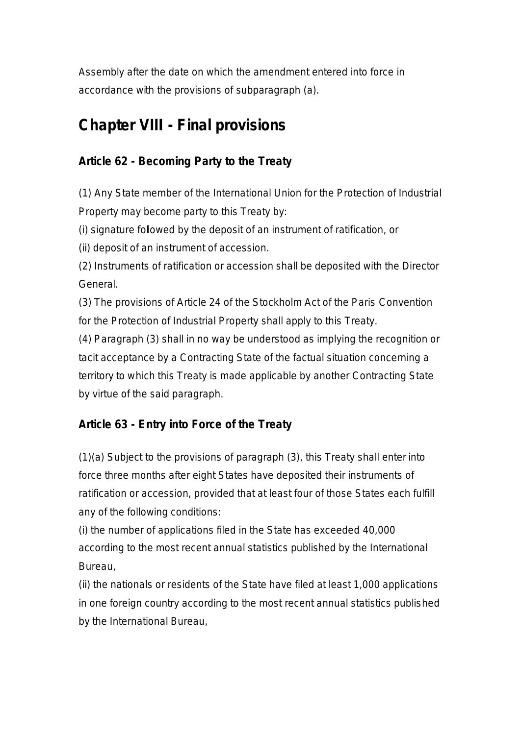Assembly after the date on which the amendment entered into force in accordance with the provisions of subparagraph (a).

## Chapter VIII - Final provisions

### Article 62 - Becoming Party to the Treaty

(1) Any State member of the International Union for the Protection of Industrial Property may become party to this Treaty by:

(i) signature followed by the deposit of an instrument of ratification, or

(ii) deposit of an instrument of accession.

(2) Instruments of ratification or accession shall be deposited with the Director General.

(3) The provisions of Article 24 of the Stockholm Act of the Paris Convention for the Protection of Industrial Property shall apply to this Treaty.

(4) Paragraph (3) shall in no way be understood as implying the recognition or tacit acceptance by a Contracting State of the factual situation concerning a territory to which this Treaty is made applicable by another Contracting State by virtue of the said paragraph.

### Article 63 - Entry into Force of the Treaty

(1)(a) Subject to the provisions of paragraph (3), this Treaty shall enter into force three months after eight States have deposited their instruments of ratification or accession, provided that at least four of those States each fulfill any of the following conditions:

(i) the number of applications filed in the State has exceeded 40,000 according to the most recent annual statistics published by the International Bureau,

(ii) the nationals or residents of the State have filed at least 1,000 applications in one foreign country according to the most recent annual statistics published by the International Bureau,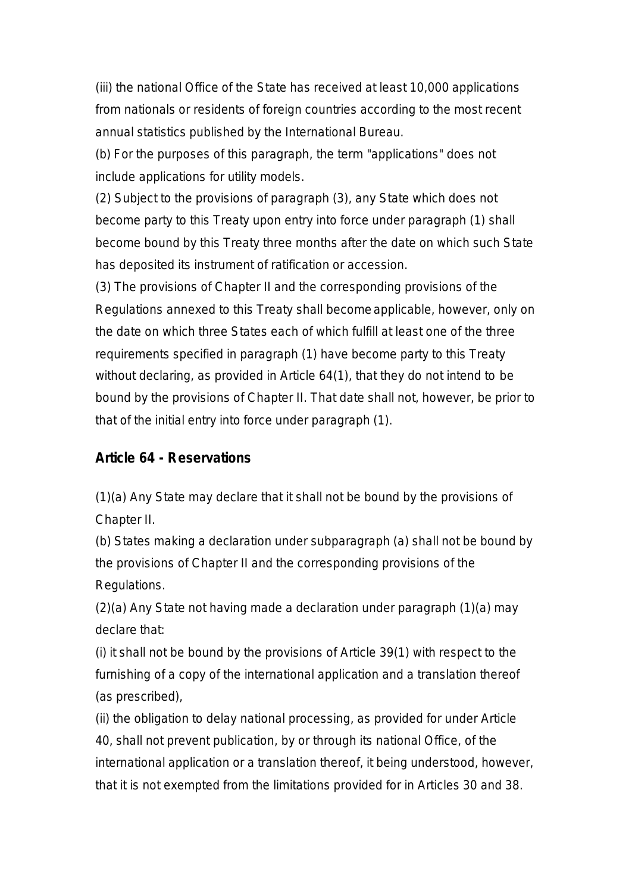(iii) the national Office of the State has received at least 10,000 applications from nationals or residents of foreign countries according to the most recent annual statistics published by the International Bureau.

(b) For the purposes of this paragraph, the term "applications" does not include applications for utility models.

(2) Subject to the provisions of paragraph (3), any State which does not become party to this Treaty upon entry into force under paragraph (1) shall become bound by this Treaty three months after the date on which such State has deposited its instrument of ratification or accession.

(3) The provisions of Chapter II and the corresponding provisions of the Regulations annexed to this Treaty shall become applicable, however, only on the date on which three States each of which fulfill at least one of the three requirements specified in paragraph (1) have become party to this Treaty without declaring, as provided in Article 64(1), that they do not intend to be bound by the provisions of Chapter II. That date shall not, however, be prior to that of the initial entry into force under paragraph (1).

## Article 64 - Reservations

(1)(a) Any State may declare that it shall not be bound by the provisions of Chapter II.

(b) States making a declaration under subparagraph (a) shall not be bound by the provisions of Chapter II and the corresponding provisions of the Regulations.

(2)(a) Any State not having made a declaration under paragraph (1)(a) may declare that:

(i) it shall not be bound by the provisions of Article 39(1) with respect to the furnishing of a copy of the international application and a translation thereof (as prescribed),

(ii) the obligation to delay national processing, as provided for under Article 40, shall not prevent publication, by or through its national Office, of the international application or a translation thereof, it being understood, however, that it is not exempted from the limitations provided for in Articles 30 and 38.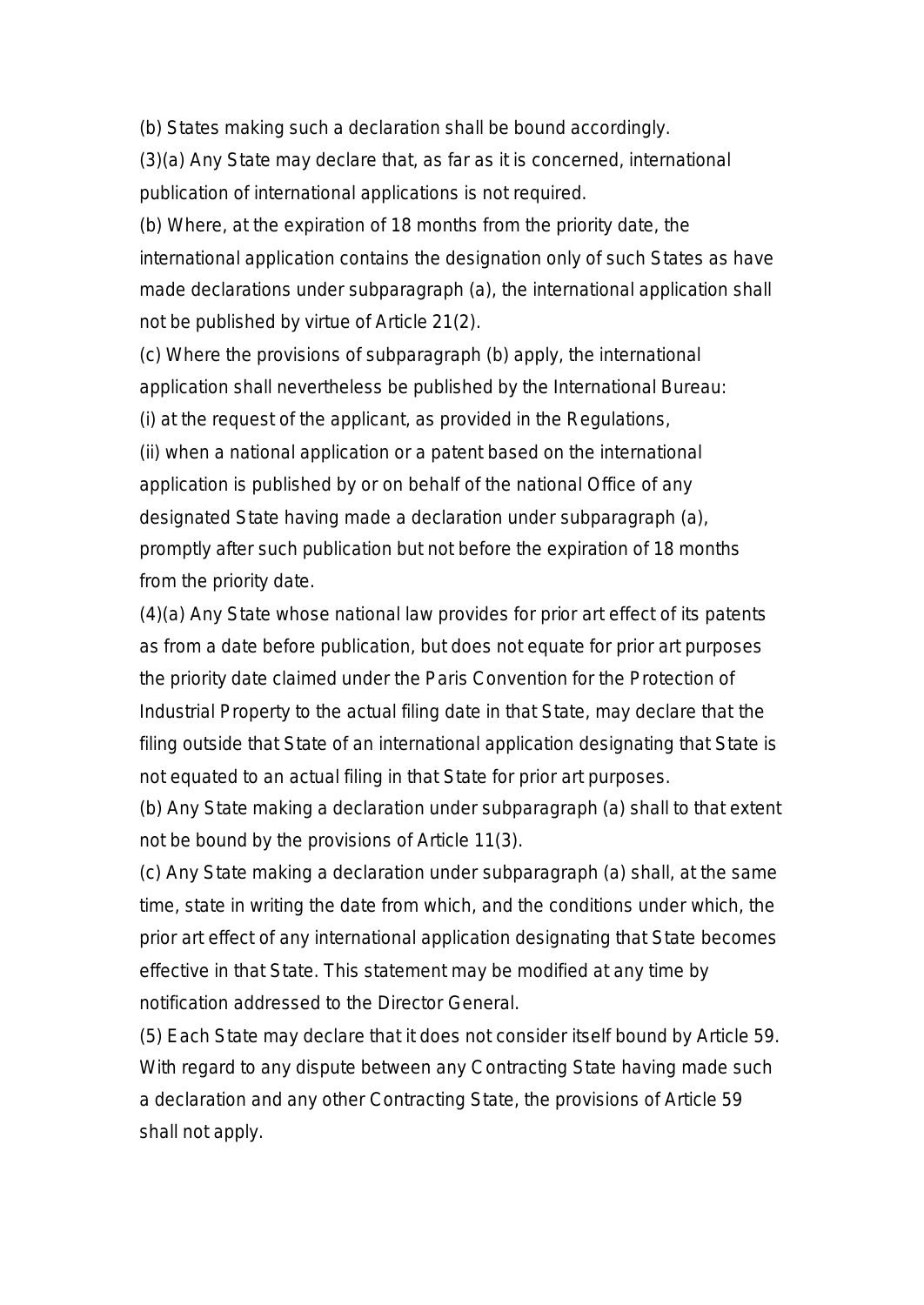(b) States making such a declaration shall be bound accordingly.

(3)(a) Any State may declare that, as far as it is concerned, international publication of international applications is not required.

(b) Where, at the expiration of 18 months from the priority date, the international application contains the designation only of such States as have made declarations under subparagraph (a), the international application shall not be published by virtue of Article 21(2).

(c) Where the provisions of subparagraph (b) apply, the international application shall nevertheless be published by the International Bureau:

(i) at the request of the applicant, as provided in the Regulations,

(ii) when a national application or a patent based on the international application is published by or on behalf of the national Office of any designated State having made a declaration under subparagraph (a), promptly after such publication but not before the expiration of 18 months from the priority date.

(4)(a) Any State whose national law provides for prior art effect of its patents as from a date before publication, but does not equate for prior art purposes the priority date claimed under the Paris Convention for the Protection of Industrial Property to the actual filing date in that State, may declare that the filing outside that State of an international application designating that State is not equated to an actual filing in that State for prior art purposes.

(b) Any State making a declaration under subparagraph (a) shall to that extent not be bound by the provisions of Article 11(3).

(c) Any State making a declaration under subparagraph (a) shall, at the same time, state in writing the date from which, and the conditions under which, the prior art effect of any international application designating that State becomes effective in that State. This statement may be modified at any time by notification addressed to the Director General.

(5) Each State may declare that it does not consider itself bound by Article 59. With regard to any dispute between any Contracting State having made such a declaration and any other Contracting State, the provisions of Article 59 shall not apply.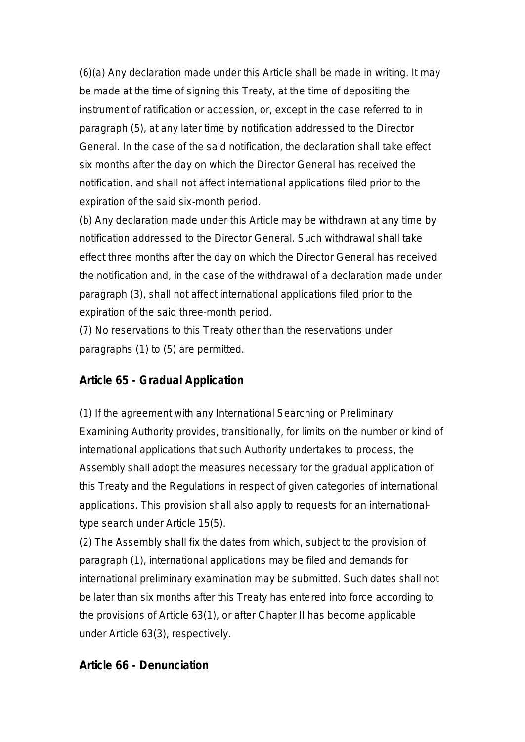(6)(a) Any declaration made under this Article shall be made in writing. It may be made at the time of signing this Treaty, at the time of depositing the instrument of ratification or accession, or, except in the case referred to in paragraph (5), at any later time by notification addressed to the Director General. In the case of the said notification, the declaration shall take effect six months after the day on which the Director General has received the notification, and shall not affect international applications filed prior to the expiration of the said six-month period.

(b) Any declaration made under this Article may be withdrawn at any time by notification addressed to the Director General. Such withdrawal shall take effect three months after the day on which the Director General has received the notification and, in the case of the withdrawal of a declaration made under paragraph (3), shall not affect international applications filed prior to the expiration of the said three-month period.

(7) No reservations to this Treaty other than the reservations under paragraphs (1) to (5) are permitted.

## Article 65 - Gradual Application

(1) If the agreement with any International Searching or Preliminary Examining Authority provides, transitionally, for limits on the number or kind of international applications that such Authority undertakes to process, the Assembly shall adopt the measures necessary for the gradual application of this Treaty and the Regulations in respect of given categories of international applications. This provision shall also apply to requests for an international-type search under Article 15(5).

(2) The Assembly shall fix the dates from which, subject to the provision of paragraph (1), international applications may be filed and demands for international preliminary examination may be submitted. Such dates shall not be later than six months after this Treaty has entered into force according to the provisions of Article 63(1), or after Chapter II has become applicable under Article 63(3), respectively.

## Article 66 - Denunciation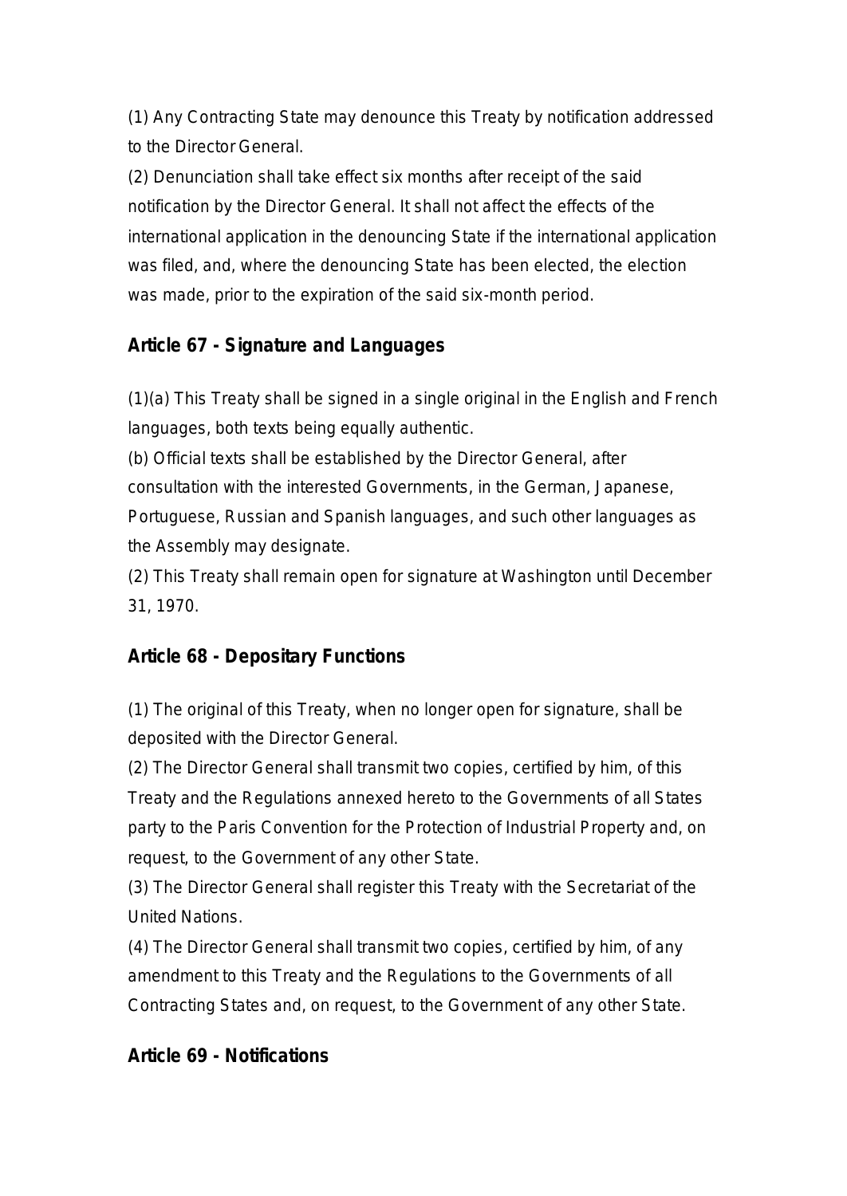(1) Any Contracting State may denounce this Treaty by notification addressed to the Director General.

(2) Denunciation shall take effect six months after receipt of the said notification by the Director General. It shall not affect the effects of the international application in the denouncing State if the international application was filed, and, where the denouncing State has been elected, the election was made, prior to the expiration of the said six-month period.

## Article 67 - Signature and Languages

(1)(a) This Treaty shall be signed in a single original in the English and French languages, both texts being equally authentic.

(b) Official texts shall be established by the Director General, after consultation with the interested Governments, in the German, Japanese, Portuguese, Russian and Spanish languages, and such other languages as the Assembly may designate.

(2) This Treaty shall remain open for signature at Washington until December 31, 1970.

## Article 68 - Depositary Functions

(1) The original of this Treaty, when no longer open for signature, shall be deposited with the Director General.

(2) The Director General shall transmit two copies, certified by him, of this Treaty and the Regulations annexed hereto to the Governments of all States party to the Paris Convention for the Protection of Industrial Property and, on request, to the Government of any other State.

(3) The Director General shall register this Treaty with the Secretariat of the United Nations.

(4) The Director General shall transmit two copies, certified by him, of any amendment to this Treaty and the Regulations to the Governments of all Contracting States and, on request, to the Government of any other State.

## Article 69 - Notifications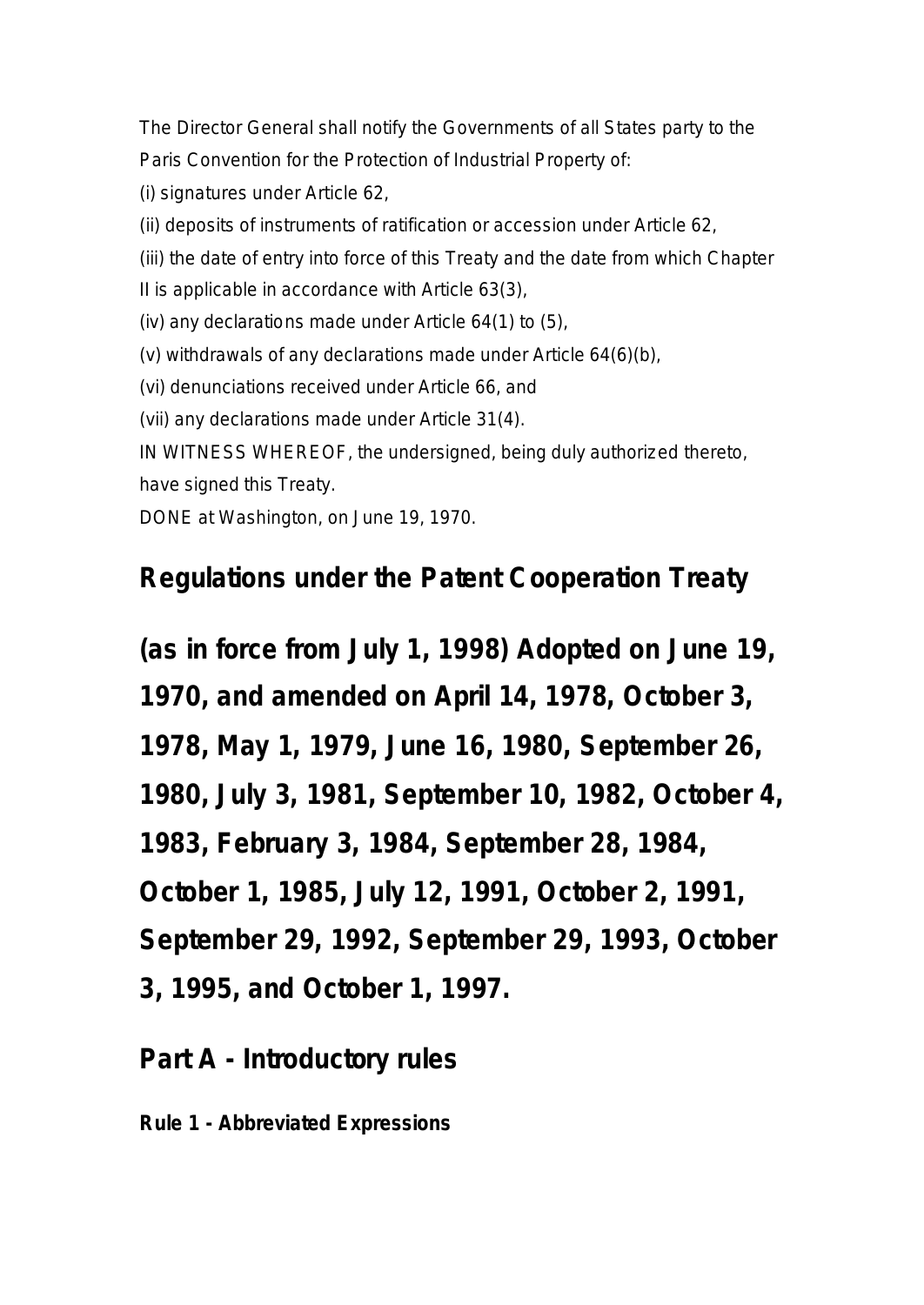The Director General shall notify the Governments of all States party to the Paris Convention for the Protection of Industrial Property of:

(i) signatures under Article 62,

(ii) deposits of instruments of ratification or accession under Article 62,

(iii) the date of entry into force of this Treaty and the date from which Chapter II is applicable in accordance with Article 63(3),

(iv) any declarations made under Article 64(1) to (5),

(v) withdrawals of any declarations made under Article 64(6)(b),

(vi) denunciations received under Article 66, and

(vii) any declarations made under Article 31(4).

IN WITNESS WHEREOF, the undersigned, being duly authorized thereto, have signed this Treaty.

DONE at Washington, on June 19, 1970.

## Regulations under the Patent Cooperation Treaty

## (as in force from July 1, 1998) Adopted on June 19, 1970, and amended on April 14, 1978, October 3, 1978, May 1, 1979, June 16, 1980, September 26, 1980, July 3, 1981, September 10, 1982, October 4, 1983, February 3, 1984, September 28, 1984, October 1, 1985, July 12, 1991, October 2, 1991, September 29, 1992, September 29, 1993, October 3, 1995, and October 1, 1997.

### Part A - Introductory rules

#### Rule 1 - Abbreviated Expressions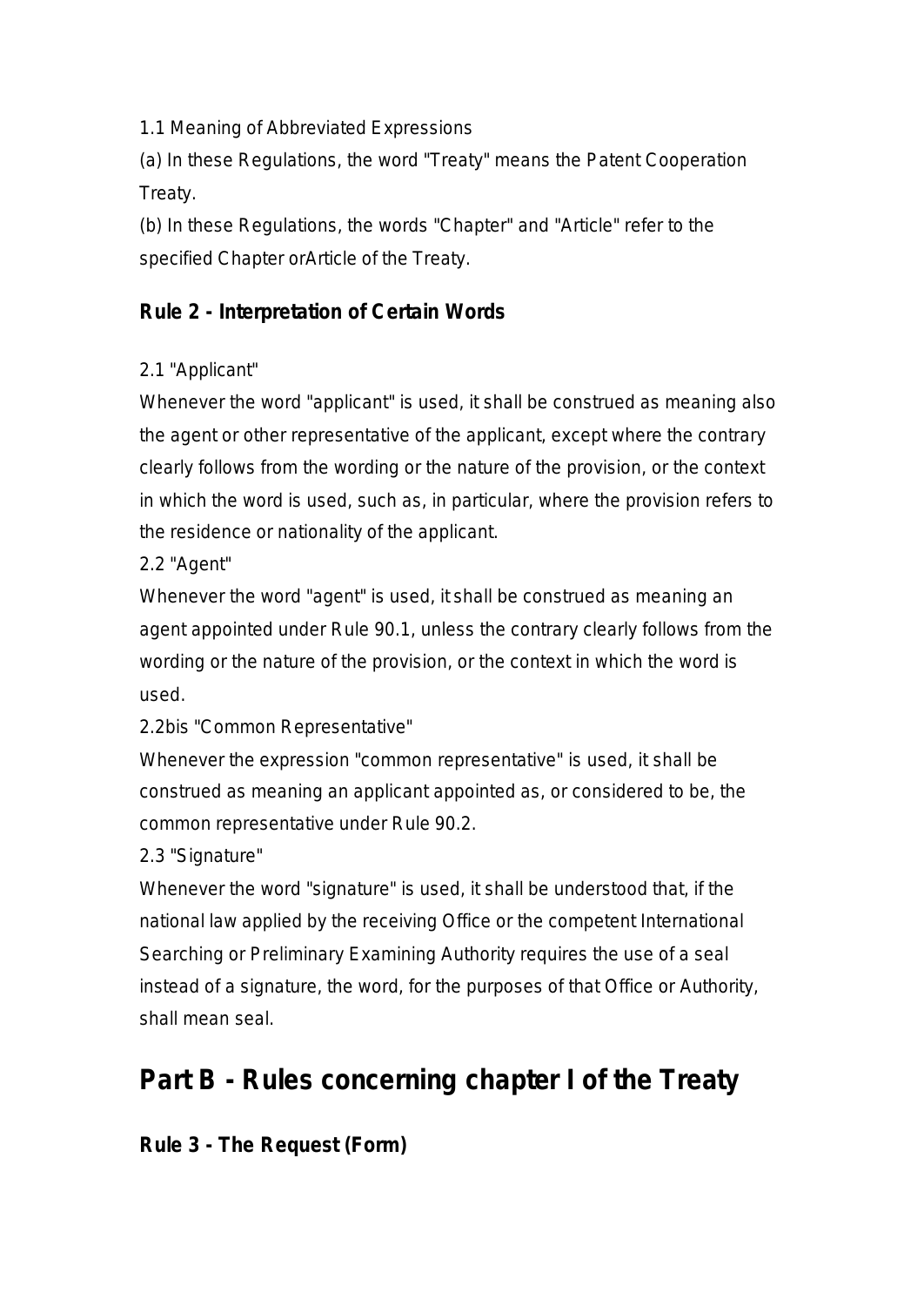1.1 Meaning of Abbreviated Expressions

(a) In these Regulations, the word "Treaty" means the Patent Cooperation Treaty.

(b) In these Regulations, the words "Chapter" and "Article" refer to the specified Chapter orArticle of the Treaty.

### Rule 2 - Interpretation of Certain Words

2.1 "Applicant"

Whenever the word "applicant" is used, it shall be construed as meaning also the agent or other representative of the applicant, except where the contrary clearly follows from the wording or the nature of the provision, or the context in which the word is used, such as, in particular, where the provision refers to the residence or nationality of the applicant.

2.2 "Agent"

Whenever the word "agent" is used, it shall be construed as meaning an agent appointed under Rule 90.1, unless the contrary clearly follows from the wording or the nature of the provision, or the context in which the word is used.

2.2bis "Common Representative"

Whenever the expression "common representative" is used, it shall be construed as meaning an applicant appointed as, or considered to be, the common representative under Rule 90.2.

2.3 "Signature"

Whenever the word "signature" is used, it shall be understood that, if the national law applied by the receiving Office or the competent International Searching or Preliminary Examining Authority requires the use of a seal instead of a signature, the word, for the purposes of that Office or Authority, shall mean seal.

## Part B - Rules concerning chapter I of the Treaty

### Rule 3 - The Request (Form)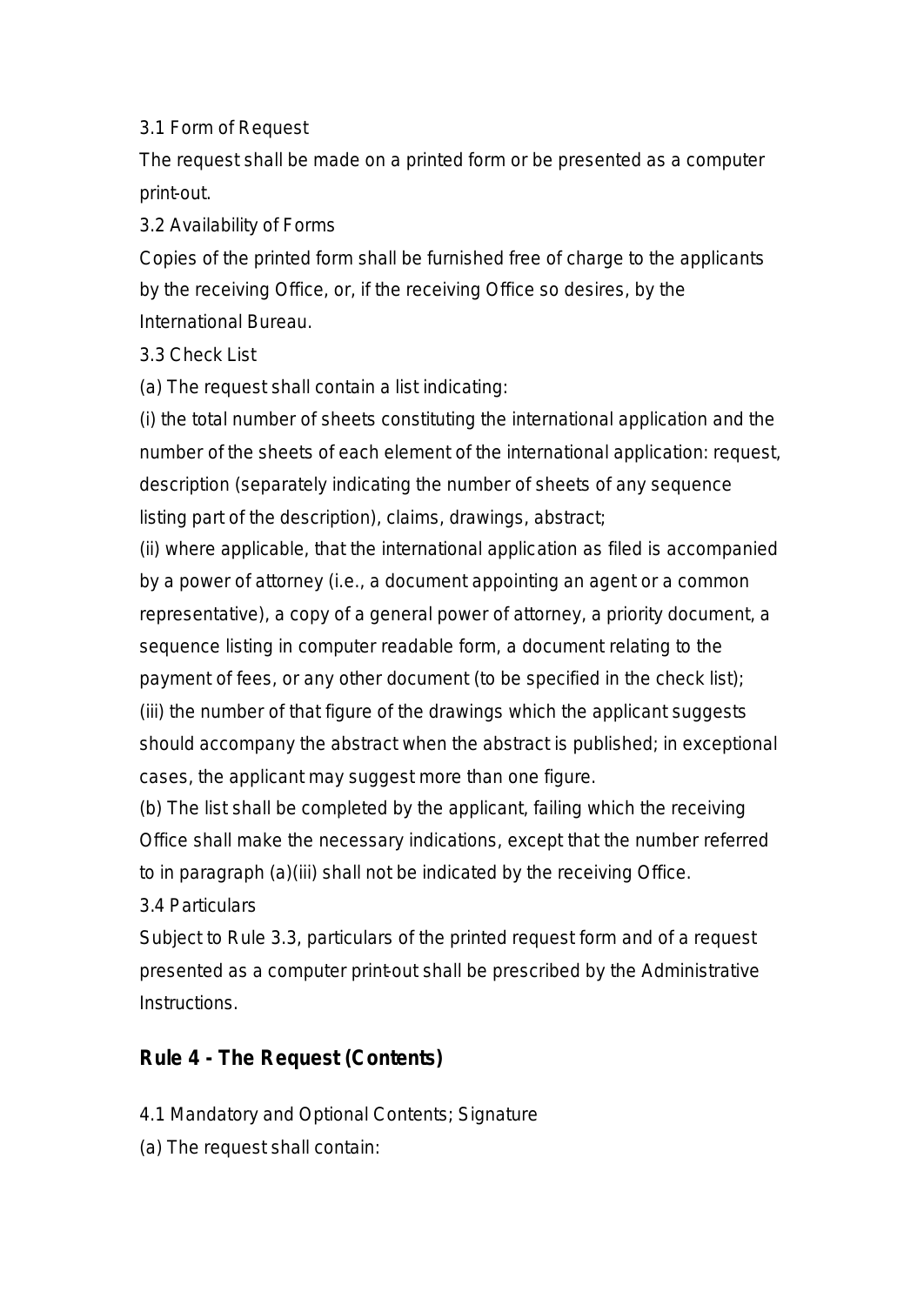3.1 Form of Request

The request shall be made on a printed form or be presented as a computer print-out.

3.2 Availability of Forms

Copies of the printed form shall be furnished free of charge to the applicants by the receiving Office, or, if the receiving Office so desires, by the International Bureau.

3.3 Check List

(a) The request shall contain a list indicating:

(i) the total number of sheets constituting the international application and the number of the sheets of each element of the international application: request, description (separately indicating the number of sheets of any sequence listing part of the description), claims, drawings, abstract;

(ii) where applicable, that the international application as filed is accompanied by a power of attorney (i.e., a document appointing an agent or a common representative), a copy of a general power of attorney, a priority document, a sequence listing in computer readable form, a document relating to the payment of fees, or any other document (to be specified in the check list);

(iii) the number of that figure of the drawings which the applicant suggests should accompany the abstract when the abstract is published; in exceptional cases, the applicant may suggest more than one figure.

(b) The list shall be completed by the applicant, failing which the receiving Office shall make the necessary indications, except that the number referred to in paragraph (a)(iii) shall not be indicated by the receiving Office.

3.4 Particulars

Subject to Rule 3.3, particulars of the printed request form and of a request presented as a computer print-out shall be prescribed by the Administrative Instructions.

## Rule 4 - The Request (Contents)

4.1 Mandatory and Optional Contents; Signature

(a) The request shall contain: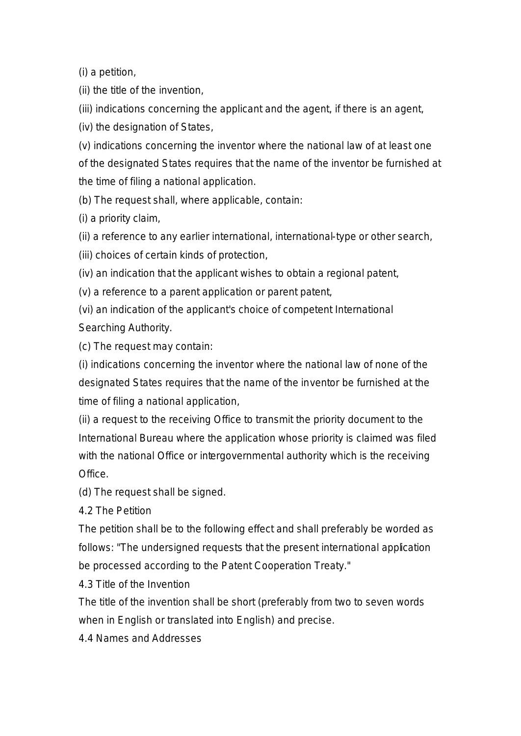(i) a petition,

(ii) the title of the invention,

(iii) indications concerning the applicant and the agent, if there is an agent,

(iv) the designation of States,

(v) indications concerning the inventor where the national law of at least one of the designated States requires that the name of the inventor be furnished at the time of filing a national application.

(b) The request shall, where applicable, contain:

(i) a priority claim,

(ii) a reference to any earlier international, international-type or other search,

(iii) choices of certain kinds of protection,

(iv) an indication that the applicant wishes to obtain a regional patent,

(v) a reference to a parent application or parent patent,

(vi) an indication of the applicant's choice of competent International Searching Authority.

(c) The request may contain:

(i) indications concerning the inventor where the national law of none of the designated States requires that the name of the inventor be furnished at the time of filing a national application,

(ii) a request to the receiving Office to transmit the priority document to the International Bureau where the application whose priority is claimed was filed with the national Office or intergovernmental authority which is the receiving Office.

(d) The request shall be signed.

4.2 The Petition

The petition shall be to the following effect and shall preferably be worded as follows: "The undersigned requests that the present international application be processed according to the Patent Cooperation Treaty."

4.3 Title of the Invention

The title of the invention shall be short (preferably from two to seven words when in English or translated into English) and precise.

4.4 Names and Addresses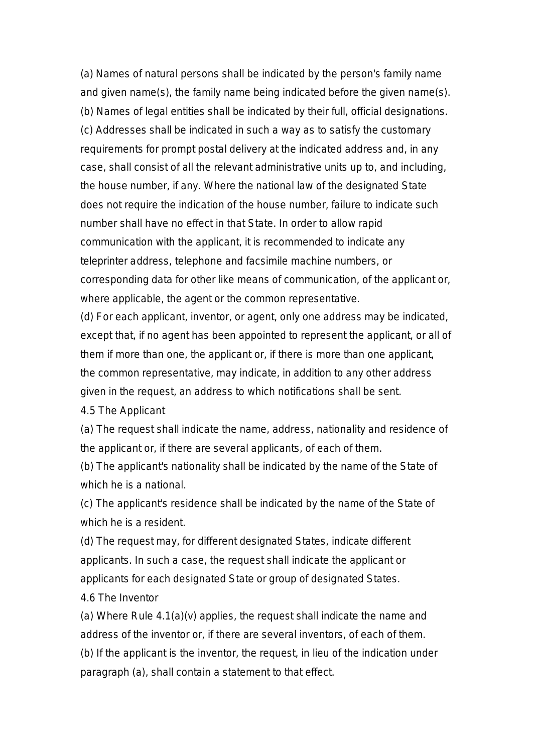(a) Names of natural persons shall be indicated by the person's family name and given name(s), the family name being indicated before the given name(s).

(b) Names of legal entities shall be indicated by their full, official designations.

(c) Addresses shall be indicated in such a way as to satisfy the customary requirements for prompt postal delivery at the indicated address and, in any case, shall consist of all the relevant administrative units up to, and including, the house number, if any. Where the national law of the designated State does not require the indication of the house number, failure to indicate such number shall have no effect in that State. In order to allow rapid communication with the applicant, it is recommended to indicate any teleprinter address, telephone and facsimile machine numbers, or corresponding data for other like means of communication, of the applicant or, where applicable, the agent or the common representative.

(d) For each applicant, inventor, or agent, only one address may be indicated, except that, if no agent has been appointed to represent the applicant, or all of them if more than one, the applicant or, if there is more than one applicant, the common representative, may indicate, in addition to any other address given in the request, an address to which notifications shall be sent.

4.5 The Applicant

(a) The request shall indicate the name, address, nationality and residence of the applicant or, if there are several applicants, of each of them.

(b) The applicant's nationality shall be indicated by the name of the State of which he is a national.

(c) The applicant's residence shall be indicated by the name of the State of which he is a resident.

(d) The request may, for different designated States, indicate different applicants. In such a case, the request shall indicate the applicant or applicants for each designated State or group of designated States.

4.6 The Inventor

(a) Where Rule 4.1(a)(v) applies, the request shall indicate the name and address of the inventor or, if there are several inventors, of each of them.

(b) If the applicant is the inventor, the request, in lieu of the indication under paragraph (a), shall contain a statement to that effect.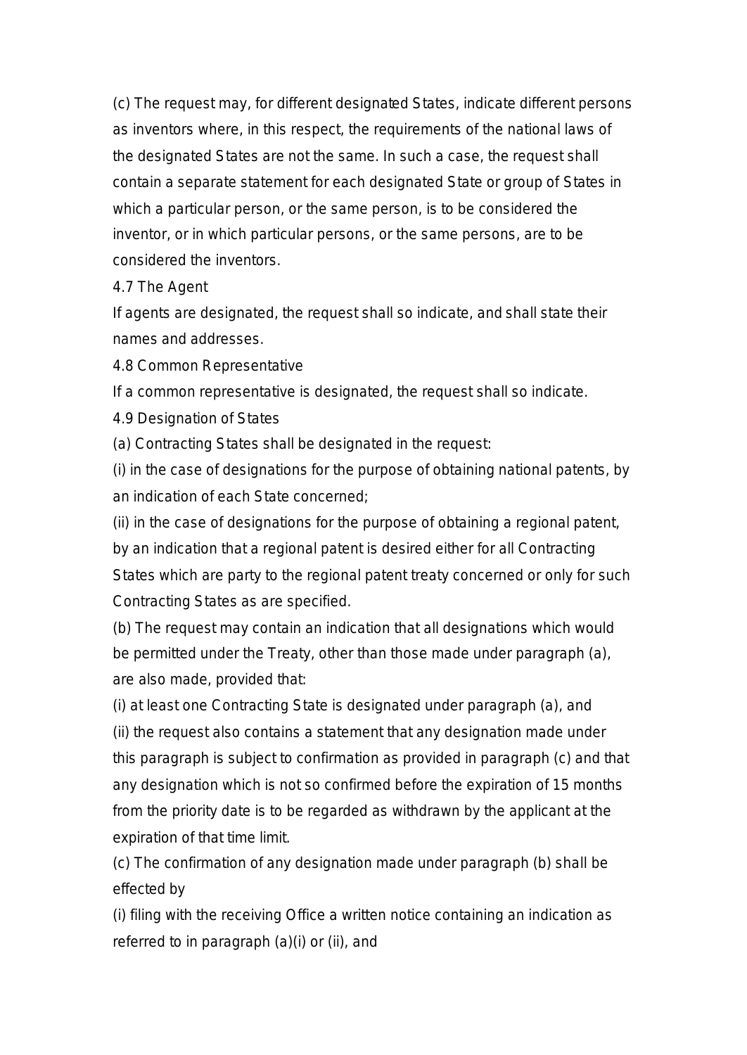(c) The request may, for different designated States, indicate different persons as inventors where, in this respect, the requirements of the national laws of the designated States are not the same. In such a case, the request shall contain a separate statement for each designated State or group of States in which a particular person, or the same person, is to be considered the inventor, or in which particular persons, or the same persons, are to be considered the inventors.

4.7 The Agent

If agents are designated, the request shall so indicate, and shall state their names and addresses.

4.8 Common Representative

If a common representative is designated, the request shall so indicate.

4.9 Designation of States

(a) Contracting States shall be designated in the request:

(i) in the case of designations for the purpose of obtaining national patents, by an indication of each State concerned;

(ii) in the case of designations for the purpose of obtaining a regional patent, by an indication that a regional patent is desired either for all Contracting States which are party to the regional patent treaty concerned or only for such Contracting States as are specified.

(b) The request may contain an indication that all designations which would be permitted under the Treaty, other than those made under paragraph (a), are also made, provided that:

(i) at least one Contracting State is designated under paragraph (a), and

(ii) the request also contains a statement that any designation made under this paragraph is subject to confirmation as provided in paragraph (c) and that any designation which is not so confirmed before the expiration of 15 months from the priority date is to be regarded as withdrawn by the applicant at the expiration of that time limit.

(c) The confirmation of any designation made under paragraph (b) shall be effected by

(i) filing with the receiving Office a written notice containing an indication as referred to in paragraph (a)(i) or (ii), and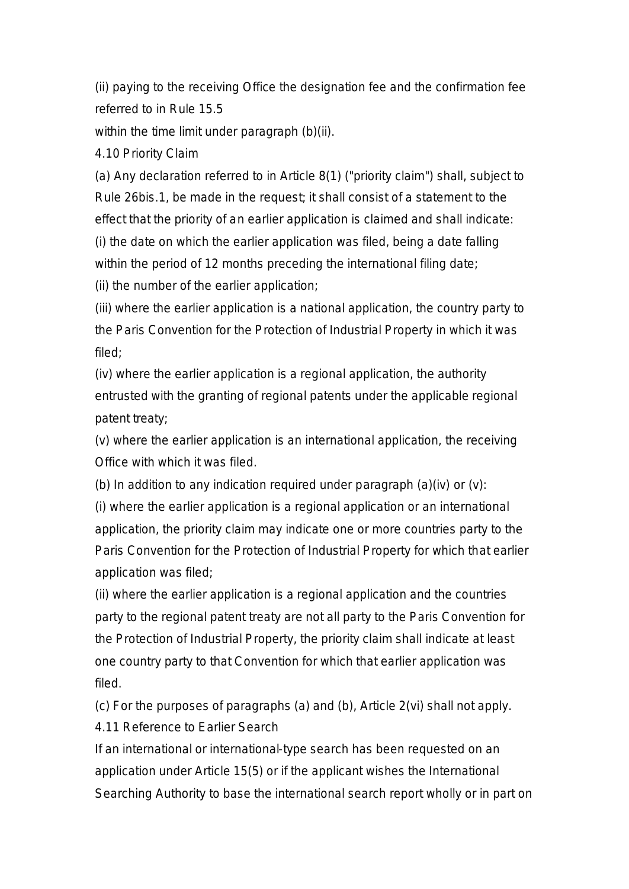(ii) paying to the receiving Office the designation fee and the confirmation fee referred to in Rule 15.5

within the time limit under paragraph (b)(ii).

4.10 Priority Claim

(a) Any declaration referred to in Article 8(1) ("priority claim") shall, subject to Rule 26bis.1, be made in the request; it shall consist of a statement to the effect that the priority of an earlier application is claimed and shall indicate:

(i) the date on which the earlier application was filed, being a date falling within the period of 12 months preceding the international filing date;

(ii) the number of the earlier application;

(iii) where the earlier application is a national application, the country party to the Paris Convention for the Protection of Industrial Property in which it was filed;

(iv) where the earlier application is a regional application, the authority entrusted with the granting of regional patents under the applicable regional patent treaty;

(v) where the earlier application is an international application, the receiving Office with which it was filed.

(b) In addition to any indication required under paragraph (a)(iv) or (v):

(i) where the earlier application is a regional application or an international application, the priority claim may indicate one or more countries party to the Paris Convention for the Protection of Industrial Property for which that earlier application was filed;

(ii) where the earlier application is a regional application and the countries party to the regional patent treaty are not all party to the Paris Convention for the Protection of Industrial Property, the priority claim shall indicate at least one country party to that Convention for which that earlier application was filed.

(c) For the purposes of paragraphs (a) and (b), Article 2(vi) shall not apply.

4.11 Reference to Earlier Search

If an international or international-type search has been requested on an application under Article 15(5) or if the applicant wishes the International Searching Authority to base the international search report wholly or in part on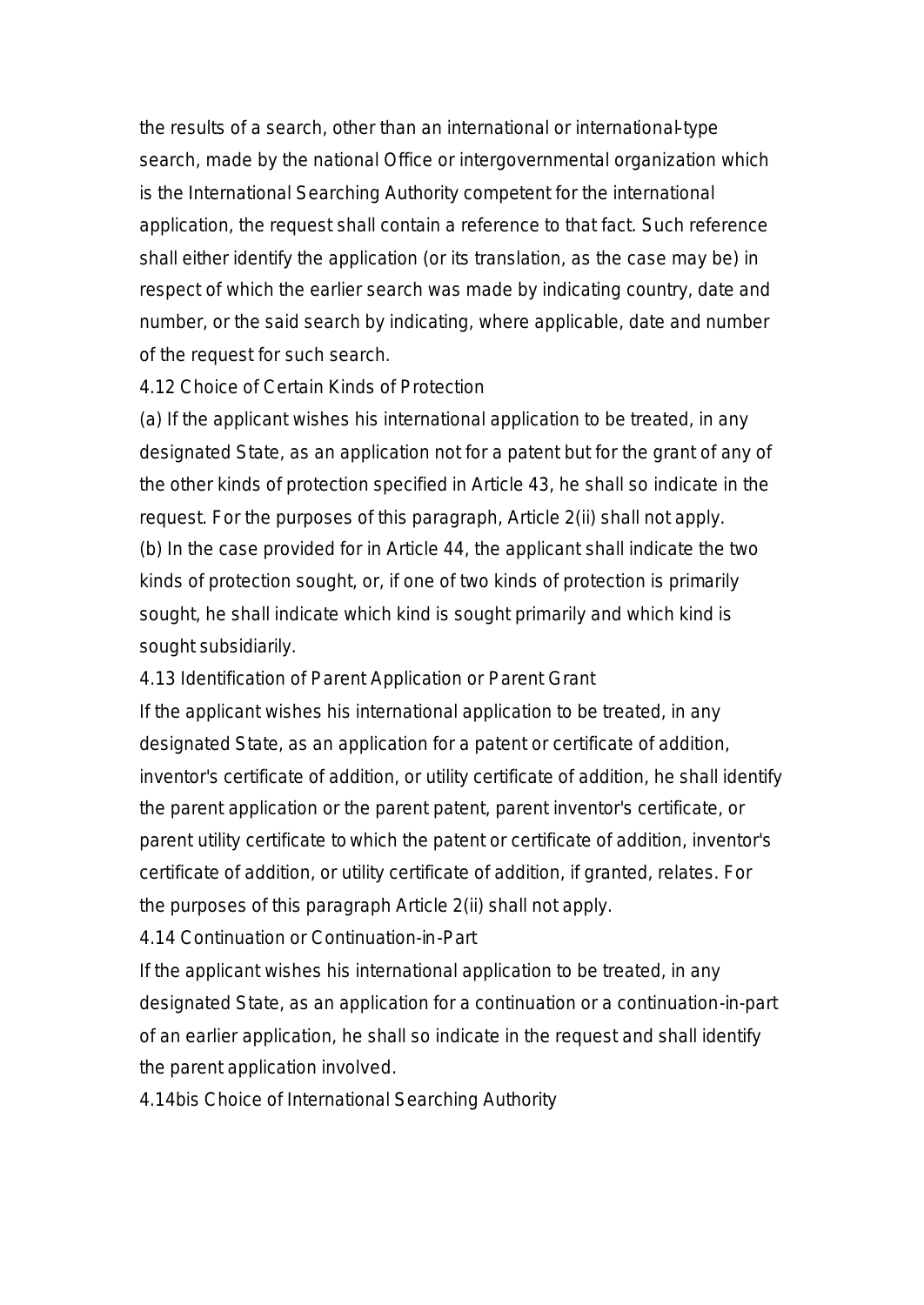the results of a search, other than an international or international-type search, made by the national Office or intergovernmental organization which is the International Searching Authority competent for the international application, the request shall contain a reference to that fact. Such reference shall either identify the application (or its translation, as the case may be) in respect of which the earlier search was made by indicating country, date and number, or the said search by indicating, where applicable, date and number of the request for such search.

4.12 Choice of Certain Kinds of Protection

(a) If the applicant wishes his international application to be treated, in any designated State, as an application not for a patent but for the grant of any of the other kinds of protection specified in Article 43, he shall so indicate in the request. For the purposes of this paragraph, Article 2(ii) shall not apply.

(b) In the case provided for in Article 44, the applicant shall indicate the two kinds of protection sought, or, if one of two kinds of protection is primarily sought, he shall indicate which kind is sought primarily and which kind is sought subsidiarily.

4.13 Identification of Parent Application or Parent Grant

If the applicant wishes his international application to be treated, in any designated State, as an application for a patent or certificate of addition, inventor's certificate of addition, or utility certificate of addition, he shall identify the parent application or the parent patent, parent inventor's certificate, or parent utility certificate to which the patent or certificate of addition, inventor's certificate of addition, or utility certificate of addition, if granted, relates. For the purposes of this paragraph Article 2(ii) shall not apply.

4.14 Continuation or Continuation-in-Part

If the applicant wishes his international application to be treated, in any designated State, as an application for a continuation or a continuation-in-part of an earlier application, he shall so indicate in the request and shall identify the parent application involved.

4.14bis Choice of International Searching Authority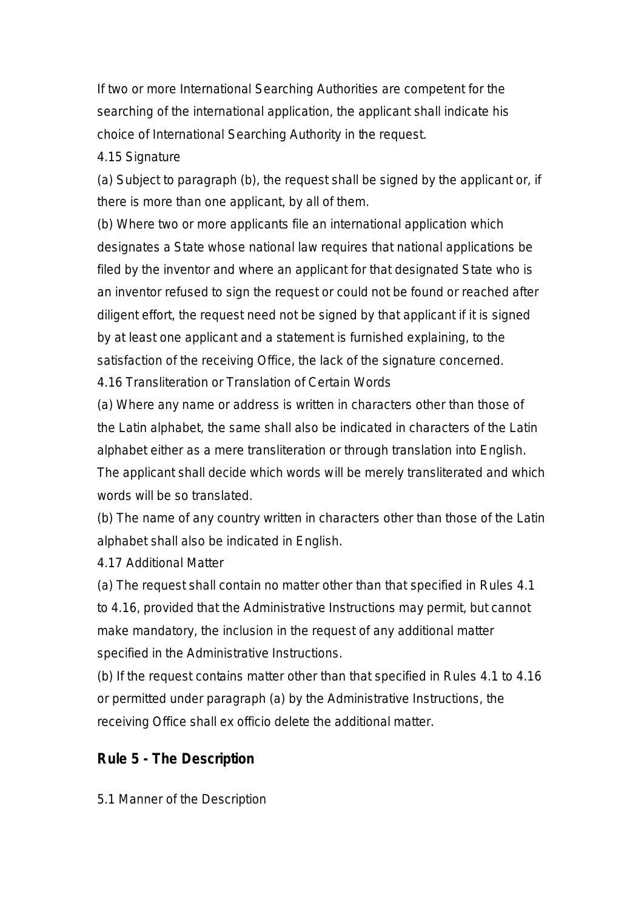If two or more International Searching Authorities are competent for the searching of the international application, the applicant shall indicate his choice of International Searching Authority in the request.

4.15 Signature

(a) Subject to paragraph (b), the request shall be signed by the applicant or, if there is more than one applicant, by all of them.

(b) Where two or more applicants file an international application which designates a State whose national law requires that national applications be filed by the inventor and where an applicant for that designated State who is an inventor refused to sign the request or could not be found or reached after diligent effort, the request need not be signed by that applicant if it is signed by at least one applicant and a statement is furnished explaining, to the satisfaction of the receiving Office, the lack of the signature concerned.

4.16 Transliteration or Translation of Certain Words

(a) Where any name or address is written in characters other than those of the Latin alphabet, the same shall also be indicated in characters of the Latin alphabet either as a mere transliteration or through translation into English. The applicant shall decide which words will be merely transliterated and which words will be so translated.

(b) The name of any country written in characters other than those of the Latin alphabet shall also be indicated in English.

4.17 Additional Matter

(a) The request shall contain no matter other than that specified in Rules 4.1 to 4.16, provided that the Administrative Instructions may permit, but cannot make mandatory, the inclusion in the request of any additional matter specified in the Administrative Instructions.

(b) If the request contains matter other than that specified in Rules 4.1 to 4.16 or permitted under paragraph (a) by the Administrative Instructions, the receiving Office shall ex officio delete the additional matter.

## Rule 5 - The Description

5.1 Manner of the Description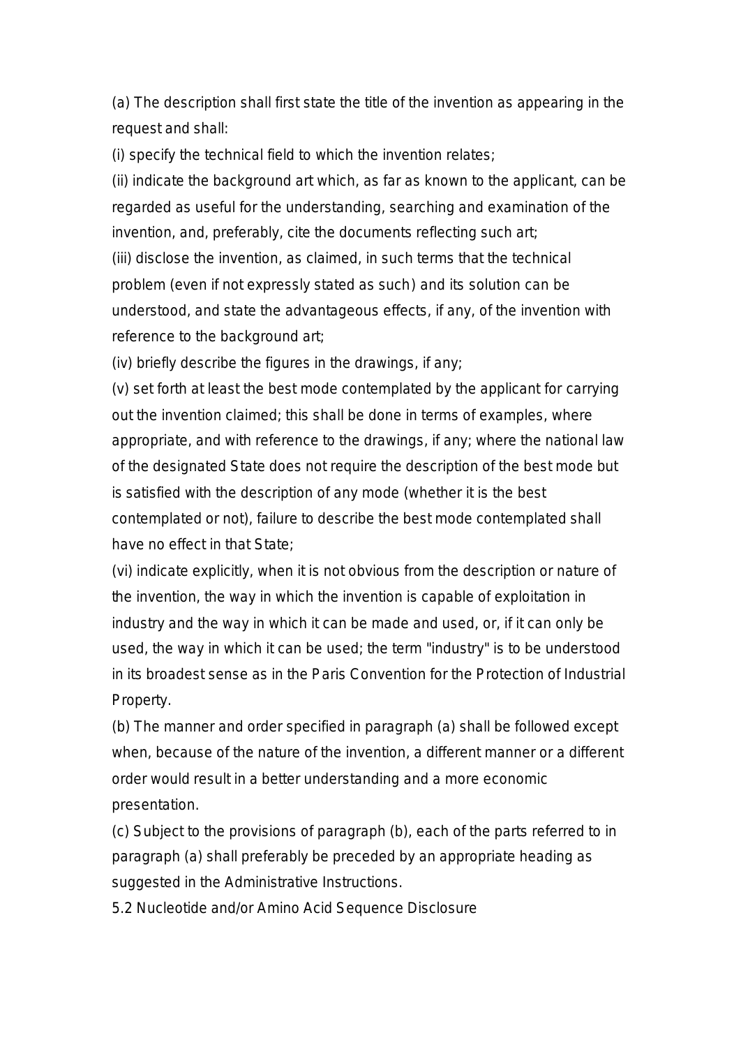(a) The description shall first state the title of the invention as appearing in the request and shall:

(i) specify the technical field to which the invention relates;

(ii) indicate the background art which, as far as known to the applicant, can be regarded as useful for the understanding, searching and examination of the invention, and, preferably, cite the documents reflecting such art;

(iii) disclose the invention, as claimed, in such terms that the technical problem (even if not expressly stated as such) and its solution can be understood, and state the advantageous effects, if any, of the invention with reference to the background art;

(iv) briefly describe the figures in the drawings, if any;

(v) set forth at least the best mode contemplated by the applicant for carrying out the invention claimed; this shall be done in terms of examples, where appropriate, and with reference to the drawings, if any; where the national law of the designated State does not require the description of the best mode but is satisfied with the description of any mode (whether it is the best contemplated or not), failure to describe the best mode contemplated shall have no effect in that State;

(vi) indicate explicitly, when it is not obvious from the description or nature of the invention, the way in which the invention is capable of exploitation in industry and the way in which it can be made and used, or, if it can only be used, the way in which it can be used; the term "industry" is to be understood in its broadest sense as in the Paris Convention for the Protection of Industrial Property.

(b) The manner and order specified in paragraph (a) shall be followed except when, because of the nature of the invention, a different manner or a different order would result in a better understanding and a more economic presentation.

(c) Subject to the provisions of paragraph (b), each of the parts referred to in paragraph (a) shall preferably be preceded by an appropriate heading as suggested in the Administrative Instructions.

5.2 Nucleotide and/or Amino Acid Sequence Disclosure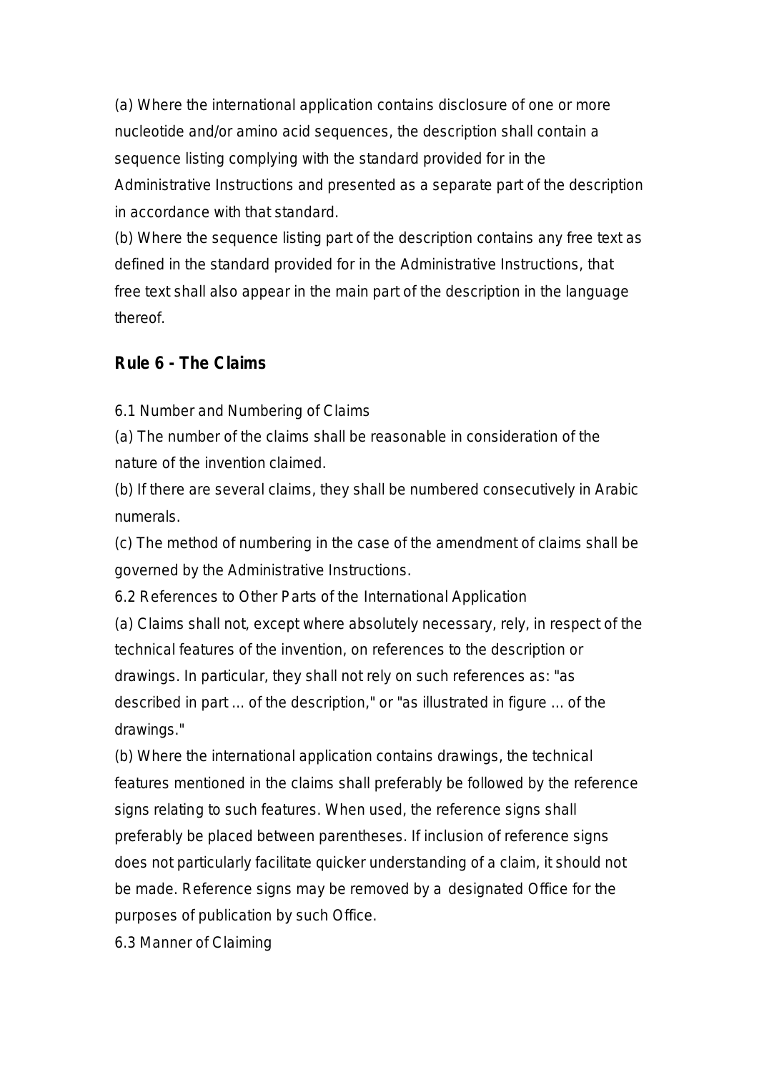(a) Where the international application contains disclosure of one or more nucleotide and/or amino acid sequences, the description shall contain a sequence listing complying with the standard provided for in the Administrative Instructions and presented as a separate part of the description in accordance with that standard.

(b) Where the sequence listing part of the description contains any free text as defined in the standard provided for in the Administrative Instructions, that free text shall also appear in the main part of the description in the language thereof.

## Rule 6 - The Claims

6.1 Number and Numbering of Claims

(a) The number of the claims shall be reasonable in consideration of the nature of the invention claimed.

(b) If there are several claims, they shall be numbered consecutively in Arabic numerals.

(c) The method of numbering in the case of the amendment of claims shall be governed by the Administrative Instructions.

6.2 References to Other Parts of the International Application

(a) Claims shall not, except where absolutely necessary, rely, in respect of the technical features of the invention, on references to the description or drawings. In particular, they shall not rely on such references as: "as described in part ... of the description," or "as illustrated in figure ... of the drawings."

(b) Where the international application contains drawings, the technical features mentioned in the claims shall preferably be followed by the reference signs relating to such features. When used, the reference signs shall preferably be placed between parentheses. If inclusion of reference signs does not particularly facilitate quicker understanding of a claim, it should not be made. Reference signs may be removed by a designated Office for the purposes of publication by such Office.

6.3 Manner of Claiming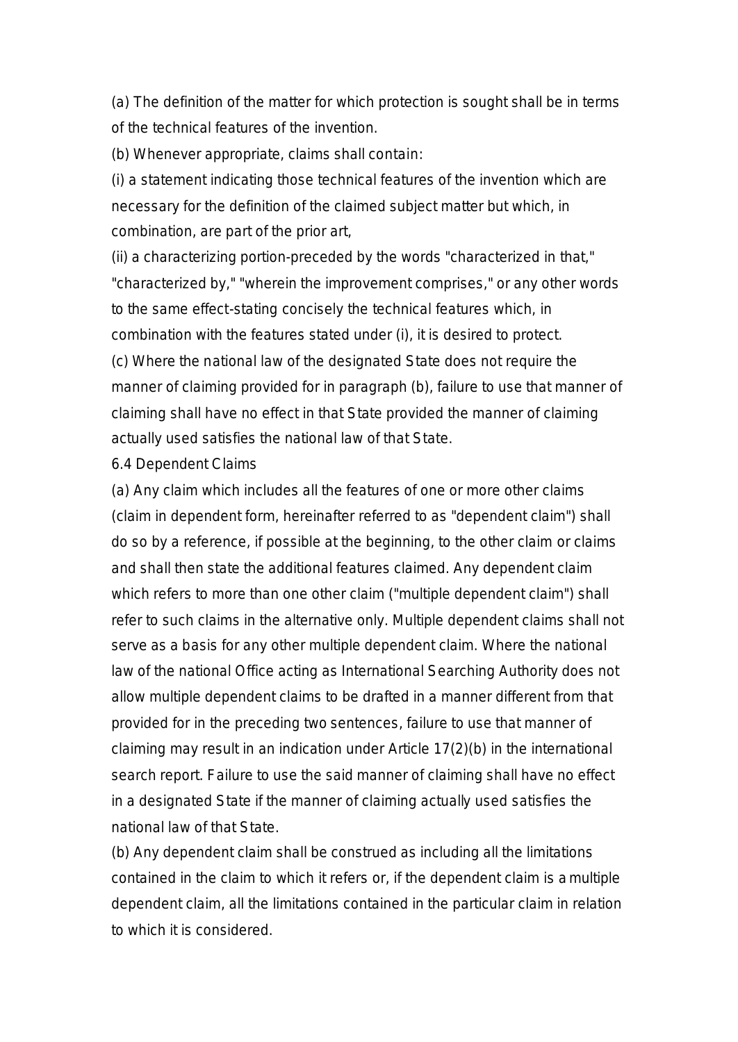(a) The definition of the matter for which protection is sought shall be in terms of the technical features of the invention.

(b) Whenever appropriate, claims shall contain:

(i) a statement indicating those technical features of the invention which are necessary for the definition of the claimed subject matter but which, in combination, are part of the prior art,

(ii) a characterizing portion-preceded by the words "characterized in that," "characterized by," "wherein the improvement comprises," or any other words to the same effect-stating concisely the technical features which, in combination with the features stated under (i), it is desired to protect.

(c) Where the national law of the designated State does not require the manner of claiming provided for in paragraph (b), failure to use that manner of claiming shall have no effect in that State provided the manner of claiming actually used satisfies the national law of that State.

6.4 Dependent Claims

(a) Any claim which includes all the features of one or more other claims (claim in dependent form, hereinafter referred to as "dependent claim") shall do so by a reference, if possible at the beginning, to the other claim or claims and shall then state the additional features claimed. Any dependent claim which refers to more than one other claim ("multiple dependent claim") shall refer to such claims in the alternative only. Multiple dependent claims shall not serve as a basis for any other multiple dependent claim. Where the national law of the national Office acting as International Searching Authority does not allow multiple dependent claims to be drafted in a manner different from that provided for in the preceding two sentences, failure to use that manner of claiming may result in an indication under Article 17(2)(b) in the international search report. Failure to use the said manner of claiming shall have no effect in a designated State if the manner of claiming actually used satisfies the national law of that State.

(b) Any dependent claim shall be construed as including all the limitations contained in the claim to which it refers or, if the dependent claim is a multiple dependent claim, all the limitations contained in the particular claim in relation to which it is considered.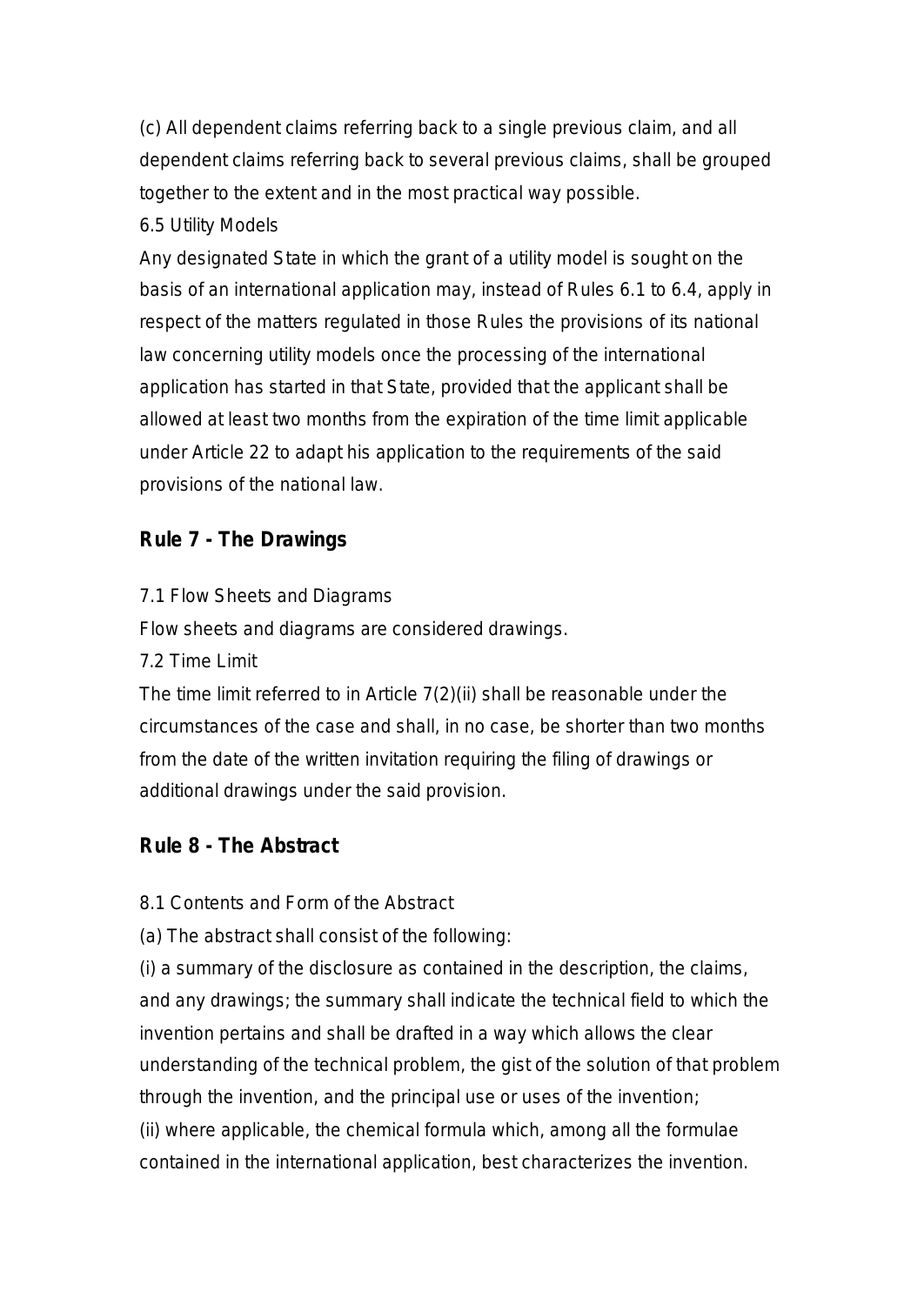(c) All dependent claims referring back to a single previous claim, and all dependent claims referring back to several previous claims, shall be grouped together to the extent and in the most practical way possible.

6.5 Utility Models

Any designated State in which the grant of a utility model is sought on the basis of an international application may, instead of Rules 6.1 to 6.4, apply in respect of the matters regulated in those Rules the provisions of its national law concerning utility models once the processing of the international application has started in that State, provided that the applicant shall be allowed at least two months from the expiration of the time limit applicable under Article 22 to adapt his application to the requirements of the said provisions of the national law.

## Rule 7 - The Drawings

7.1 Flow Sheets and Diagrams

Flow sheets and diagrams are considered drawings.

7.2 Time Limit

The time limit referred to in Article 7(2)(ii) shall be reasonable under the circumstances of the case and shall, in no case, be shorter than two months from the date of the written invitation requiring the filing of drawings or additional drawings under the said provision.

## Rule 8 - The Abstract

8.1 Contents and Form of the Abstract

(a) The abstract shall consist of the following:

(i) a summary of the disclosure as contained in the description, the claims, and any drawings; the summary shall indicate the technical field to which the invention pertains and shall be drafted in a way which allows the clear understanding of the technical problem, the gist of the solution of that problem through the invention, and the principal use or uses of the invention;

(ii) where applicable, the chemical formula which, among all the formulae contained in the international application, best characterizes the invention.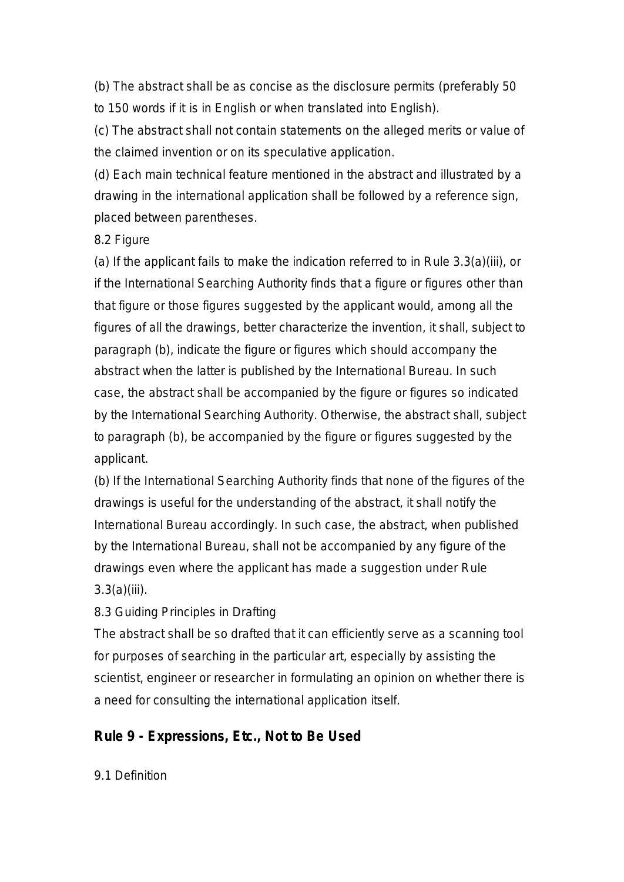(b) The abstract shall be as concise as the disclosure permits (preferably 50 to 150 words if it is in English or when translated into English).

(c) The abstract shall not contain statements on the alleged merits or value of the claimed invention or on its speculative application.

(d) Each main technical feature mentioned in the abstract and illustrated by a drawing in the international application shall be followed by a reference sign, placed between parentheses.

8.2 Figure

(a) If the applicant fails to make the indication referred to in Rule 3.3(a)(iii), or if the International Searching Authority finds that a figure or figures other than that figure or those figures suggested by the applicant would, among all the figures of all the drawings, better characterize the invention, it shall, subject to paragraph (b), indicate the figure or figures which should accompany the abstract when the latter is published by the International Bureau. In such case, the abstract shall be accompanied by the figure or figures so indicated by the International Searching Authority. Otherwise, the abstract shall, subject to paragraph (b), be accompanied by the figure or figures suggested by the applicant.

(b) If the International Searching Authority finds that none of the figures of the drawings is useful for the understanding of the abstract, it shall notify the International Bureau accordingly. In such case, the abstract, when published by the International Bureau, shall not be accompanied by any figure of the drawings even where the applicant has made a suggestion under Rule 3.3(a)(iii).

8.3 Guiding Principles in Drafting

The abstract shall be so drafted that it can efficiently serve as a scanning tool for purposes of searching in the particular art, especially by assisting the scientist, engineer or researcher in formulating an opinion on whether there is a need for consulting the international application itself.

## Rule 9 - Expressions, Etc., Not to Be Used

9.1 Definition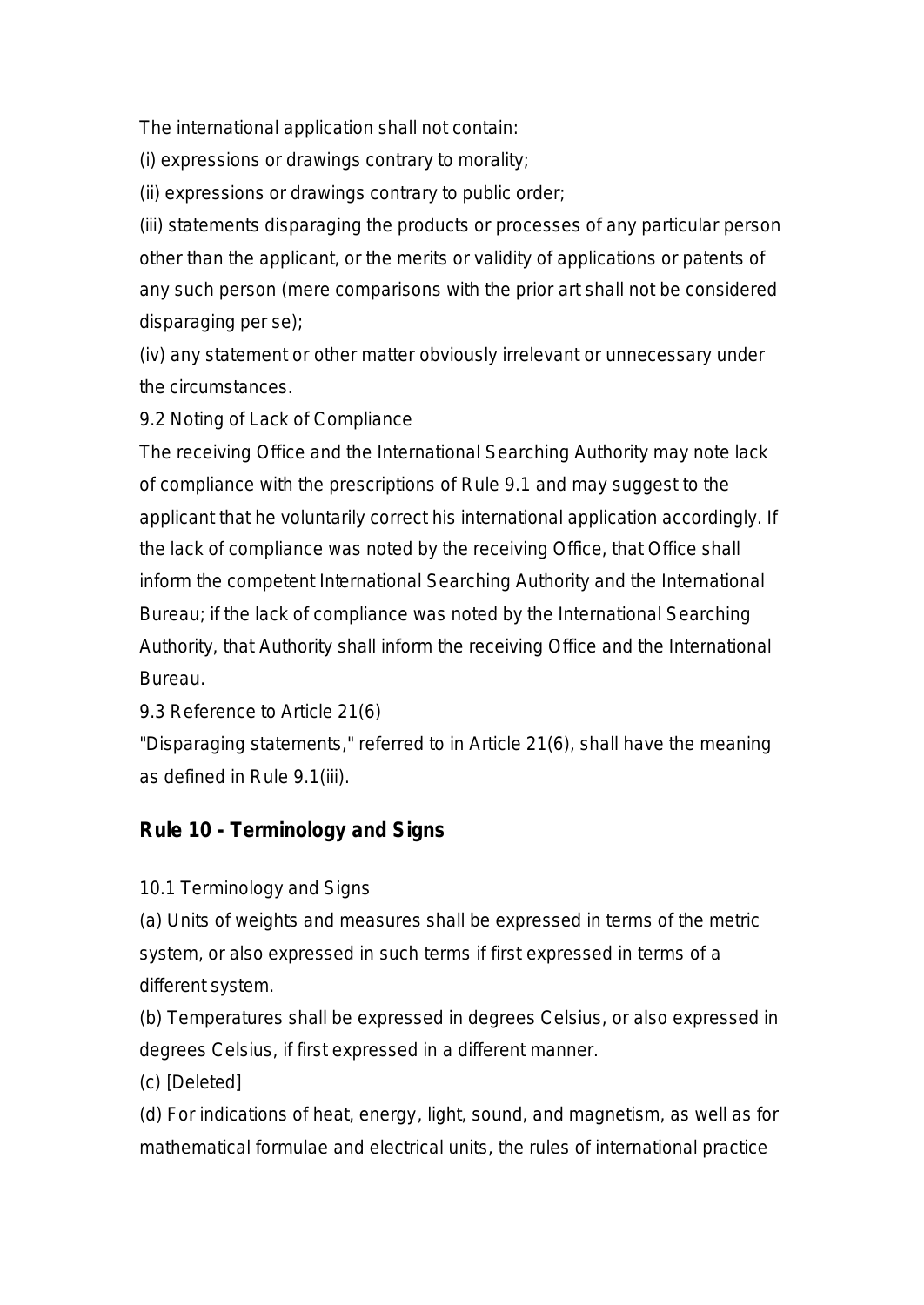The international application shall not contain:

(i) expressions or drawings contrary to morality;

(ii) expressions or drawings contrary to public order;

(iii) statements disparaging the products or processes of any particular person other than the applicant, or the merits or validity of applications or patents of any such person (mere comparisons with the prior art shall not be considered disparaging per se);

(iv) any statement or other matter obviously irrelevant or unnecessary under the circumstances.

9.2 Noting of Lack of Compliance

The receiving Office and the International Searching Authority may note lack of compliance with the prescriptions of Rule 9.1 and may suggest to the applicant that he voluntarily correct his international application accordingly. If the lack of compliance was noted by the receiving Office, that Office shall inform the competent International Searching Authority and the International Bureau; if the lack of compliance was noted by the International Searching Authority, that Authority shall inform the receiving Office and the International Bureau.

9.3 Reference to Article 21(6)

"Disparaging statements," referred to in Article 21(6), shall have the meaning as defined in Rule 9.1(iii).

## Rule 10 - Terminology and Signs

10.1 Terminology and Signs

(a) Units of weights and measures shall be expressed in terms of the metric system, or also expressed in such terms if first expressed in terms of a different system.

(b) Temperatures shall be expressed in degrees Celsius, or also expressed in degrees Celsius, if first expressed in a different manner.

(c) [Deleted]

(d) For indications of heat, energy, light, sound, and magnetism, as well as for mathematical formulae and electrical units, the rules of international practice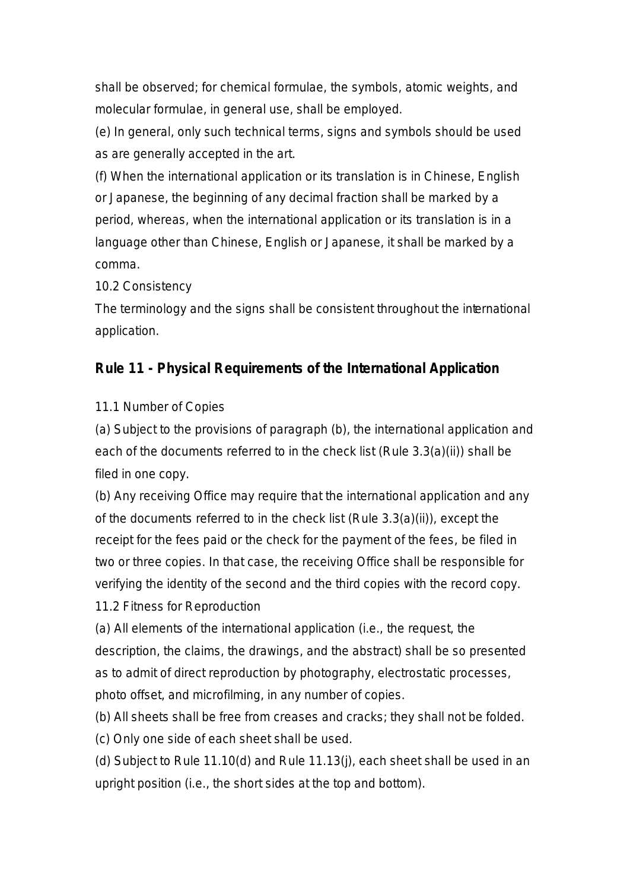shall be observed; for chemical formulae, the symbols, atomic weights, and molecular formulae, in general use, shall be employed.

(e) In general, only such technical terms, signs and symbols should be used as are generally accepted in the art.

(f) When the international application or its translation is in Chinese, English or Japanese, the beginning of any decimal fraction shall be marked by a period, whereas, when the international application or its translation is in a language other than Chinese, English or Japanese, it shall be marked by a comma.

10.2 Consistency

The terminology and the signs shall be consistent throughout the international application.

## Rule 11 - Physical Requirements of the International Application

11.1 Number of Copies

(a) Subject to the provisions of paragraph (b), the international application and each of the documents referred to in the check list (Rule 3.3(a)(ii)) shall be filed in one copy.

(b) Any receiving Office may require that the international application and any of the documents referred to in the check list (Rule 3.3(a)(ii)), except the receipt for the fees paid or the check for the payment of the fees, be filed in two or three copies. In that case, the receiving Office shall be responsible for verifying the identity of the second and the third copies with the record copy.

11.2 Fitness for Reproduction

(a) All elements of the international application (i.e., the request, the description, the claims, the drawings, and the abstract) shall be so presented as to admit of direct reproduction by photography, electrostatic processes, photo offset, and microfilming, in any number of copies.

(b) All sheets shall be free from creases and cracks; they shall not be folded.

(c) Only one side of each sheet shall be used.

(d) Subject to Rule 11.10(d) and Rule 11.13(j), each sheet shall be used in an upright position (i.e., the short sides at the top and bottom).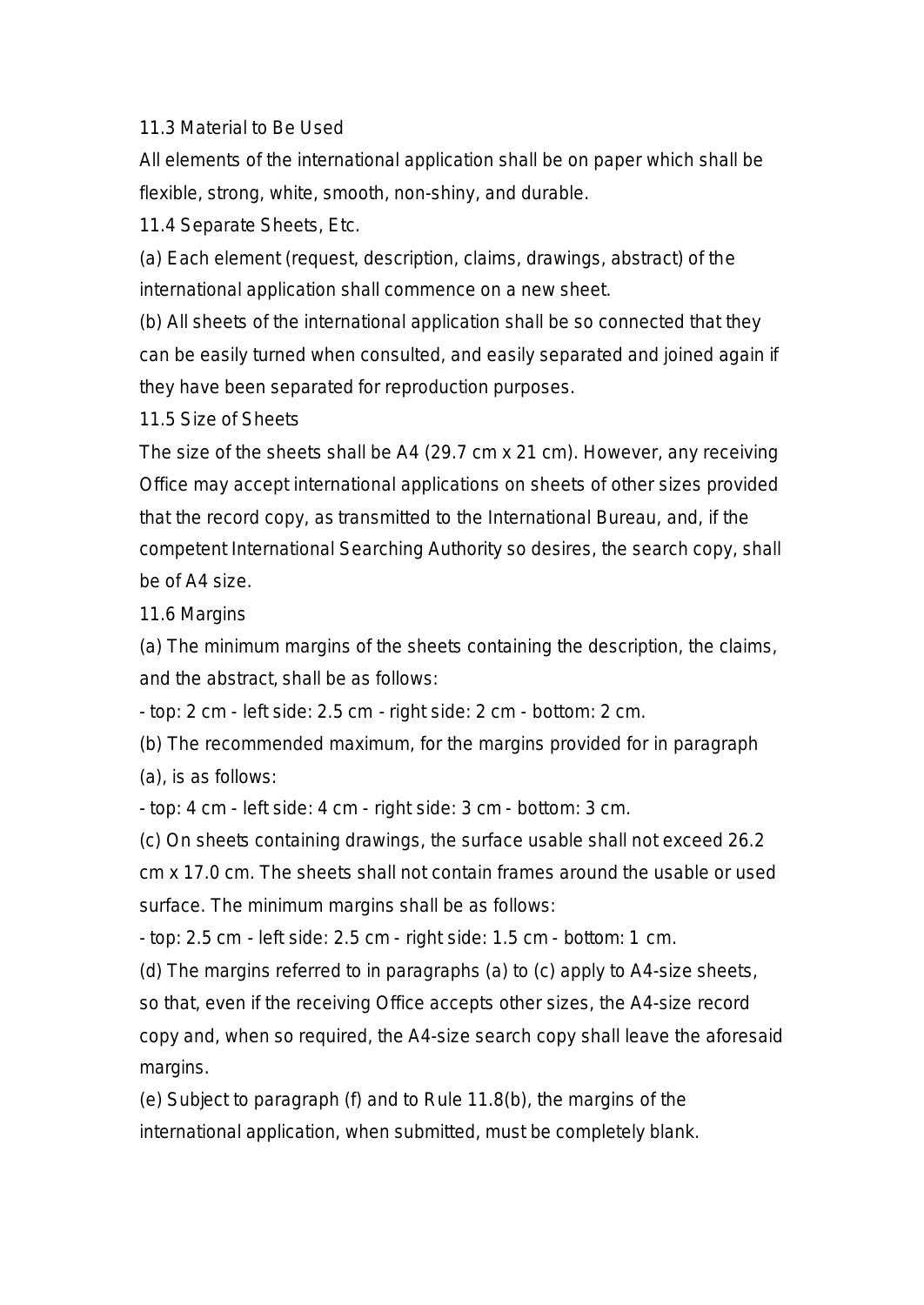11.3 Material to Be Used

All elements of the international application shall be on paper which shall be flexible, strong, white, smooth, non-shiny, and durable.

11.4 Separate Sheets, Etc.

(a) Each element (request, description, claims, drawings, abstract) of the international application shall commence on a new sheet.

(b) All sheets of the international application shall be so connected that they can be easily turned when consulted, and easily separated and joined again if they have been separated for reproduction purposes.

11.5 Size of Sheets

The size of the sheets shall be A4 (29.7 cm x 21 cm). However, any receiving Office may accept international applications on sheets of other sizes provided that the record copy, as transmitted to the International Bureau, and, if the competent International Searching Authority so desires, the search copy, shall be of A4 size.

11.6 Margins

(a) The minimum margins of the sheets containing the description, the claims, and the abstract, shall be as follows:

- top: 2 cm - left side: 2.5 cm - right side: 2 cm - bottom: 2 cm.

(b) The recommended maximum, for the margins provided for in paragraph (a), is as follows:

- top: 4 cm - left side: 4 cm - right side: 3 cm - bottom: 3 cm.

(c) On sheets containing drawings, the surface usable shall not exceed 26.2 cm x 17.0 cm. The sheets shall not contain frames around the usable or used surface. The minimum margins shall be as follows:

- top: 2.5 cm - left side: 2.5 cm - right side: 1.5 cm - bottom: 1 cm.

(d) The margins referred to in paragraphs (a) to (c) apply to A4-size sheets, so that, even if the receiving Office accepts other sizes, the A4-size record copy and, when so required, the A4-size search copy shall leave the aforesaid margins.

(e) Subject to paragraph (f) and to Rule 11.8(b), the margins of the international application, when submitted, must be completely blank.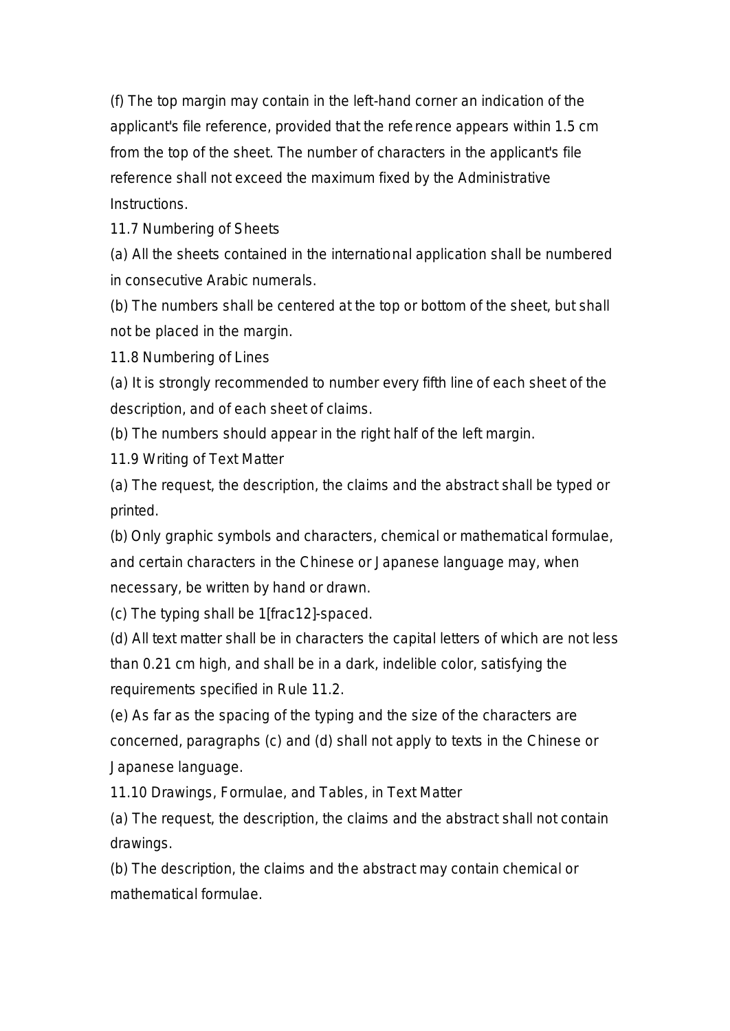(f) The top margin may contain in the left-hand corner an indication of the applicant's file reference, provided that the reference appears within 1.5 cm from the top of the sheet. The number of characters in the applicant's file reference shall not exceed the maximum fixed by the Administrative Instructions.

11.7 Numbering of Sheets

(a) All the sheets contained in the international application shall be numbered in consecutive Arabic numerals.

(b) The numbers shall be centered at the top or bottom of the sheet, but shall not be placed in the margin.

11.8 Numbering of Lines

(a) It is strongly recommended to number every fifth line of each sheet of the description, and of each sheet of claims.

(b) The numbers should appear in the right half of the left margin.

11.9 Writing of Text Matter

(a) The request, the description, the claims and the abstract shall be typed or printed.

(b) Only graphic symbols and characters, chemical or mathematical formulae, and certain characters in the Chinese or Japanese language may, when necessary, be written by hand or drawn.

(c) The typing shall be 1[frac12]-spaced.

(d) All text matter shall be in characters the capital letters of which are not less than 0.21 cm high, and shall be in a dark, indelible color, satisfying the requirements specified in Rule 11.2.

(e) As far as the spacing of the typing and the size of the characters are concerned, paragraphs (c) and (d) shall not apply to texts in the Chinese or Japanese language.

11.10 Drawings, Formulae, and Tables, in Text Matter

(a) The request, the description, the claims and the abstract shall not contain drawings.

(b) The description, the claims and the abstract may contain chemical or mathematical formulae.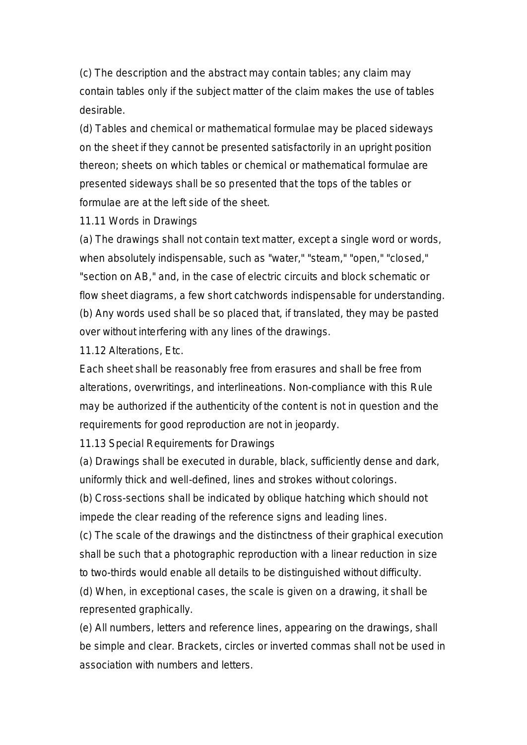(c) The description and the abstract may contain tables; any claim may contain tables only if the subject matter of the claim makes the use of tables desirable.

(d) Tables and chemical or mathematical formulae may be placed sideways on the sheet if they cannot be presented satisfactorily in an upright position thereon; sheets on which tables or chemical or mathematical formulae are presented sideways shall be so presented that the tops of the tables or formulae are at the left side of the sheet.

11.11 Words in Drawings

(a) The drawings shall not contain text matter, except a single word or words, when absolutely indispensable, such as "water," "steam," "open," "closed," "section on AB," and, in the case of electric circuits and block schematic or flow sheet diagrams, a few short catchwords indispensable for understanding.

(b) Any words used shall be so placed that, if translated, they may be pasted over without interfering with any lines of the drawings.

11.12 Alterations, Etc.

Each sheet shall be reasonably free from erasures and shall be free from alterations, overwritings, and interlineations. Non-compliance with this Rule may be authorized if the authenticity of the content is not in question and the requirements for good reproduction are not in jeopardy.

11.13 Special Requirements for Drawings

(a) Drawings shall be executed in durable, black, sufficiently dense and dark, uniformly thick and well-defined, lines and strokes without colorings.

(b) Cross-sections shall be indicated by oblique hatching which should not impede the clear reading of the reference signs and leading lines.

(c) The scale of the drawings and the distinctness of their graphical execution shall be such that a photographic reproduction with a linear reduction in size to two-thirds would enable all details to be distinguished without difficulty.

(d) When, in exceptional cases, the scale is given on a drawing, it shall be represented graphically.

(e) All numbers, letters and reference lines, appearing on the drawings, shall be simple and clear. Brackets, circles or inverted commas shall not be used in association with numbers and letters.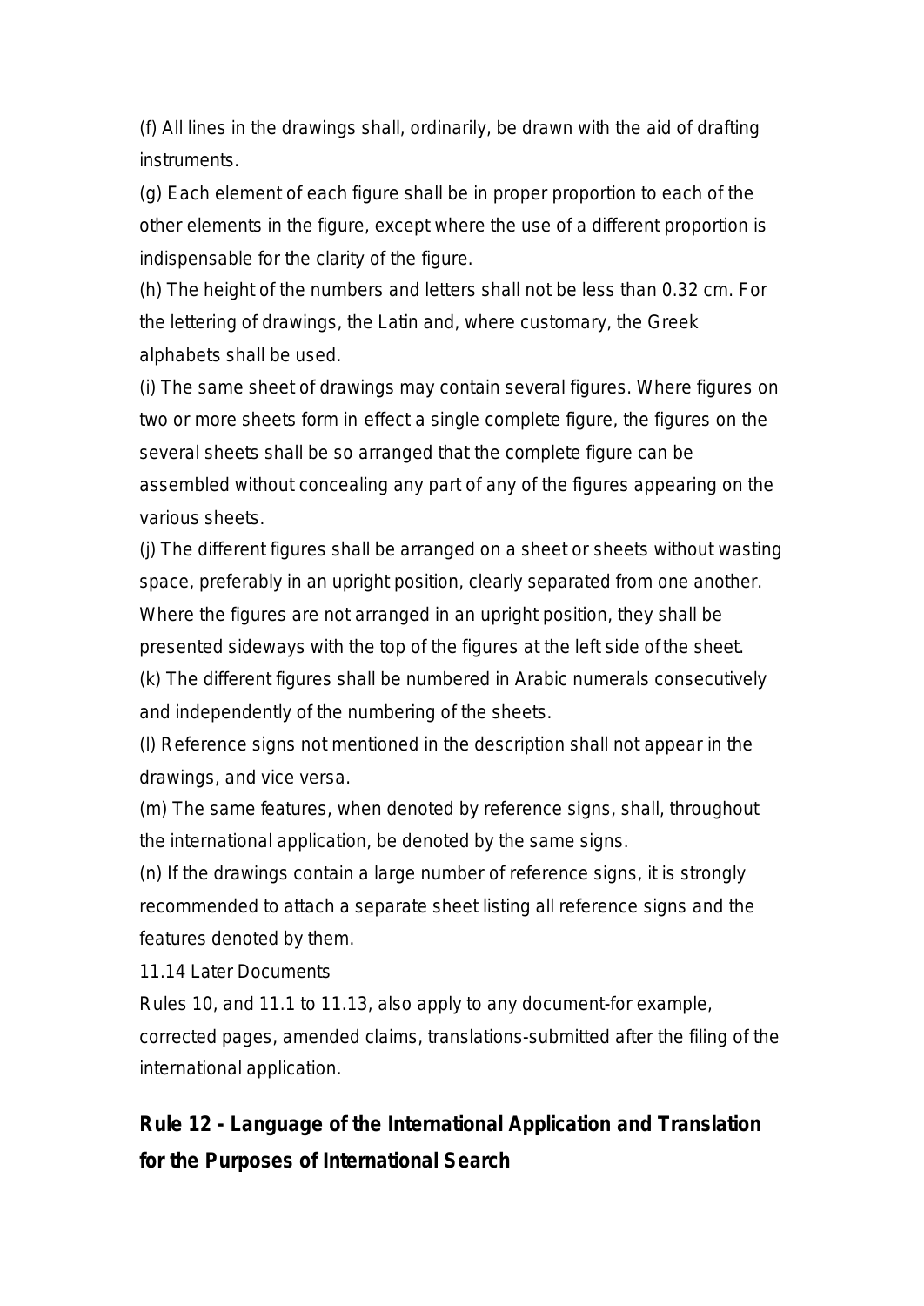(f) All lines in the drawings shall, ordinarily, be drawn with the aid of drafting instruments.

(g) Each element of each figure shall be in proper proportion to each of the other elements in the figure, except where the use of a different proportion is indispensable for the clarity of the figure.

(h) The height of the numbers and letters shall not be less than 0.32 cm. For the lettering of drawings, the Latin and, where customary, the Greek alphabets shall be used.

(i) The same sheet of drawings may contain several figures. Where figures on two or more sheets form in effect a single complete figure, the figures on the several sheets shall be so arranged that the complete figure can be assembled without concealing any part of any of the figures appearing on the various sheets.

(j) The different figures shall be arranged on a sheet or sheets without wasting space, preferably in an upright position, clearly separated from one another. Where the figures are not arranged in an upright position, they shall be presented sideways with the top of the figures at the left side of the sheet.

(k) The different figures shall be numbered in Arabic numerals consecutively and independently of the numbering of the sheets.

(l) Reference signs not mentioned in the description shall not appear in the drawings, and vice versa.

(m) The same features, when denoted by reference signs, shall, throughout the international application, be denoted by the same signs.

(n) If the drawings contain a large number of reference signs, it is strongly recommended to attach a separate sheet listing all reference signs and the features denoted by them.

11.14 Later Documents

Rules 10, and 11.1 to 11.13, also apply to any document-for example, corrected pages, amended claims, translations-submitted after the filing of the international application.

## Rule 12 - Language of the International Application and Translation for the Purposes of International Search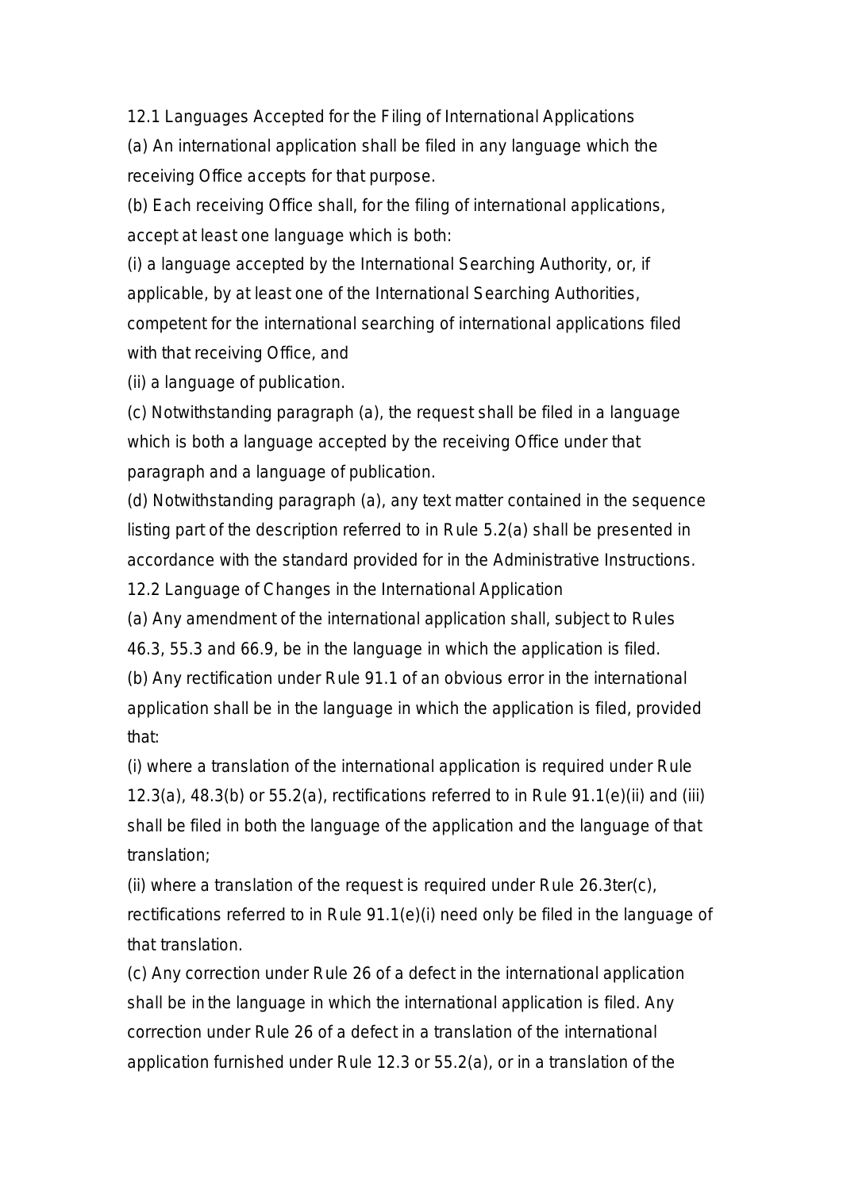12.1 Languages Accepted for the Filing of International Applications

(a) An international application shall be filed in any language which the receiving Office accepts for that purpose.

(b) Each receiving Office shall, for the filing of international applications, accept at least one language which is both:

(i) a language accepted by the International Searching Authority, or, if applicable, by at least one of the International Searching Authorities, competent for the international searching of international applications filed with that receiving Office, and

(ii) a language of publication.

(c) Notwithstanding paragraph (a), the request shall be filed in a language which is both a language accepted by the receiving Office under that paragraph and a language of publication.

(d) Notwithstanding paragraph (a), any text matter contained in the sequence listing part of the description referred to in Rule 5.2(a) shall be presented in accordance with the standard provided for in the Administrative Instructions.

12.2 Language of Changes in the International Application

(a) Any amendment of the international application shall, subject to Rules 46.3, 55.3 and 66.9, be in the language in which the application is filed.

(b) Any rectification under Rule 91.1 of an obvious error in the international application shall be in the language in which the application is filed, provided that:

(i) where a translation of the international application is required under Rule 12.3(a), 48.3(b) or 55.2(a), rectifications referred to in Rule 91.1(e)(ii) and (iii) shall be filed in both the language of the application and the language of that translation;

(ii) where a translation of the request is required under Rule 26.3ter(c), rectifications referred to in Rule 91.1(e)(i) need only be filed in the language of that translation.

(c) Any correction under Rule 26 of a defect in the international application shall be in the language in which the international application is filed. Any correction under Rule 26 of a defect in a translation of the international application furnished under Rule 12.3 or 55.2(a), or in a translation of the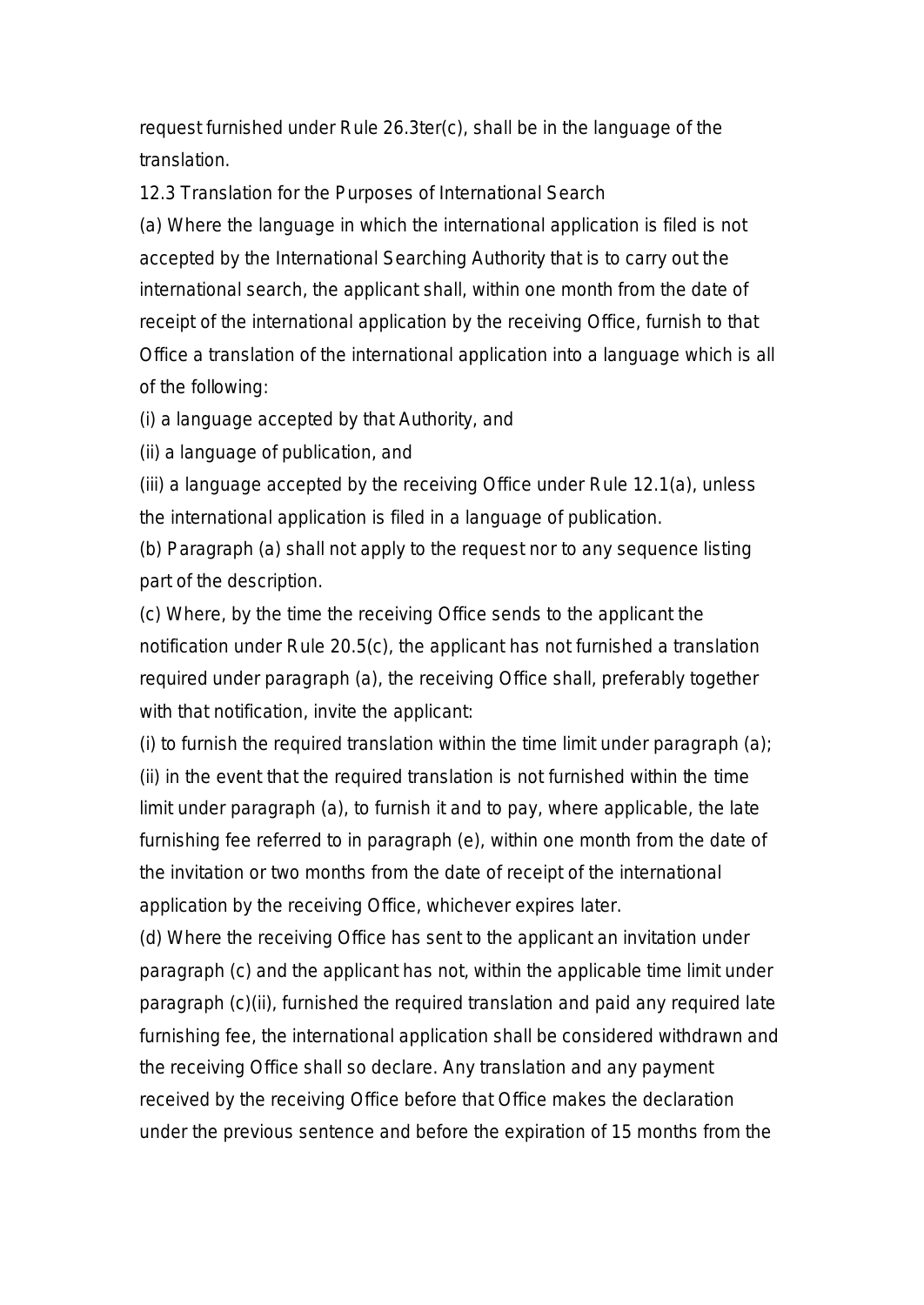request furnished under Rule 26.3ter(c), shall be in the language of the translation.

12.3 Translation for the Purposes of International Search

(a) Where the language in which the international application is filed is not accepted by the International Searching Authority that is to carry out the international search, the applicant shall, within one month from the date of receipt of the international application by the receiving Office, furnish to that Office a translation of the international application into a language which is all of the following:

(i) a language accepted by that Authority, and

(ii) a language of publication, and

(iii) a language accepted by the receiving Office under Rule 12.1(a), unless the international application is filed in a language of publication.

(b) Paragraph (a) shall not apply to the request nor to any sequence listing part of the description.

(c) Where, by the time the receiving Office sends to the applicant the notification under Rule 20.5(c), the applicant has not furnished a translation required under paragraph (a), the receiving Office shall, preferably together with that notification, invite the applicant:

(i) to furnish the required translation within the time limit under paragraph (a);

(ii) in the event that the required translation is not furnished within the time limit under paragraph (a), to furnish it and to pay, where applicable, the late furnishing fee referred to in paragraph (e), within one month from the date of the invitation or two months from the date of receipt of the international application by the receiving Office, whichever expires later.

(d) Where the receiving Office has sent to the applicant an invitation under paragraph (c) and the applicant has not, within the applicable time limit under paragraph (c)(ii), furnished the required translation and paid any required late furnishing fee, the international application shall be considered withdrawn and the receiving Office shall so declare. Any translation and any payment received by the receiving Office before that Office makes the declaration under the previous sentence and before the expiration of 15 months from the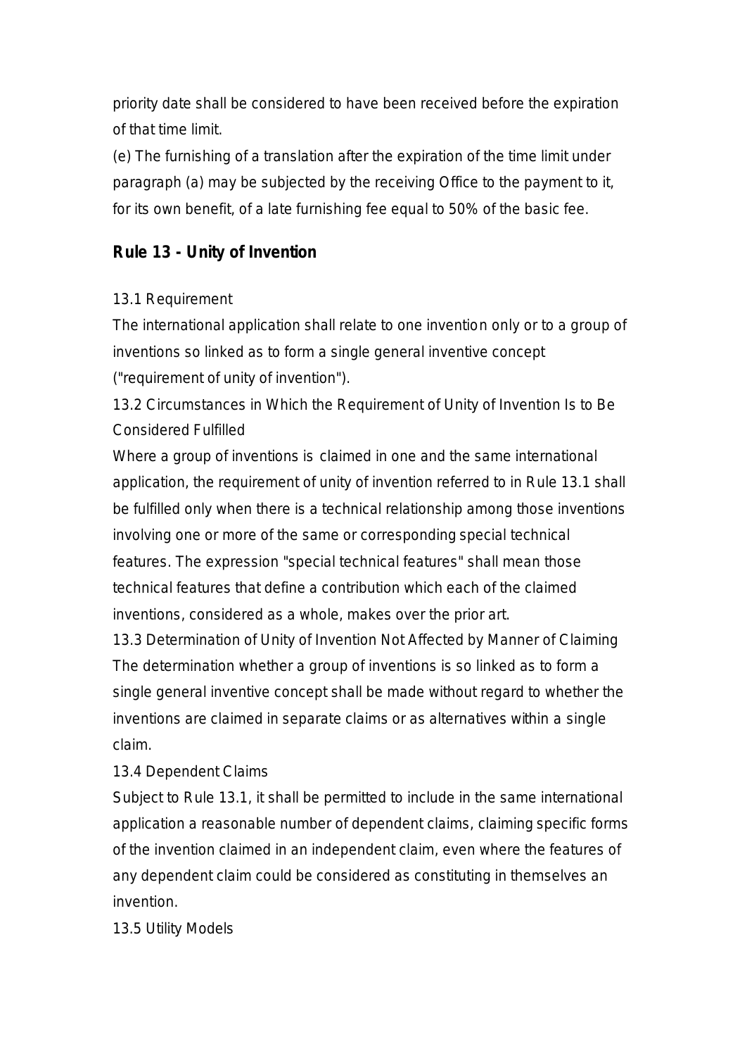priority date shall be considered to have been received before the expiration of that time limit.

(e) The furnishing of a translation after the expiration of the time limit under paragraph (a) may be subjected by the receiving Office to the payment to it, for its own benefit, of a late furnishing fee equal to 50% of the basic fee.

## Rule 13 - Unity of Invention

13.1 Requirement

The international application shall relate to one invention only or to a group of inventions so linked as to form a single general inventive concept ("requirement of unity of invention").

13.2 Circumstances in Which the Requirement of Unity of Invention Is to Be Considered Fulfilled

Where a group of inventions is claimed in one and the same international application, the requirement of unity of invention referred to in Rule 13.1 shall be fulfilled only when there is a technical relationship among those inventions involving one or more of the same or corresponding special technical features. The expression "special technical features" shall mean those technical features that define a contribution which each of the claimed inventions, considered as a whole, makes over the prior art.

13.3 Determination of Unity of Invention Not Affected by Manner of Claiming

The determination whether a group of inventions is so linked as to form a single general inventive concept shall be made without regard to whether the inventions are claimed in separate claims or as alternatives within a single claim.

13.4 Dependent Claims

Subject to Rule 13.1, it shall be permitted to include in the same international application a reasonable number of dependent claims, claiming specific forms of the invention claimed in an independent claim, even where the features of any dependent claim could be considered as constituting in themselves an invention.

13.5 Utility Models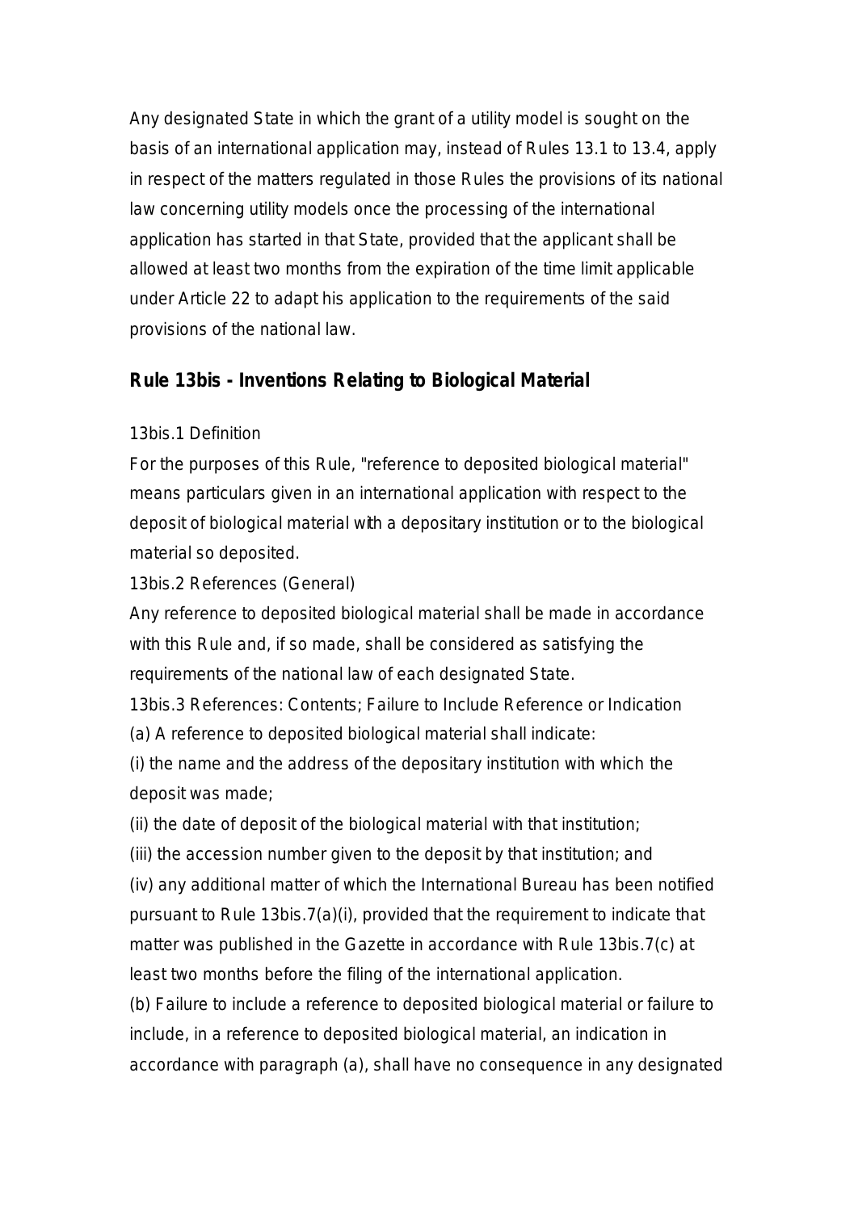Any designated State in which the grant of a utility model is sought on the basis of an international application may, instead of Rules 13.1 to 13.4, apply in respect of the matters regulated in those Rules the provisions of its national law concerning utility models once the processing of the international application has started in that State, provided that the applicant shall be allowed at least two months from the expiration of the time limit applicable under Article 22 to adapt his application to the requirements of the said provisions of the national law.

## Rule 13bis - Inventions Relating to Biological Material

13bis.1 Definition

For the purposes of this Rule, "reference to deposited biological material" means particulars given in an international application with respect to the deposit of biological material with a depositary institution or to the biological material so deposited.

13bis.2 References (General)

Any reference to deposited biological material shall be made in accordance with this Rule and, if so made, shall be considered as satisfying the requirements of the national law of each designated State.

13bis.3 References: Contents; Failure to Include Reference or Indication

(a) A reference to deposited biological material shall indicate:

(i) the name and the address of the depositary institution with which the deposit was made;

(ii) the date of deposit of the biological material with that institution;

(iii) the accession number given to the deposit by that institution; and

(iv) any additional matter of which the International Bureau has been notified pursuant to Rule 13bis.7(a)(i), provided that the requirement to indicate that matter was published in the Gazette in accordance with Rule 13bis.7(c) at least two months before the filing of the international application.

(b) Failure to include a reference to deposited biological material or failure to include, in a reference to deposited biological material, an indication in accordance with paragraph (a), shall have no consequence in any designated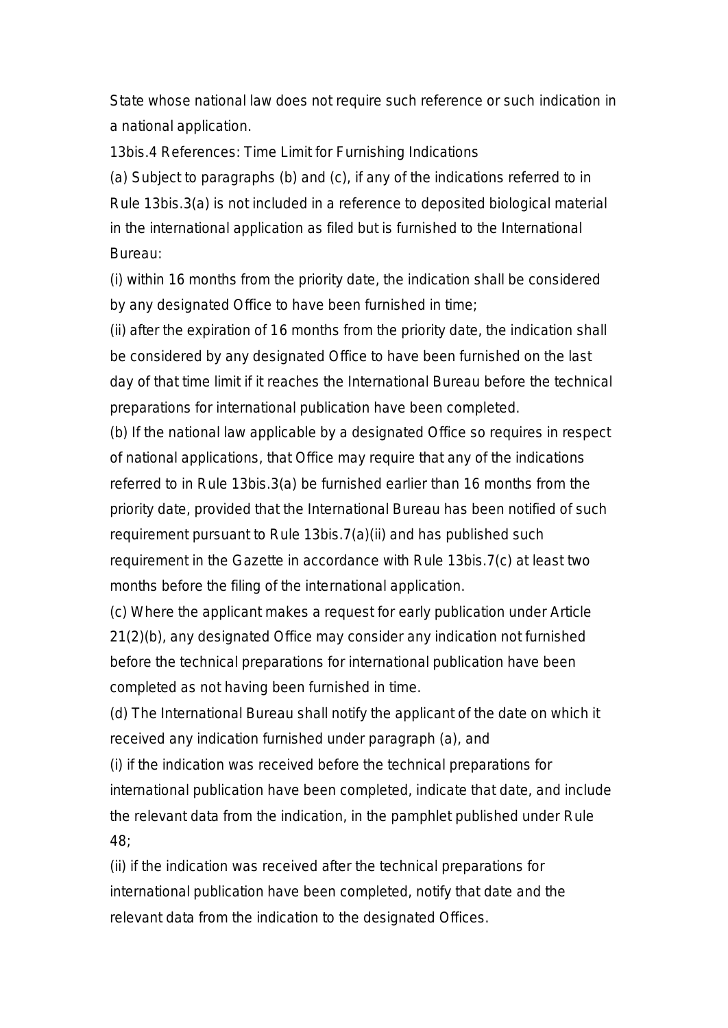State whose national law does not require such reference or such indication in a national application.

13bis.4 References: Time Limit for Furnishing Indications

(a) Subject to paragraphs (b) and (c), if any of the indications referred to in Rule 13bis.3(a) is not included in a reference to deposited biological material in the international application as filed but is furnished to the International Bureau:

(i) within 16 months from the priority date, the indication shall be considered by any designated Office to have been furnished in time;

(ii) after the expiration of 16 months from the priority date, the indication shall be considered by any designated Office to have been furnished on the last day of that time limit if it reaches the International Bureau before the technical preparations for international publication have been completed.

(b) If the national law applicable by a designated Office so requires in respect of national applications, that Office may require that any of the indications referred to in Rule 13bis.3(a) be furnished earlier than 16 months from the priority date, provided that the International Bureau has been notified of such requirement pursuant to Rule 13bis.7(a)(ii) and has published such requirement in the Gazette in accordance with Rule 13bis.7(c) at least two months before the filing of the international application.

(c) Where the applicant makes a request for early publication under Article 21(2)(b), any designated Office may consider any indication not furnished before the technical preparations for international publication have been completed as not having been furnished in time.

(d) The International Bureau shall notify the applicant of the date on which it received any indication furnished under paragraph (a), and

(i) if the indication was received before the technical preparations for international publication have been completed, indicate that date, and include the relevant data from the indication, in the pamphlet published under Rule 48;

(ii) if the indication was received after the technical preparations for international publication have been completed, notify that date and the relevant data from the indication to the designated Offices.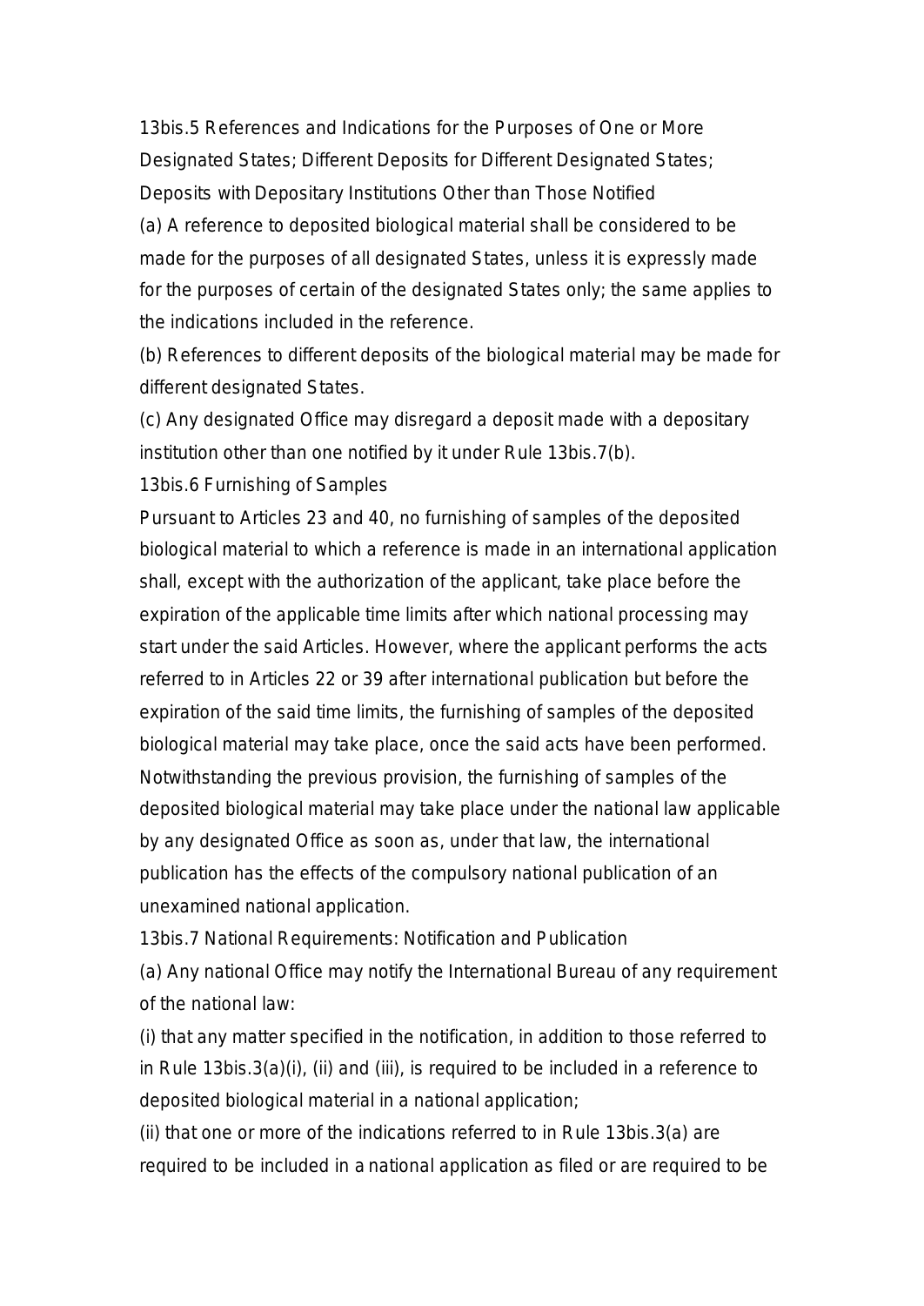### 13bis.5 References and Indications for the Purposes of One or More Designated States; Different Deposits for Different Designated States; Deposits with Depositary Institutions Other than Those Notified

(a) A reference to deposited biological material shall be considered to be made for the purposes of all designated States, unless it is expressly made for the purposes of certain of the designated States only; the same applies to the indications included in the reference.

(b) References to different deposits of the biological material may be made for different designated States.

(c) Any designated Office may disregard a deposit made with a depositary institution other than one notified by it under Rule 13bis.7(b).

### 13bis.6 Furnishing of Samples

Pursuant to Articles 23 and 40, no furnishing of samples of the deposited biological material to which a reference is made in an international application shall, except with the authorization of the applicant, take place before the expiration of the applicable time limits after which national processing may start under the said Articles. However, where the applicant performs the acts referred to in Articles 22 or 39 after international publication but before the expiration of the said time limits, the furnishing of samples of the deposited biological material may take place, once the said acts have been performed. Notwithstanding the previous provision, the furnishing of samples of the deposited biological material may take place under the national law applicable by any designated Office as soon as, under that law, the international publication has the effects of the compulsory national publication of an unexamined national application.

### 13bis.7 National Requirements: Notification and Publication

(a) Any national Office may notify the International Bureau of any requirement of the national law:

(i) that any matter specified in the notification, in addition to those referred to in Rule 13bis.3(a)(i), (ii) and (iii), is required to be included in a reference to deposited biological material in a national application;

(ii) that one or more of the indications referred to in Rule 13bis.3(a) are required to be included in a national application as filed or are required to be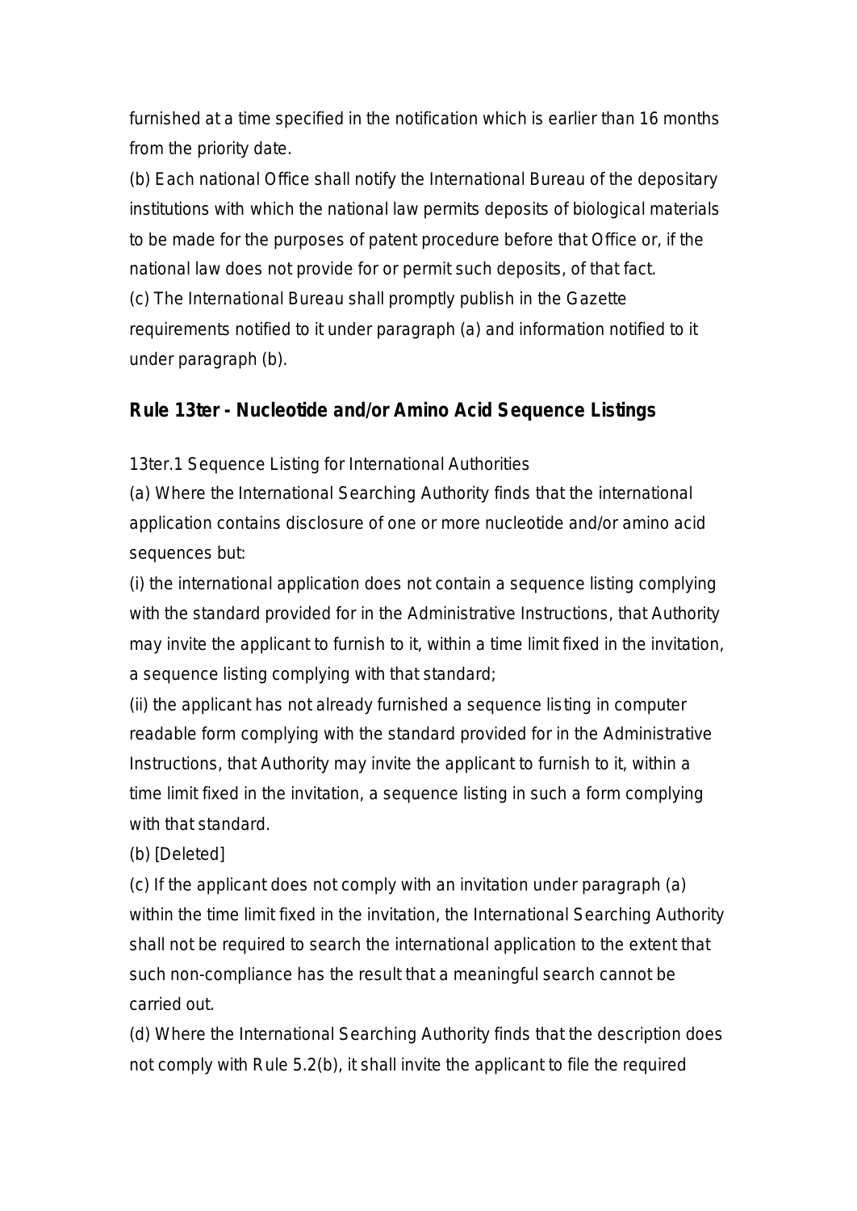furnished at a time specified in the notification which is earlier than 16 months from the priority date.

(b) Each national Office shall notify the International Bureau of the depositary institutions with which the national law permits deposits of biological materials to be made for the purposes of patent procedure before that Office or, if the national law does not provide for or permit such deposits, of that fact.

(c) The International Bureau shall promptly publish in the Gazette requirements notified to it under paragraph (a) and information notified to it under paragraph (b).

## Rule 13ter - Nucleotide and/or Amino Acid Sequence Listings

13ter.1 Sequence Listing for International Authorities

(a) Where the International Searching Authority finds that the international application contains disclosure of one or more nucleotide and/or amino acid sequences but:

(i) the international application does not contain a sequence listing complying with the standard provided for in the Administrative Instructions, that Authority may invite the applicant to furnish to it, within a time limit fixed in the invitation, a sequence listing complying with that standard;

(ii) the applicant has not already furnished a sequence listing in computer readable form complying with the standard provided for in the Administrative Instructions, that Authority may invite the applicant to furnish to it, within a time limit fixed in the invitation, a sequence listing in such a form complying with that standard.

(b) [Deleted]

(c) If the applicant does not comply with an invitation under paragraph (a) within the time limit fixed in the invitation, the International Searching Authority shall not be required to search the international application to the extent that such non-compliance has the result that a meaningful search cannot be carried out.

(d) Where the International Searching Authority finds that the description does not comply with Rule 5.2(b), it shall invite the applicant to file the required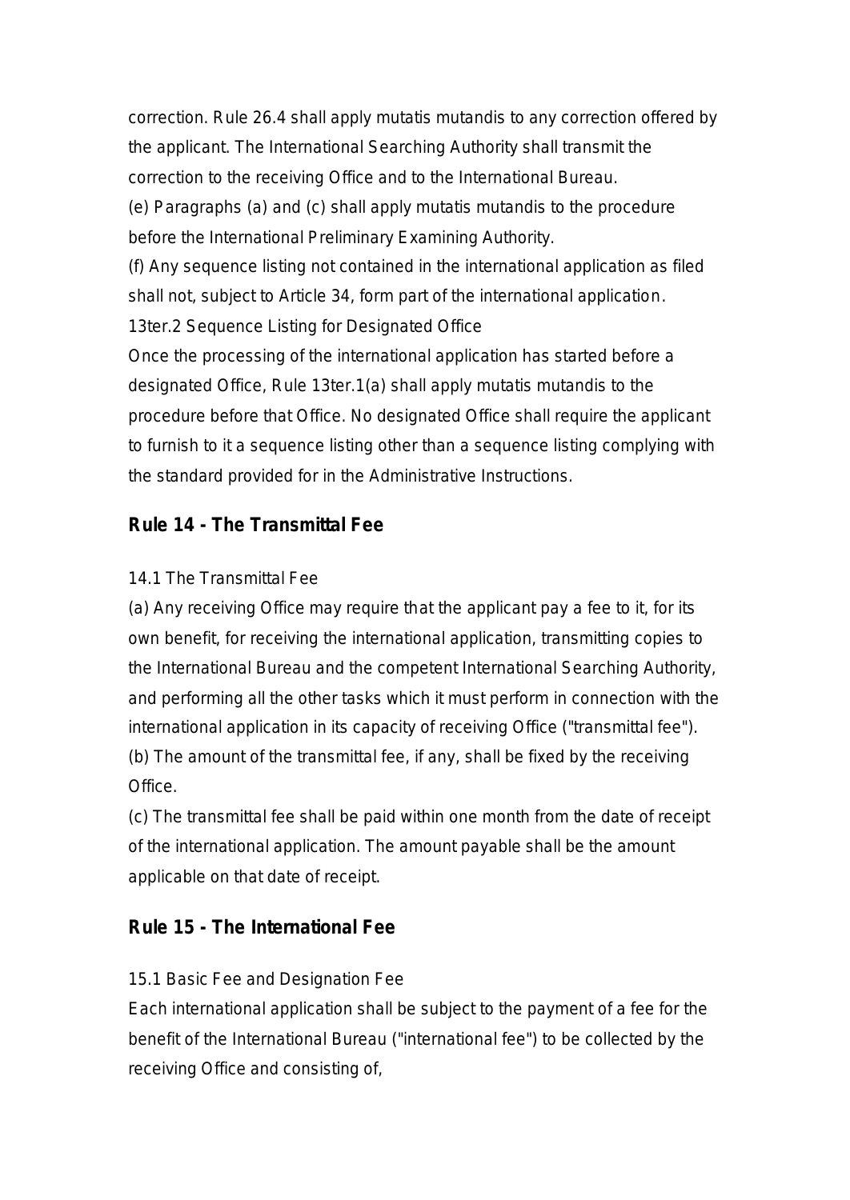correction. Rule 26.4 shall apply mutatis mutandis to any correction offered by the applicant. The International Searching Authority shall transmit the correction to the receiving Office and to the International Bureau.

(e) Paragraphs (a) and (c) shall apply mutatis mutandis to the procedure before the International Preliminary Examining Authority.

(f) Any sequence listing not contained in the international application as filed shall not, subject to Article 34, form part of the international application.

13ter.2 Sequence Listing for Designated Office

Once the processing of the international application has started before a designated Office, Rule 13ter.1(a) shall apply mutatis mutandis to the procedure before that Office. No designated Office shall require the applicant to furnish to it a sequence listing other than a sequence listing complying with the standard provided for in the Administrative Instructions.

## Rule 14 - The Transmittal Fee

14.1 The Transmittal Fee

(a) Any receiving Office may require that the applicant pay a fee to it, for its own benefit, for receiving the international application, transmitting copies to the International Bureau and the competent International Searching Authority, and performing all the other tasks which it must perform in connection with the international application in its capacity of receiving Office ("transmittal fee").

(b) The amount of the transmittal fee, if any, shall be fixed by the receiving Office.

(c) The transmittal fee shall be paid within one month from the date of receipt of the international application. The amount payable shall be the amount applicable on that date of receipt.

## Rule 15 - The International Fee

15.1 Basic Fee and Designation Fee

Each international application shall be subject to the payment of a fee for the benefit of the International Bureau ("international fee") to be collected by the receiving Office and consisting of,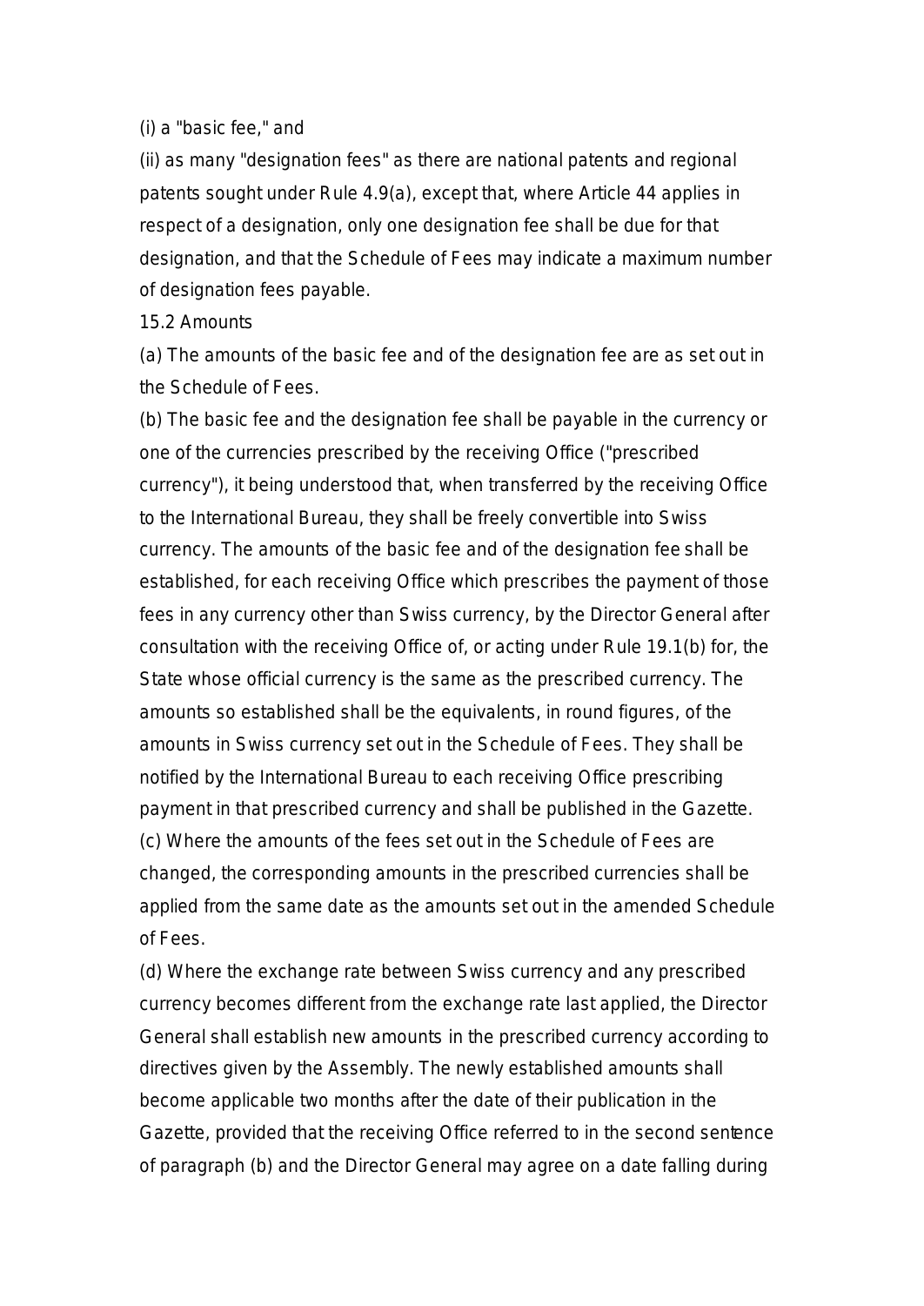(i) a "basic fee," and

(ii) as many "designation fees" as there are national patents and regional patents sought under Rule 4.9(a), except that, where Article 44 applies in respect of a designation, only one designation fee shall be due for that designation, and that the Schedule of Fees may indicate a maximum number of designation fees payable.

15.2 Amounts

(a) The amounts of the basic fee and of the designation fee are as set out in the Schedule of Fees.

(b) The basic fee and the designation fee shall be payable in the currency or one of the currencies prescribed by the receiving Office ("prescribed currency"), it being understood that, when transferred by the receiving Office to the International Bureau, they shall be freely convertible into Swiss currency. The amounts of the basic fee and of the designation fee shall be established, for each receiving Office which prescribes the payment of those fees in any currency other than Swiss currency, by the Director General after consultation with the receiving Office of, or acting under Rule 19.1(b) for, the State whose official currency is the same as the prescribed currency. The amounts so established shall be the equivalents, in round figures, of the amounts in Swiss currency set out in the Schedule of Fees. They shall be notified by the International Bureau to each receiving Office prescribing payment in that prescribed currency and shall be published in the Gazette.

(c) Where the amounts of the fees set out in the Schedule of Fees are changed, the corresponding amounts in the prescribed currencies shall be applied from the same date as the amounts set out in the amended Schedule of Fees.

(d) Where the exchange rate between Swiss currency and any prescribed currency becomes different from the exchange rate last applied, the Director General shall establish new amounts in the prescribed currency according to directives given by the Assembly. The newly established amounts shall become applicable two months after the date of their publication in the Gazette, provided that the receiving Office referred to in the second sentence of paragraph (b) and the Director General may agree on a date falling during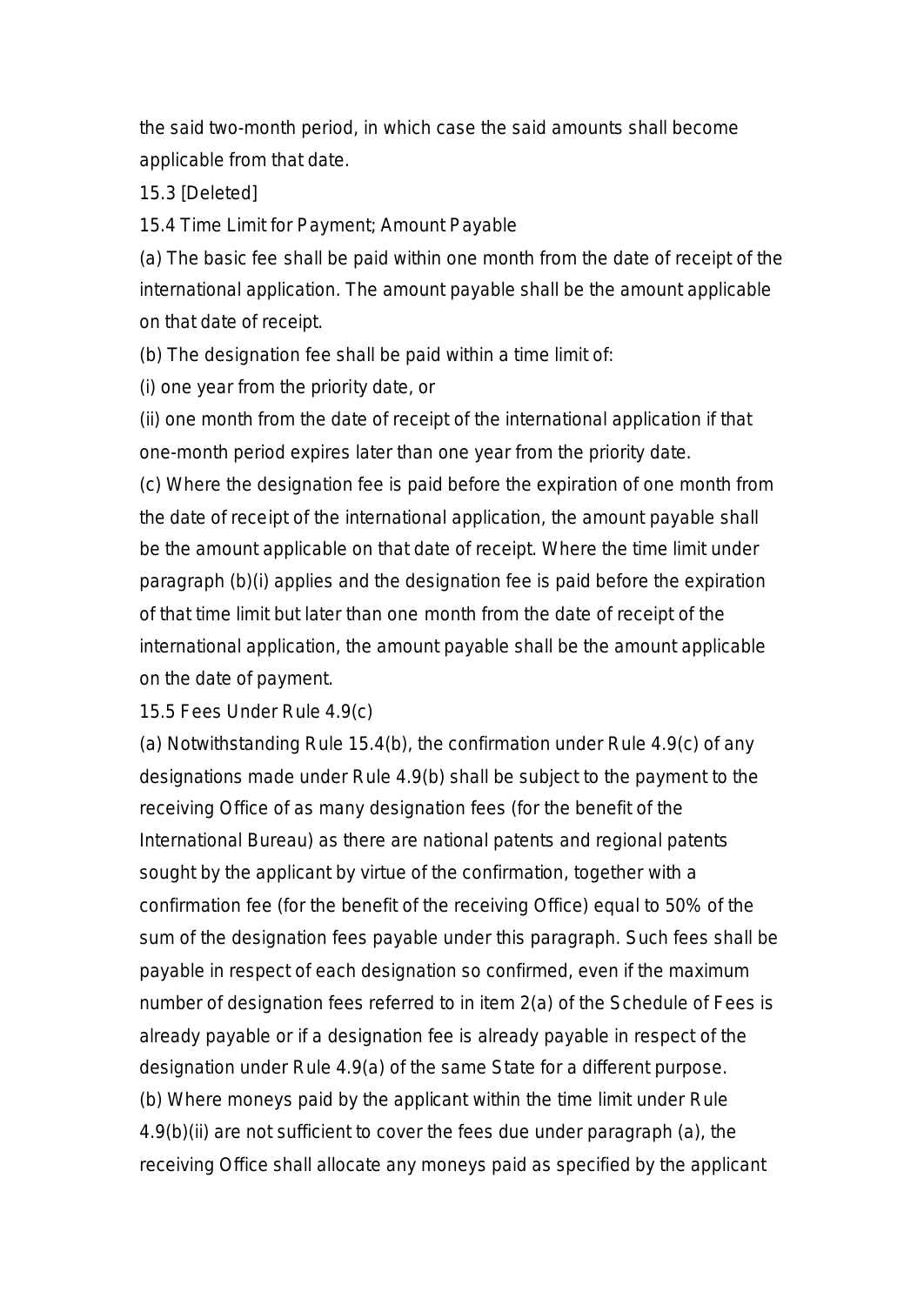the said two-month period, in which case the said amounts shall become applicable from that date.

15.3 [Deleted]

15.4 Time Limit for Payment; Amount Payable

(a) The basic fee shall be paid within one month from the date of receipt of the international application. The amount payable shall be the amount applicable on that date of receipt.

(b) The designation fee shall be paid within a time limit of:

(i) one year from the priority date, or

(ii) one month from the date of receipt of the international application if that one-month period expires later than one year from the priority date.

(c) Where the designation fee is paid before the expiration of one month from the date of receipt of the international application, the amount payable shall be the amount applicable on that date of receipt. Where the time limit under paragraph (b)(i) applies and the designation fee is paid before the expiration of that time limit but later than one month from the date of receipt of the international application, the amount payable shall be the amount applicable on the date of payment.

15.5 Fees Under Rule 4.9(c)

(a) Notwithstanding Rule 15.4(b), the confirmation under Rule 4.9(c) of any designations made under Rule 4.9(b) shall be subject to the payment to the receiving Office of as many designation fees (for the benefit of the International Bureau) as there are national patents and regional patents sought by the applicant by virtue of the confirmation, together with a confirmation fee (for the benefit of the receiving Office) equal to 50% of the sum of the designation fees payable under this paragraph. Such fees shall be payable in respect of each designation so confirmed, even if the maximum number of designation fees referred to in item 2(a) of the Schedule of Fees is already payable or if a designation fee is already payable in respect of the designation under Rule 4.9(a) of the same State for a different purpose.

(b) Where moneys paid by the applicant within the time limit under Rule 4.9(b)(ii) are not sufficient to cover the fees due under paragraph (a), the receiving Office shall allocate any moneys paid as specified by the applicant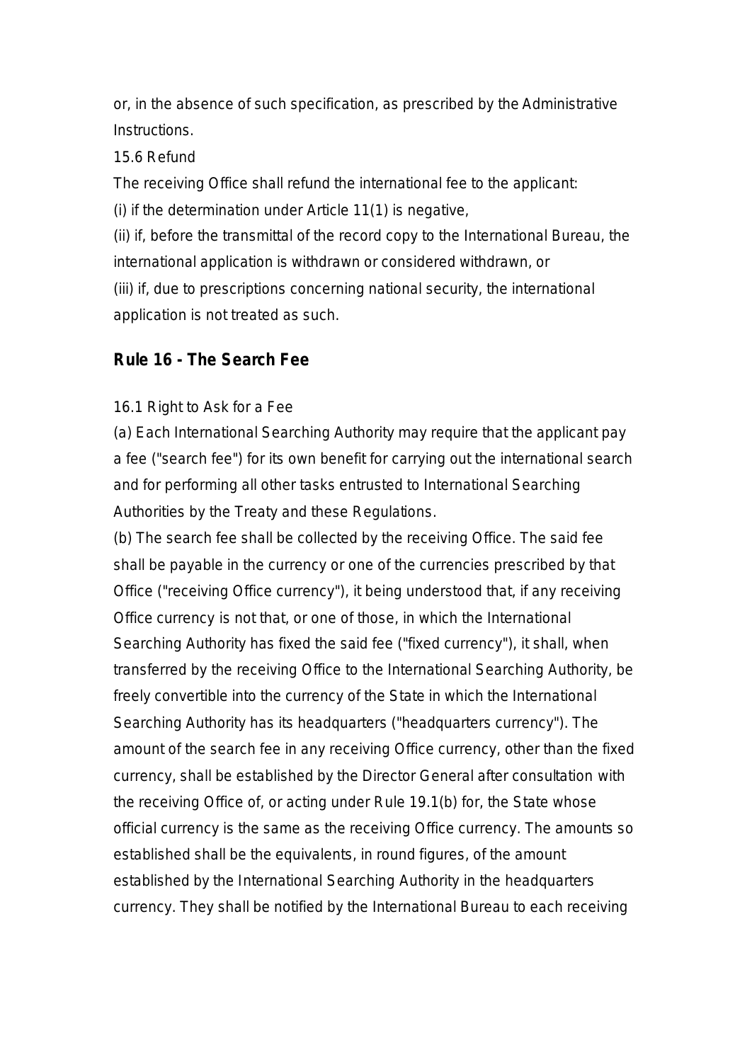or, in the absence of such specification, as prescribed by the Administrative Instructions.

15.6 Refund

The receiving Office shall refund the international fee to the applicant:

(i) if the determination under Article 11(1) is negative,

(ii) if, before the transmittal of the record copy to the International Bureau, the international application is withdrawn or considered withdrawn, or

(iii) if, due to prescriptions concerning national security, the international application is not treated as such.

## Rule 16 - The Search Fee

16.1 Right to Ask for a Fee

(a) Each International Searching Authority may require that the applicant pay a fee ("search fee") for its own benefit for carrying out the international search and for performing all other tasks entrusted to International Searching Authorities by the Treaty and these Regulations.

(b) The search fee shall be collected by the receiving Office. The said fee shall be payable in the currency or one of the currencies prescribed by that Office ("receiving Office currency"), it being understood that, if any receiving Office currency is not that, or one of those, in which the International Searching Authority has fixed the said fee ("fixed currency"), it shall, when transferred by the receiving Office to the International Searching Authority, be freely convertible into the currency of the State in which the International Searching Authority has its headquarters ("headquarters currency"). The amount of the search fee in any receiving Office currency, other than the fixed currency, shall be established by the Director General after consultation with the receiving Office of, or acting under Rule 19.1(b) for, the State whose official currency is the same as the receiving Office currency. The amounts so established shall be the equivalents, in round figures, of the amount established by the International Searching Authority in the headquarters currency. They shall be notified by the International Bureau to each receiving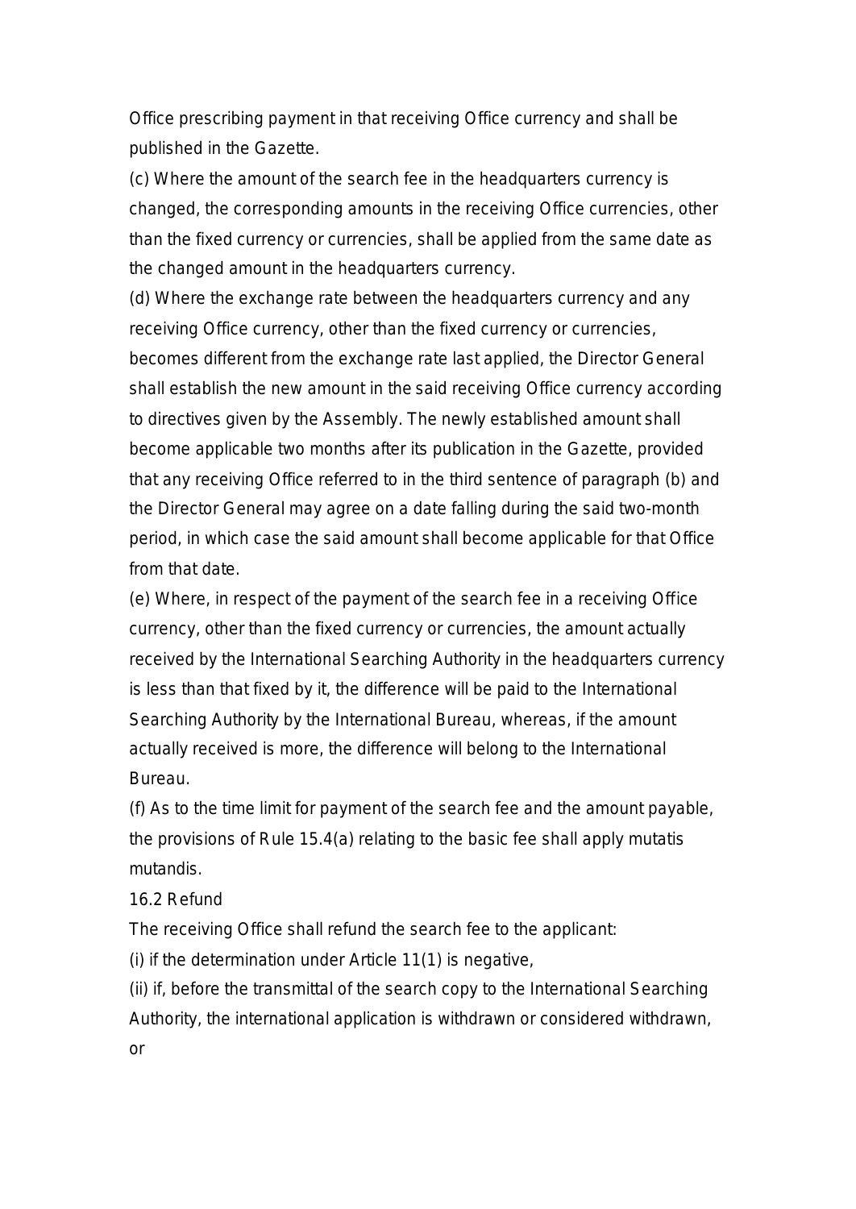Office prescribing payment in that receiving Office currency and shall be published in the Gazette.

(c) Where the amount of the search fee in the headquarters currency is changed, the corresponding amounts in the receiving Office currencies, other than the fixed currency or currencies, shall be applied from the same date as the changed amount in the headquarters currency.

(d) Where the exchange rate between the headquarters currency and any receiving Office currency, other than the fixed currency or currencies, becomes different from the exchange rate last applied, the Director General shall establish the new amount in the said receiving Office currency according to directives given by the Assembly. The newly established amount shall become applicable two months after its publication in the Gazette, provided that any receiving Office referred to in the third sentence of paragraph (b) and the Director General may agree on a date falling during the said two-month period, in which case the said amount shall become applicable for that Office from that date.

(e) Where, in respect of the payment of the search fee in a receiving Office currency, other than the fixed currency or currencies, the amount actually received by the International Searching Authority in the headquarters currency is less than that fixed by it, the difference will be paid to the International Searching Authority by the International Bureau, whereas, if the amount actually received is more, the difference will belong to the International Bureau.

(f) As to the time limit for payment of the search fee and the amount payable, the provisions of Rule 15.4(a) relating to the basic fee shall apply mutatis mutandis.

16.2 Refund

The receiving Office shall refund the search fee to the applicant:

(i) if the determination under Article 11(1) is negative,

(ii) if, before the transmittal of the search copy to the International Searching Authority, the international application is withdrawn or considered withdrawn, or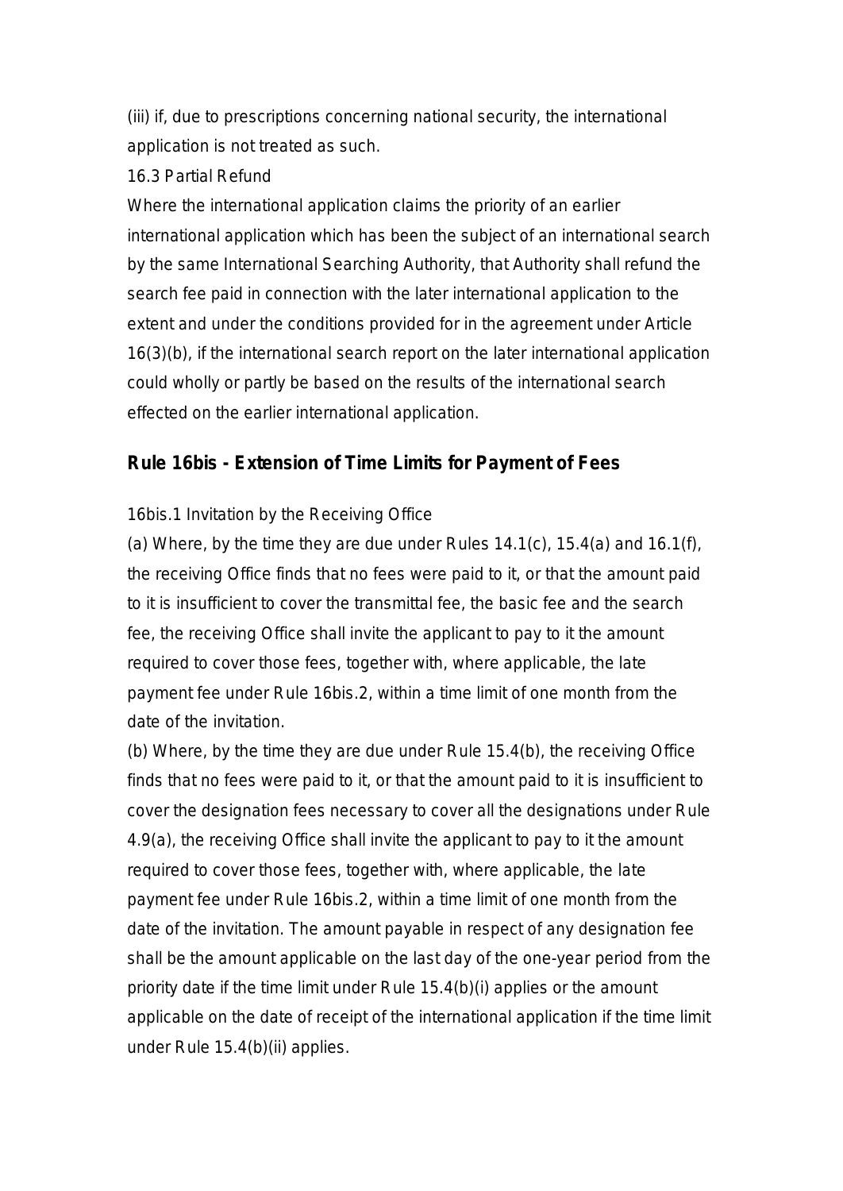(iii) if, due to prescriptions concerning national security, the international application is not treated as such.

16.3 Partial Refund

Where the international application claims the priority of an earlier international application which has been the subject of an international search by the same International Searching Authority, that Authority shall refund the search fee paid in connection with the later international application to the extent and under the conditions provided for in the agreement under Article 16(3)(b), if the international search report on the later international application could wholly or partly be based on the results of the international search effected on the earlier international application.

## Rule 16bis - Extension of Time Limits for Payment of Fees

16bis.1 Invitation by the Receiving Office

(a) Where, by the time they are due under Rules 14.1(c), 15.4(a) and 16.1(f), the receiving Office finds that no fees were paid to it, or that the amount paid to it is insufficient to cover the transmittal fee, the basic fee and the search fee, the receiving Office shall invite the applicant to pay to it the amount required to cover those fees, together with, where applicable, the late payment fee under Rule 16bis.2, within a time limit of one month from the date of the invitation.

(b) Where, by the time they are due under Rule 15.4(b), the receiving Office finds that no fees were paid to it, or that the amount paid to it is insufficient to cover the designation fees necessary to cover all the designations under Rule 4.9(a), the receiving Office shall invite the applicant to pay to it the amount required to cover those fees, together with, where applicable, the late payment fee under Rule 16bis.2, within a time limit of one month from the date of the invitation. The amount payable in respect of any designation fee shall be the amount applicable on the last day of the one-year period from the priority date if the time limit under Rule 15.4(b)(i) applies or the amount applicable on the date of receipt of the international application if the time limit under Rule 15.4(b)(ii) applies.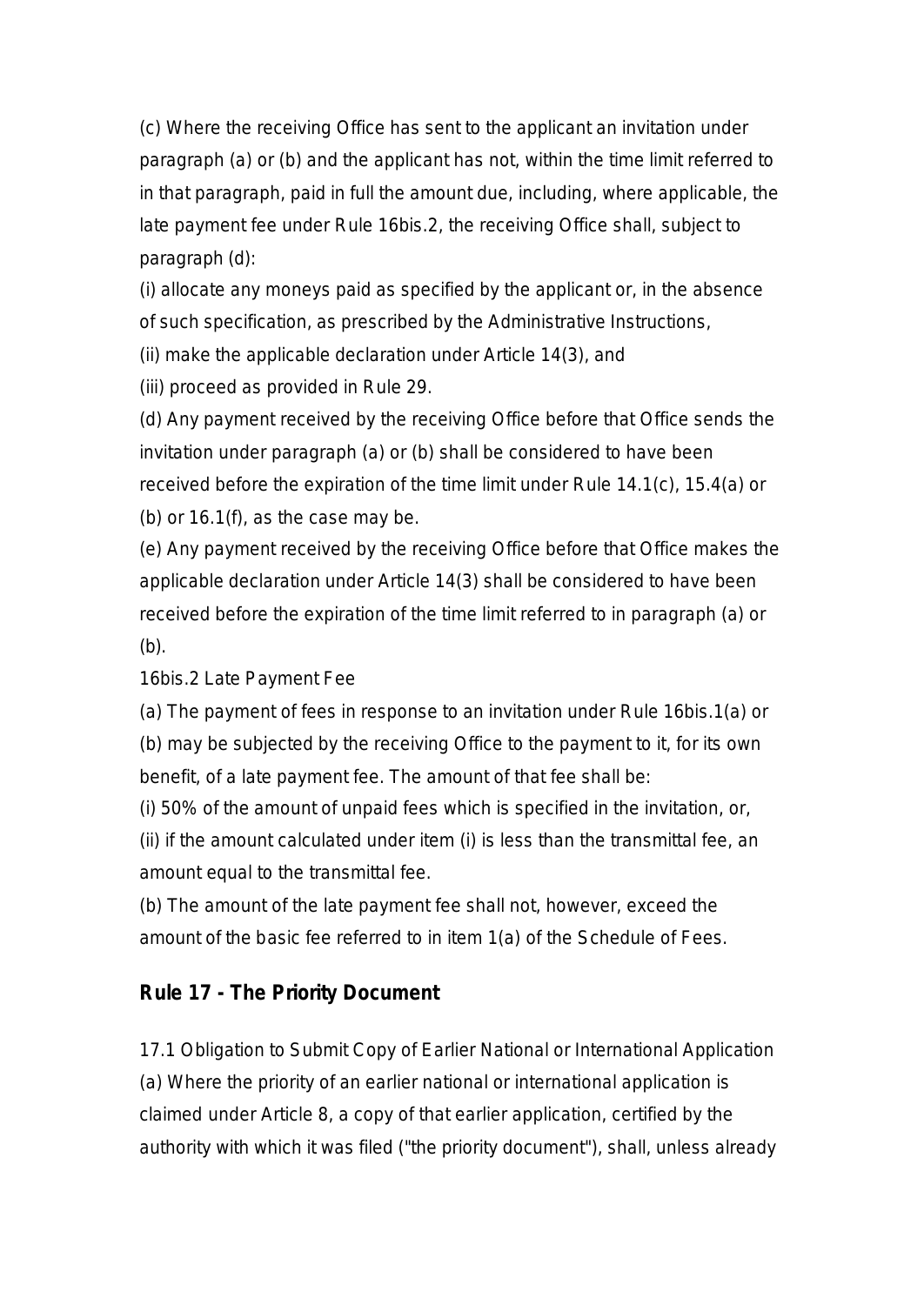(c) Where the receiving Office has sent to the applicant an invitation under paragraph (a) or (b) and the applicant has not, within the time limit referred to in that paragraph, paid in full the amount due, including, where applicable, the late payment fee under Rule 16bis.2, the receiving Office shall, subject to paragraph (d):

(i) allocate any moneys paid as specified by the applicant or, in the absence of such specification, as prescribed by the Administrative Instructions,

(ii) make the applicable declaration under Article 14(3), and

(iii) proceed as provided in Rule 29.

(d) Any payment received by the receiving Office before that Office sends the invitation under paragraph (a) or (b) shall be considered to have been received before the expiration of the time limit under Rule 14.1(c), 15.4(a) or (b) or 16.1(f), as the case may be.

(e) Any payment received by the receiving Office before that Office makes the applicable declaration under Article 14(3) shall be considered to have been received before the expiration of the time limit referred to in paragraph (a) or (b).

16bis.2 Late Payment Fee

(a) The payment of fees in response to an invitation under Rule 16bis.1(a) or (b) may be subjected by the receiving Office to the payment to it, for its own benefit, of a late payment fee. The amount of that fee shall be:

(i) 50% of the amount of unpaid fees which is specified in the invitation, or,

(ii) if the amount calculated under item (i) is less than the transmittal fee, an amount equal to the transmittal fee.

(b) The amount of the late payment fee shall not, however, exceed the amount of the basic fee referred to in item 1(a) of the Schedule of Fees.

## Rule 17 - The Priority Document

17.1 Obligation to Submit Copy of Earlier National or International Application

(a) Where the priority of an earlier national or international application is claimed under Article 8, a copy of that earlier application, certified by the authority with which it was filed ("the priority document"), shall, unless already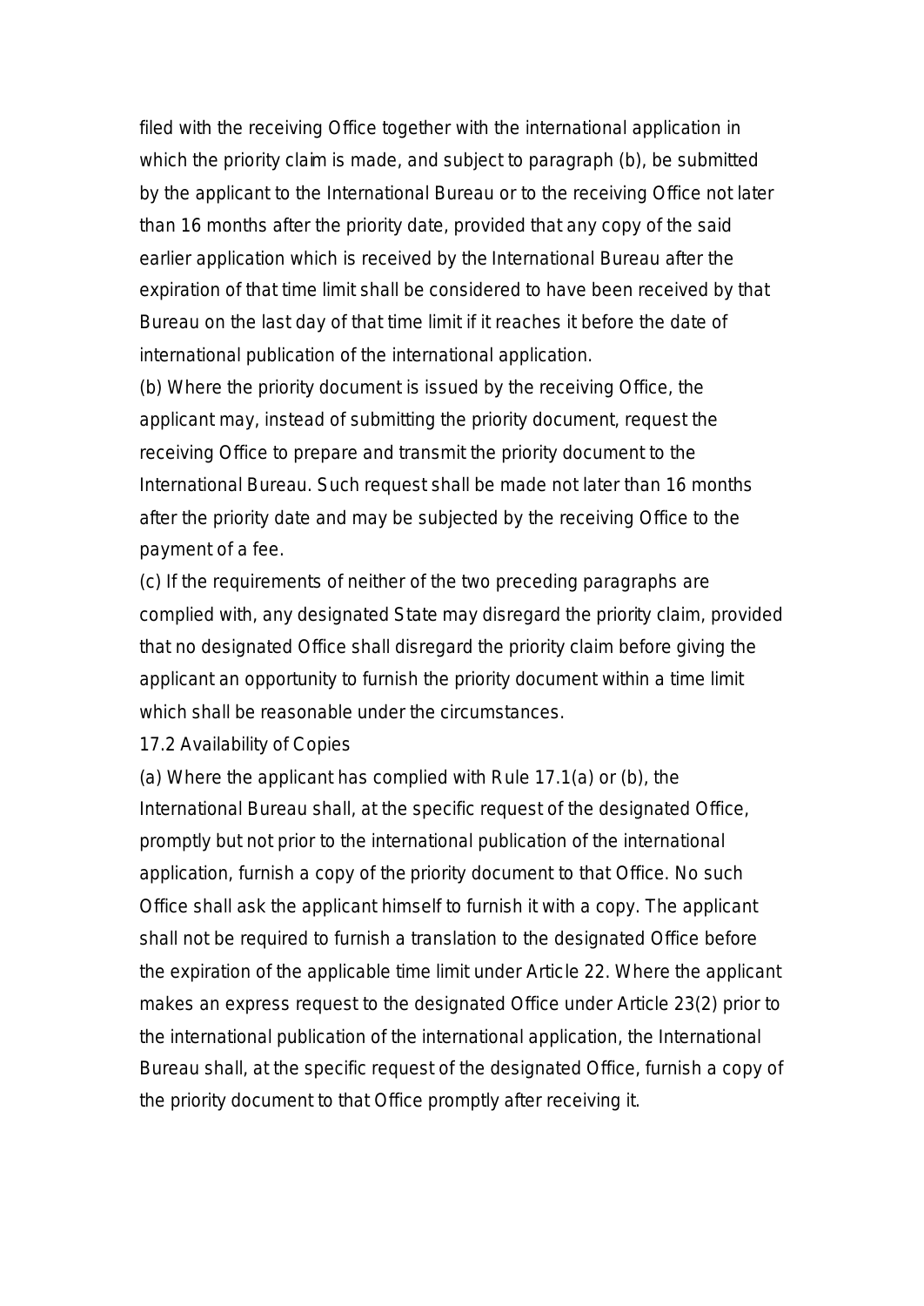filed with the receiving Office together with the international application in which the priority claim is made, and subject to paragraph (b), be submitted by the applicant to the International Bureau or to the receiving Office not later than 16 months after the priority date, provided that any copy of the said earlier application which is received by the International Bureau after the expiration of that time limit shall be considered to have been received by that Bureau on the last day of that time limit if it reaches it before the date of international publication of the international application.

(b) Where the priority document is issued by the receiving Office, the applicant may, instead of submitting the priority document, request the receiving Office to prepare and transmit the priority document to the International Bureau. Such request shall be made not later than 16 months after the priority date and may be subjected by the receiving Office to the payment of a fee.

(c) If the requirements of neither of the two preceding paragraphs are complied with, any designated State may disregard the priority claim, provided that no designated Office shall disregard the priority claim before giving the applicant an opportunity to furnish the priority document within a time limit which shall be reasonable under the circumstances.

17.2 Availability of Copies

(a) Where the applicant has complied with Rule 17.1(a) or (b), the International Bureau shall, at the specific request of the designated Office, promptly but not prior to the international publication of the international application, furnish a copy of the priority document to that Office. No such Office shall ask the applicant himself to furnish it with a copy. The applicant shall not be required to furnish a translation to the designated Office before the expiration of the applicable time limit under Article 22. Where the applicant makes an express request to the designated Office under Article 23(2) prior to the international publication of the international application, the International Bureau shall, at the specific request of the designated Office, furnish a copy of the priority document to that Office promptly after receiving it.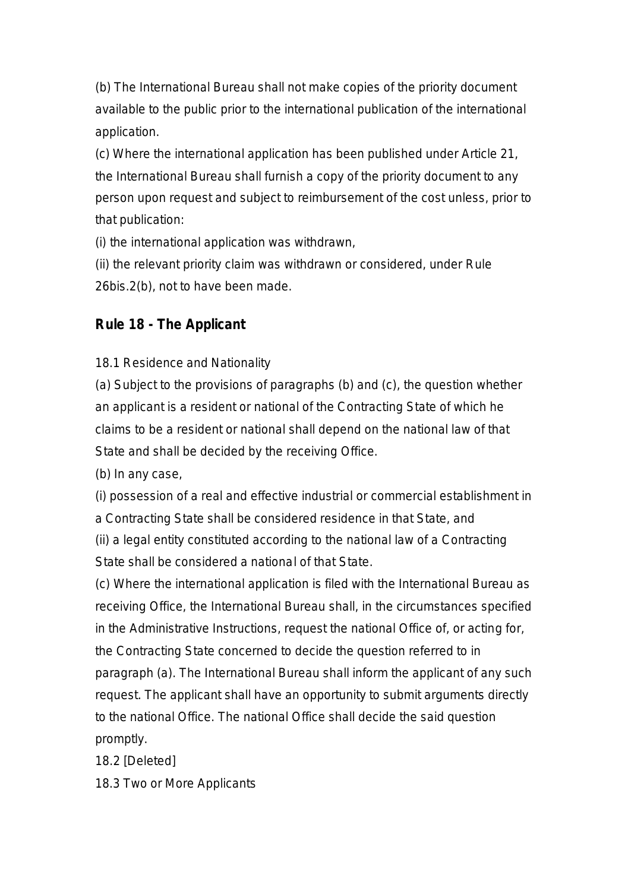(b) The International Bureau shall not make copies of the priority document available to the public prior to the international publication of the international application.

(c) Where the international application has been published under Article 21, the International Bureau shall furnish a copy of the priority document to any person upon request and subject to reimbursement of the cost unless, prior to that publication:

(i) the international application was withdrawn,

(ii) the relevant priority claim was withdrawn or considered, under Rule 26bis.2(b), not to have been made.

## Rule 18 - The Applicant

18.1 Residence and Nationality

(a) Subject to the provisions of paragraphs (b) and (c), the question whether an applicant is a resident or national of the Contracting State of which he claims to be a resident or national shall depend on the national law of that State and shall be decided by the receiving Office.

(b) In any case,

(i) possession of a real and effective industrial or commercial establishment in a Contracting State shall be considered residence in that State, and

(ii) a legal entity constituted according to the national law of a Contracting State shall be considered a national of that State.

(c) Where the international application is filed with the International Bureau as receiving Office, the International Bureau shall, in the circumstances specified in the Administrative Instructions, request the national Office of, or acting for, the Contracting State concerned to decide the question referred to in paragraph (a). The International Bureau shall inform the applicant of any such request. The applicant shall have an opportunity to submit arguments directly to the national Office. The national Office shall decide the said question promptly.

18.2 [Deleted]

18.3 Two or More Applicants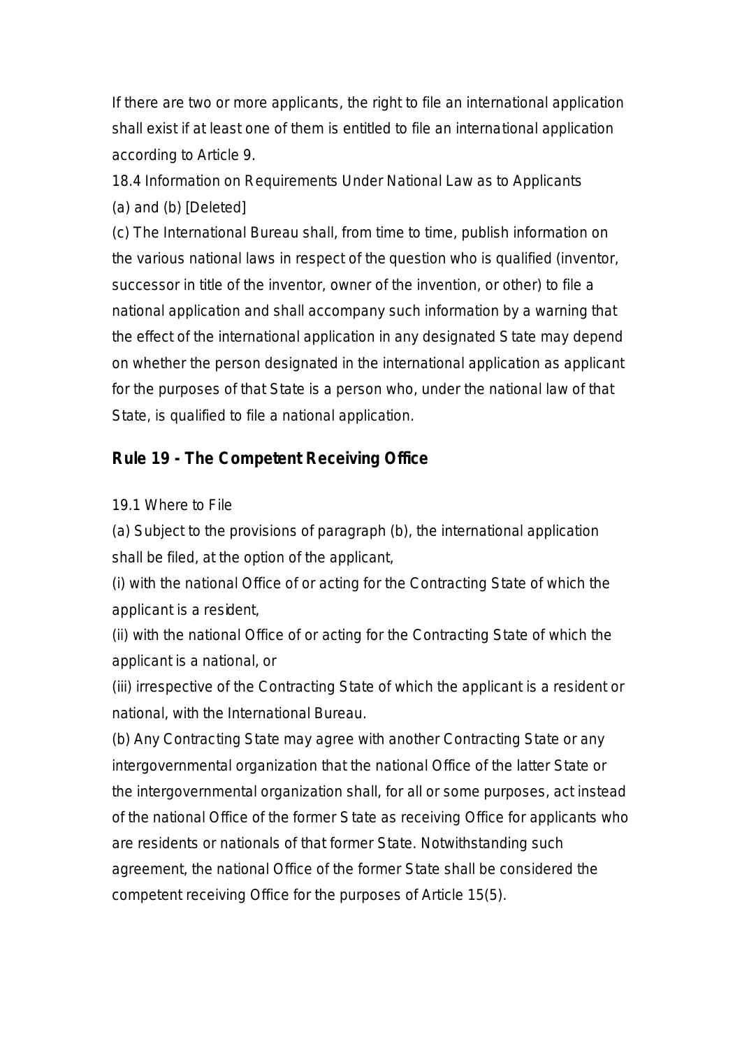If there are two or more applicants, the right to file an international application shall exist if at least one of them is entitled to file an international application according to Article 9.

18.4 Information on Requirements Under National Law as to Applicants

(a) and (b) [Deleted]

(c) The International Bureau shall, from time to time, publish information on the various national laws in respect of the question who is qualified (inventor, successor in title of the inventor, owner of the invention, or other) to file a national application and shall accompany such information by a warning that the effect of the international application in any designated State may depend on whether the person designated in the international application as applicant for the purposes of that State is a person who, under the national law of that State, is qualified to file a national application.

## Rule 19 - The Competent Receiving Office

19.1 Where to File

(a) Subject to the provisions of paragraph (b), the international application shall be filed, at the option of the applicant,

(i) with the national Office of or acting for the Contracting State of which the applicant is a resident,

(ii) with the national Office of or acting for the Contracting State of which the applicant is a national, or

(iii) irrespective of the Contracting State of which the applicant is a resident or national, with the International Bureau.

(b) Any Contracting State may agree with another Contracting State or any intergovernmental organization that the national Office of the latter State or the intergovernmental organization shall, for all or some purposes, act instead of the national Office of the former State as receiving Office for applicants who are residents or nationals of that former State. Notwithstanding such agreement, the national Office of the former State shall be considered the competent receiving Office for the purposes of Article 15(5).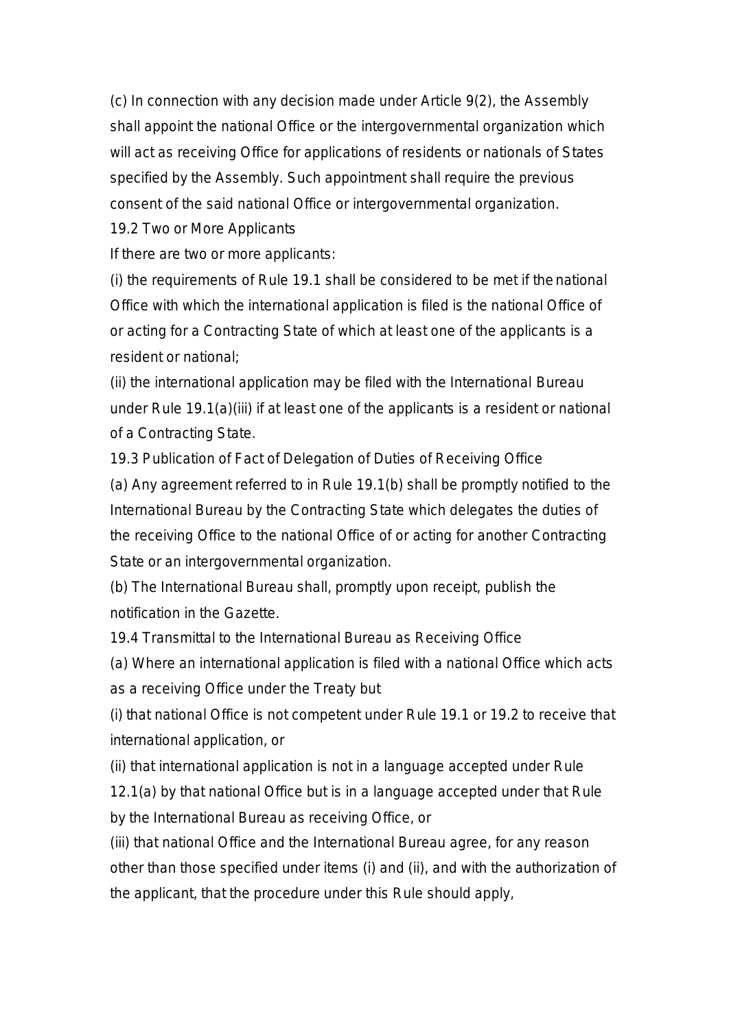(c) In connection with any decision made under Article 9(2), the Assembly shall appoint the national Office or the intergovernmental organization which will act as receiving Office for applications of residents or nationals of States specified by the Assembly. Such appointment shall require the previous consent of the said national Office or intergovernmental organization.

19.2 Two or More Applicants

If there are two or more applicants:

(i) the requirements of Rule 19.1 shall be considered to be met if the national Office with which the international application is filed is the national Office of or acting for a Contracting State of which at least one of the applicants is a resident or national;

(ii) the international application may be filed with the International Bureau under Rule 19.1(a)(iii) if at least one of the applicants is a resident or national of a Contracting State.

19.3 Publication of Fact of Delegation of Duties of Receiving Office

(a) Any agreement referred to in Rule 19.1(b) shall be promptly notified to the International Bureau by the Contracting State which delegates the duties of the receiving Office to the national Office of or acting for another Contracting State or an intergovernmental organization.

(b) The International Bureau shall, promptly upon receipt, publish the notification in the Gazette.

19.4 Transmittal to the International Bureau as Receiving Office

(a) Where an international application is filed with a national Office which acts as a receiving Office under the Treaty but

(i) that national Office is not competent under Rule 19.1 or 19.2 to receive that international application, or

(ii) that international application is not in a language accepted under Rule 12.1(a) by that national Office but is in a language accepted under that Rule by the International Bureau as receiving Office, or

(iii) that national Office and the International Bureau agree, for any reason other than those specified under items (i) and (ii), and with the authorization of the applicant, that the procedure under this Rule should apply,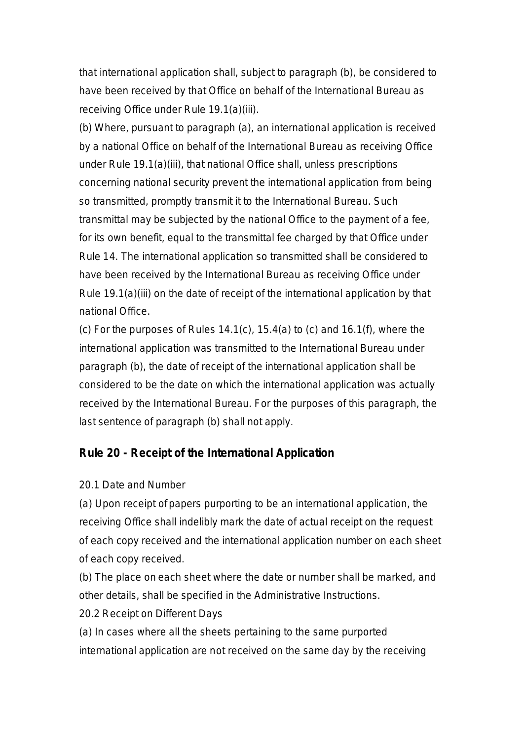that international application shall, subject to paragraph (b), be considered to have been received by that Office on behalf of the International Bureau as receiving Office under Rule 19.1(a)(iii).

(b) Where, pursuant to paragraph (a), an international application is received by a national Office on behalf of the International Bureau as receiving Office under Rule 19.1(a)(iii), that national Office shall, unless prescriptions concerning national security prevent the international application from being so transmitted, promptly transmit it to the International Bureau. Such transmittal may be subjected by the national Office to the payment of a fee, for its own benefit, equal to the transmittal fee charged by that Office under Rule 14. The international application so transmitted shall be considered to have been received by the International Bureau as receiving Office under Rule 19.1(a)(iii) on the date of receipt of the international application by that national Office.

(c) For the purposes of Rules 14.1(c), 15.4(a) to (c) and 16.1(f), where the international application was transmitted to the International Bureau under paragraph (b), the date of receipt of the international application shall be considered to be the date on which the international application was actually received by the International Bureau. For the purposes of this paragraph, the last sentence of paragraph (b) shall not apply.

## Rule 20 - Receipt of the International Application

20.1 Date and Number

(a) Upon receipt of papers purporting to be an international application, the receiving Office shall indelibly mark the date of actual receipt on the request of each copy received and the international application number on each sheet of each copy received.

(b) The place on each sheet where the date or number shall be marked, and other details, shall be specified in the Administrative Instructions.

20.2 Receipt on Different Days

(a) In cases where all the sheets pertaining to the same purported international application are not received on the same day by the receiving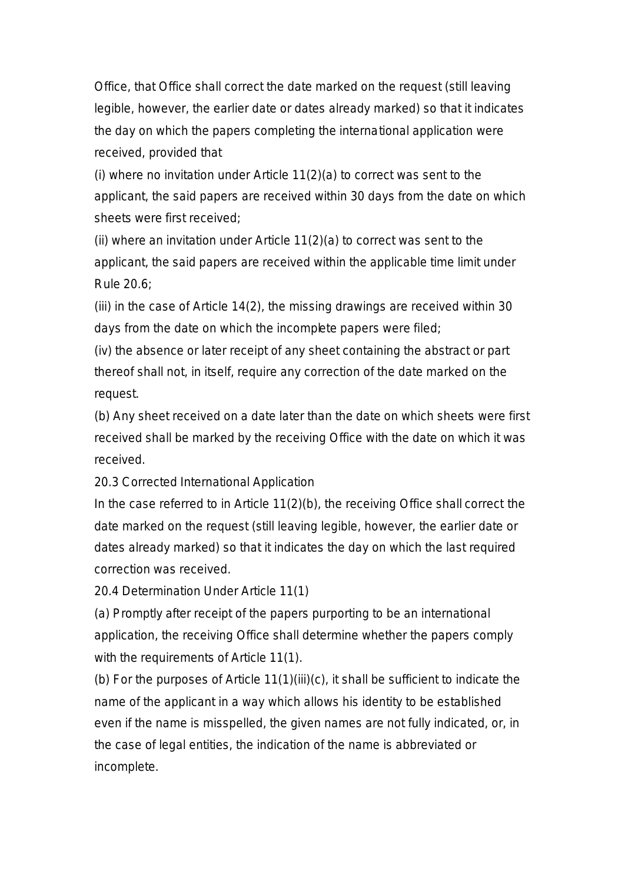Office, that Office shall correct the date marked on the request (still leaving legible, however, the earlier date or dates already marked) so that it indicates the day on which the papers completing the international application were received, provided that

(i) where no invitation under Article 11(2)(a) to correct was sent to the applicant, the said papers are received within 30 days from the date on which sheets were first received;

(ii) where an invitation under Article 11(2)(a) to correct was sent to the applicant, the said papers are received within the applicable time limit under Rule 20.6;

(iii) in the case of Article 14(2), the missing drawings are received within 30 days from the date on which the incomplete papers were filed;

(iv) the absence or later receipt of any sheet containing the abstract or part thereof shall not, in itself, require any correction of the date marked on the request.

(b) Any sheet received on a date later than the date on which sheets were first received shall be marked by the receiving Office with the date on which it was received.

20.3 Corrected International Application

In the case referred to in Article 11(2)(b), the receiving Office shall correct the date marked on the request (still leaving legible, however, the earlier date or dates already marked) so that it indicates the day on which the last required correction was received.

20.4 Determination Under Article 11(1)

(a) Promptly after receipt of the papers purporting to be an international application, the receiving Office shall determine whether the papers comply with the requirements of Article 11(1).

(b) For the purposes of Article 11(1)(iii)(c), it shall be sufficient to indicate the name of the applicant in a way which allows his identity to be established even if the name is misspelled, the given names are not fully indicated, or, in the case of legal entities, the indication of the name is abbreviated or incomplete.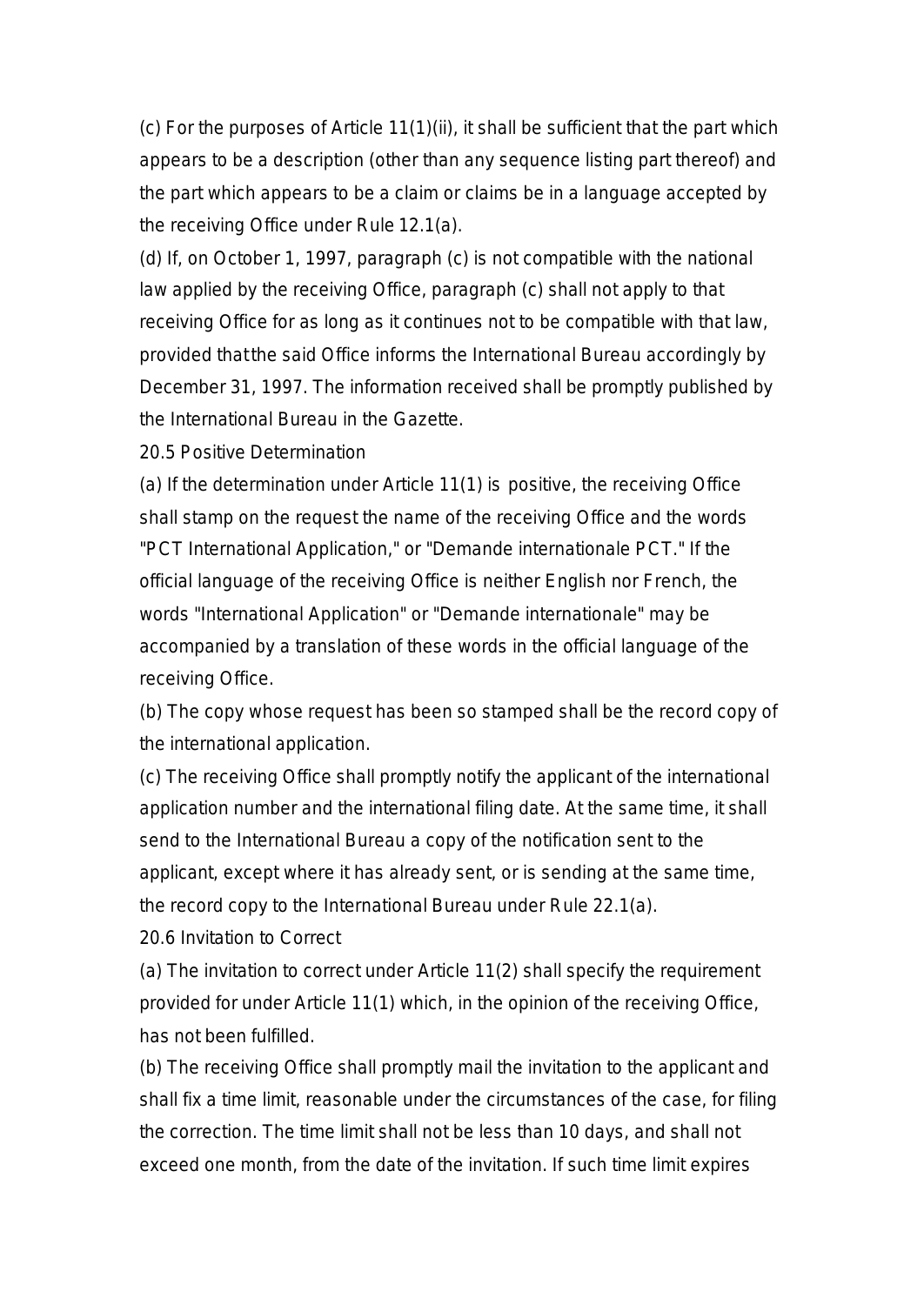(c) For the purposes of Article 11(1)(ii), it shall be sufficient that the part which appears to be a description (other than any sequence listing part thereof) and the part which appears to be a claim or claims be in a language accepted by the receiving Office under Rule 12.1(a).

(d) If, on October 1, 1997, paragraph (c) is not compatible with the national law applied by the receiving Office, paragraph (c) shall not apply to that receiving Office for as long as it continues not to be compatible with that law, provided that the said Office informs the International Bureau accordingly by December 31, 1997. The information received shall be promptly published by the International Bureau in the Gazette.

20.5 Positive Determination

(a) If the determination under Article 11(1) is positive, the receiving Office shall stamp on the request the name of the receiving Office and the words "PCT International Application," or "Demande internationale PCT." If the official language of the receiving Office is neither English nor French, the words "International Application" or "Demande internationale" may be accompanied by a translation of these words in the official language of the receiving Office.

(b) The copy whose request has been so stamped shall be the record copy of the international application.

(c) The receiving Office shall promptly notify the applicant of the international application number and the international filing date. At the same time, it shall send to the International Bureau a copy of the notification sent to the applicant, except where it has already sent, or is sending at the same time, the record copy to the International Bureau under Rule 22.1(a).

20.6 Invitation to Correct

(a) The invitation to correct under Article 11(2) shall specify the requirement provided for under Article 11(1) which, in the opinion of the receiving Office, has not been fulfilled.

(b) The receiving Office shall promptly mail the invitation to the applicant and shall fix a time limit, reasonable under the circumstances of the case, for filing the correction. The time limit shall not be less than 10 days, and shall not exceed one month, from the date of the invitation. If such time limit expires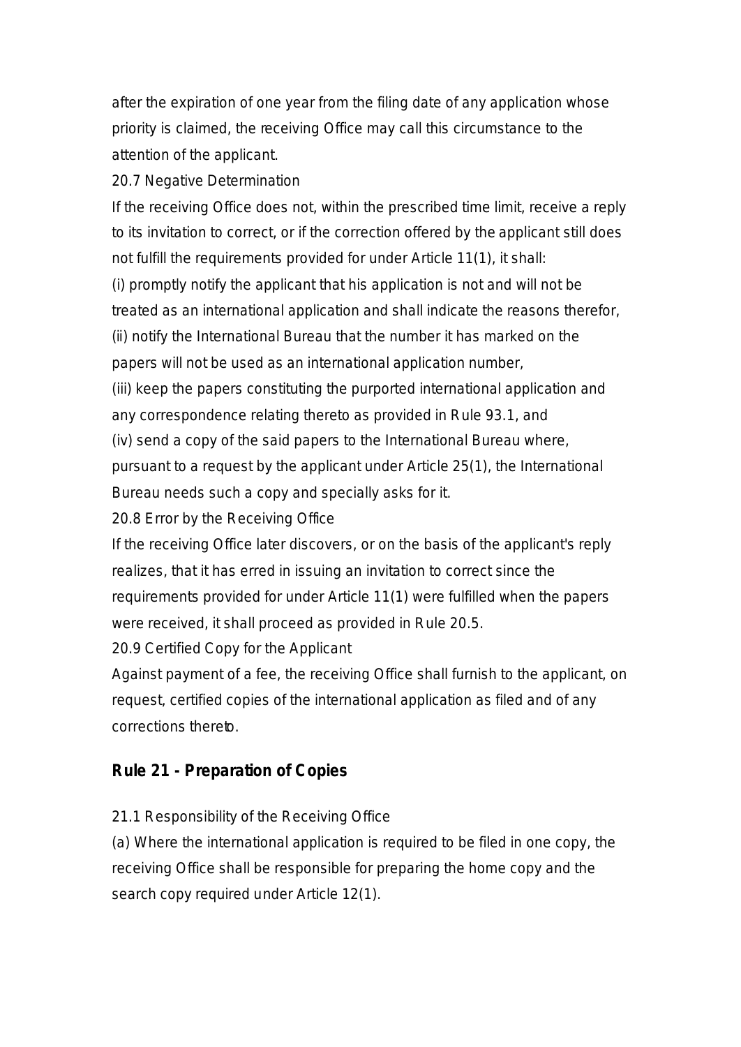after the expiration of one year from the filing date of any application whose priority is claimed, the receiving Office may call this circumstance to the attention of the applicant.

20.7 Negative Determination

If the receiving Office does not, within the prescribed time limit, receive a reply to its invitation to correct, or if the correction offered by the applicant still does not fulfill the requirements provided for under Article 11(1), it shall:

(i) promptly notify the applicant that his application is not and will not be treated as an international application and shall indicate the reasons therefor,

(ii) notify the International Bureau that the number it has marked on the papers will not be used as an international application number,

(iii) keep the papers constituting the purported international application and any correspondence relating thereto as provided in Rule 93.1, and

(iv) send a copy of the said papers to the International Bureau where, pursuant to a request by the applicant under Article 25(1), the International Bureau needs such a copy and specially asks for it.

20.8 Error by the Receiving Office

If the receiving Office later discovers, or on the basis of the applicant's reply realizes, that it has erred in issuing an invitation to correct since the requirements provided for under Article 11(1) were fulfilled when the papers were received, it shall proceed as provided in Rule 20.5.

20.9 Certified Copy for the Applicant

Against payment of a fee, the receiving Office shall furnish to the applicant, on request, certified copies of the international application as filed and of any corrections thereto.

## Rule 21 - Preparation of Copies

21.1 Responsibility of the Receiving Office

(a) Where the international application is required to be filed in one copy, the receiving Office shall be responsible for preparing the home copy and the search copy required under Article 12(1).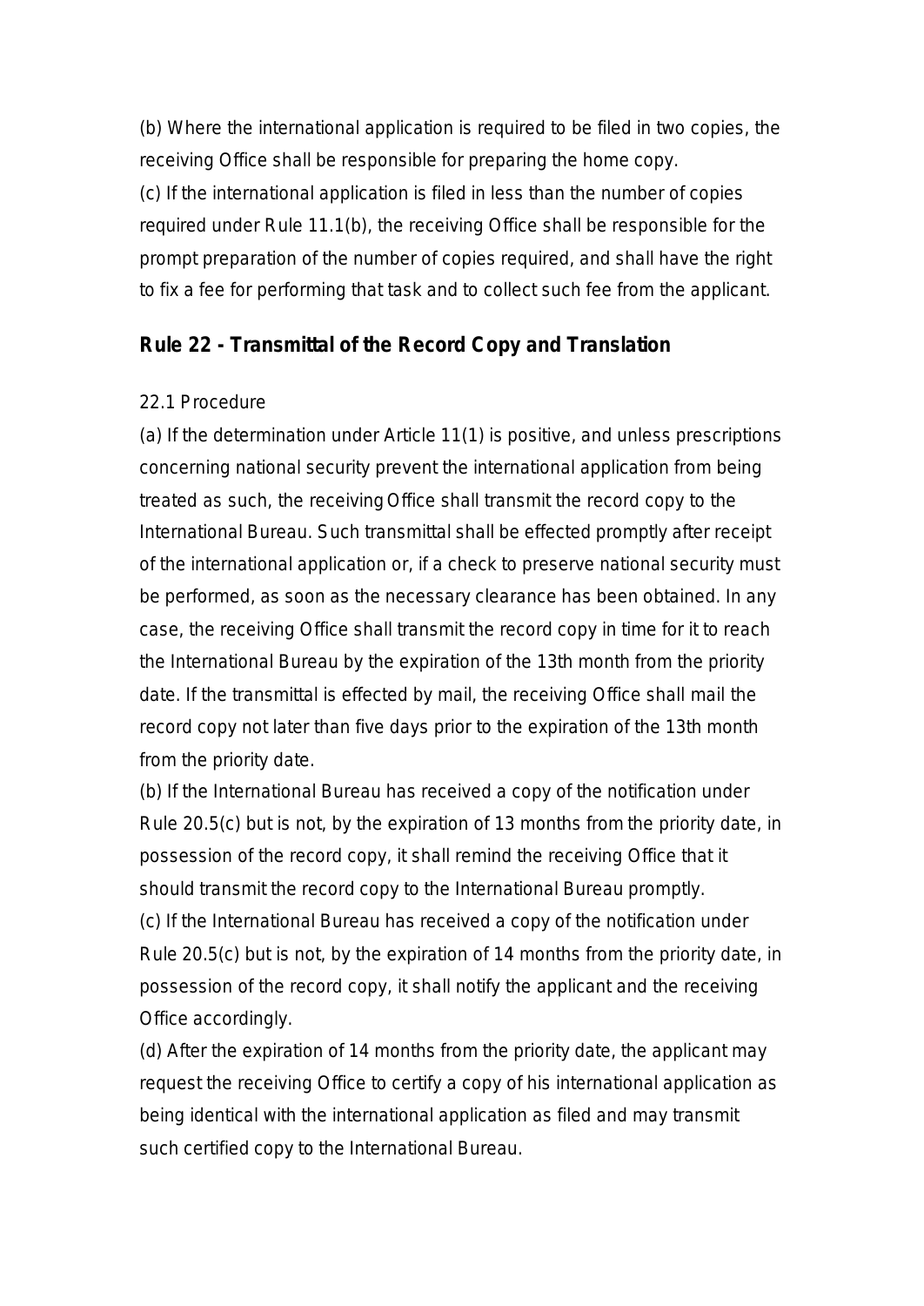(b) Where the international application is required to be filed in two copies, the receiving Office shall be responsible for preparing the home copy.

(c) If the international application is filed in less than the number of copies required under Rule 11.1(b), the receiving Office shall be responsible for the prompt preparation of the number of copies required, and shall have the right to fix a fee for performing that task and to collect such fee from the applicant.

## Rule 22 - Transmittal of the Record Copy and Translation

22.1 Procedure

(a) If the determination under Article 11(1) is positive, and unless prescriptions concerning national security prevent the international application from being treated as such, the receiving Office shall transmit the record copy to the International Bureau. Such transmittal shall be effected promptly after receipt of the international application or, if a check to preserve national security must be performed, as soon as the necessary clearance has been obtained. In any case, the receiving Office shall transmit the record copy in time for it to reach the International Bureau by the expiration of the 13th month from the priority date. If the transmittal is effected by mail, the receiving Office shall mail the record copy not later than five days prior to the expiration of the 13th month from the priority date.

(b) If the International Bureau has received a copy of the notification under Rule 20.5(c) but is not, by the expiration of 13 months from the priority date, in possession of the record copy, it shall remind the receiving Office that it should transmit the record copy to the International Bureau promptly.

(c) If the International Bureau has received a copy of the notification under Rule 20.5(c) but is not, by the expiration of 14 months from the priority date, in possession of the record copy, it shall notify the applicant and the receiving Office accordingly.

(d) After the expiration of 14 months from the priority date, the applicant may request the receiving Office to certify a copy of his international application as being identical with the international application as filed and may transmit such certified copy to the International Bureau.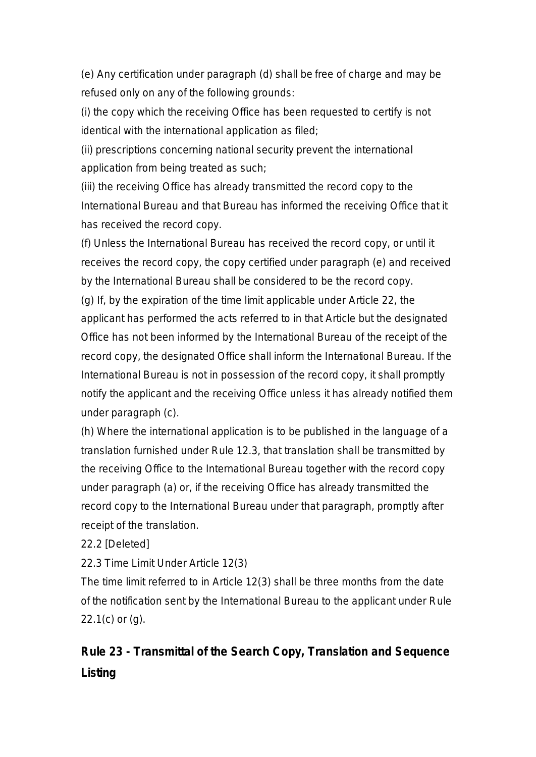(e) Any certification under paragraph (d) shall be free of charge and may be refused only on any of the following grounds:

(i) the copy which the receiving Office has been requested to certify is not identical with the international application as filed;

(ii) prescriptions concerning national security prevent the international application from being treated as such;

(iii) the receiving Office has already transmitted the record copy to the International Bureau and that Bureau has informed the receiving Office that it has received the record copy.

(f) Unless the International Bureau has received the record copy, or until it receives the record copy, the copy certified under paragraph (e) and received by the International Bureau shall be considered to be the record copy.

(g) If, by the expiration of the time limit applicable under Article 22, the applicant has performed the acts referred to in that Article but the designated Office has not been informed by the International Bureau of the receipt of the record copy, the designated Office shall inform the International Bureau. If the International Bureau is not in possession of the record copy, it shall promptly notify the applicant and the receiving Office unless it has already notified them under paragraph (c).

(h) Where the international application is to be published in the language of a translation furnished under Rule 12.3, that translation shall be transmitted by the receiving Office to the International Bureau together with the record copy under paragraph (a) or, if the receiving Office has already transmitted the record copy to the International Bureau under that paragraph, promptly after receipt of the translation.

22.2 [Deleted]

22.3 Time Limit Under Article 12(3)

The time limit referred to in Article 12(3) shall be three months from the date of the notification sent by the International Bureau to the applicant under Rule 22.1(c) or (g).

## Rule 23 - Transmittal of the Search Copy, Translation and Sequence Listing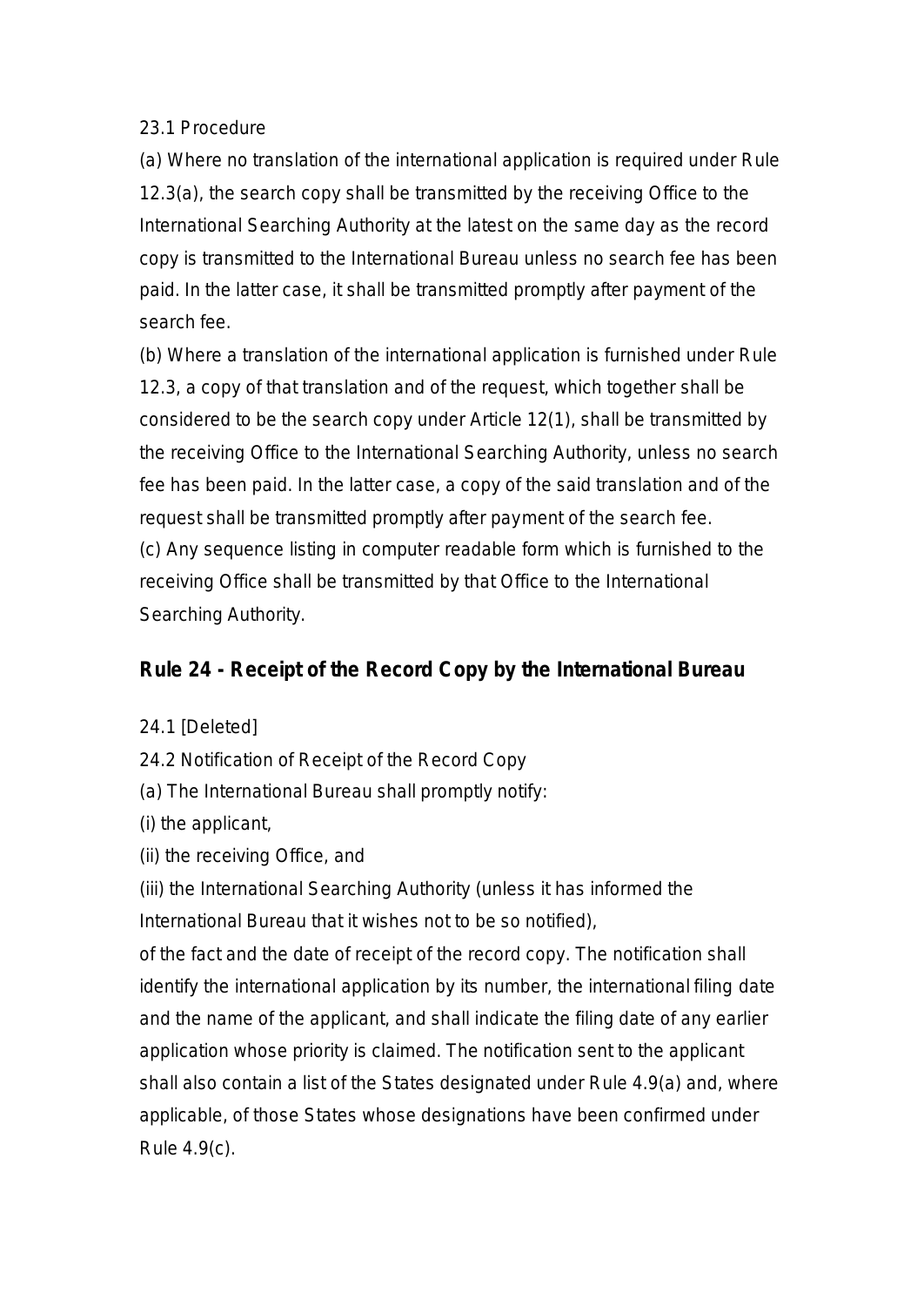23.1 Procedure

(a) Where no translation of the international application is required under Rule 12.3(a), the search copy shall be transmitted by the receiving Office to the International Searching Authority at the latest on the same day as the record copy is transmitted to the International Bureau unless no search fee has been paid. In the latter case, it shall be transmitted promptly after payment of the search fee.

(b) Where a translation of the international application is furnished under Rule 12.3, a copy of that translation and of the request, which together shall be considered to be the search copy under Article 12(1), shall be transmitted by the receiving Office to the International Searching Authority, unless no search fee has been paid. In the latter case, a copy of the said translation and of the request shall be transmitted promptly after payment of the search fee.

(c) Any sequence listing in computer readable form which is furnished to the receiving Office shall be transmitted by that Office to the International Searching Authority.

## Rule 24 - Receipt of the Record Copy by the International Bureau

24.1 [Deleted]

24.2 Notification of Receipt of the Record Copy

(a) The International Bureau shall promptly notify:

(i) the applicant,

(ii) the receiving Office, and

(iii) the International Searching Authority (unless it has informed the International Bureau that it wishes not to be so notified),

of the fact and the date of receipt of the record copy. The notification shall identify the international application by its number, the international filing date and the name of the applicant, and shall indicate the filing date of any earlier application whose priority is claimed. The notification sent to the applicant shall also contain a list of the States designated under Rule 4.9(a) and, where applicable, of those States whose designations have been confirmed under Rule 4.9(c).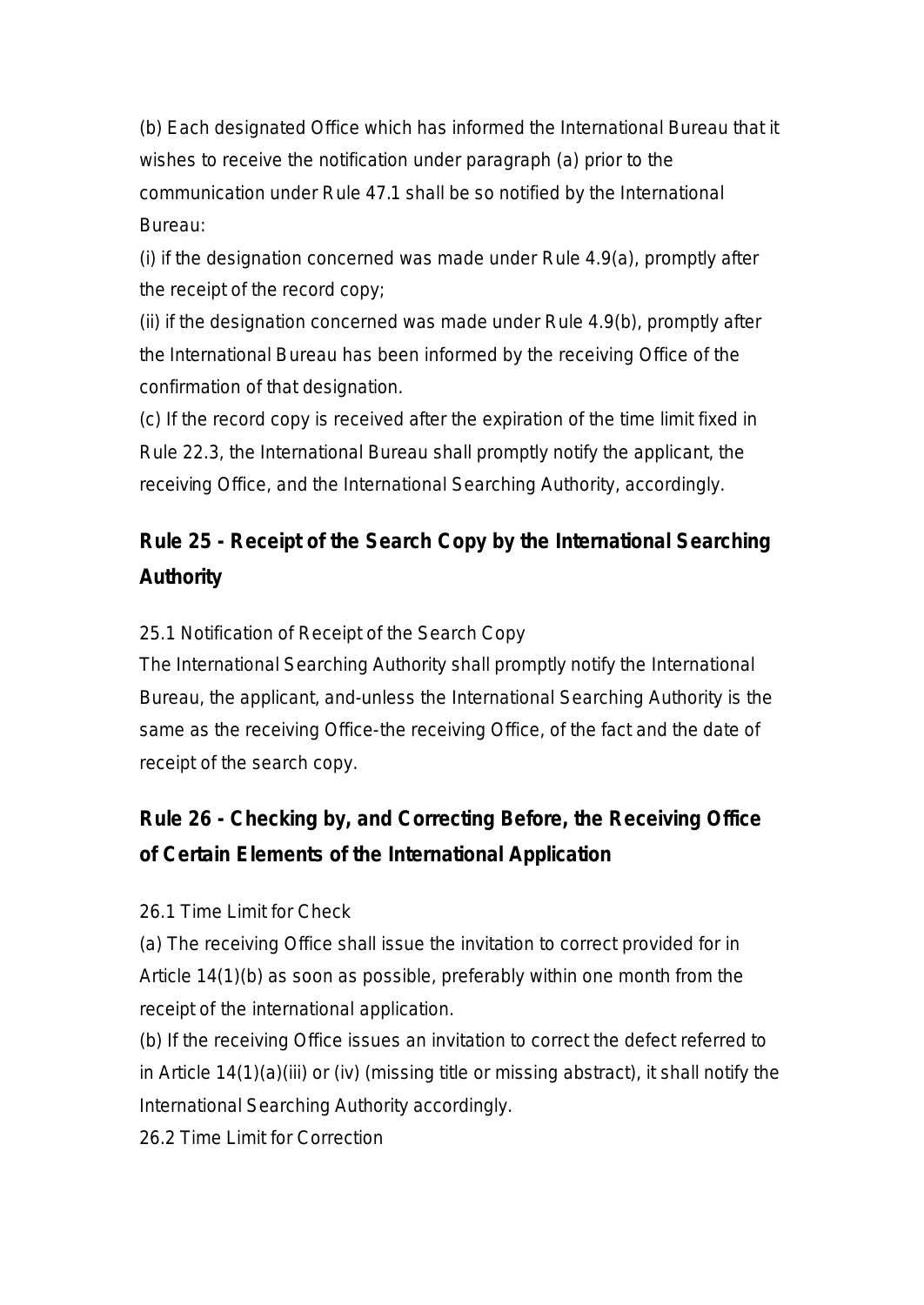(b) Each designated Office which has informed the International Bureau that it wishes to receive the notification under paragraph (a) prior to the communication under Rule 47.1 shall be so notified by the International Bureau:

(i) if the designation concerned was made under Rule 4.9(a), promptly after the receipt of the record copy;

(ii) if the designation concerned was made under Rule 4.9(b), promptly after the International Bureau has been informed by the receiving Office of the confirmation of that designation.

(c) If the record copy is received after the expiration of the time limit fixed in Rule 22.3, the International Bureau shall promptly notify the applicant, the receiving Office, and the International Searching Authority, accordingly.

## Rule 25 - Receipt of the Search Copy by the International Searching Authority

25.1 Notification of Receipt of the Search Copy

The International Searching Authority shall promptly notify the International Bureau, the applicant, and-unless the International Searching Authority is the same as the receiving Office-the receiving Office, of the fact and the date of receipt of the search copy.

## Rule 26 - Checking by, and Correcting Before, the Receiving Office of Certain Elements of the International Application

26.1 Time Limit for Check

(a) The receiving Office shall issue the invitation to correct provided for in Article 14(1)(b) as soon as possible, preferably within one month from the receipt of the international application.

(b) If the receiving Office issues an invitation to correct the defect referred to in Article 14(1)(a)(iii) or (iv) (missing title or missing abstract), it shall notify the International Searching Authority accordingly.

26.2 Time Limit for Correction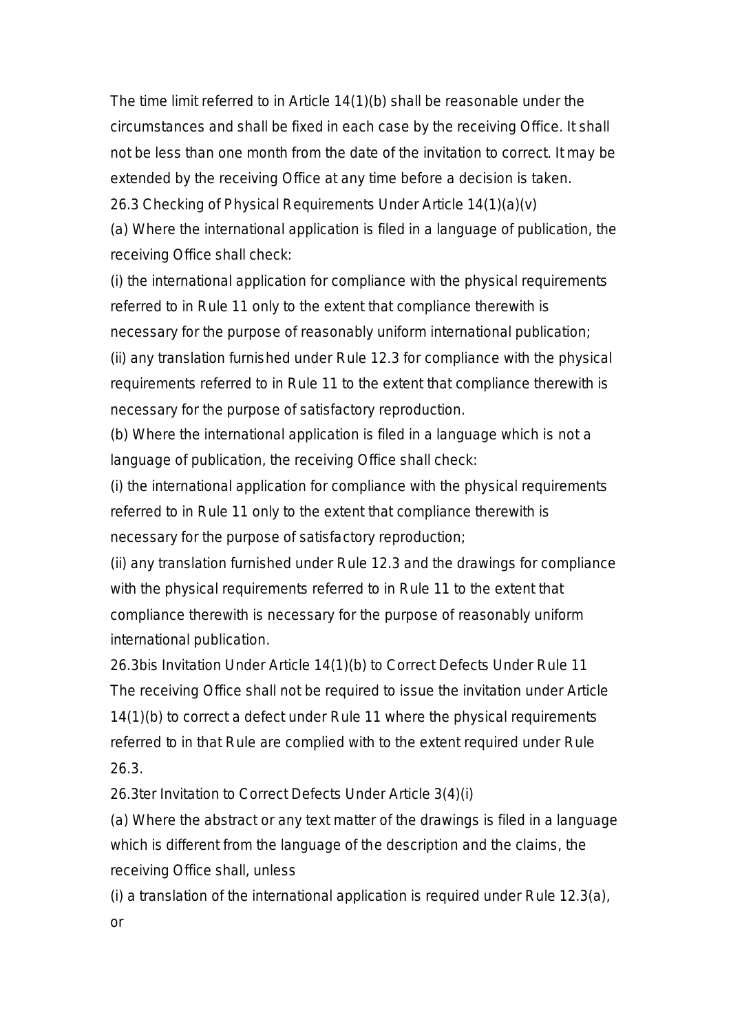The time limit referred to in Article 14(1)(b) shall be reasonable under the circumstances and shall be fixed in each case by the receiving Office. It shall not be less than one month from the date of the invitation to correct. It may be extended by the receiving Office at any time before a decision is taken.

26.3 Checking of Physical Requirements Under Article 14(1)(a)(v)

(a) Where the international application is filed in a language of publication, the receiving Office shall check:

(i) the international application for compliance with the physical requirements referred to in Rule 11 only to the extent that compliance therewith is necessary for the purpose of reasonably uniform international publication;

(ii) any translation furnished under Rule 12.3 for compliance with the physical requirements referred to in Rule 11 to the extent that compliance therewith is necessary for the purpose of satisfactory reproduction.

(b) Where the international application is filed in a language which is not a language of publication, the receiving Office shall check:

(i) the international application for compliance with the physical requirements referred to in Rule 11 only to the extent that compliance therewith is necessary for the purpose of satisfactory reproduction;

(ii) any translation furnished under Rule 12.3 and the drawings for compliance with the physical requirements referred to in Rule 11 to the extent that compliance therewith is necessary for the purpose of reasonably uniform international publication.

26.3bis Invitation Under Article 14(1)(b) to Correct Defects Under Rule 11

The receiving Office shall not be required to issue the invitation under Article 14(1)(b) to correct a defect under Rule 11 where the physical requirements referred to in that Rule are complied with to the extent required under Rule 26.3.

26.3ter Invitation to Correct Defects Under Article 3(4)(i)

(a) Where the abstract or any text matter of the drawings is filed in a language which is different from the language of the description and the claims, the receiving Office shall, unless

(i) a translation of the international application is required under Rule 12.3(a), or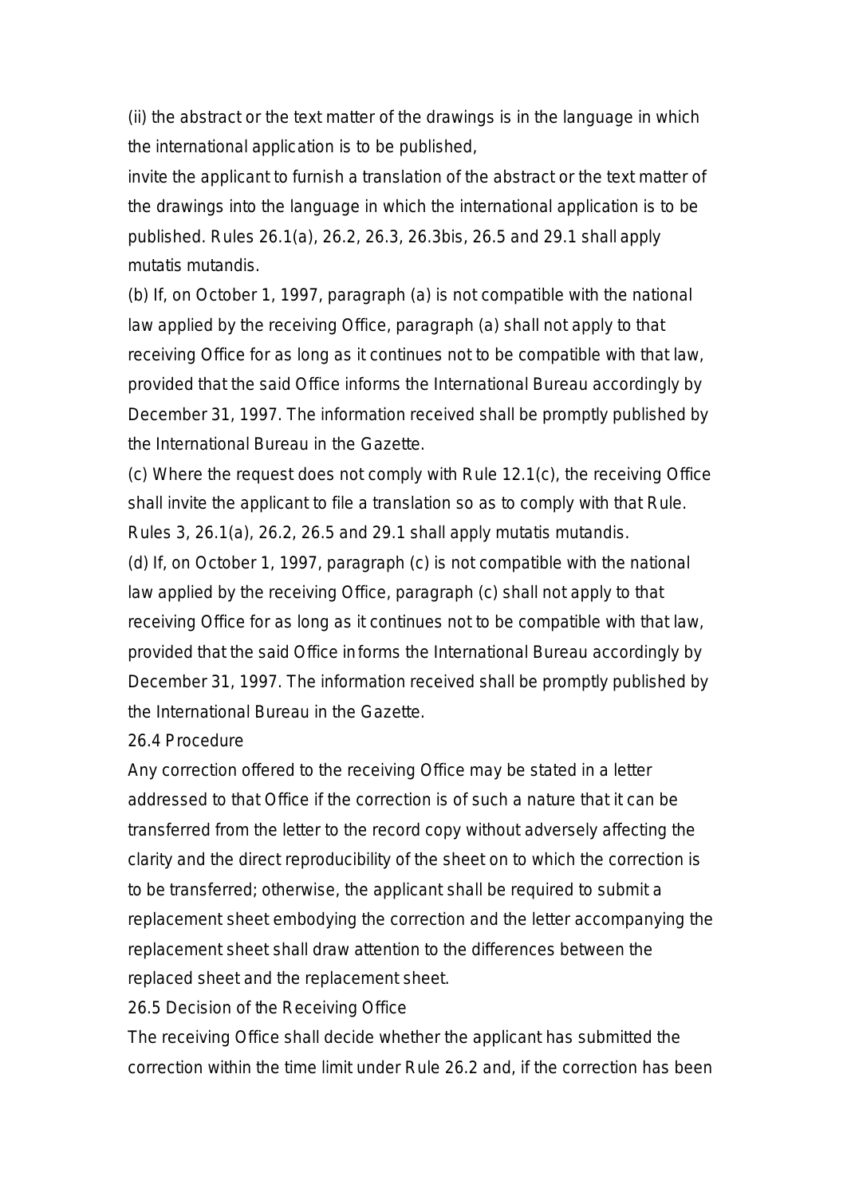(ii) the abstract or the text matter of the drawings is in the language in which the international application is to be published,

invite the applicant to furnish a translation of the abstract or the text matter of the drawings into the language in which the international application is to be published. Rules 26.1(a), 26.2, 26.3, 26.3bis, 26.5 and 29.1 shall apply mutatis mutandis.

(b) If, on October 1, 1997, paragraph (a) is not compatible with the national law applied by the receiving Office, paragraph (a) shall not apply to that receiving Office for as long as it continues not to be compatible with that law, provided that the said Office informs the International Bureau accordingly by December 31, 1997. The information received shall be promptly published by the International Bureau in the Gazette.

(c) Where the request does not comply with Rule 12.1(c), the receiving Office shall invite the applicant to file a translation so as to comply with that Rule. Rules 3, 26.1(a), 26.2, 26.5 and 29.1 shall apply mutatis mutandis.

(d) If, on October 1, 1997, paragraph (c) is not compatible with the national law applied by the receiving Office, paragraph (c) shall not apply to that receiving Office for as long as it continues not to be compatible with that law, provided that the said Office informs the International Bureau accordingly by December 31, 1997. The information received shall be promptly published by the International Bureau in the Gazette.

26.4 Procedure

Any correction offered to the receiving Office may be stated in a letter addressed to that Office if the correction is of such a nature that it can be transferred from the letter to the record copy without adversely affecting the clarity and the direct reproducibility of the sheet on to which the correction is to be transferred; otherwise, the applicant shall be required to submit a replacement sheet embodying the correction and the letter accompanying the replacement sheet shall draw attention to the differences between the replaced sheet and the replacement sheet.

26.5 Decision of the Receiving Office

The receiving Office shall decide whether the applicant has submitted the correction within the time limit under Rule 26.2 and, if the correction has been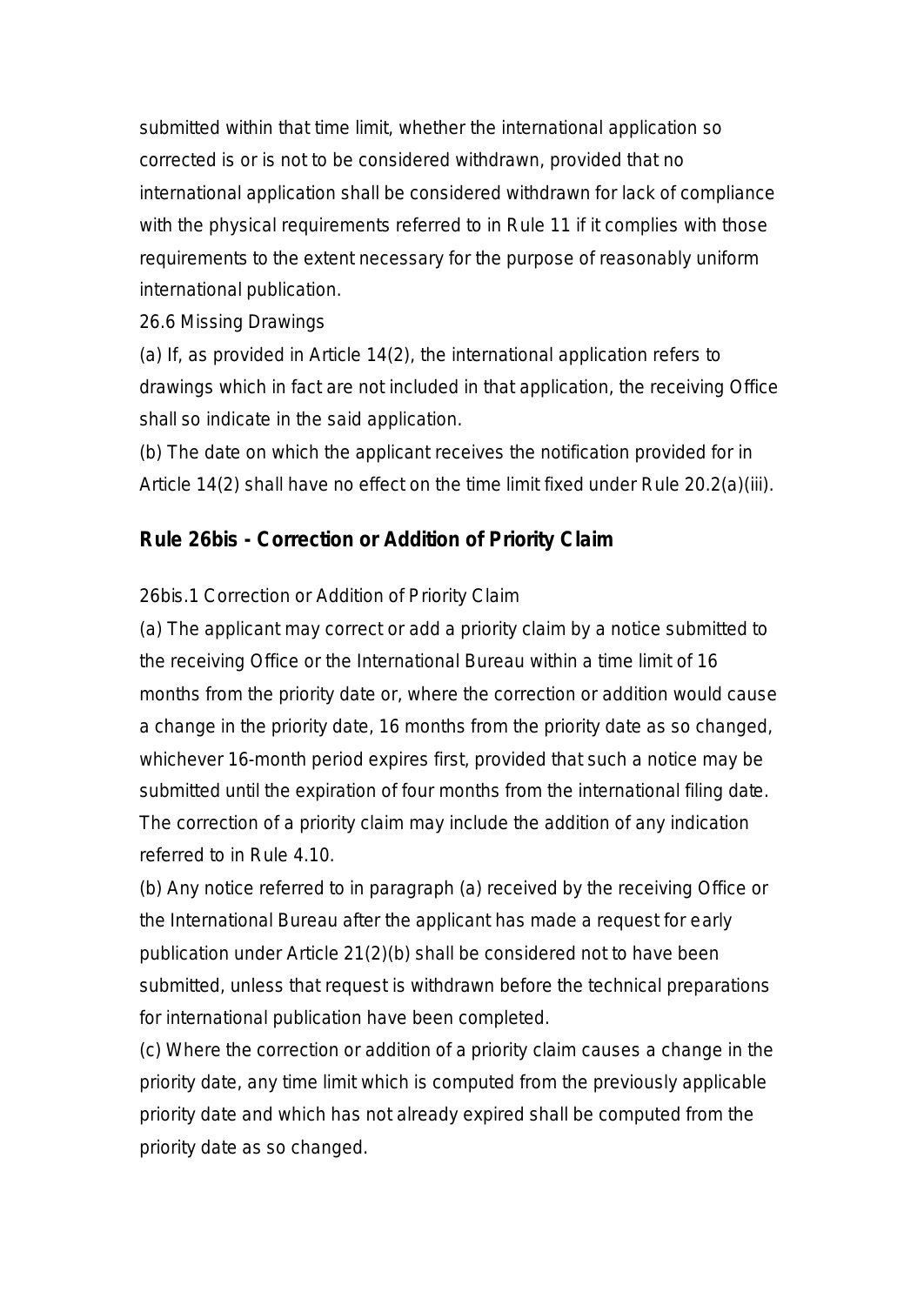submitted within that time limit, whether the international application so corrected is or is not to be considered withdrawn, provided that no international application shall be considered withdrawn for lack of compliance with the physical requirements referred to in Rule 11 if it complies with those requirements to the extent necessary for the purpose of reasonably uniform international publication.

26.6 Missing Drawings

(a) If, as provided in Article 14(2), the international application refers to drawings which in fact are not included in that application, the receiving Office shall so indicate in the said application.

(b) The date on which the applicant receives the notification provided for in Article 14(2) shall have no effect on the time limit fixed under Rule 20.2(a)(iii).

## Rule 26bis - Correction or Addition of Priority Claim

26bis.1 Correction or Addition of Priority Claim

(a) The applicant may correct or add a priority claim by a notice submitted to the receiving Office or the International Bureau within a time limit of 16 months from the priority date or, where the correction or addition would cause a change in the priority date, 16 months from the priority date as so changed, whichever 16-month period expires first, provided that such a notice may be submitted until the expiration of four months from the international filing date. The correction of a priority claim may include the addition of any indication referred to in Rule 4.10.

(b) Any notice referred to in paragraph (a) received by the receiving Office or the International Bureau after the applicant has made a request for early publication under Article 21(2)(b) shall be considered not to have been submitted, unless that request is withdrawn before the technical preparations for international publication have been completed.

(c) Where the correction or addition of a priority claim causes a change in the priority date, any time limit which is computed from the previously applicable priority date and which has not already expired shall be computed from the priority date as so changed.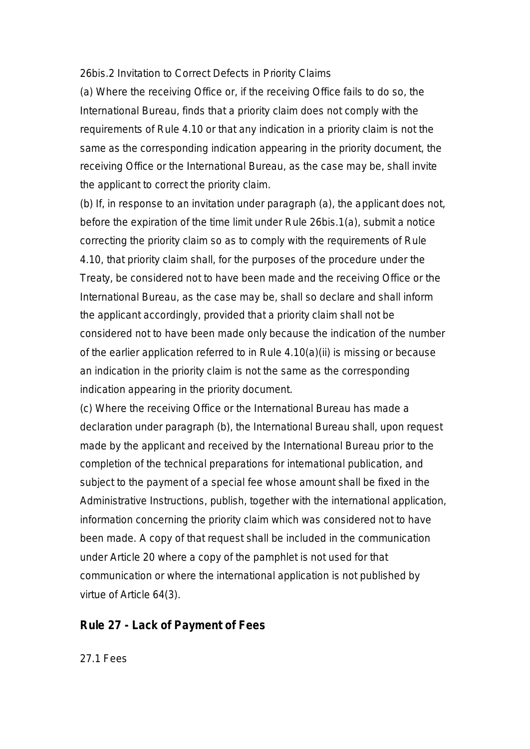26bis.2 Invitation to Correct Defects in Priority Claims

(a) Where the receiving Office or, if the receiving Office fails to do so, the International Bureau, finds that a priority claim does not comply with the requirements of Rule 4.10 or that any indication in a priority claim is not the same as the corresponding indication appearing in the priority document, the receiving Office or the International Bureau, as the case may be, shall invite the applicant to correct the priority claim.

(b) If, in response to an invitation under paragraph (a), the applicant does not, before the expiration of the time limit under Rule 26bis.1(a), submit a notice correcting the priority claim so as to comply with the requirements of Rule 4.10, that priority claim shall, for the purposes of the procedure under the Treaty, be considered not to have been made and the receiving Office or the International Bureau, as the case may be, shall so declare and shall inform the applicant accordingly, provided that a priority claim shall not be considered not to have been made only because the indication of the number of the earlier application referred to in Rule 4.10(a)(ii) is missing or because an indication in the priority claim is not the same as the corresponding indication appearing in the priority document.

(c) Where the receiving Office or the International Bureau has made a declaration under paragraph (b), the International Bureau shall, upon request made by the applicant and received by the International Bureau prior to the completion of the technical preparations for international publication, and subject to the payment of a special fee whose amount shall be fixed in the Administrative Instructions, publish, together with the international application, information concerning the priority claim which was considered not to have been made. A copy of that request shall be included in the communication under Article 20 where a copy of the pamphlet is not used for that communication or where the international application is not published by virtue of Article 64(3).

## Rule 27 - Lack of Payment of Fees

27.1 Fees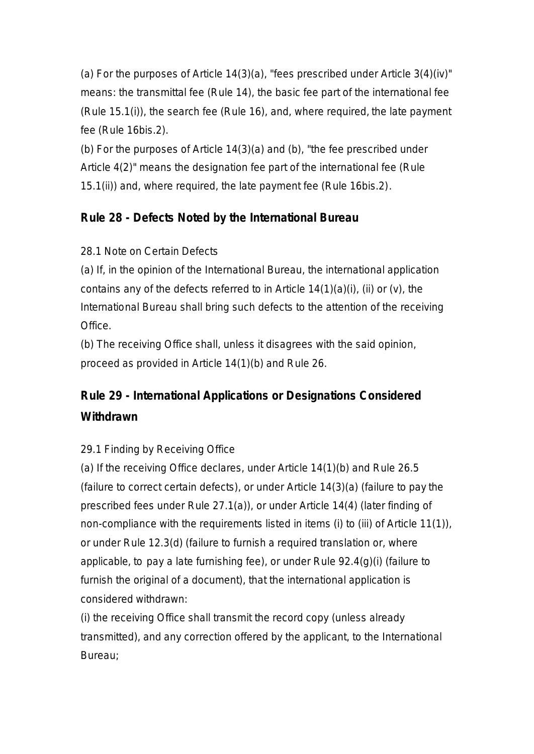(a) For the purposes of Article 14(3)(a), "fees prescribed under Article 3(4)(iv)" means: the transmittal fee (Rule 14), the basic fee part of the international fee (Rule 15.1(i)), the search fee (Rule 16), and, where required, the late payment fee (Rule 16bis.2).

(b) For the purposes of Article 14(3)(a) and (b), "the fee prescribed under Article 4(2)" means the designation fee part of the international fee (Rule 15.1(ii)) and, where required, the late payment fee (Rule 16bis.2).

## Rule 28 - Defects Noted by the International Bureau

28.1 Note on Certain Defects

(a) If, in the opinion of the International Bureau, the international application contains any of the defects referred to in Article 14(1)(a)(i), (ii) or (v), the International Bureau shall bring such defects to the attention of the receiving Office.

(b) The receiving Office shall, unless it disagrees with the said opinion, proceed as provided in Article 14(1)(b) and Rule 26.

## Rule 29 - International Applications or Designations Considered Withdrawn

29.1 Finding by Receiving Office

(a) If the receiving Office declares, under Article 14(1)(b) and Rule 26.5 (failure to correct certain defects), or under Article 14(3)(a) (failure to pay the prescribed fees under Rule 27.1(a)), or under Article 14(4) (later finding of non-compliance with the requirements listed in items (i) to (iii) of Article 11(1)), or under Rule 12.3(d) (failure to furnish a required translation or, where applicable, to pay a late furnishing fee), or under Rule 92.4(g)(i) (failure to furnish the original of a document), that the international application is considered withdrawn:

(i) the receiving Office shall transmit the record copy (unless already transmitted), and any correction offered by the applicant, to the International Bureau;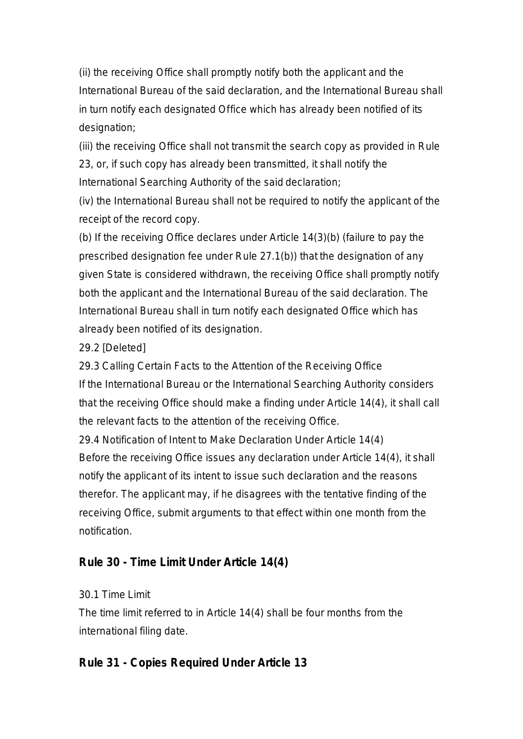(ii) the receiving Office shall promptly notify both the applicant and the International Bureau of the said declaration, and the International Bureau shall in turn notify each designated Office which has already been notified of its designation;

(iii) the receiving Office shall not transmit the search copy as provided in Rule 23, or, if such copy has already been transmitted, it shall notify the International Searching Authority of the said declaration;

(iv) the International Bureau shall not be required to notify the applicant of the receipt of the record copy.

(b) If the receiving Office declares under Article 14(3)(b) (failure to pay the prescribed designation fee under Rule 27.1(b)) that the designation of any given State is considered withdrawn, the receiving Office shall promptly notify both the applicant and the International Bureau of the said declaration. The International Bureau shall in turn notify each designated Office which has already been notified of its designation.

29.2 [Deleted]

29.3 Calling Certain Facts to the Attention of the Receiving Office

If the International Bureau or the International Searching Authority considers that the receiving Office should make a finding under Article 14(4), it shall call the relevant facts to the attention of the receiving Office.

29.4 Notification of Intent to Make Declaration Under Article 14(4)

Before the receiving Office issues any declaration under Article 14(4), it shall notify the applicant of its intent to issue such declaration and the reasons therefor. The applicant may, if he disagrees with the tentative finding of the receiving Office, submit arguments to that effect within one month from the notification.

## Rule 30 - Time Limit Under Article 14(4)

30.1 Time Limit

The time limit referred to in Article 14(4) shall be four months from the international filing date.

## Rule 31 - Copies Required Under Article 13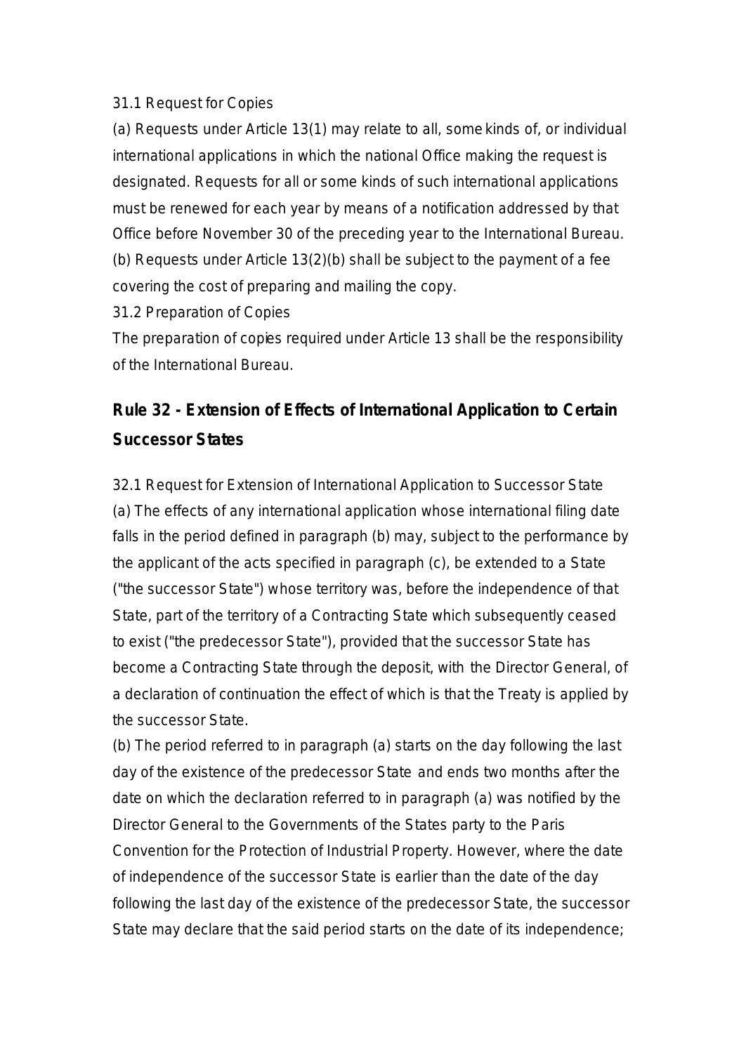31.1 Request for Copies

(a) Requests under Article 13(1) may relate to all, some kinds of, or individual international applications in which the national Office making the request is designated. Requests for all or some kinds of such international applications must be renewed for each year by means of a notification addressed by that Office before November 30 of the preceding year to the International Bureau.

(b) Requests under Article 13(2)(b) shall be subject to the payment of a fee covering the cost of preparing and mailing the copy.

31.2 Preparation of Copies

The preparation of copies required under Article 13 shall be the responsibility of the International Bureau.

## Rule 32 - Extension of Effects of International Application to Certain Successor States

32.1 Request for Extension of International Application to Successor State

(a) The effects of any international application whose international filing date falls in the period defined in paragraph (b) may, subject to the performance by the applicant of the acts specified in paragraph (c), be extended to a State ("the successor State") whose territory was, before the independence of that State, part of the territory of a Contracting State which subsequently ceased to exist ("the predecessor State"), provided that the successor State has become a Contracting State through the deposit, with the Director General, of a declaration of continuation the effect of which is that the Treaty is applied by the successor State.

(b) The period referred to in paragraph (a) starts on the day following the last day of the existence of the predecessor State and ends two months after the date on which the declaration referred to in paragraph (a) was notified by the Director General to the Governments of the States party to the Paris Convention for the Protection of Industrial Property. However, where the date of independence of the successor State is earlier than the date of the day following the last day of the existence of the predecessor State, the successor State may declare that the said period starts on the date of its independence;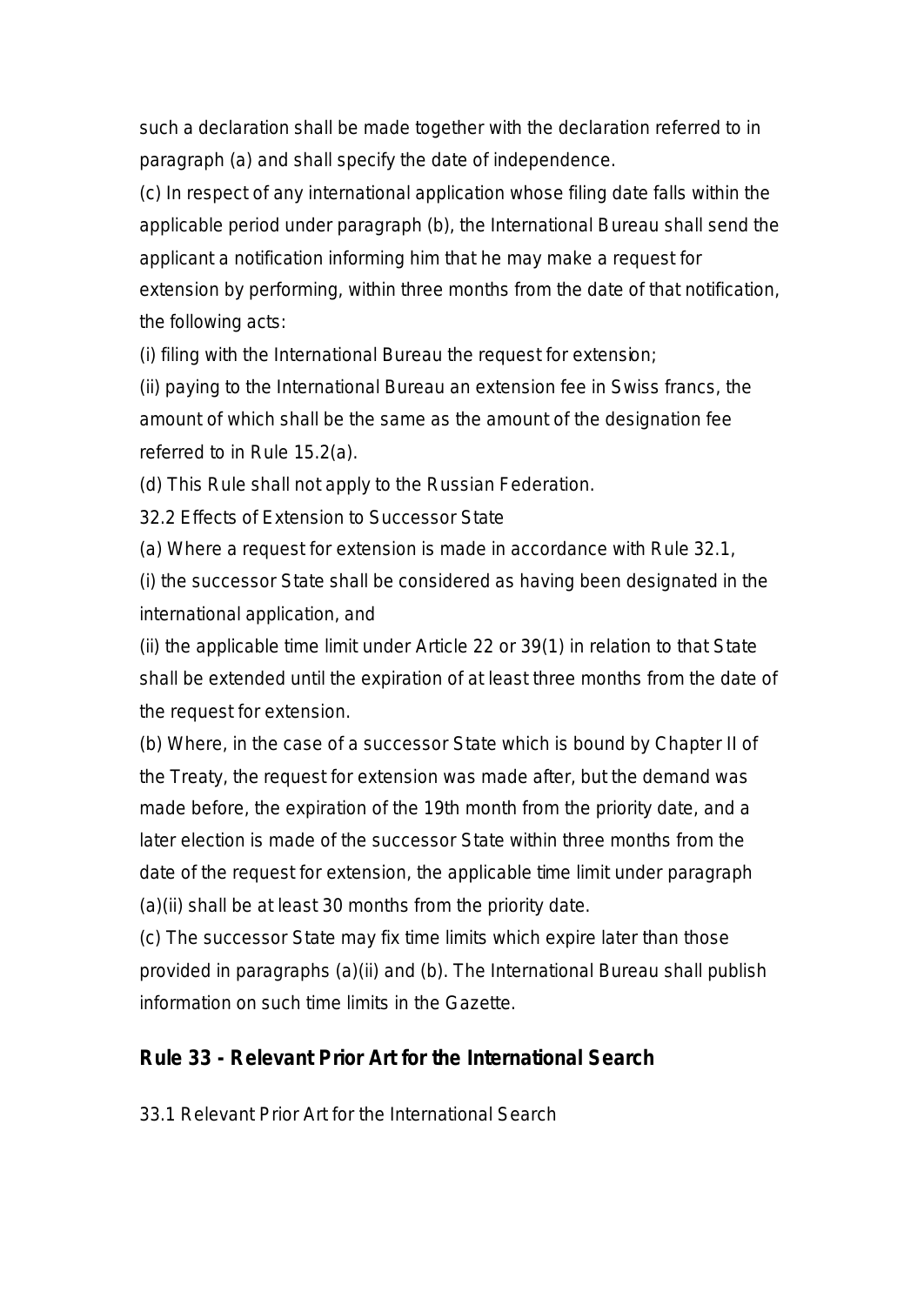such a declaration shall be made together with the declaration referred to in paragraph (a) and shall specify the date of independence.

(c) In respect of any international application whose filing date falls within the applicable period under paragraph (b), the International Bureau shall send the applicant a notification informing him that he may make a request for extension by performing, within three months from the date of that notification, the following acts:

(i) filing with the International Bureau the request for extension;

(ii) paying to the International Bureau an extension fee in Swiss francs, the amount of which shall be the same as the amount of the designation fee referred to in Rule 15.2(a).

(d) This Rule shall not apply to the Russian Federation.

32.2 Effects of Extension to Successor State

(a) Where a request for extension is made in accordance with Rule 32.1,

(i) the successor State shall be considered as having been designated in the international application, and

(ii) the applicable time limit under Article 22 or 39(1) in relation to that State shall be extended until the expiration of at least three months from the date of the request for extension.

(b) Where, in the case of a successor State which is bound by Chapter II of the Treaty, the request for extension was made after, but the demand was made before, the expiration of the 19th month from the priority date, and a later election is made of the successor State within three months from the date of the request for extension, the applicable time limit under paragraph (a)(ii) shall be at least 30 months from the priority date.

(c) The successor State may fix time limits which expire later than those provided in paragraphs (a)(ii) and (b). The International Bureau shall publish information on such time limits in the Gazette.

## Rule 33 - Relevant Prior Art for the International Search

33.1 Relevant Prior Art for the International Search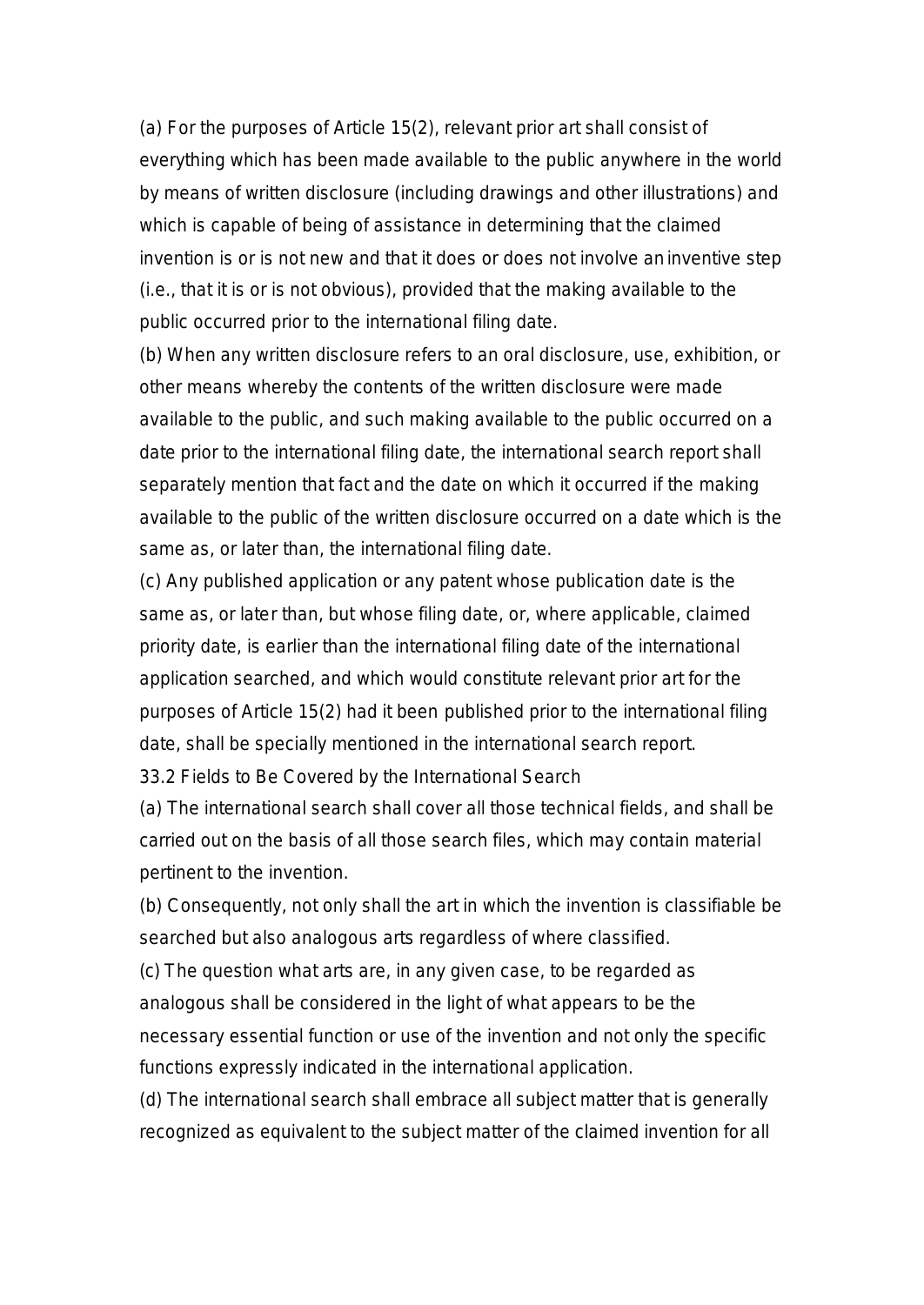(a) For the purposes of Article 15(2), relevant prior art shall consist of everything which has been made available to the public anywhere in the world by means of written disclosure (including drawings and other illustrations) and which is capable of being of assistance in determining that the claimed invention is or is not new and that it does or does not involve an inventive step (i.e., that it is or is not obvious), provided that the making available to the public occurred prior to the international filing date.

(b) When any written disclosure refers to an oral disclosure, use, exhibition, or other means whereby the contents of the written disclosure were made available to the public, and such making available to the public occurred on a date prior to the international filing date, the international search report shall separately mention that fact and the date on which it occurred if the making available to the public of the written disclosure occurred on a date which is the same as, or later than, the international filing date.

(c) Any published application or any patent whose publication date is the same as, or later than, but whose filing date, or, where applicable, claimed priority date, is earlier than the international filing date of the international application searched, and which would constitute relevant prior art for the purposes of Article 15(2) had it been published prior to the international filing date, shall be specially mentioned in the international search report.

33.2 Fields to Be Covered by the International Search

(a) The international search shall cover all those technical fields, and shall be carried out on the basis of all those search files, which may contain material pertinent to the invention.

(b) Consequently, not only shall the art in which the invention is classifiable be searched but also analogous arts regardless of where classified.

(c) The question what arts are, in any given case, to be regarded as analogous shall be considered in the light of what appears to be the necessary essential function or use of the invention and not only the specific functions expressly indicated in the international application.

(d) The international search shall embrace all subject matter that is generally recognized as equivalent to the subject matter of the claimed invention for all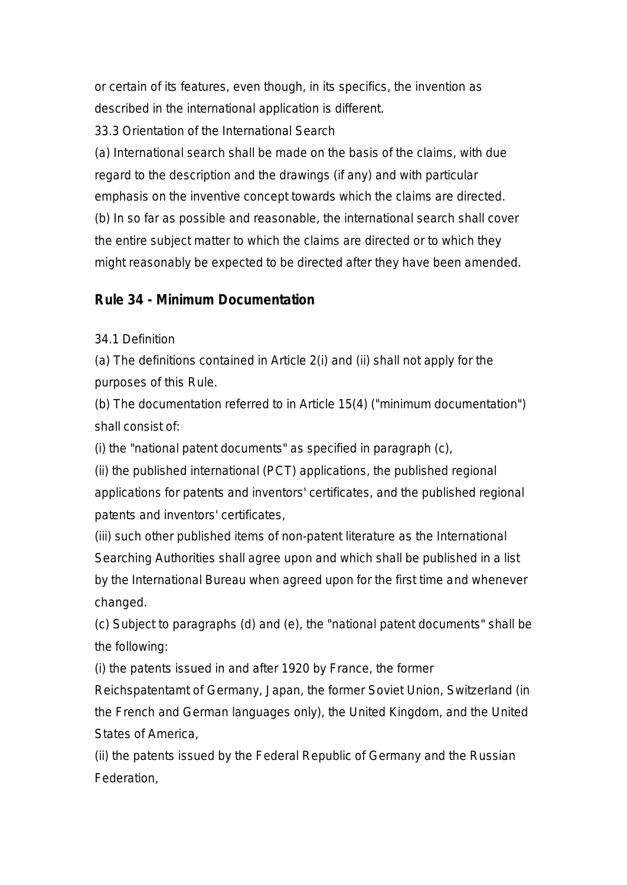or certain of its features, even though, in its specifics, the invention as described in the international application is different.

33.3 Orientation of the International Search

(a) International search shall be made on the basis of the claims, with due regard to the description and the drawings (if any) and with particular emphasis on the inventive concept towards which the claims are directed.

(b) In so far as possible and reasonable, the international search shall cover the entire subject matter to which the claims are directed or to which they might reasonably be expected to be directed after they have been amended.

## Rule 34 - Minimum Documentation

34.1 Definition

(a) The definitions contained in Article 2(i) and (ii) shall not apply for the purposes of this Rule.

(b) The documentation referred to in Article 15(4) ("minimum documentation") shall consist of:

(i) the "national patent documents" as specified in paragraph (c),

(ii) the published international (PCT) applications, the published regional applications for patents and inventors' certificates, and the published regional patents and inventors' certificates,

(iii) such other published items of non-patent literature as the International Searching Authorities shall agree upon and which shall be published in a list by the International Bureau when agreed upon for the first time and whenever changed.

(c) Subject to paragraphs (d) and (e), the "national patent documents" shall be the following:

(i) the patents issued in and after 1920 by France, the former Reichspatentamt of Germany, Japan, the former Soviet Union, Switzerland (in the French and German languages only), the United Kingdom, and the United States of America,

(ii) the patents issued by the Federal Republic of Germany and the Russian Federation,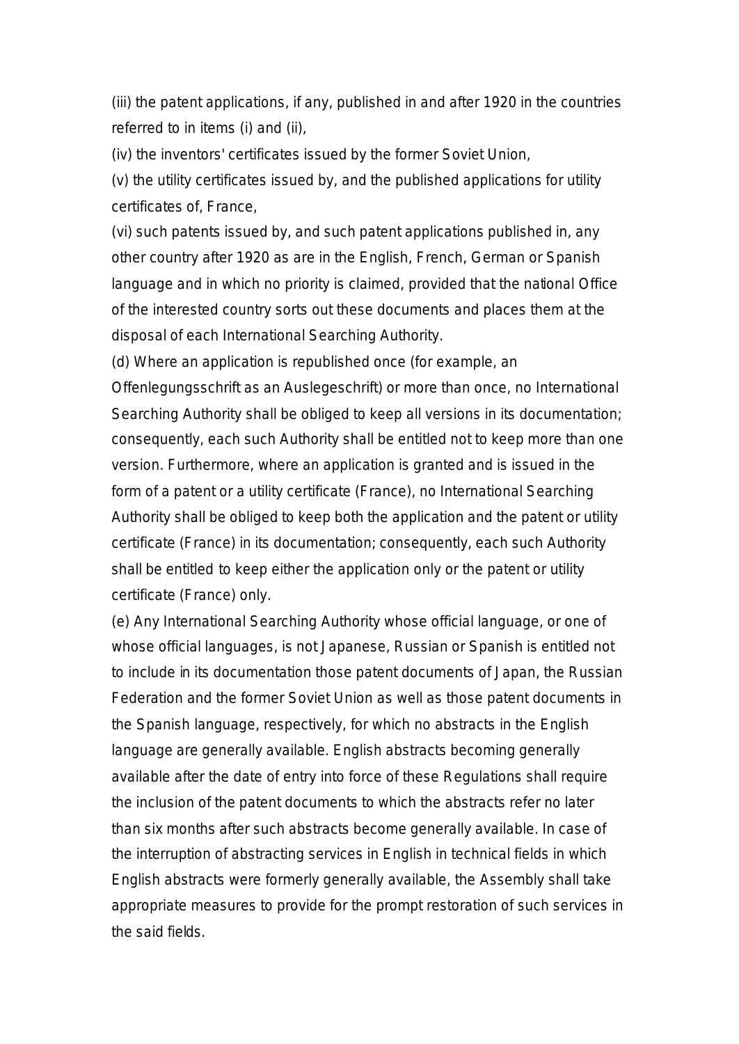(iii) the patent applications, if any, published in and after 1920 in the countries referred to in items (i) and (ii),

(iv) the inventors' certificates issued by the former Soviet Union,

(v) the utility certificates issued by, and the published applications for utility certificates of, France,

(vi) such patents issued by, and such patent applications published in, any other country after 1920 as are in the English, French, German or Spanish language and in which no priority is claimed, provided that the national Office of the interested country sorts out these documents and places them at the disposal of each International Searching Authority.

(d) Where an application is republished once (for example, an Offenlegungsschrift as an Auslegeschrift) or more than once, no International Searching Authority shall be obliged to keep all versions in its documentation; consequently, each such Authority shall be entitled not to keep more than one version. Furthermore, where an application is granted and is issued in the form of a patent or a utility certificate (France), no International Searching Authority shall be obliged to keep both the application and the patent or utility certificate (France) in its documentation; consequently, each such Authority shall be entitled to keep either the application only or the patent or utility certificate (France) only.

(e) Any International Searching Authority whose official language, or one of whose official languages, is not Japanese, Russian or Spanish is entitled not to include in its documentation those patent documents of Japan, the Russian Federation and the former Soviet Union as well as those patent documents in the Spanish language, respectively, for which no abstracts in the English language are generally available. English abstracts becoming generally available after the date of entry into force of these Regulations shall require the inclusion of the patent documents to which the abstracts refer no later than six months after such abstracts become generally available. In case of the interruption of abstracting services in English in technical fields in which English abstracts were formerly generally available, the Assembly shall take appropriate measures to provide for the prompt restoration of such services in the said fields.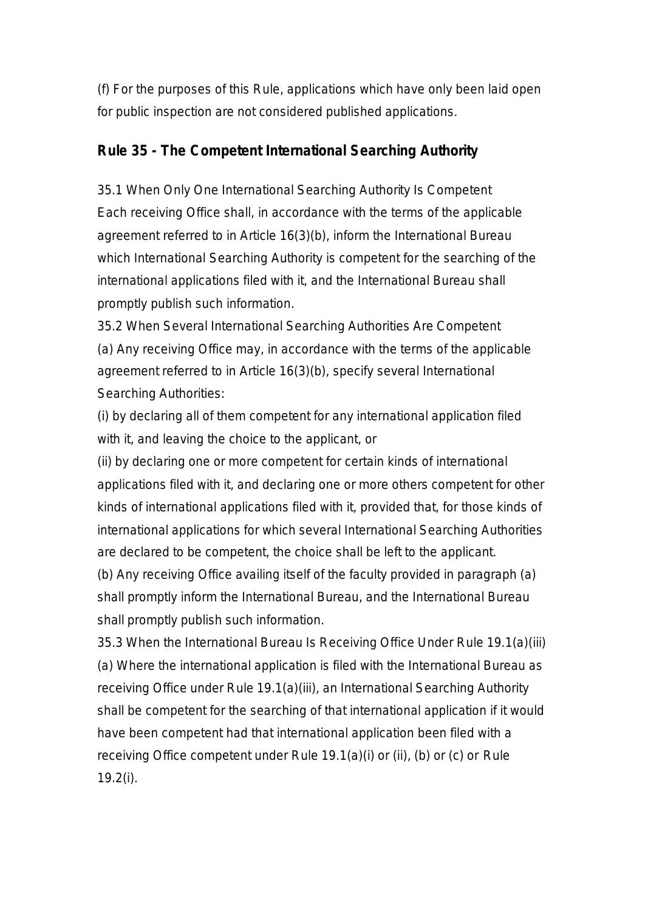(f) For the purposes of this Rule, applications which have only been laid open for public inspection are not considered published applications.

## Rule 35 - The Competent International Searching Authority

35.1 When Only One International Searching Authority Is Competent

Each receiving Office shall, in accordance with the terms of the applicable agreement referred to in Article 16(3)(b), inform the International Bureau which International Searching Authority is competent for the searching of the international applications filed with it, and the International Bureau shall promptly publish such information.

35.2 When Several International Searching Authorities Are Competent

(a) Any receiving Office may, in accordance with the terms of the applicable agreement referred to in Article 16(3)(b), specify several International Searching Authorities:

(i) by declaring all of them competent for any international application filed with it, and leaving the choice to the applicant, or

(ii) by declaring one or more competent for certain kinds of international applications filed with it, and declaring one or more others competent for other kinds of international applications filed with it, provided that, for those kinds of international applications for which several International Searching Authorities are declared to be competent, the choice shall be left to the applicant.

(b) Any receiving Office availing itself of the faculty provided in paragraph (a) shall promptly inform the International Bureau, and the International Bureau shall promptly publish such information.

35.3 When the International Bureau Is Receiving Office Under Rule 19.1(a)(iii)

(a) Where the international application is filed with the International Bureau as receiving Office under Rule 19.1(a)(iii), an International Searching Authority shall be competent for the searching of that international application if it would have been competent had that international application been filed with a receiving Office competent under Rule 19.1(a)(i) or (ii), (b) or (c) or Rule 19.2(i).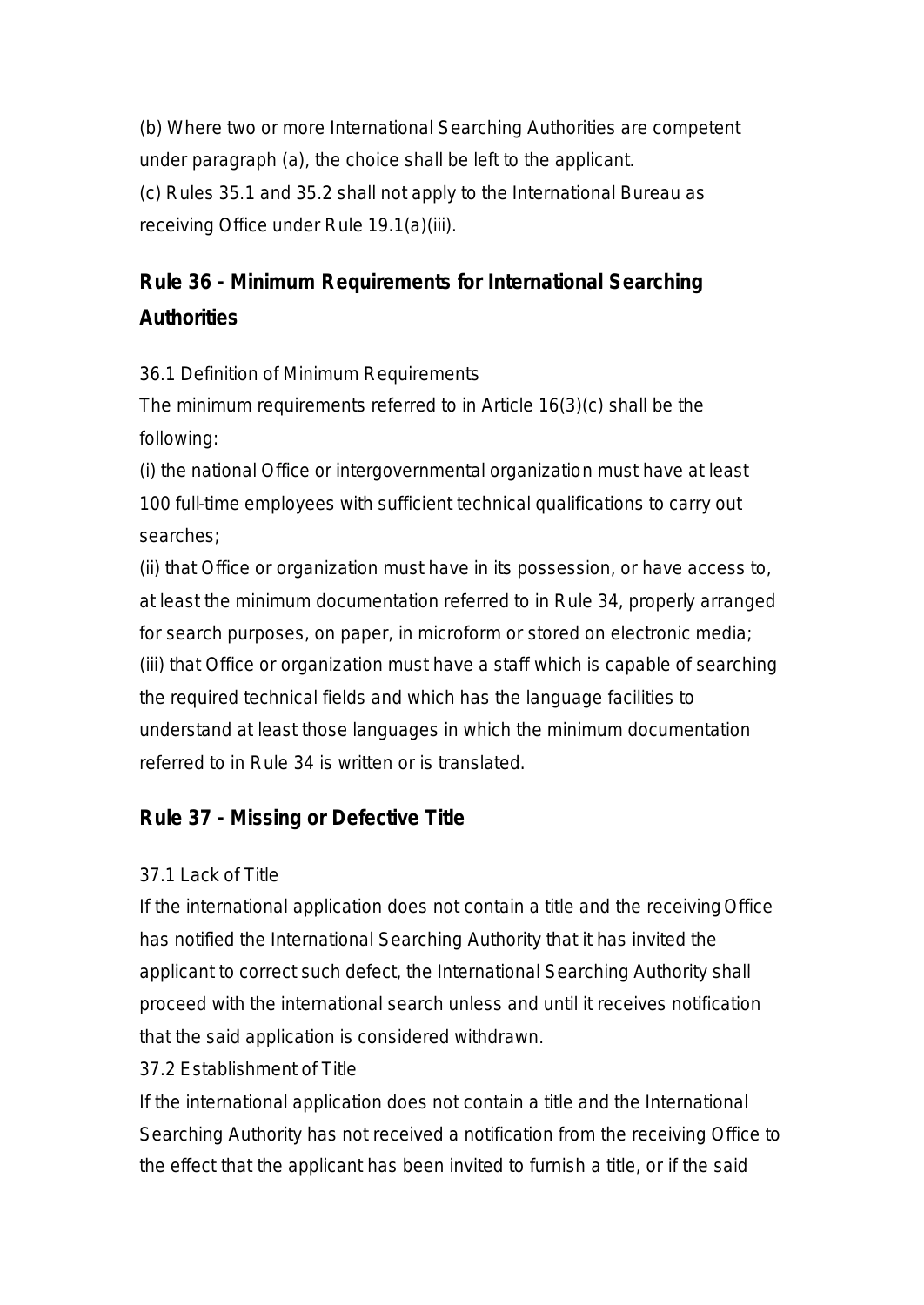(b) Where two or more International Searching Authorities are competent under paragraph (a), the choice shall be left to the applicant.

(c) Rules 35.1 and 35.2 shall not apply to the International Bureau as receiving Office under Rule 19.1(a)(iii).

## Rule 36 - Minimum Requirements for International Searching Authorities

36.1 Definition of Minimum Requirements

The minimum requirements referred to in Article 16(3)(c) shall be the following:

(i) the national Office or intergovernmental organization must have at least 100 full-time employees with sufficient technical qualifications to carry out searches;

(ii) that Office or organization must have in its possession, or have access to, at least the minimum documentation referred to in Rule 34, properly arranged for search purposes, on paper, in microform or stored on electronic media;

(iii) that Office or organization must have a staff which is capable of searching the required technical fields and which has the language facilities to understand at least those languages in which the minimum documentation referred to in Rule 34 is written or is translated.

## Rule 37 - Missing or Defective Title

37.1 Lack of Title

If the international application does not contain a title and the receiving Office has notified the International Searching Authority that it has invited the applicant to correct such defect, the International Searching Authority shall proceed with the international search unless and until it receives notification that the said application is considered withdrawn.

37.2 Establishment of Title

If the international application does not contain a title and the International Searching Authority has not received a notification from the receiving Office to the effect that the applicant has been invited to furnish a title, or if the said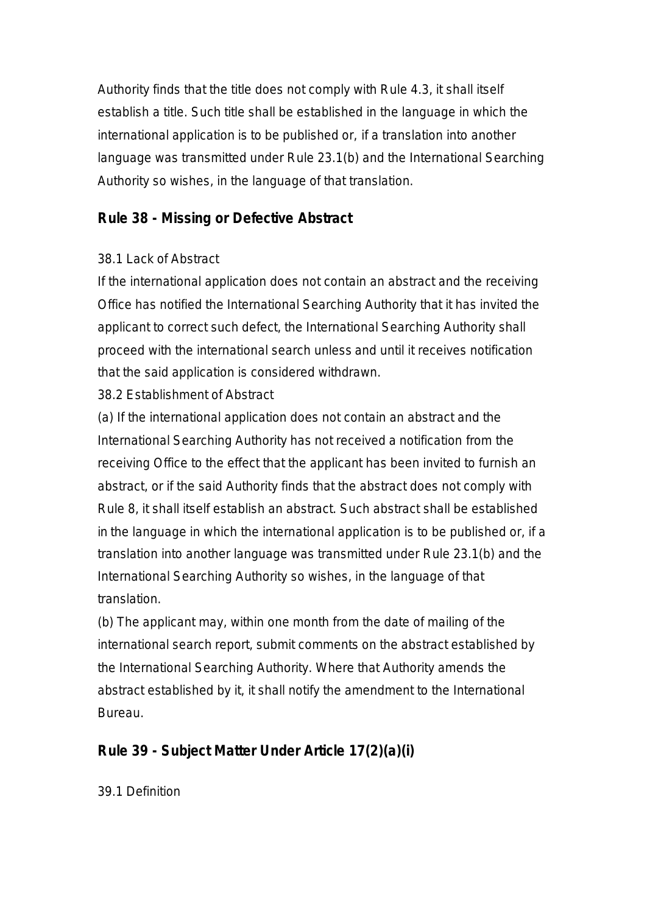Authority finds that the title does not comply with Rule 4.3, it shall itself establish a title. Such title shall be established in the language in which the international application is to be published or, if a translation into another language was transmitted under Rule 23.1(b) and the International Searching Authority so wishes, in the language of that translation.

## Rule 38 - Missing or Defective Abstract

38.1 Lack of Abstract

If the international application does not contain an abstract and the receiving Office has notified the International Searching Authority that it has invited the applicant to correct such defect, the International Searching Authority shall proceed with the international search unless and until it receives notification that the said application is considered withdrawn.

38.2 Establishment of Abstract

(a) If the international application does not contain an abstract and the International Searching Authority has not received a notification from the receiving Office to the effect that the applicant has been invited to furnish an abstract, or if the said Authority finds that the abstract does not comply with Rule 8, it shall itself establish an abstract. Such abstract shall be established in the language in which the international application is to be published or, if a translation into another language was transmitted under Rule 23.1(b) and the International Searching Authority so wishes, in the language of that translation.

(b) The applicant may, within one month from the date of mailing of the international search report, submit comments on the abstract established by the International Searching Authority. Where that Authority amends the abstract established by it, it shall notify the amendment to the International Bureau.

## Rule 39 - Subject Matter Under Article 17(2)(a)(i)

39.1 Definition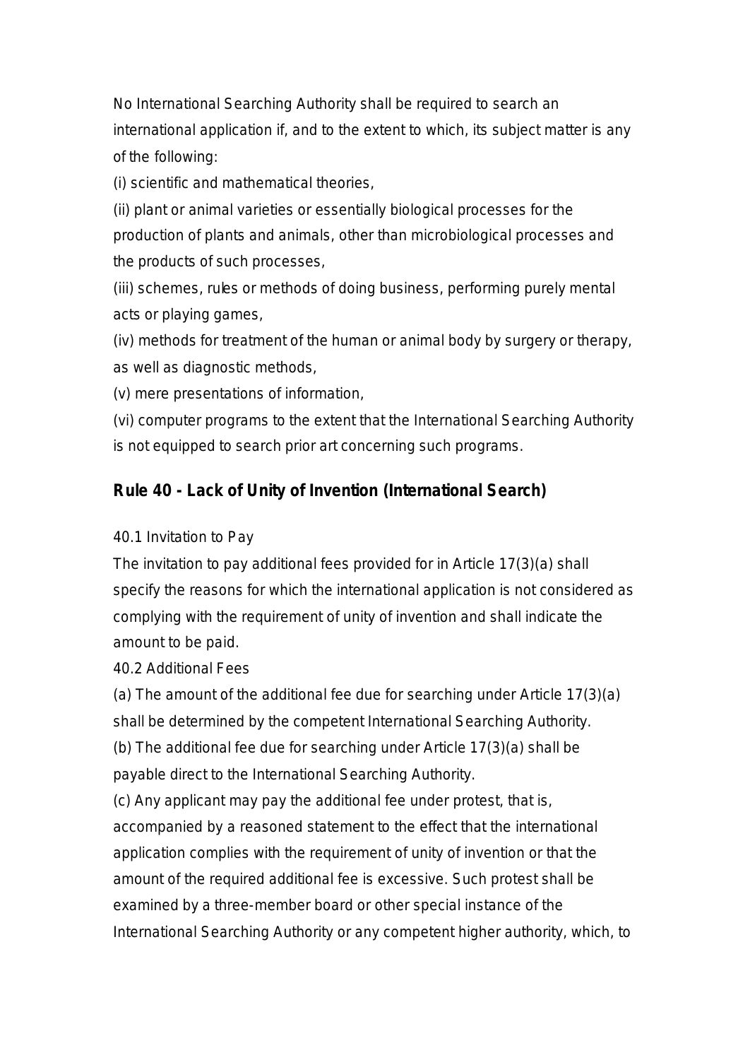No International Searching Authority shall be required to search an international application if, and to the extent to which, its subject matter is any of the following:

(i) scientific and mathematical theories,

(ii) plant or animal varieties or essentially biological processes for the production of plants and animals, other than microbiological processes and the products of such processes,

(iii) schemes, rules or methods of doing business, performing purely mental acts or playing games,

(iv) methods for treatment of the human or animal body by surgery or therapy, as well as diagnostic methods,

(v) mere presentations of information,

(vi) computer programs to the extent that the International Searching Authority is not equipped to search prior art concerning such programs.

## Rule 40 - Lack of Unity of Invention (International Search)

40.1 Invitation to Pay

The invitation to pay additional fees provided for in Article 17(3)(a) shall specify the reasons for which the international application is not considered as complying with the requirement of unity of invention and shall indicate the amount to be paid.

40.2 Additional Fees

(a) The amount of the additional fee due for searching under Article 17(3)(a) shall be determined by the competent International Searching Authority.

(b) The additional fee due for searching under Article 17(3)(a) shall be payable direct to the International Searching Authority.

(c) Any applicant may pay the additional fee under protest, that is, accompanied by a reasoned statement to the effect that the international application complies with the requirement of unity of invention or that the amount of the required additional fee is excessive. Such protest shall be examined by a three-member board or other special instance of the International Searching Authority or any competent higher authority, which, to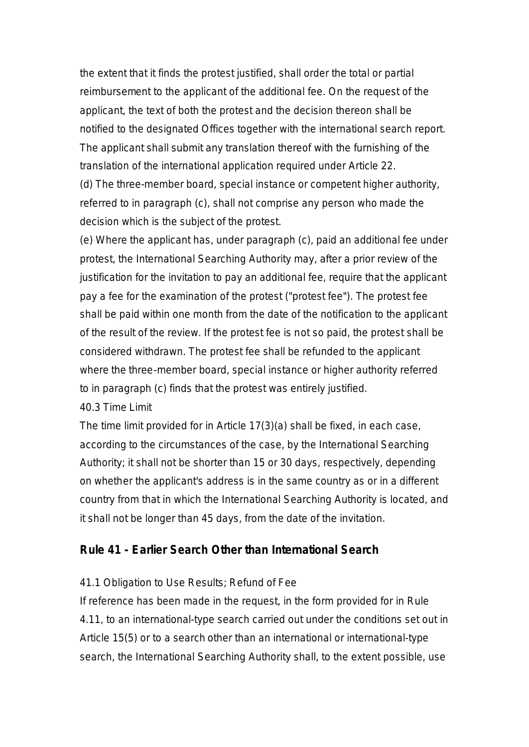the extent that it finds the protest justified, shall order the total or partial reimbursement to the applicant of the additional fee. On the request of the applicant, the text of both the protest and the decision thereon shall be notified to the designated Offices together with the international search report. The applicant shall submit any translation thereof with the furnishing of the translation of the international application required under Article 22.

(d) The three-member board, special instance or competent higher authority, referred to in paragraph (c), shall not comprise any person who made the decision which is the subject of the protest.

(e) Where the applicant has, under paragraph (c), paid an additional fee under protest, the International Searching Authority may, after a prior review of the justification for the invitation to pay an additional fee, require that the applicant pay a fee for the examination of the protest ("protest fee"). The protest fee shall be paid within one month from the date of the notification to the applicant of the result of the review. If the protest fee is not so paid, the protest shall be considered withdrawn. The protest fee shall be refunded to the applicant where the three-member board, special instance or higher authority referred to in paragraph (c) finds that the protest was entirely justified.

40.3 Time Limit

The time limit provided for in Article 17(3)(a) shall be fixed, in each case, according to the circumstances of the case, by the International Searching Authority; it shall not be shorter than 15 or 30 days, respectively, depending on whether the applicant's address is in the same country as or in a different country from that in which the International Searching Authority is located, and it shall not be longer than 45 days, from the date of the invitation.

## Rule 41 - Earlier Search Other than International Search

41.1 Obligation to Use Results; Refund of Fee

If reference has been made in the request, in the form provided for in Rule 4.11, to an international-type search carried out under the conditions set out in Article 15(5) or to a search other than an international or international-type search, the International Searching Authority shall, to the extent possible, use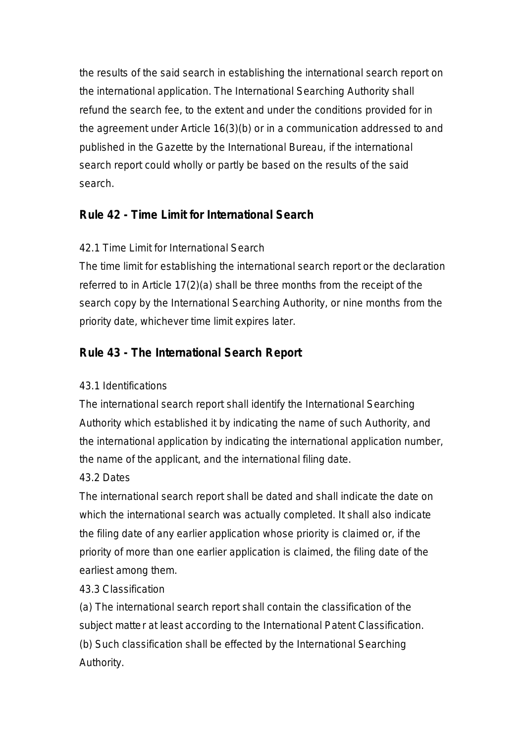the results of the said search in establishing the international search report on the international application. The International Searching Authority shall refund the search fee, to the extent and under the conditions provided for in the agreement under Article 16(3)(b) or in a communication addressed to and published in the Gazette by the International Bureau, if the international search report could wholly or partly be based on the results of the said search.

## Rule 42 - Time Limit for International Search

42.1 Time Limit for International Search

The time limit for establishing the international search report or the declaration referred to in Article 17(2)(a) shall be three months from the receipt of the search copy by the International Searching Authority, or nine months from the priority date, whichever time limit expires later.

## Rule 43 - The International Search Report

43.1 Identifications

The international search report shall identify the International Searching Authority which established it by indicating the name of such Authority, and the international application by indicating the international application number, the name of the applicant, and the international filing date.

43.2 Dates

The international search report shall be dated and shall indicate the date on which the international search was actually completed. It shall also indicate the filing date of any earlier application whose priority is claimed or, if the priority of more than one earlier application is claimed, the filing date of the earliest among them.

43.3 Classification

(a) The international search report shall contain the classification of the subject matter at least according to the International Patent Classification.

(b) Such classification shall be effected by the International Searching Authority.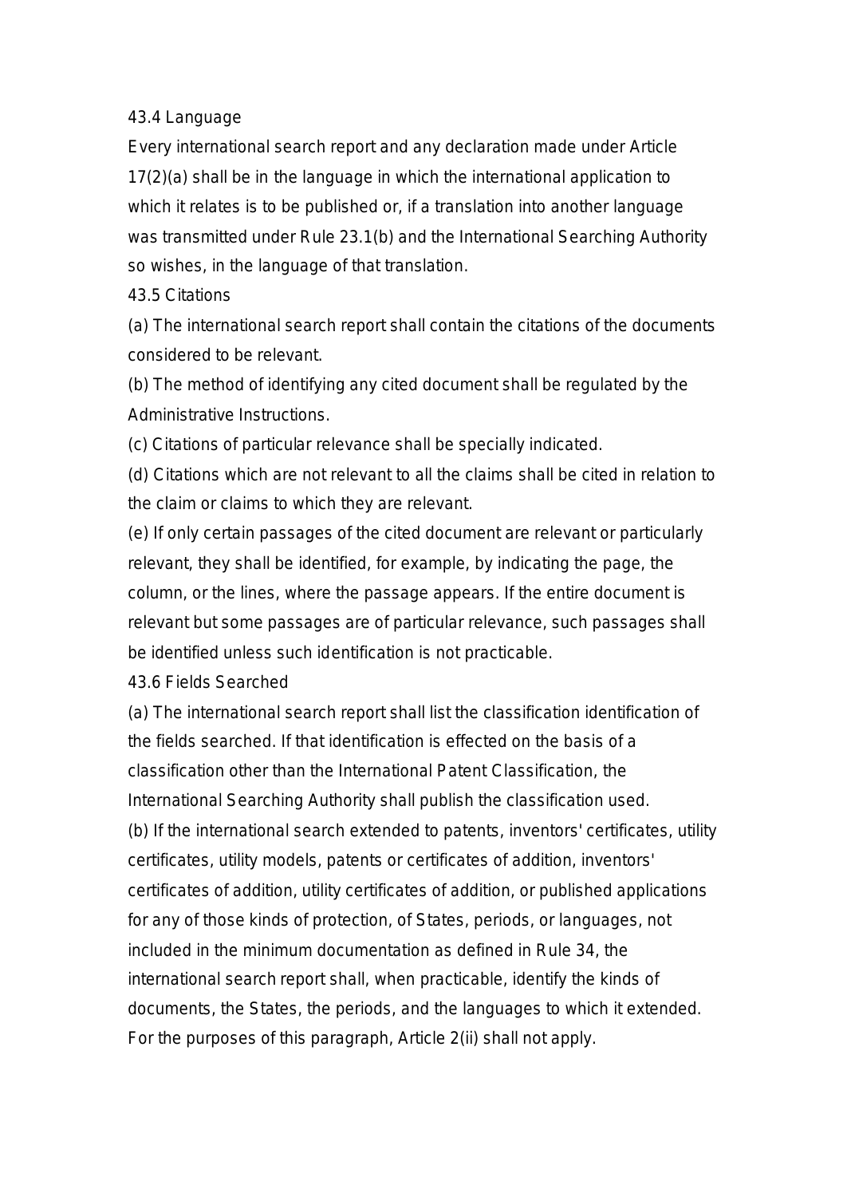43.4 Language

Every international search report and any declaration made under Article 17(2)(a) shall be in the language in which the international application to which it relates is to be published or, if a translation into another language was transmitted under Rule 23.1(b) and the International Searching Authority so wishes, in the language of that translation.

43.5 Citations

(a) The international search report shall contain the citations of the documents considered to be relevant.

(b) The method of identifying any cited document shall be regulated by the Administrative Instructions.

(c) Citations of particular relevance shall be specially indicated.

(d) Citations which are not relevant to all the claims shall be cited in relation to the claim or claims to which they are relevant.

(e) If only certain passages of the cited document are relevant or particularly relevant, they shall be identified, for example, by indicating the page, the column, or the lines, where the passage appears. If the entire document is relevant but some passages are of particular relevance, such passages shall be identified unless such identification is not practicable.

43.6 Fields Searched

(a) The international search report shall list the classification identification of the fields searched. If that identification is effected on the basis of a classification other than the International Patent Classification, the International Searching Authority shall publish the classification used.

(b) If the international search extended to patents, inventors' certificates, utility certificates, utility models, patents or certificates of addition, inventors' certificates of addition, utility certificates of addition, or published applications for any of those kinds of protection, of States, periods, or languages, not included in the minimum documentation as defined in Rule 34, the international search report shall, when practicable, identify the kinds of documents, the States, the periods, and the languages to which it extended. For the purposes of this paragraph, Article 2(ii) shall not apply.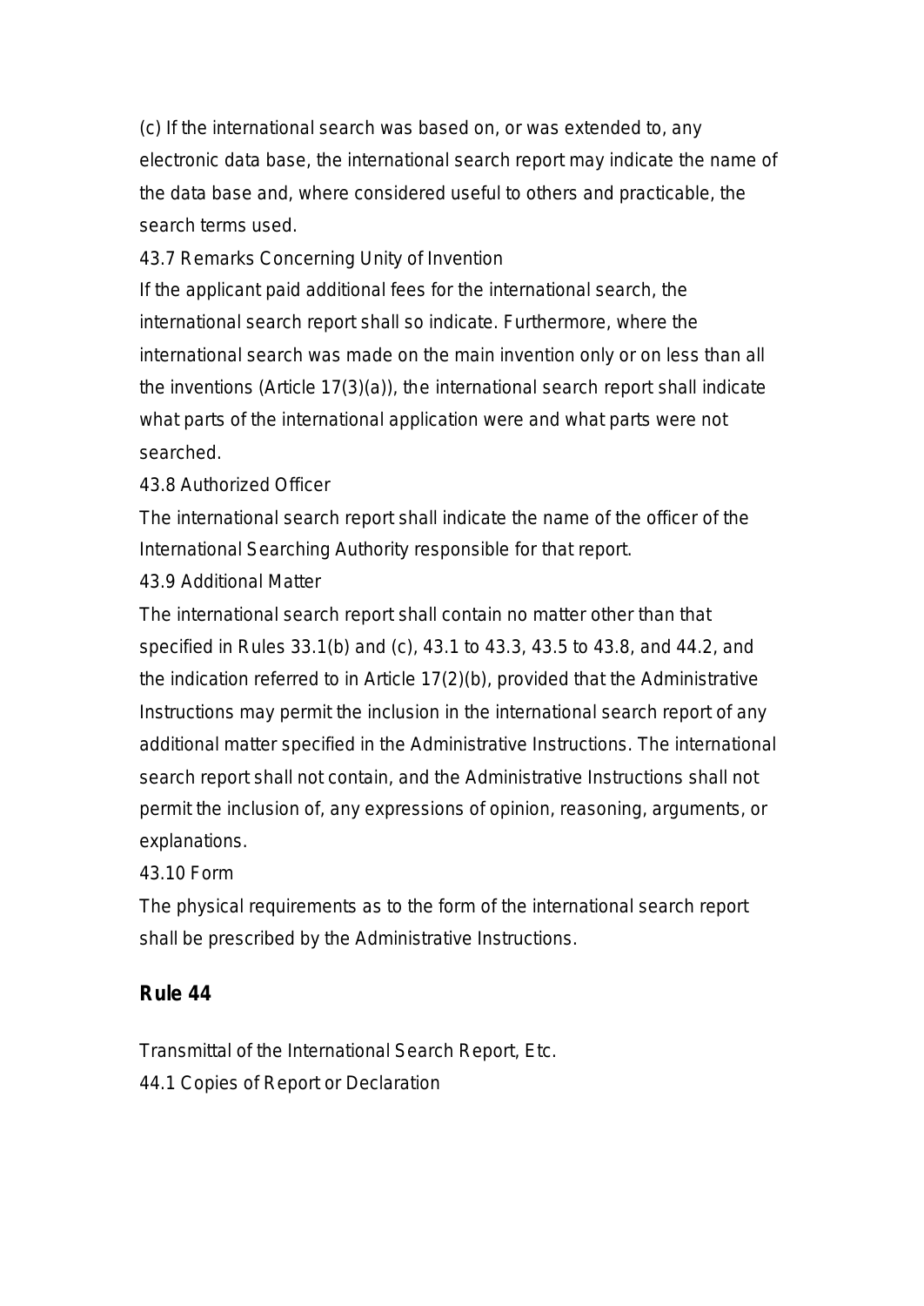(c) If the international search was based on, or was extended to, any electronic data base, the international search report may indicate the name of the data base and, where considered useful to others and practicable, the search terms used.

43.7 Remarks Concerning Unity of Invention

If the applicant paid additional fees for the international search, the international search report shall so indicate. Furthermore, where the international search was made on the main invention only or on less than all the inventions (Article 17(3)(a)), the international search report shall indicate what parts of the international application were and what parts were not searched.

43.8 Authorized Officer

The international search report shall indicate the name of the officer of the International Searching Authority responsible for that report.

43.9 Additional Matter

The international search report shall contain no matter other than that specified in Rules 33.1(b) and (c), 43.1 to 43.3, 43.5 to 43.8, and 44.2, and the indication referred to in Article 17(2)(b), provided that the Administrative Instructions may permit the inclusion in the international search report of any additional matter specified in the Administrative Instructions. The international search report shall not contain, and the Administrative Instructions shall not permit the inclusion of, any expressions of opinion, reasoning, arguments, or explanations.

43.10 Form

The physical requirements as to the form of the international search report shall be prescribed by the Administrative Instructions.

## Rule 44

Transmittal of the International Search Report, Etc.

44.1 Copies of Report or Declaration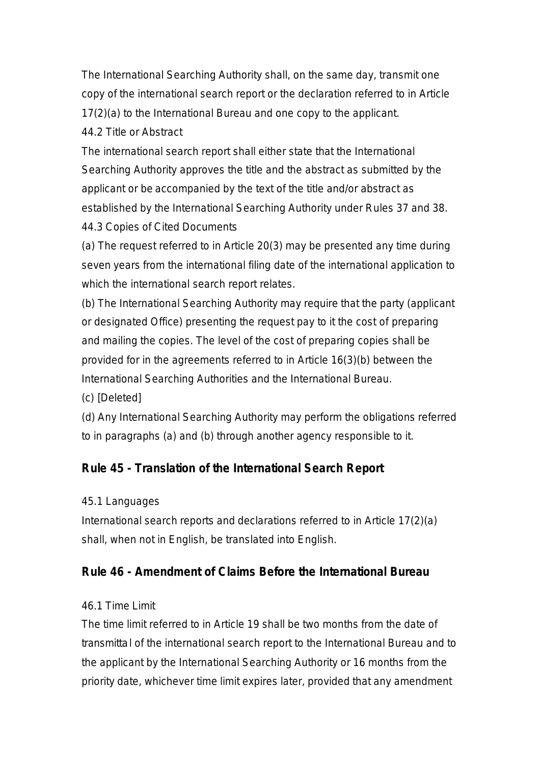The International Searching Authority shall, on the same day, transmit one copy of the international search report or the declaration referred to in Article 17(2)(a) to the International Bureau and one copy to the applicant.

44.2 Title or Abstract

The international search report shall either state that the International Searching Authority approves the title and the abstract as submitted by the applicant or be accompanied by the text of the title and/or abstract as established by the International Searching Authority under Rules 37 and 38.

44.3 Copies of Cited Documents

(a) The request referred to in Article 20(3) may be presented any time during seven years from the international filing date of the international application to which the international search report relates.

(b) The International Searching Authority may require that the party (applicant or designated Office) presenting the request pay to it the cost of preparing and mailing the copies. The level of the cost of preparing copies shall be provided for in the agreements referred to in Article 16(3)(b) between the International Searching Authorities and the International Bureau.

(c) [Deleted]

(d) Any International Searching Authority may perform the obligations referred to in paragraphs (a) and (b) through another agency responsible to it.

## Rule 45 - Translation of the International Search Report

45.1 Languages

International search reports and declarations referred to in Article 17(2)(a) shall, when not in English, be translated into English.

## Rule 46 - Amendment of Claims Before the International Bureau

46.1 Time Limit

The time limit referred to in Article 19 shall be two months from the date of transmittal of the international search report to the International Bureau and to the applicant by the International Searching Authority or 16 months from the priority date, whichever time limit expires later, provided that any amendment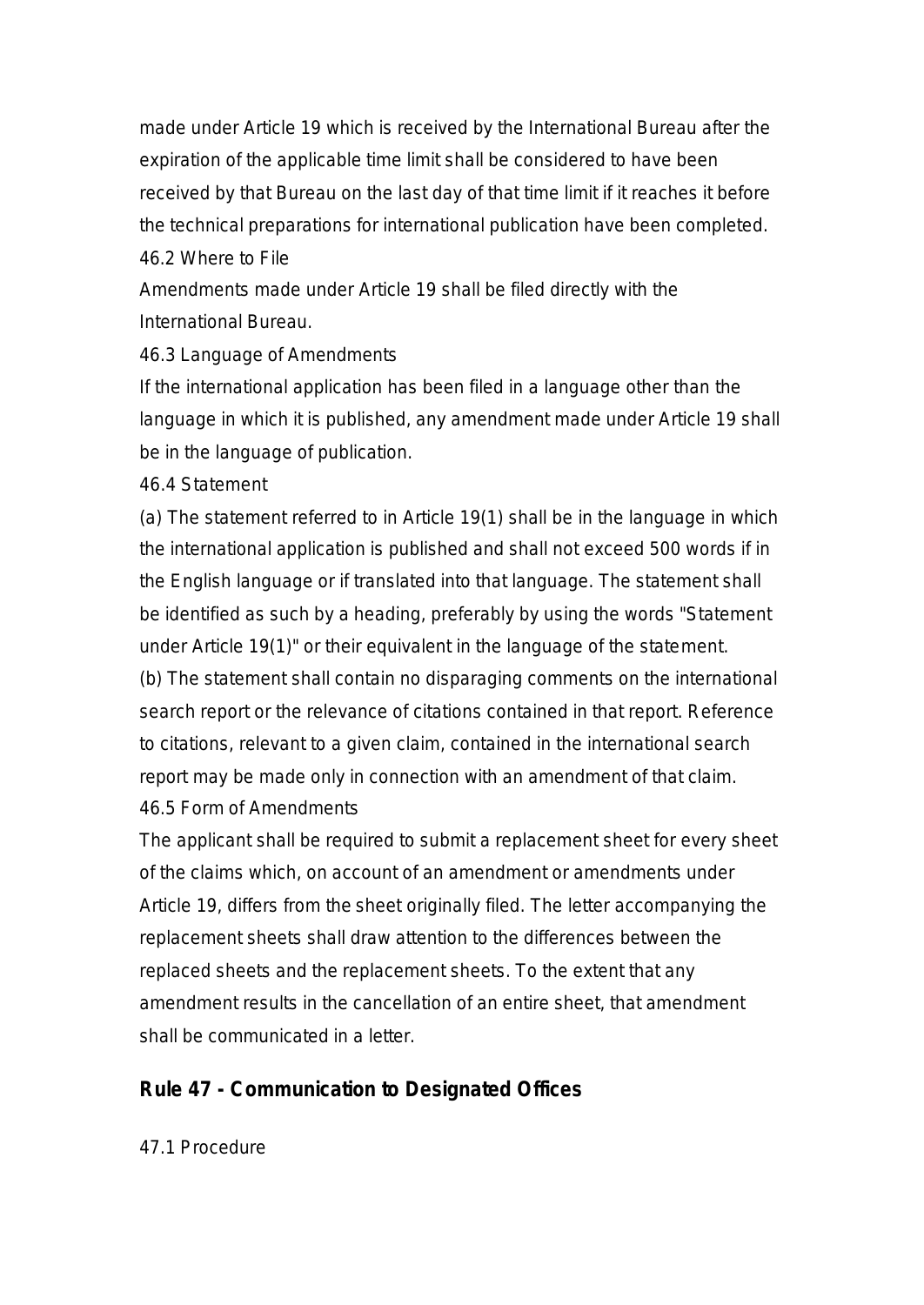made under Article 19 which is received by the International Bureau after the expiration of the applicable time limit shall be considered to have been received by that Bureau on the last day of that time limit if it reaches it before the technical preparations for international publication have been completed.

46.2 Where to File

Amendments made under Article 19 shall be filed directly with the International Bureau.

46.3 Language of Amendments

If the international application has been filed in a language other than the language in which it is published, any amendment made under Article 19 shall be in the language of publication.

46.4 Statement

(a) The statement referred to in Article 19(1) shall be in the language in which the international application is published and shall not exceed 500 words if in the English language or if translated into that language. The statement shall be identified as such by a heading, preferably by using the words "Statement under Article 19(1)" or their equivalent in the language of the statement.

(b) The statement shall contain no disparaging comments on the international search report or the relevance of citations contained in that report. Reference to citations, relevant to a given claim, contained in the international search report may be made only in connection with an amendment of that claim.

46.5 Form of Amendments

The applicant shall be required to submit a replacement sheet for every sheet of the claims which, on account of an amendment or amendments under Article 19, differs from the sheet originally filed. The letter accompanying the replacement sheets shall draw attention to the differences between the replaced sheets and the replacement sheets. To the extent that any amendment results in the cancellation of an entire sheet, that amendment shall be communicated in a letter.

## Rule 47 - Communication to Designated Offices

47.1 Procedure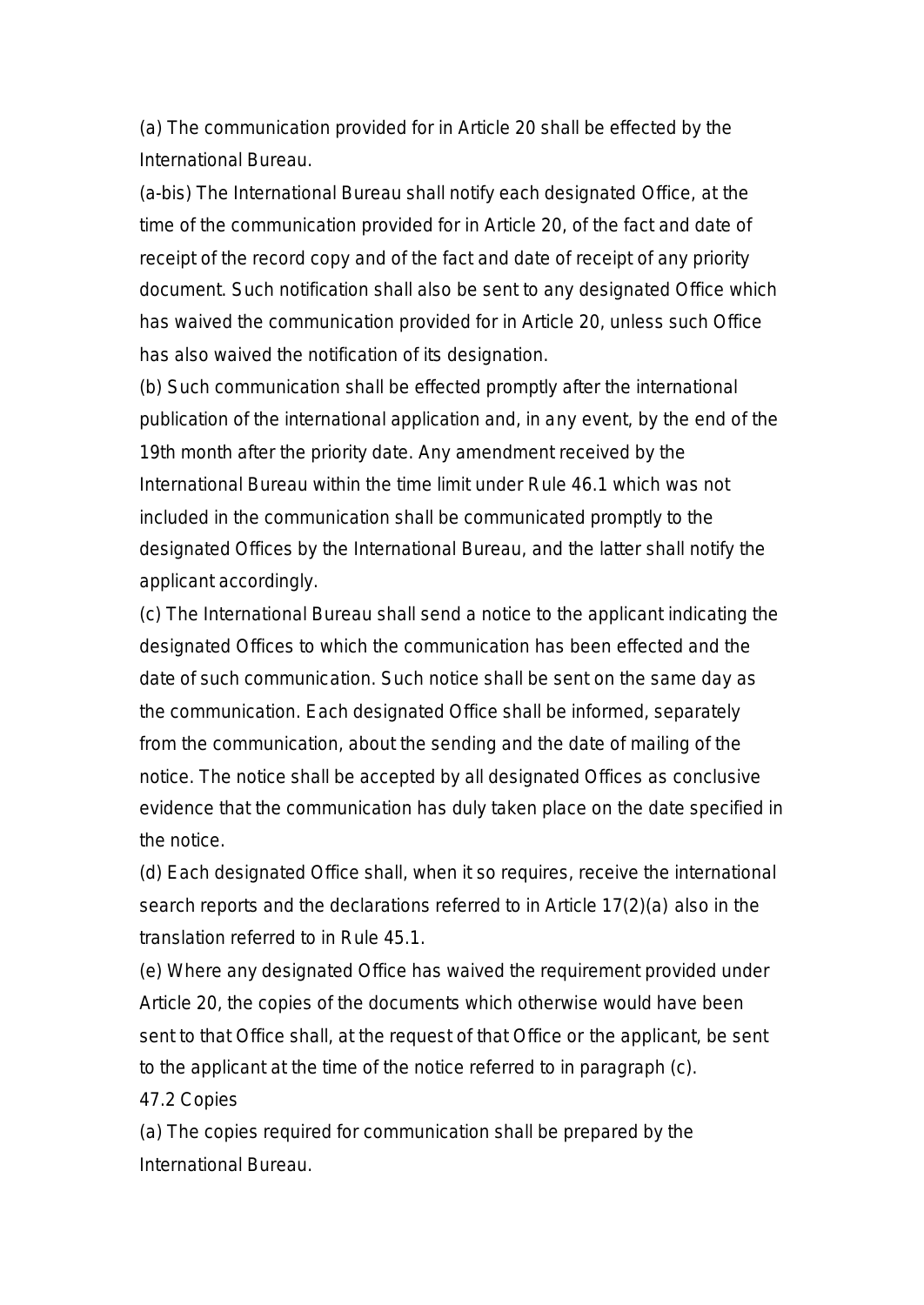(a) The communication provided for in Article 20 shall be effected by the International Bureau.

(a-bis) The International Bureau shall notify each designated Office, at the time of the communication provided for in Article 20, of the fact and date of receipt of the record copy and of the fact and date of receipt of any priority document. Such notification shall also be sent to any designated Office which has waived the communication provided for in Article 20, unless such Office has also waived the notification of its designation.

(b) Such communication shall be effected promptly after the international publication of the international application and, in any event, by the end of the 19th month after the priority date. Any amendment received by the International Bureau within the time limit under Rule 46.1 which was not included in the communication shall be communicated promptly to the designated Offices by the International Bureau, and the latter shall notify the applicant accordingly.

(c) The International Bureau shall send a notice to the applicant indicating the designated Offices to which the communication has been effected and the date of such communication. Such notice shall be sent on the same day as the communication. Each designated Office shall be informed, separately from the communication, about the sending and the date of mailing of the notice. The notice shall be accepted by all designated Offices as conclusive evidence that the communication has duly taken place on the date specified in the notice.

(d) Each designated Office shall, when it so requires, receive the international search reports and the declarations referred to in Article 17(2)(a) also in the translation referred to in Rule 45.1.

(e) Where any designated Office has waived the requirement provided under Article 20, the copies of the documents which otherwise would have been sent to that Office shall, at the request of that Office or the applicant, be sent to the applicant at the time of the notice referred to in paragraph (c).

47.2 Copies

(a) The copies required for communication shall be prepared by the International Bureau.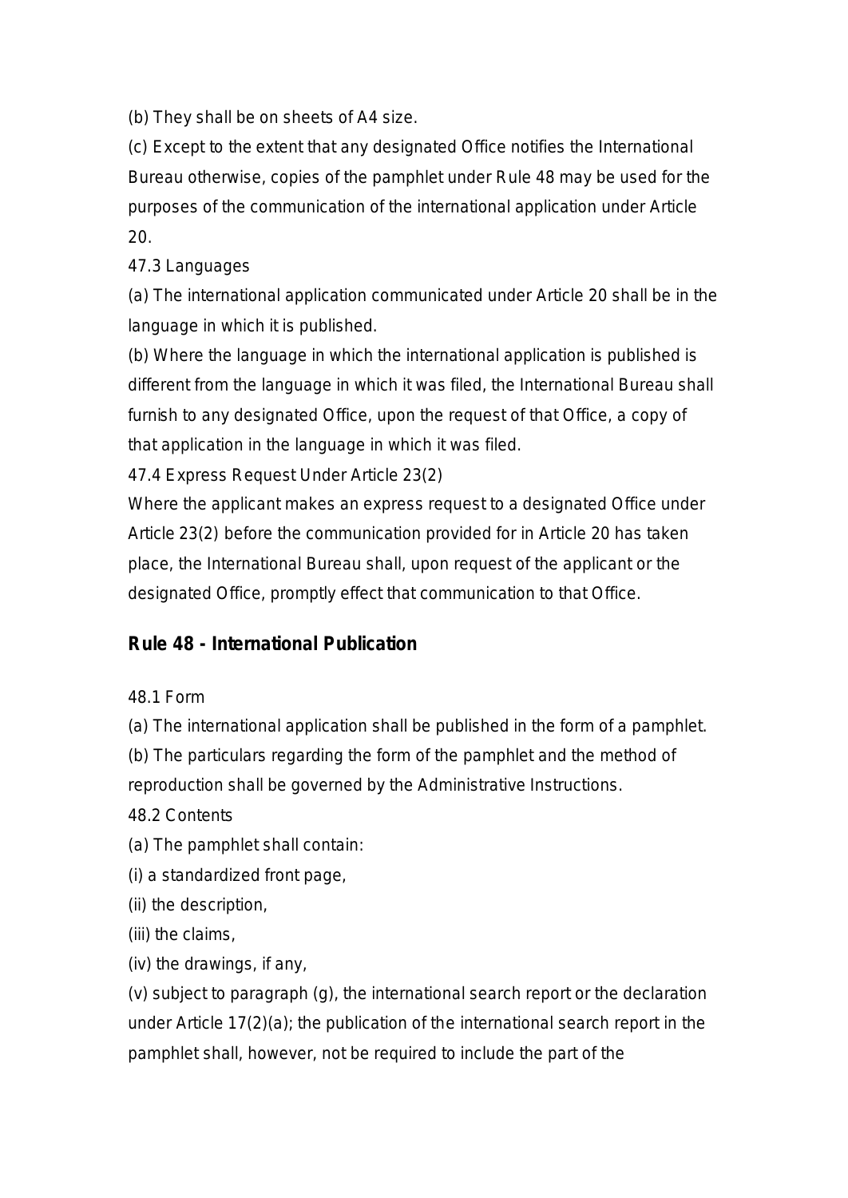(b) They shall be on sheets of A4 size.

(c) Except to the extent that any designated Office notifies the International Bureau otherwise, copies of the pamphlet under Rule 48 may be used for the purposes of the communication of the international application under Article 20.

47.3 Languages

(a) The international application communicated under Article 20 shall be in the language in which it is published.

(b) Where the language in which the international application is published is different from the language in which it was filed, the International Bureau shall furnish to any designated Office, upon the request of that Office, a copy of that application in the language in which it was filed.

47.4 Express Request Under Article 23(2)

Where the applicant makes an express request to a designated Office under Article 23(2) before the communication provided for in Article 20 has taken place, the International Bureau shall, upon request of the applicant or the designated Office, promptly effect that communication to that Office.

## Rule 48 - International Publication

48.1 Form

(a) The international application shall be published in the form of a pamphlet.

(b) The particulars regarding the form of the pamphlet and the method of reproduction shall be governed by the Administrative Instructions.

48.2 Contents

(a) The pamphlet shall contain:

(i) a standardized front page,

(ii) the description,

(iii) the claims,

(iv) the drawings, if any,

(v) subject to paragraph (g), the international search report or the declaration under Article 17(2)(a); the publication of the international search report in the pamphlet shall, however, not be required to include the part of the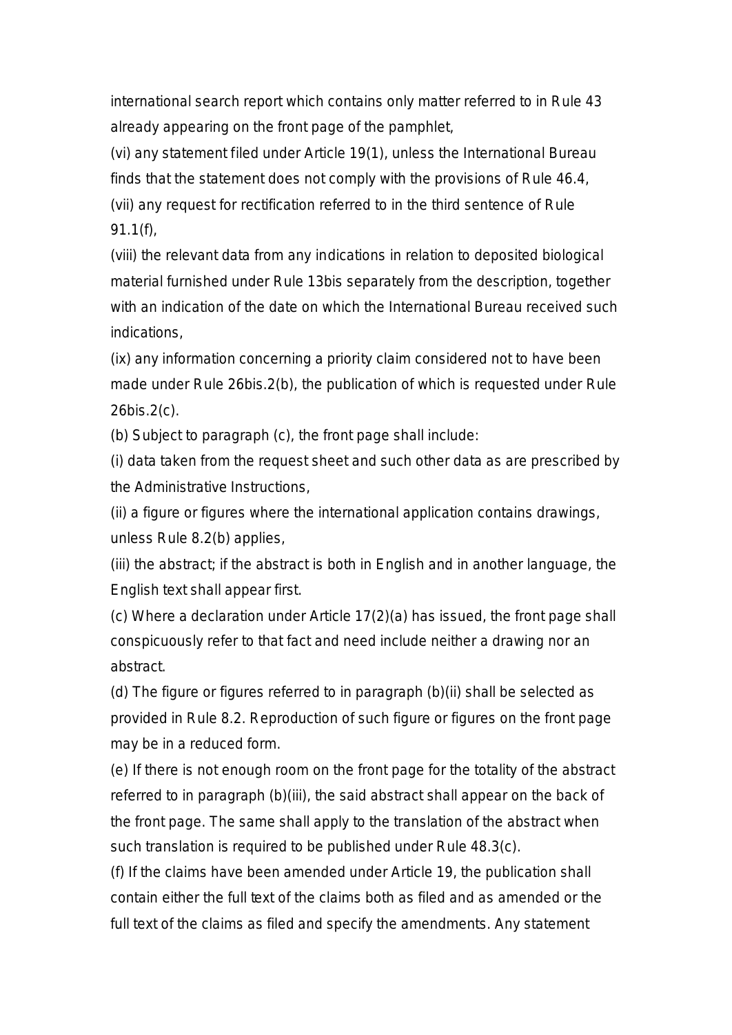international search report which contains only matter referred to in Rule 43 already appearing on the front page of the pamphlet,

(vi) any statement filed under Article 19(1), unless the International Bureau finds that the statement does not comply with the provisions of Rule 46.4,

(vii) any request for rectification referred to in the third sentence of Rule 91.1(f),

(viii) the relevant data from any indications in relation to deposited biological material furnished under Rule 13bis separately from the description, together with an indication of the date on which the International Bureau received such indications,

(ix) any information concerning a priority claim considered not to have been made under Rule 26bis.2(b), the publication of which is requested under Rule 26bis.2(c).

(b) Subject to paragraph (c), the front page shall include:

(i) data taken from the request sheet and such other data as are prescribed by the Administrative Instructions,

(ii) a figure or figures where the international application contains drawings, unless Rule 8.2(b) applies,

(iii) the abstract; if the abstract is both in English and in another language, the English text shall appear first.

(c) Where a declaration under Article 17(2)(a) has issued, the front page shall conspicuously refer to that fact and need include neither a drawing nor an abstract.

(d) The figure or figures referred to in paragraph (b)(ii) shall be selected as provided in Rule 8.2. Reproduction of such figure or figures on the front page may be in a reduced form.

(e) If there is not enough room on the front page for the totality of the abstract referred to in paragraph (b)(iii), the said abstract shall appear on the back of the front page. The same shall apply to the translation of the abstract when such translation is required to be published under Rule 48.3(c).

(f) If the claims have been amended under Article 19, the publication shall contain either the full text of the claims both as filed and as amended or the full text of the claims as filed and specify the amendments. Any statement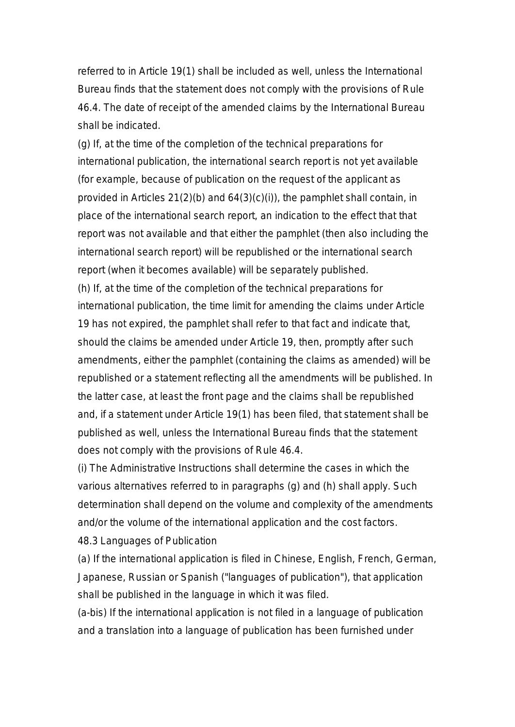referred to in Article 19(1) shall be included as well, unless the International Bureau finds that the statement does not comply with the provisions of Rule 46.4. The date of receipt of the amended claims by the International Bureau shall be indicated.

(g) If, at the time of the completion of the technical preparations for international publication, the international search report is not yet available (for example, because of publication on the request of the applicant as provided in Articles 21(2)(b) and 64(3)(c)(i)), the pamphlet shall contain, in place of the international search report, an indication to the effect that that report was not available and that either the pamphlet (then also including the international search report) will be republished or the international search report (when it becomes available) will be separately published.

(h) If, at the time of the completion of the technical preparations for international publication, the time limit for amending the claims under Article 19 has not expired, the pamphlet shall refer to that fact and indicate that, should the claims be amended under Article 19, then, promptly after such amendments, either the pamphlet (containing the claims as amended) will be republished or a statement reflecting all the amendments will be published. In the latter case, at least the front page and the claims shall be republished and, if a statement under Article 19(1) has been filed, that statement shall be published as well, unless the International Bureau finds that the statement does not comply with the provisions of Rule 46.4.

(i) The Administrative Instructions shall determine the cases in which the various alternatives referred to in paragraphs (g) and (h) shall apply. Such determination shall depend on the volume and complexity of the amendments and/or the volume of the international application and the cost factors.

48.3 Languages of Publication

(a) If the international application is filed in Chinese, English, French, German, Japanese, Russian or Spanish ("languages of publication"), that application shall be published in the language in which it was filed.

(a-bis) If the international application is not filed in a language of publication and a translation into a language of publication has been furnished under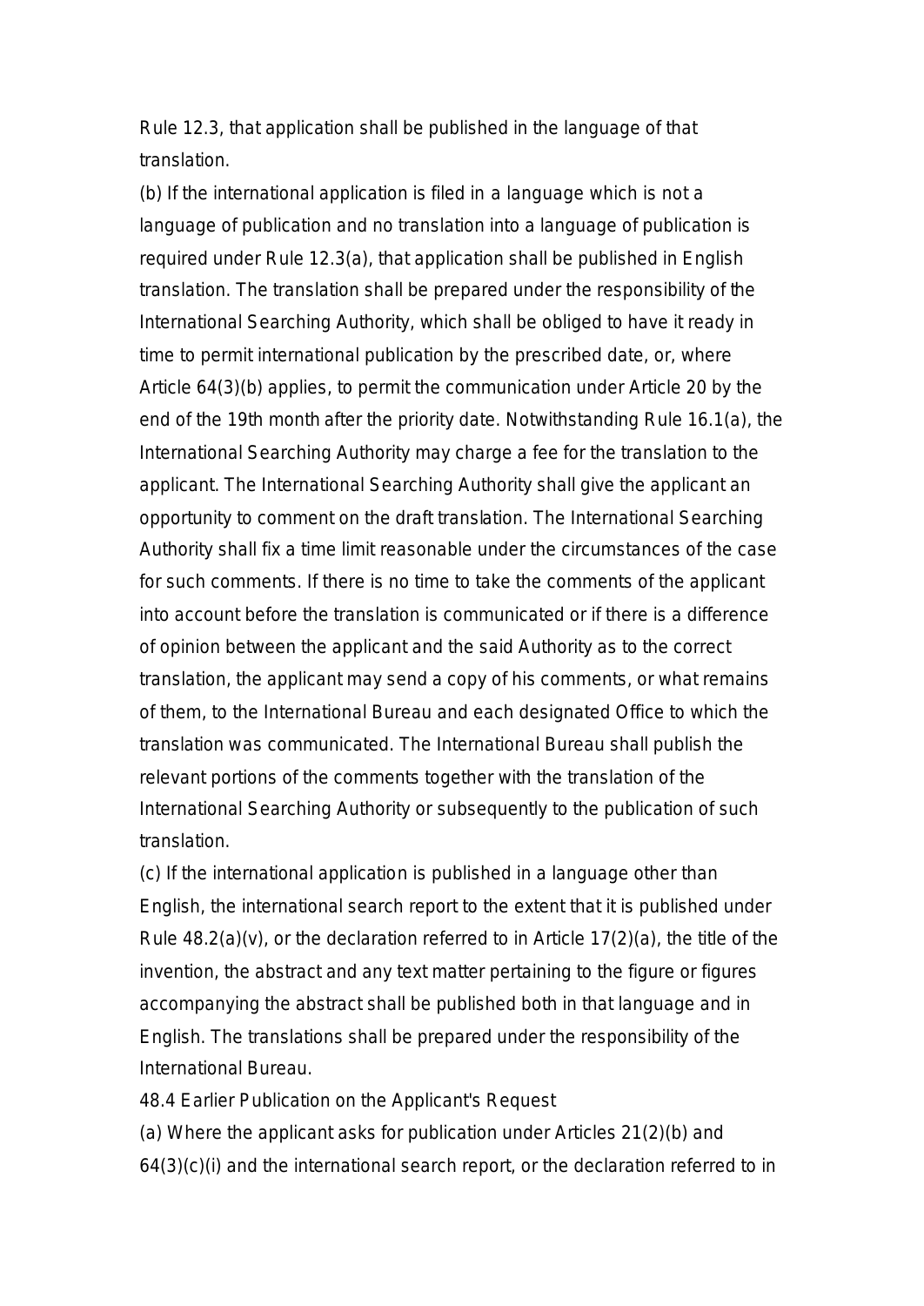Rule 12.3, that application shall be published in the language of that translation.

(b) If the international application is filed in a language which is not a language of publication and no translation into a language of publication is required under Rule 12.3(a), that application shall be published in English translation. The translation shall be prepared under the responsibility of the International Searching Authority, which shall be obliged to have it ready in time to permit international publication by the prescribed date, or, where Article 64(3)(b) applies, to permit the communication under Article 20 by the end of the 19th month after the priority date. Notwithstanding Rule 16.1(a), the International Searching Authority may charge a fee for the translation to the applicant. The International Searching Authority shall give the applicant an opportunity to comment on the draft translation. The International Searching Authority shall fix a time limit reasonable under the circumstances of the case for such comments. If there is no time to take the comments of the applicant into account before the translation is communicated or if there is a difference of opinion between the applicant and the said Authority as to the correct translation, the applicant may send a copy of his comments, or what remains of them, to the International Bureau and each designated Office to which the translation was communicated. The International Bureau shall publish the relevant portions of the comments together with the translation of the International Searching Authority or subsequently to the publication of such translation.

(c) If the international application is published in a language other than English, the international search report to the extent that it is published under Rule 48.2(a)(v), or the declaration referred to in Article 17(2)(a), the title of the invention, the abstract and any text matter pertaining to the figure or figures accompanying the abstract shall be published both in that language and in English. The translations shall be prepared under the responsibility of the International Bureau.

48.4 Earlier Publication on the Applicant's Request

(a) Where the applicant asks for publication under Articles 21(2)(b) and 64(3)(c)(i) and the international search report, or the declaration referred to in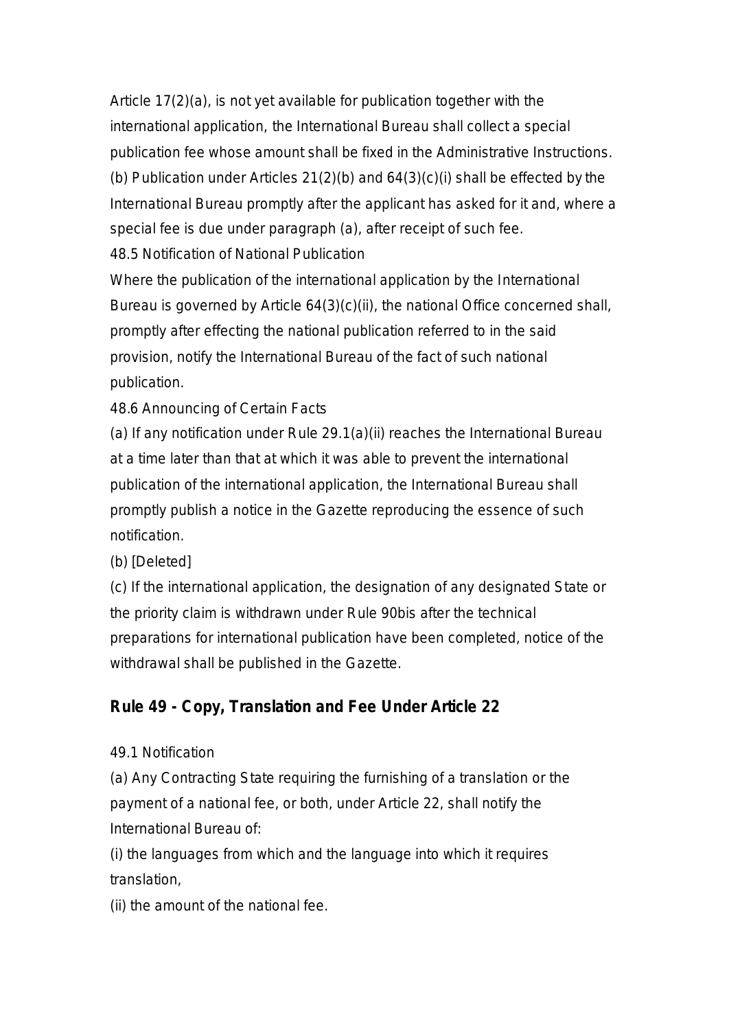Article 17(2)(a), is not yet available for publication together with the international application, the International Bureau shall collect a special publication fee whose amount shall be fixed in the Administrative Instructions.

(b) Publication under Articles 21(2)(b) and 64(3)(c)(i) shall be effected by the International Bureau promptly after the applicant has asked for it and, where a special fee is due under paragraph (a), after receipt of such fee.

48.5 Notification of National Publication

Where the publication of the international application by the International Bureau is governed by Article 64(3)(c)(ii), the national Office concerned shall, promptly after effecting the national publication referred to in the said provision, notify the International Bureau of the fact of such national publication.

48.6 Announcing of Certain Facts

(a) If any notification under Rule 29.1(a)(ii) reaches the International Bureau at a time later than that at which it was able to prevent the international publication of the international application, the International Bureau shall promptly publish a notice in the Gazette reproducing the essence of such notification.

(b) [Deleted]

(c) If the international application, the designation of any designated State or the priority claim is withdrawn under Rule 90bis after the technical preparations for international publication have been completed, notice of the withdrawal shall be published in the Gazette.

## Rule 49 - Copy, Translation and Fee Under Article 22

49.1 Notification

(a) Any Contracting State requiring the furnishing of a translation or the payment of a national fee, or both, under Article 22, shall notify the International Bureau of:

(i) the languages from which and the language into which it requires translation,

(ii) the amount of the national fee.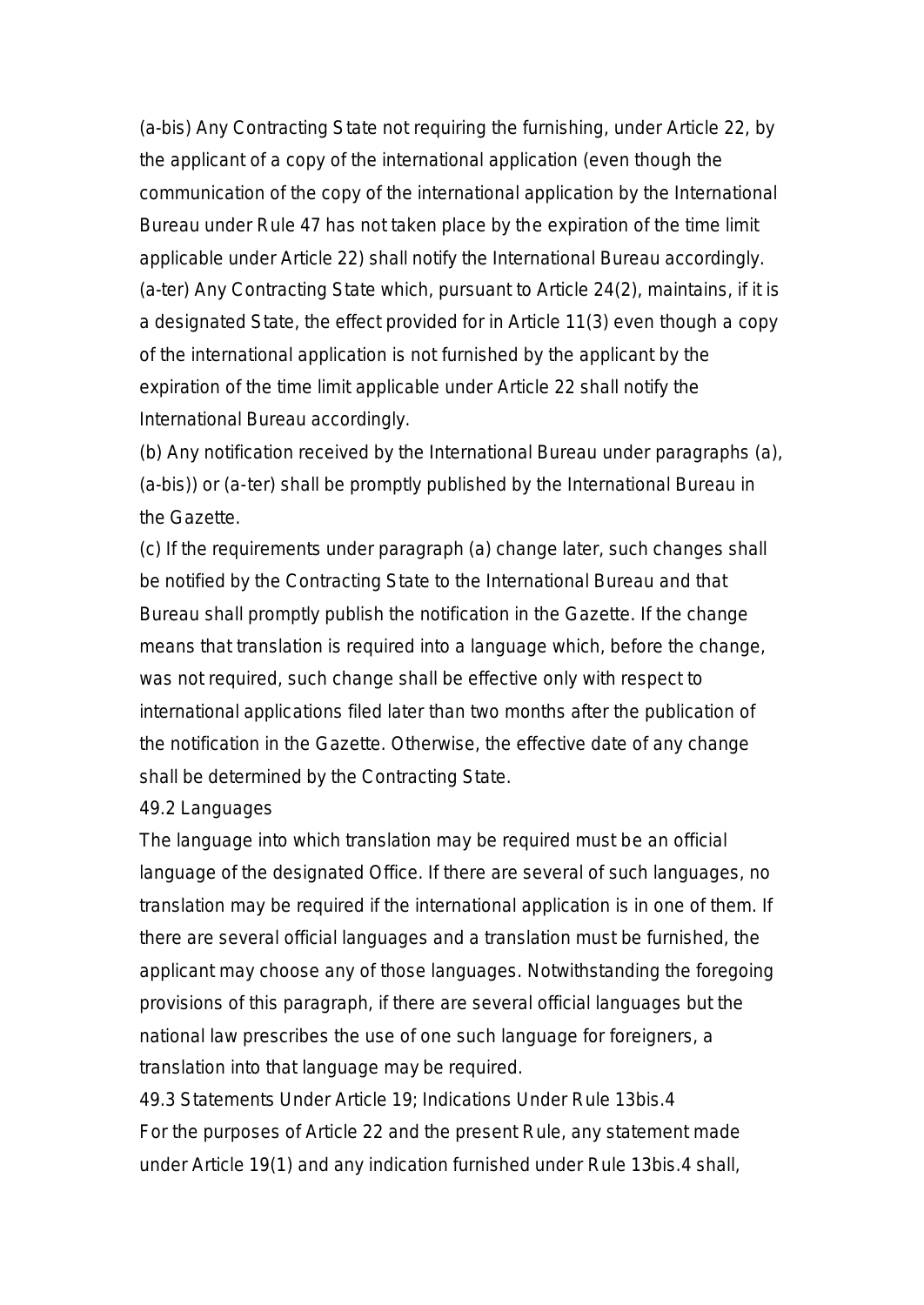(a-bis) Any Contracting State not requiring the furnishing, under Article 22, by the applicant of a copy of the international application (even though the communication of the copy of the international application by the International Bureau under Rule 47 has not taken place by the expiration of the time limit applicable under Article 22) shall notify the International Bureau accordingly.

(a-ter) Any Contracting State which, pursuant to Article 24(2), maintains, if it is a designated State, the effect provided for in Article 11(3) even though a copy of the international application is not furnished by the applicant by the expiration of the time limit applicable under Article 22 shall notify the International Bureau accordingly.

(b) Any notification received by the International Bureau under paragraphs (a), (a-bis)) or (a-ter) shall be promptly published by the International Bureau in the Gazette.

(c) If the requirements under paragraph (a) change later, such changes shall be notified by the Contracting State to the International Bureau and that Bureau shall promptly publish the notification in the Gazette. If the change means that translation is required into a language which, before the change, was not required, such change shall be effective only with respect to international applications filed later than two months after the publication of the notification in the Gazette. Otherwise, the effective date of any change shall be determined by the Contracting State.

49.2 Languages

The language into which translation may be required must be an official language of the designated Office. If there are several of such languages, no translation may be required if the international application is in one of them. If there are several official languages and a translation must be furnished, the applicant may choose any of those languages. Notwithstanding the foregoing provisions of this paragraph, if there are several official languages but the national law prescribes the use of one such language for foreigners, a translation into that language may be required.

49.3 Statements Under Article 19; Indications Under Rule 13bis.4

For the purposes of Article 22 and the present Rule, any statement made under Article 19(1) and any indication furnished under Rule 13bis.4 shall,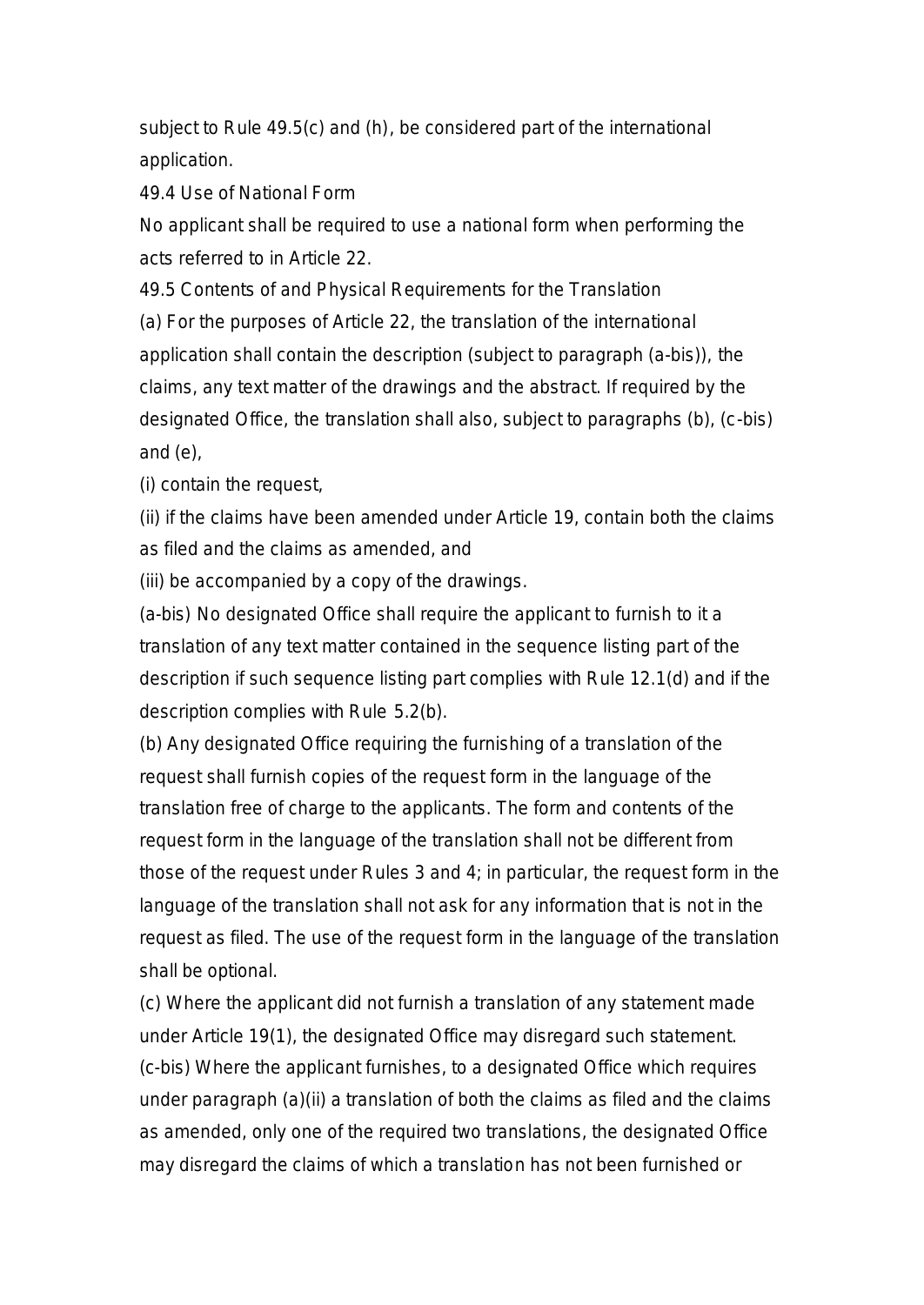subject to Rule 49.5(c) and (h), be considered part of the international application.

49.4 Use of National Form

No applicant shall be required to use a national form when performing the acts referred to in Article 22.

49.5 Contents of and Physical Requirements for the Translation

(a) For the purposes of Article 22, the translation of the international application shall contain the description (subject to paragraph (a-bis)), the claims, any text matter of the drawings and the abstract. If required by the designated Office, the translation shall also, subject to paragraphs (b), (c-bis) and (e),

(i) contain the request,

(ii) if the claims have been amended under Article 19, contain both the claims as filed and the claims as amended, and

(iii) be accompanied by a copy of the drawings.

(a-bis) No designated Office shall require the applicant to furnish to it a translation of any text matter contained in the sequence listing part of the description if such sequence listing part complies with Rule 12.1(d) and if the description complies with Rule 5.2(b).

(b) Any designated Office requiring the furnishing of a translation of the request shall furnish copies of the request form in the language of the translation free of charge to the applicants. The form and contents of the request form in the language of the translation shall not be different from those of the request under Rules 3 and 4; in particular, the request form in the language of the translation shall not ask for any information that is not in the request as filed. The use of the request form in the language of the translation shall be optional.

(c) Where the applicant did not furnish a translation of any statement made under Article 19(1), the designated Office may disregard such statement.

(c-bis) Where the applicant furnishes, to a designated Office which requires under paragraph (a)(ii) a translation of both the claims as filed and the claims as amended, only one of the required two translations, the designated Office may disregard the claims of which a translation has not been furnished or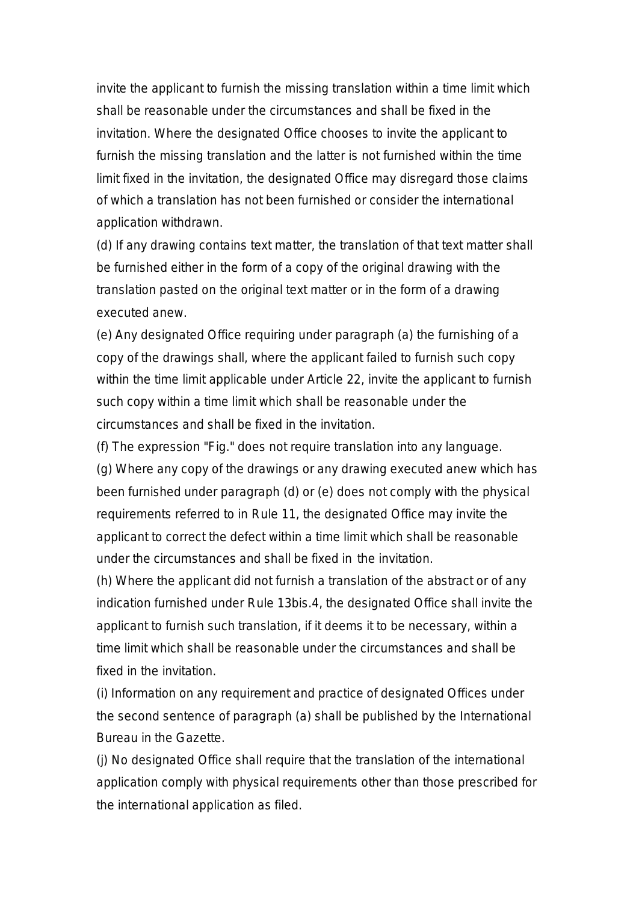invite the applicant to furnish the missing translation within a time limit which shall be reasonable under the circumstances and shall be fixed in the invitation. Where the designated Office chooses to invite the applicant to furnish the missing translation and the latter is not furnished within the time limit fixed in the invitation, the designated Office may disregard those claims of which a translation has not been furnished or consider the international application withdrawn.

(d) If any drawing contains text matter, the translation of that text matter shall be furnished either in the form of a copy of the original drawing with the translation pasted on the original text matter or in the form of a drawing executed anew.

(e) Any designated Office requiring under paragraph (a) the furnishing of a copy of the drawings shall, where the applicant failed to furnish such copy within the time limit applicable under Article 22, invite the applicant to furnish such copy within a time limit which shall be reasonable under the circumstances and shall be fixed in the invitation.

(f) The expression "Fig." does not require translation into any language.

(g) Where any copy of the drawings or any drawing executed anew which has been furnished under paragraph (d) or (e) does not comply with the physical requirements referred to in Rule 11, the designated Office may invite the applicant to correct the defect within a time limit which shall be reasonable under the circumstances and shall be fixed in the invitation.

(h) Where the applicant did not furnish a translation of the abstract or of any indication furnished under Rule 13bis.4, the designated Office shall invite the applicant to furnish such translation, if it deems it to be necessary, within a time limit which shall be reasonable under the circumstances and shall be fixed in the invitation.

(i) Information on any requirement and practice of designated Offices under the second sentence of paragraph (a) shall be published by the International Bureau in the Gazette.

(j) No designated Office shall require that the translation of the international application comply with physical requirements other than those prescribed for the international application as filed.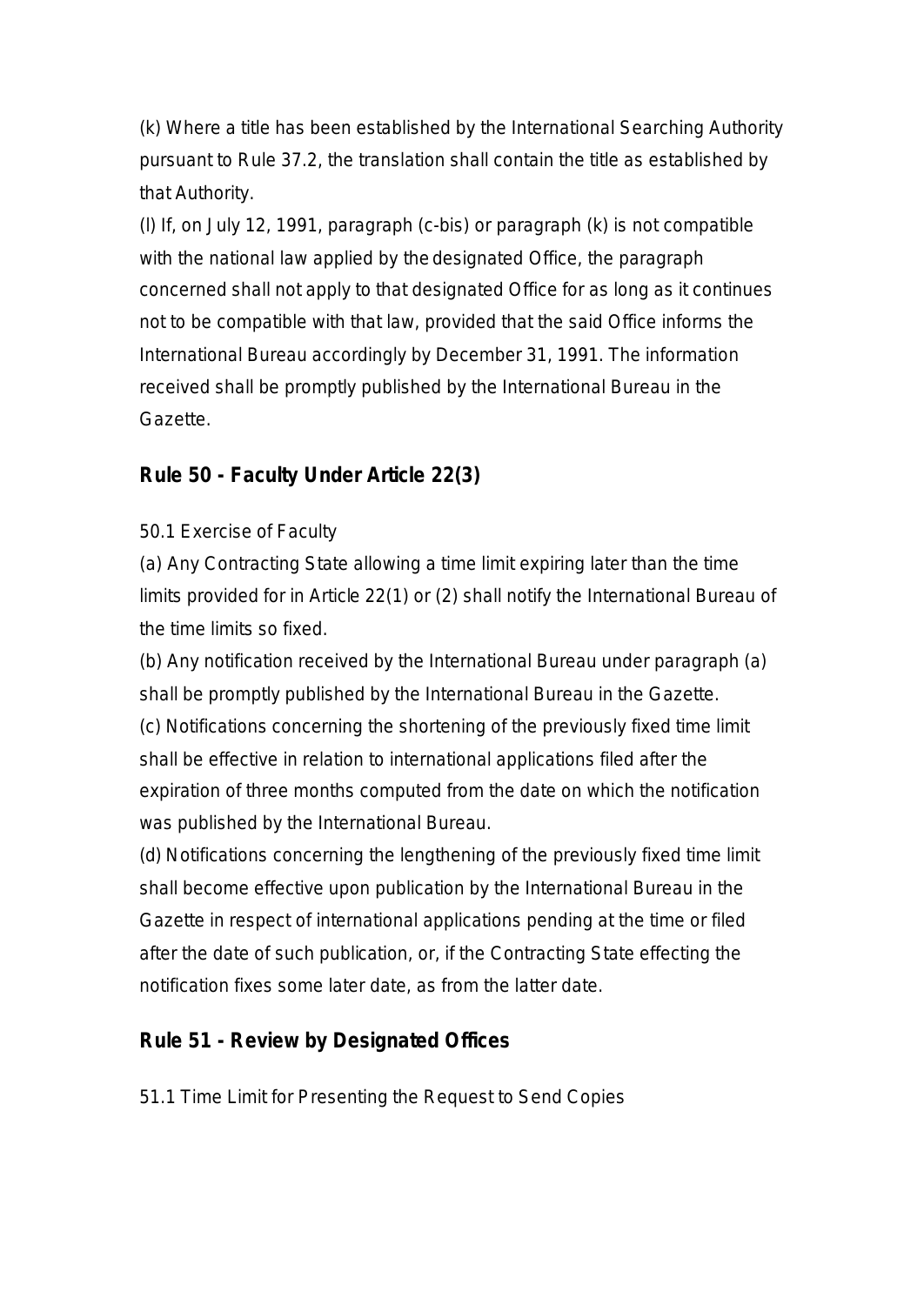(k) Where a title has been established by the International Searching Authority pursuant to Rule 37.2, the translation shall contain the title as established by that Authority.

(l) If, on July 12, 1991, paragraph (c-bis) or paragraph (k) is not compatible with the national law applied by the designated Office, the paragraph concerned shall not apply to that designated Office for as long as it continues not to be compatible with that law, provided that the said Office informs the International Bureau accordingly by December 31, 1991. The information received shall be promptly published by the International Bureau in the Gazette.

## Rule 50 - Faculty Under Article 22(3)

50.1 Exercise of Faculty

(a) Any Contracting State allowing a time limit expiring later than the time limits provided for in Article 22(1) or (2) shall notify the International Bureau of the time limits so fixed.

(b) Any notification received by the International Bureau under paragraph (a) shall be promptly published by the International Bureau in the Gazette.

(c) Notifications concerning the shortening of the previously fixed time limit shall be effective in relation to international applications filed after the expiration of three months computed from the date on which the notification was published by the International Bureau.

(d) Notifications concerning the lengthening of the previously fixed time limit shall become effective upon publication by the International Bureau in the Gazette in respect of international applications pending at the time or filed after the date of such publication, or, if the Contracting State effecting the notification fixes some later date, as from the latter date.

## Rule 51 - Review by Designated Offices

51.1 Time Limit for Presenting the Request to Send Copies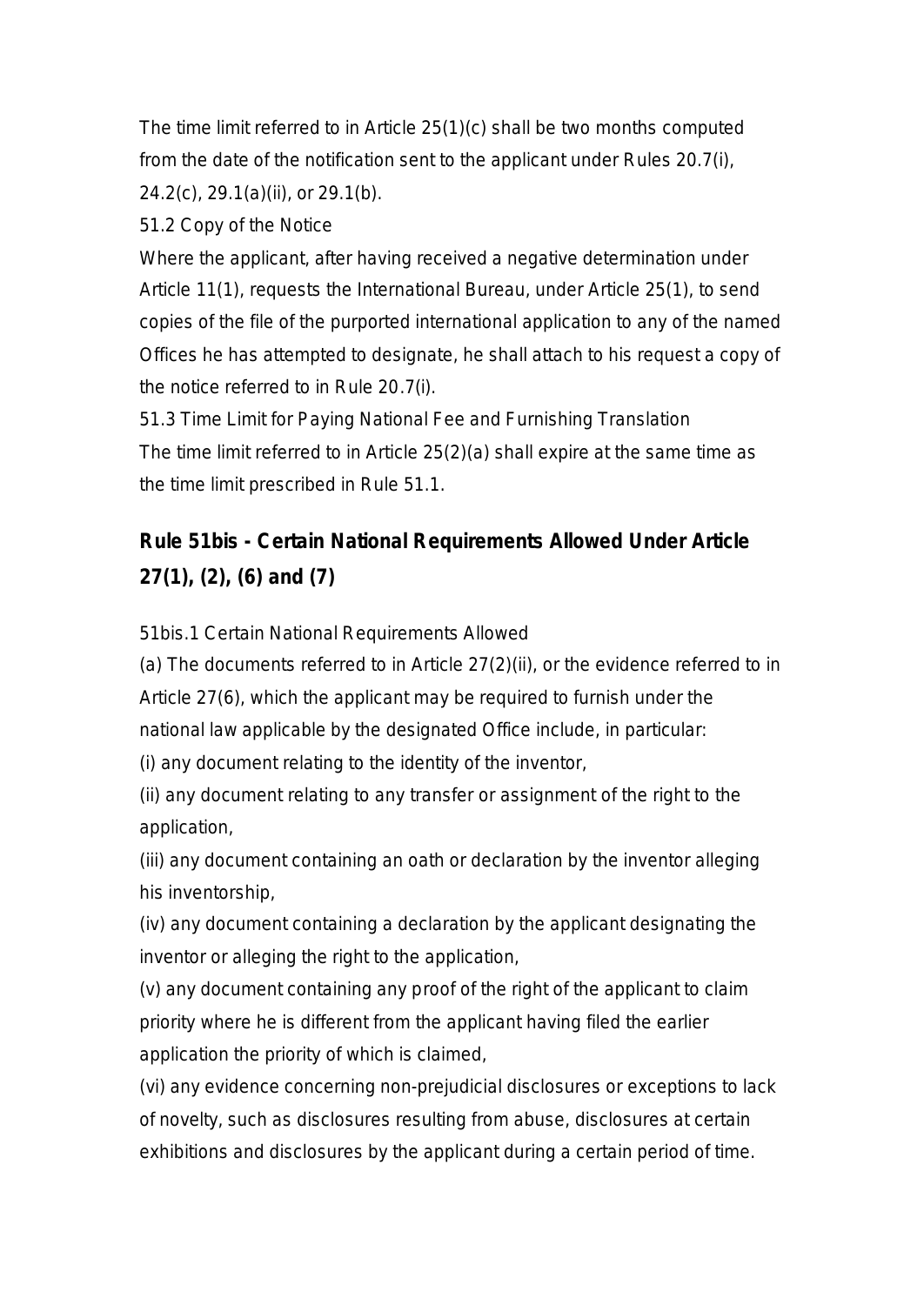The time limit referred to in Article 25(1)(c) shall be two months computed from the date of the notification sent to the applicant under Rules 20.7(i), 24.2(c), 29.1(a)(ii), or 29.1(b).

51.2 Copy of the Notice

Where the applicant, after having received a negative determination under Article 11(1), requests the International Bureau, under Article 25(1), to send copies of the file of the purported international application to any of the named Offices he has attempted to designate, he shall attach to his request a copy of the notice referred to in Rule 20.7(i).

51.3 Time Limit for Paying National Fee and Furnishing Translation

The time limit referred to in Article 25(2)(a) shall expire at the same time as the time limit prescribed in Rule 51.1.

## Rule 51bis - Certain National Requirements Allowed Under Article 27(1), (2), (6) and (7)

51bis.1 Certain National Requirements Allowed

(a) The documents referred to in Article 27(2)(ii), or the evidence referred to in Article 27(6), which the applicant may be required to furnish under the national law applicable by the designated Office include, in particular:

(i) any document relating to the identity of the inventor,

(ii) any document relating to any transfer or assignment of the right to the application,

(iii) any document containing an oath or declaration by the inventor alleging his inventorship,

(iv) any document containing a declaration by the applicant designating the inventor or alleging the right to the application,

(v) any document containing any proof of the right of the applicant to claim priority where he is different from the applicant having filed the earlier application the priority of which is claimed,

(vi) any evidence concerning non-prejudicial disclosures or exceptions to lack of novelty, such as disclosures resulting from abuse, disclosures at certain exhibitions and disclosures by the applicant during a certain period of time.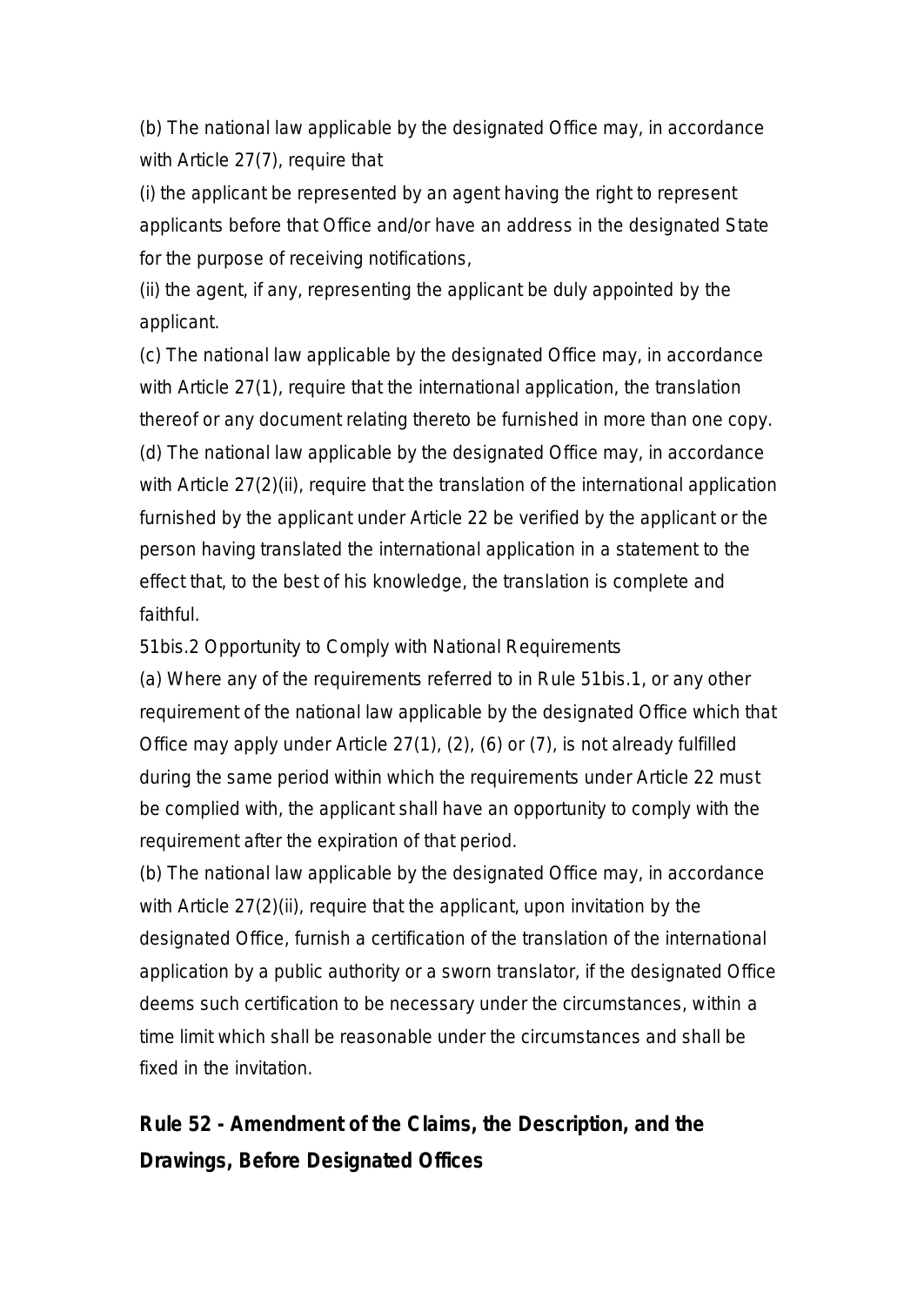(b) The national law applicable by the designated Office may, in accordance with Article 27(7), require that

(i) the applicant be represented by an agent having the right to represent applicants before that Office and/or have an address in the designated State for the purpose of receiving notifications,

(ii) the agent, if any, representing the applicant be duly appointed by the applicant.

(c) The national law applicable by the designated Office may, in accordance with Article 27(1), require that the international application, the translation thereof or any document relating thereto be furnished in more than one copy.

(d) The national law applicable by the designated Office may, in accordance with Article 27(2)(ii), require that the translation of the international application furnished by the applicant under Article 22 be verified by the applicant or the person having translated the international application in a statement to the effect that, to the best of his knowledge, the translation is complete and faithful.

51bis.2 Opportunity to Comply with National Requirements

(a) Where any of the requirements referred to in Rule 51bis.1, or any other requirement of the national law applicable by the designated Office which that Office may apply under Article 27(1), (2), (6) or (7), is not already fulfilled during the same period within which the requirements under Article 22 must be complied with, the applicant shall have an opportunity to comply with the requirement after the expiration of that period.

(b) The national law applicable by the designated Office may, in accordance with Article 27(2)(ii), require that the applicant, upon invitation by the designated Office, furnish a certification of the translation of the international application by a public authority or a sworn translator, if the designated Office deems such certification to be necessary under the circumstances, within a time limit which shall be reasonable under the circumstances and shall be fixed in the invitation.

## Rule 52 - Amendment of the Claims, the Description, and the Drawings, Before Designated Offices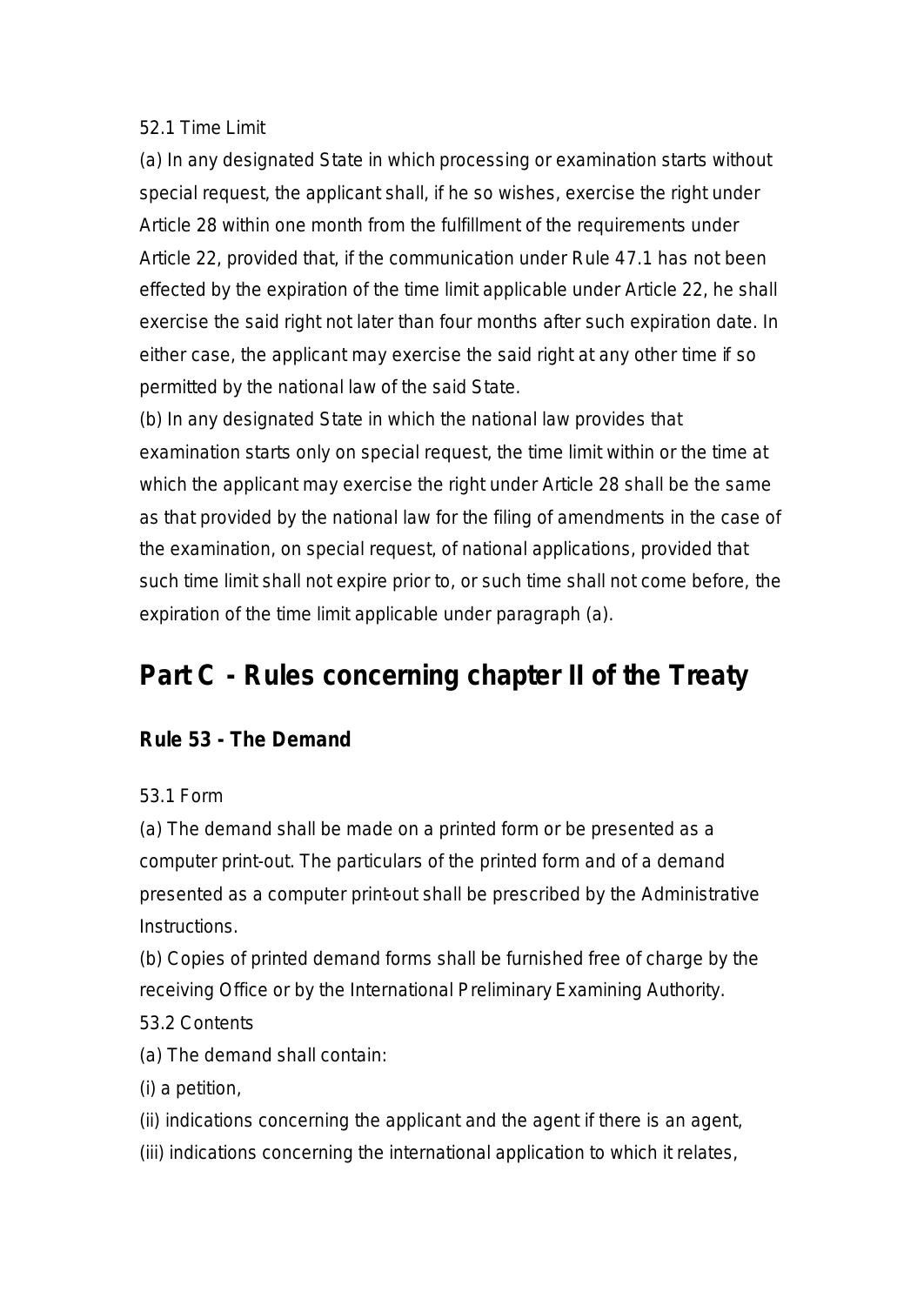52.1 Time Limit

(a) In any designated State in which processing or examination starts without special request, the applicant shall, if he so wishes, exercise the right under Article 28 within one month from the fulfillment of the requirements under Article 22, provided that, if the communication under Rule 47.1 has not been effected by the expiration of the time limit applicable under Article 22, he shall exercise the said right not later than four months after such expiration date. In either case, the applicant may exercise the said right at any other time if so permitted by the national law of the said State.

(b) In any designated State in which the national law provides that examination starts only on special request, the time limit within or the time at which the applicant may exercise the right under Article 28 shall be the same as that provided by the national law for the filing of amendments in the case of the examination, on special request, of national applications, provided that such time limit shall not expire prior to, or such time shall not come before, the expiration of the time limit applicable under paragraph (a).

## Part C - Rules concerning chapter II of the Treaty

### Rule 53 - The Demand

53.1 Form

(a) The demand shall be made on a printed form or be presented as a computer print-out. The particulars of the printed form and of a demand presented as a computer print-out shall be prescribed by the Administrative Instructions.

(b) Copies of printed demand forms shall be furnished free of charge by the receiving Office or by the International Preliminary Examining Authority.

53.2 Contents

(a) The demand shall contain:

(i) a petition,

(ii) indications concerning the applicant and the agent if there is an agent,

(iii) indications concerning the international application to which it relates,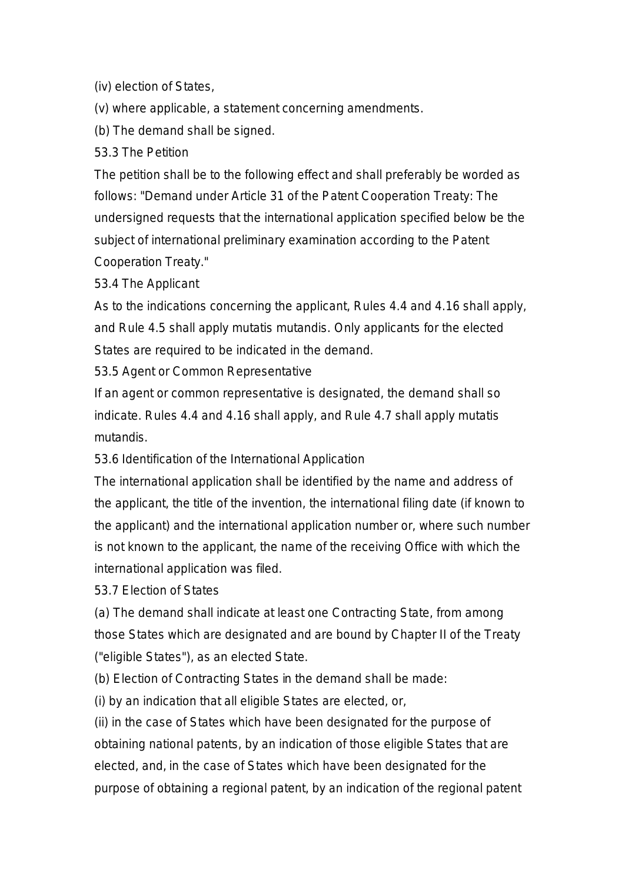(iv) election of States,

(v) where applicable, a statement concerning amendments.

(b) The demand shall be signed.

53.3 The Petition

The petition shall be to the following effect and shall preferably be worded as follows: "Demand under Article 31 of the Patent Cooperation Treaty: The undersigned requests that the international application specified below be the subject of international preliminary examination according to the Patent Cooperation Treaty."

53.4 The Applicant

As to the indications concerning the applicant, Rules 4.4 and 4.16 shall apply, and Rule 4.5 shall apply mutatis mutandis. Only applicants for the elected States are required to be indicated in the demand.

53.5 Agent or Common Representative

If an agent or common representative is designated, the demand shall so indicate. Rules 4.4 and 4.16 shall apply, and Rule 4.7 shall apply mutatis mutandis.

53.6 Identification of the International Application

The international application shall be identified by the name and address of the applicant, the title of the invention, the international filing date (if known to the applicant) and the international application number or, where such number is not known to the applicant, the name of the receiving Office with which the international application was filed.

53.7 Election of States

(a) The demand shall indicate at least one Contracting State, from among those States which are designated and are bound by Chapter II of the Treaty ("eligible States"), as an elected State.

(b) Election of Contracting States in the demand shall be made:

(i) by an indication that all eligible States are elected, or,

(ii) in the case of States which have been designated for the purpose of obtaining national patents, by an indication of those eligible States that are elected, and, in the case of States which have been designated for the purpose of obtaining a regional patent, by an indication of the regional patent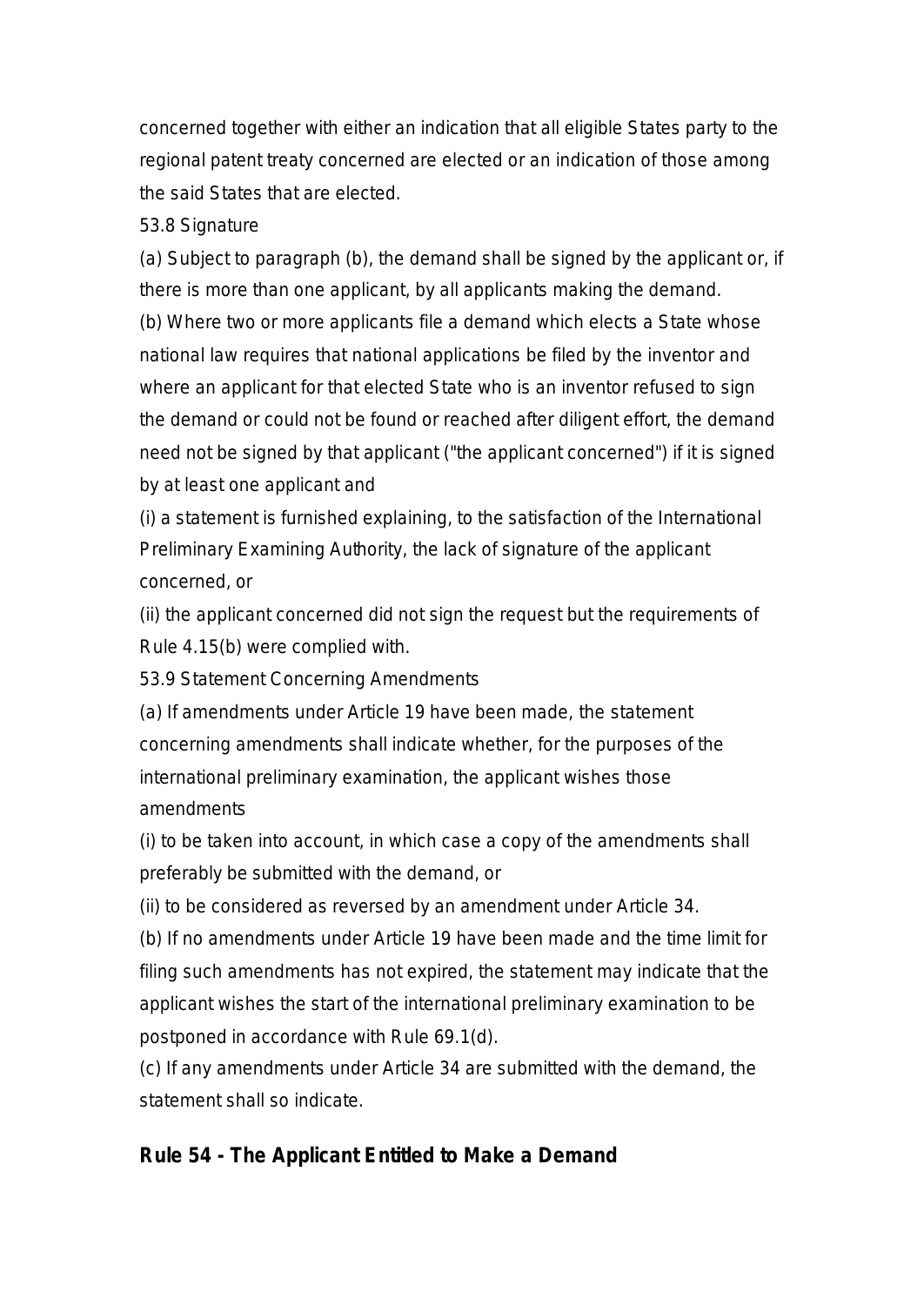concerned together with either an indication that all eligible States party to the regional patent treaty concerned are elected or an indication of those among the said States that are elected.

53.8 Signature

(a) Subject to paragraph (b), the demand shall be signed by the applicant or, if there is more than one applicant, by all applicants making the demand.

(b) Where two or more applicants file a demand which elects a State whose national law requires that national applications be filed by the inventor and where an applicant for that elected State who is an inventor refused to sign the demand or could not be found or reached after diligent effort, the demand need not be signed by that applicant ("the applicant concerned") if it is signed by at least one applicant and

(i) a statement is furnished explaining, to the satisfaction of the International Preliminary Examining Authority, the lack of signature of the applicant concerned, or

(ii) the applicant concerned did not sign the request but the requirements of Rule 4.15(b) were complied with.

53.9 Statement Concerning Amendments

(a) If amendments under Article 19 have been made, the statement concerning amendments shall indicate whether, for the purposes of the international preliminary examination, the applicant wishes those amendments

(i) to be taken into account, in which case a copy of the amendments shall preferably be submitted with the demand, or

(ii) to be considered as reversed by an amendment under Article 34.

(b) If no amendments under Article 19 have been made and the time limit for filing such amendments has not expired, the statement may indicate that the applicant wishes the start of the international preliminary examination to be postponed in accordance with Rule 69.1(d).

(c) If any amendments under Article 34 are submitted with the demand, the statement shall so indicate.

## Rule 54 - The Applicant Entitled to Make a Demand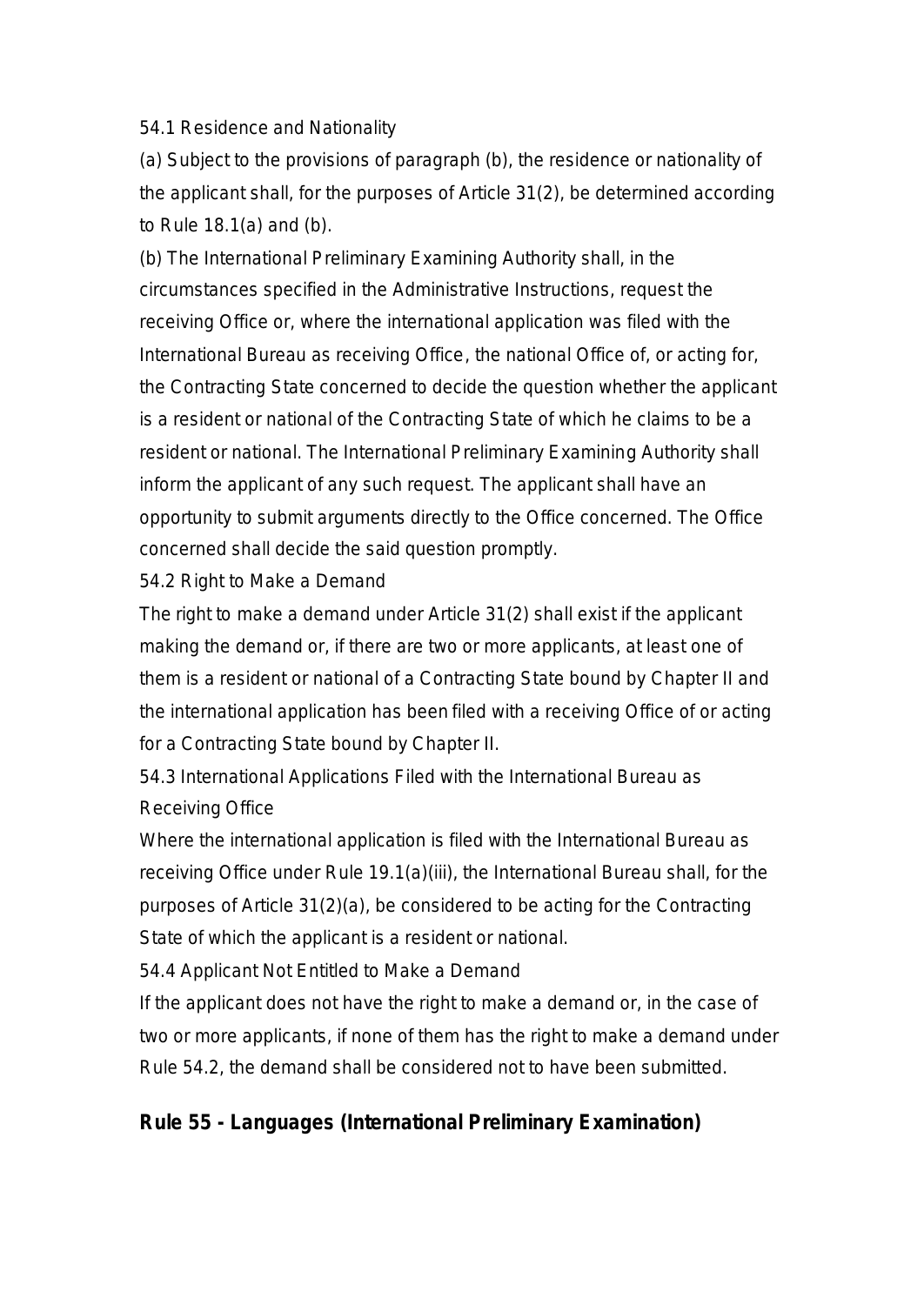54.1 Residence and Nationality

(a) Subject to the provisions of paragraph (b), the residence or nationality of the applicant shall, for the purposes of Article 31(2), be determined according to Rule 18.1(a) and (b).

(b) The International Preliminary Examining Authority shall, in the circumstances specified in the Administrative Instructions, request the receiving Office or, where the international application was filed with the International Bureau as receiving Office, the national Office of, or acting for, the Contracting State concerned to decide the question whether the applicant is a resident or national of the Contracting State of which he claims to be a resident or national. The International Preliminary Examining Authority shall inform the applicant of any such request. The applicant shall have an opportunity to submit arguments directly to the Office concerned. The Office concerned shall decide the said question promptly.

54.2 Right to Make a Demand

The right to make a demand under Article 31(2) shall exist if the applicant making the demand or, if there are two or more applicants, at least one of them is a resident or national of a Contracting State bound by Chapter II and the international application has been filed with a receiving Office of or acting for a Contracting State bound by Chapter II.

54.3 International Applications Filed with the International Bureau as Receiving Office

Where the international application is filed with the International Bureau as receiving Office under Rule 19.1(a)(iii), the International Bureau shall, for the purposes of Article 31(2)(a), be considered to be acting for the Contracting State of which the applicant is a resident or national.

54.4 Applicant Not Entitled to Make a Demand

If the applicant does not have the right to make a demand or, in the case of two or more applicants, if none of them has the right to make a demand under Rule 54.2, the demand shall be considered not to have been submitted.

## Rule 55 - Languages (International Preliminary Examination)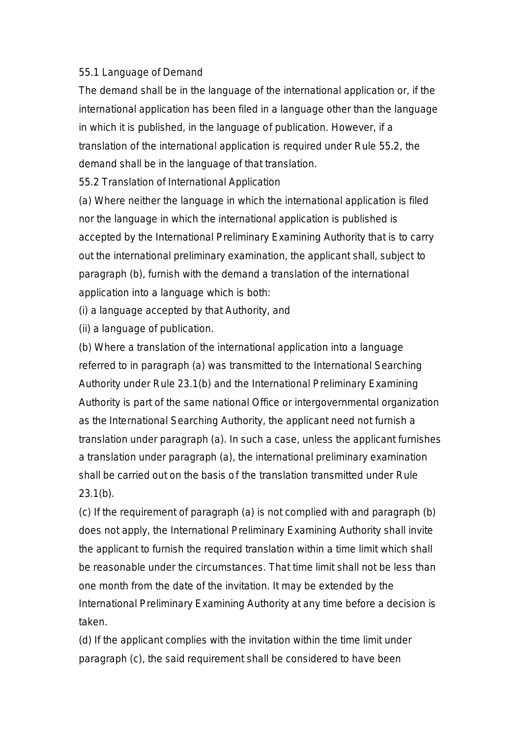55.1 Language of Demand

The demand shall be in the language of the international application or, if the international application has been filed in a language other than the language in which it is published, in the language of publication. However, if a translation of the international application is required under Rule 55.2, the demand shall be in the language of that translation.

55.2 Translation of International Application

(a) Where neither the language in which the international application is filed nor the language in which the international application is published is accepted by the International Preliminary Examining Authority that is to carry out the international preliminary examination, the applicant shall, subject to paragraph (b), furnish with the demand a translation of the international application into a language which is both:

(i) a language accepted by that Authority, and

(ii) a language of publication.

(b) Where a translation of the international application into a language referred to in paragraph (a) was transmitted to the International Searching Authority under Rule 23.1(b) and the International Preliminary Examining Authority is part of the same national Office or intergovernmental organization as the International Searching Authority, the applicant need not furnish a translation under paragraph (a). In such a case, unless the applicant furnishes a translation under paragraph (a), the international preliminary examination shall be carried out on the basis of the translation transmitted under Rule 23.1(b).

(c) If the requirement of paragraph (a) is not complied with and paragraph (b) does not apply, the International Preliminary Examining Authority shall invite the applicant to furnish the required translation within a time limit which shall be reasonable under the circumstances. That time limit shall not be less than one month from the date of the invitation. It may be extended by the International Preliminary Examining Authority at any time before a decision is taken.

(d) If the applicant complies with the invitation within the time limit under paragraph (c), the said requirement shall be considered to have been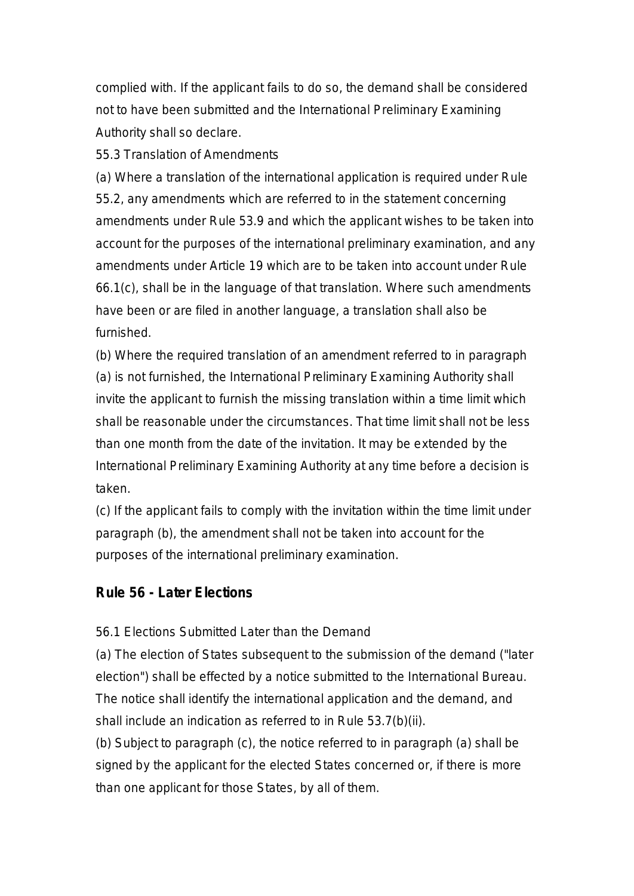complied with. If the applicant fails to do so, the demand shall be considered not to have been submitted and the International Preliminary Examining Authority shall so declare.

55.3 Translation of Amendments

(a) Where a translation of the international application is required under Rule 55.2, any amendments which are referred to in the statement concerning amendments under Rule 53.9 and which the applicant wishes to be taken into account for the purposes of the international preliminary examination, and any amendments under Article 19 which are to be taken into account under Rule 66.1(c), shall be in the language of that translation. Where such amendments have been or are filed in another language, a translation shall also be furnished.

(b) Where the required translation of an amendment referred to in paragraph (a) is not furnished, the International Preliminary Examining Authority shall invite the applicant to furnish the missing translation within a time limit which shall be reasonable under the circumstances. That time limit shall not be less than one month from the date of the invitation. It may be extended by the International Preliminary Examining Authority at any time before a decision is taken.

(c) If the applicant fails to comply with the invitation within the time limit under paragraph (b), the amendment shall not be taken into account for the purposes of the international preliminary examination.

## Rule 56 - Later Elections

56.1 Elections Submitted Later than the Demand

(a) The election of States subsequent to the submission of the demand ("later election") shall be effected by a notice submitted to the International Bureau. The notice shall identify the international application and the demand, and shall include an indication as referred to in Rule 53.7(b)(ii).

(b) Subject to paragraph (c), the notice referred to in paragraph (a) shall be signed by the applicant for the elected States concerned or, if there is more than one applicant for those States, by all of them.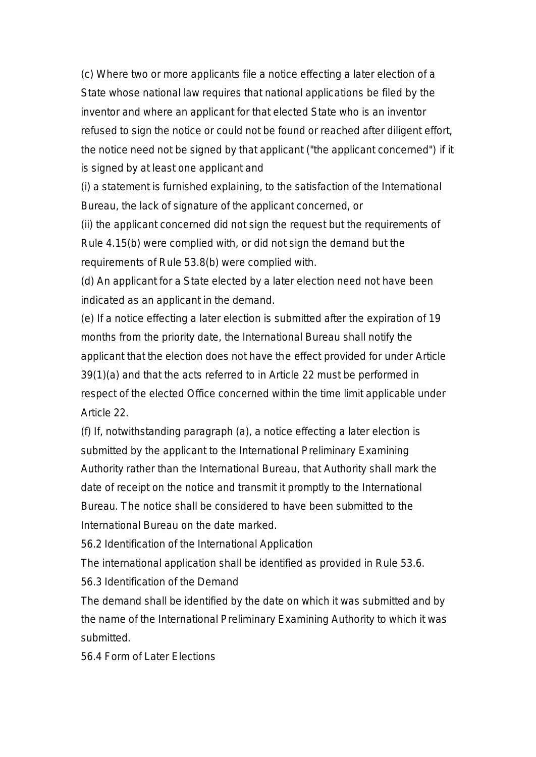(c) Where two or more applicants file a notice effecting a later election of a State whose national law requires that national applications be filed by the inventor and where an applicant for that elected State who is an inventor refused to sign the notice or could not be found or reached after diligent effort, the notice need not be signed by that applicant ("the applicant concerned") if it is signed by at least one applicant and

(i) a statement is furnished explaining, to the satisfaction of the International Bureau, the lack of signature of the applicant concerned, or

(ii) the applicant concerned did not sign the request but the requirements of Rule 4.15(b) were complied with, or did not sign the demand but the requirements of Rule 53.8(b) were complied with.

(d) An applicant for a State elected by a later election need not have been indicated as an applicant in the demand.

(e) If a notice effecting a later election is submitted after the expiration of 19 months from the priority date, the International Bureau shall notify the applicant that the election does not have the effect provided for under Article 39(1)(a) and that the acts referred to in Article 22 must be performed in respect of the elected Office concerned within the time limit applicable under Article 22.

(f) If, notwithstanding paragraph (a), a notice effecting a later election is submitted by the applicant to the International Preliminary Examining Authority rather than the International Bureau, that Authority shall mark the date of receipt on the notice and transmit it promptly to the International Bureau. The notice shall be considered to have been submitted to the International Bureau on the date marked.

56.2 Identification of the International Application

The international application shall be identified as provided in Rule 53.6.

56.3 Identification of the Demand

The demand shall be identified by the date on which it was submitted and by the name of the International Preliminary Examining Authority to which it was submitted.

56.4 Form of Later Elections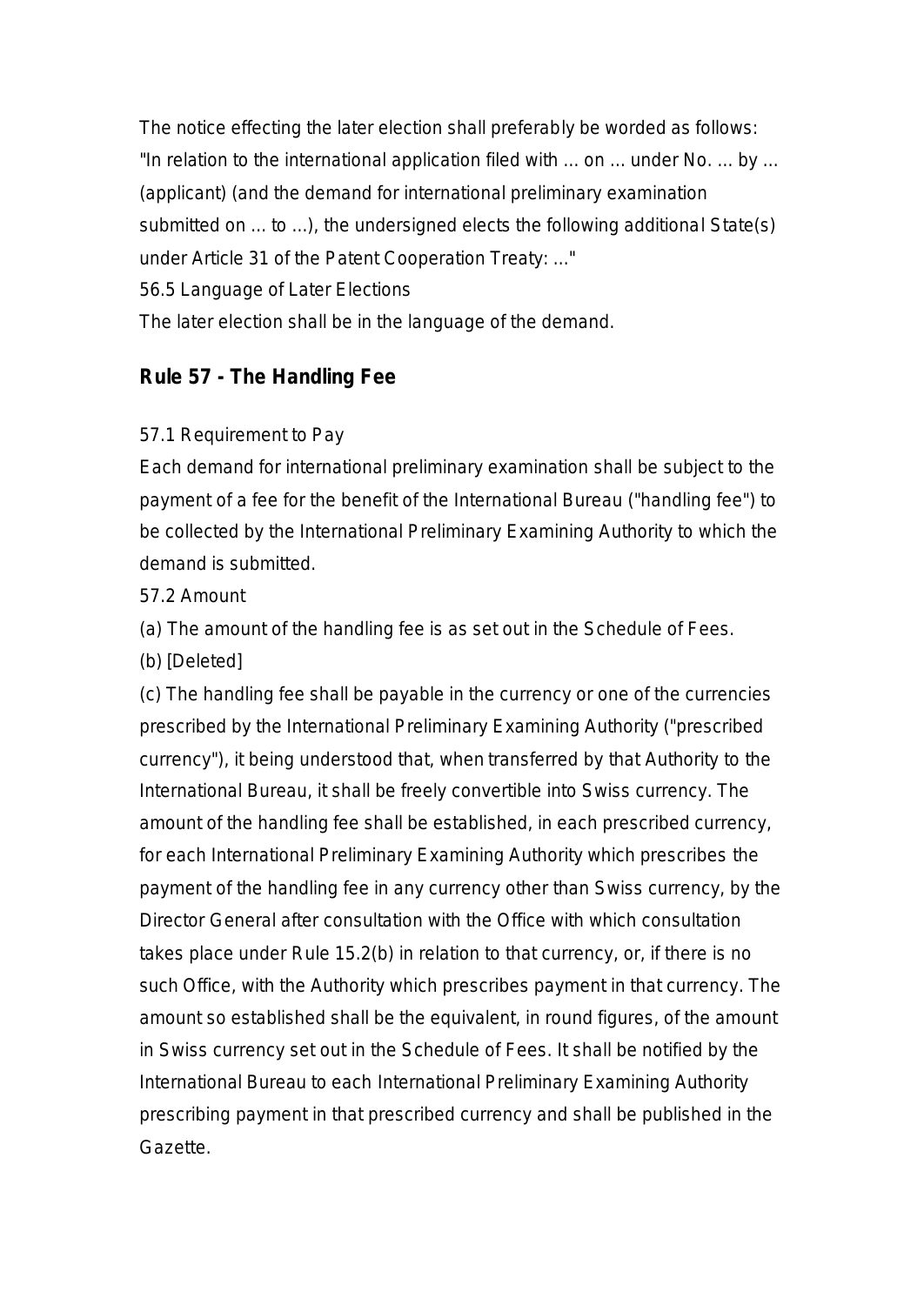The notice effecting the later election shall preferably be worded as follows: "In relation to the international application filed with ... on ... under No. ... by ... (applicant) (and the demand for international preliminary examination submitted on ... to ...), the undersigned elects the following additional State(s) under Article 31 of the Patent Cooperation Treaty: ..."

56.5 Language of Later Elections

The later election shall be in the language of the demand.

## Rule 57 - The Handling Fee

57.1 Requirement to Pay

Each demand for international preliminary examination shall be subject to the payment of a fee for the benefit of the International Bureau ("handling fee") to be collected by the International Preliminary Examining Authority to which the demand is submitted.

57.2 Amount

(a) The amount of the handling fee is as set out in the Schedule of Fees.

(b) [Deleted]

(c) The handling fee shall be payable in the currency or one of the currencies prescribed by the International Preliminary Examining Authority ("prescribed currency"), it being understood that, when transferred by that Authority to the International Bureau, it shall be freely convertible into Swiss currency. The amount of the handling fee shall be established, in each prescribed currency, for each International Preliminary Examining Authority which prescribes the payment of the handling fee in any currency other than Swiss currency, by the Director General after consultation with the Office with which consultation takes place under Rule 15.2(b) in relation to that currency, or, if there is no such Office, with the Authority which prescribes payment in that currency. The amount so established shall be the equivalent, in round figures, of the amount in Swiss currency set out in the Schedule of Fees. It shall be notified by the International Bureau to each International Preliminary Examining Authority prescribing payment in that prescribed currency and shall be published in the Gazette.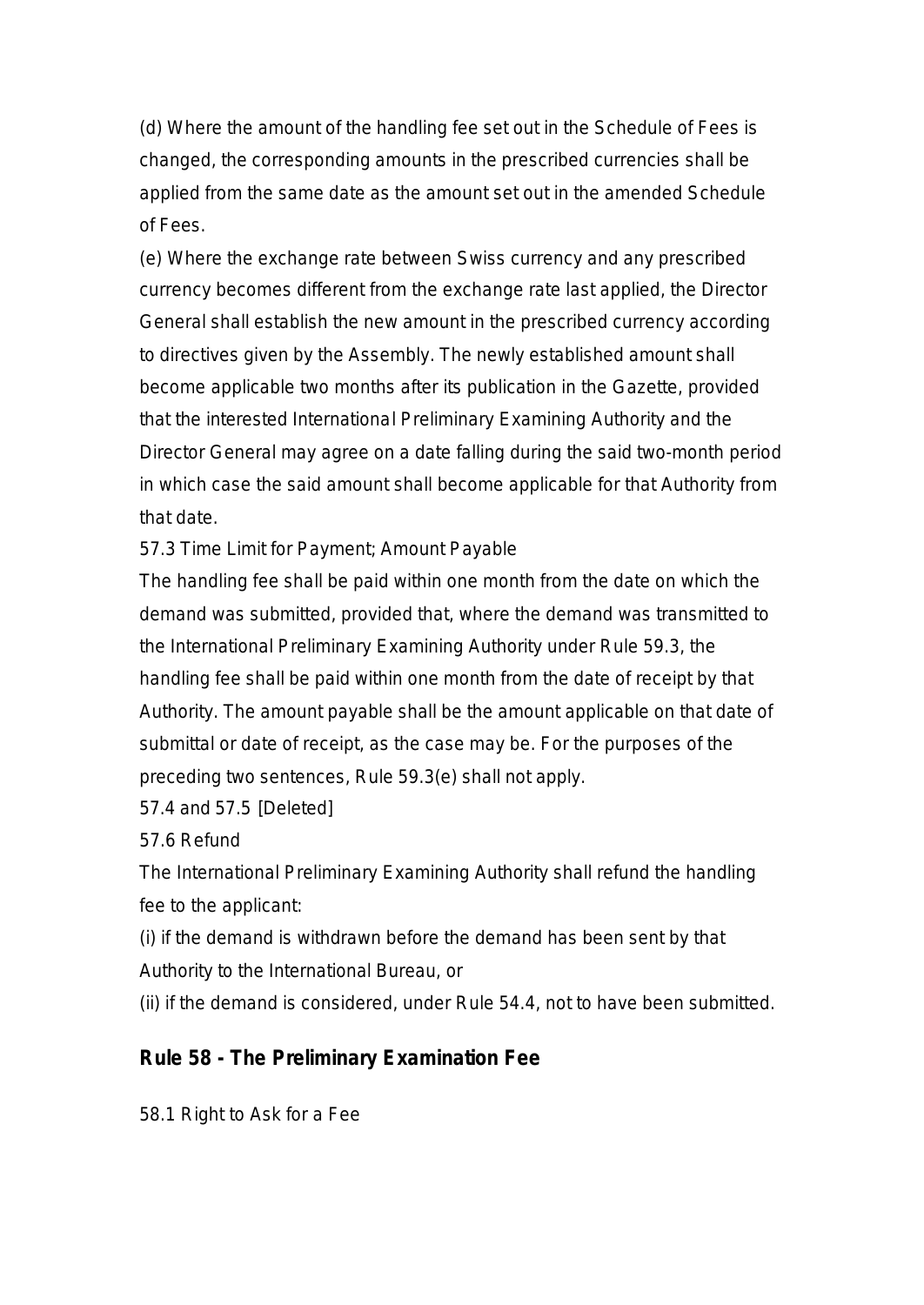(d) Where the amount of the handling fee set out in the Schedule of Fees is changed, the corresponding amounts in the prescribed currencies shall be applied from the same date as the amount set out in the amended Schedule of Fees.

(e) Where the exchange rate between Swiss currency and any prescribed currency becomes different from the exchange rate last applied, the Director General shall establish the new amount in the prescribed currency according to directives given by the Assembly. The newly established amount shall become applicable two months after its publication in the Gazette, provided that the interested International Preliminary Examining Authority and the Director General may agree on a date falling during the said two-month period in which case the said amount shall become applicable for that Authority from that date.

57.3 Time Limit for Payment; Amount Payable

The handling fee shall be paid within one month from the date on which the demand was submitted, provided that, where the demand was transmitted to the International Preliminary Examining Authority under Rule 59.3, the handling fee shall be paid within one month from the date of receipt by that Authority. The amount payable shall be the amount applicable on that date of submittal or date of receipt, as the case may be. For the purposes of the preceding two sentences, Rule 59.3(e) shall not apply.

57.4 and 57.5 [Deleted]

57.6 Refund

The International Preliminary Examining Authority shall refund the handling fee to the applicant:

(i) if the demand is withdrawn before the demand has been sent by that Authority to the International Bureau, or

(ii) if the demand is considered, under Rule 54.4, not to have been submitted.

## Rule 58 - The Preliminary Examination Fee

58.1 Right to Ask for a Fee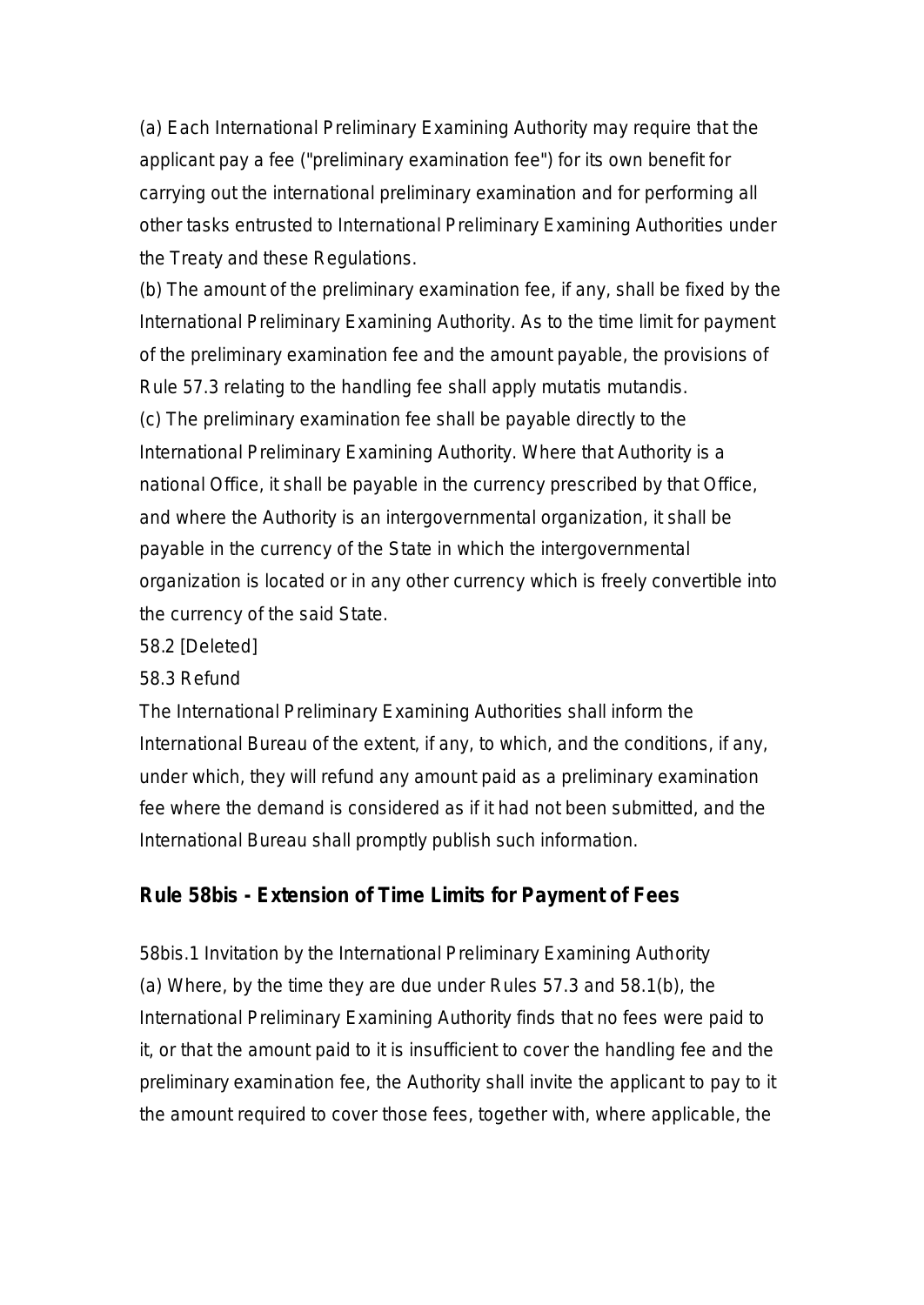(a) Each International Preliminary Examining Authority may require that the applicant pay a fee ("preliminary examination fee") for its own benefit for carrying out the international preliminary examination and for performing all other tasks entrusted to International Preliminary Examining Authorities under the Treaty and these Regulations.

(b) The amount of the preliminary examination fee, if any, shall be fixed by the International Preliminary Examining Authority. As to the time limit for payment of the preliminary examination fee and the amount payable, the provisions of Rule 57.3 relating to the handling fee shall apply mutatis mutandis.

(c) The preliminary examination fee shall be payable directly to the International Preliminary Examining Authority. Where that Authority is a national Office, it shall be payable in the currency prescribed by that Office, and where the Authority is an intergovernmental organization, it shall be payable in the currency of the State in which the intergovernmental organization is located or in any other currency which is freely convertible into the currency of the said State.

58.2 [Deleted]

58.3 Refund

The International Preliminary Examining Authorities shall inform the International Bureau of the extent, if any, to which, and the conditions, if any, under which, they will refund any amount paid as a preliminary examination fee where the demand is considered as if it had not been submitted, and the International Bureau shall promptly publish such information.

## Rule 58bis - Extension of Time Limits for Payment of Fees

58bis.1 Invitation by the International Preliminary Examining Authority

(a) Where, by the time they are due under Rules 57.3 and 58.1(b), the International Preliminary Examining Authority finds that no fees were paid to it, or that the amount paid to it is insufficient to cover the handling fee and the preliminary examination fee, the Authority shall invite the applicant to pay to it the amount required to cover those fees, together with, where applicable, the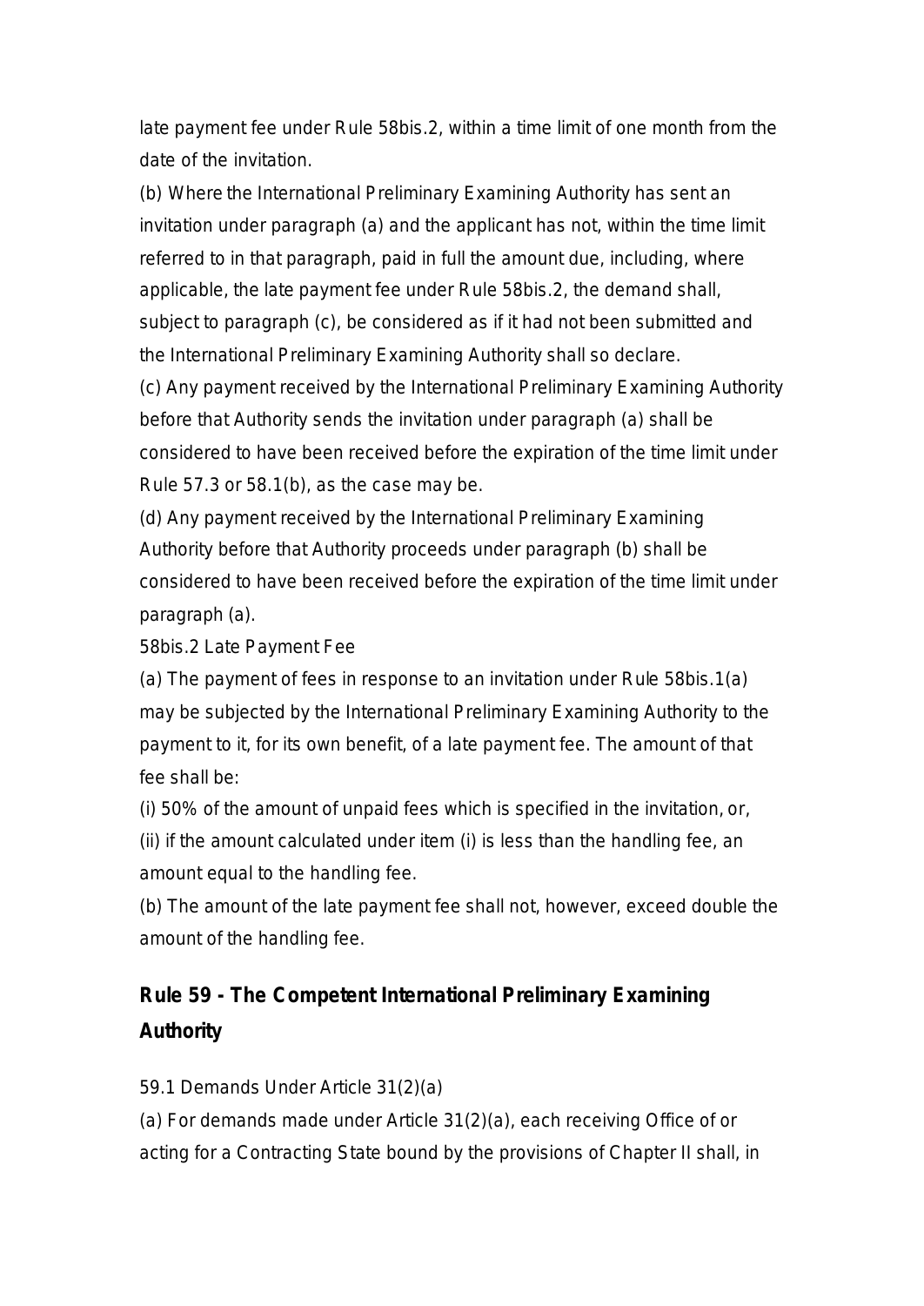late payment fee under Rule 58bis.2, within a time limit of one month from the date of the invitation.

(b) Where the International Preliminary Examining Authority has sent an invitation under paragraph (a) and the applicant has not, within the time limit referred to in that paragraph, paid in full the amount due, including, where applicable, the late payment fee under Rule 58bis.2, the demand shall, subject to paragraph (c), be considered as if it had not been submitted and the International Preliminary Examining Authority shall so declare.

(c) Any payment received by the International Preliminary Examining Authority before that Authority sends the invitation under paragraph (a) shall be considered to have been received before the expiration of the time limit under Rule 57.3 or 58.1(b), as the case may be.

(d) Any payment received by the International Preliminary Examining Authority before that Authority proceeds under paragraph (b) shall be considered to have been received before the expiration of the time limit under paragraph (a).

58bis.2 Late Payment Fee

(a) The payment of fees in response to an invitation under Rule 58bis.1(a) may be subjected by the International Preliminary Examining Authority to the payment to it, for its own benefit, of a late payment fee. The amount of that fee shall be:

(i) 50% of the amount of unpaid fees which is specified in the invitation, or,

(ii) if the amount calculated under item (i) is less than the handling fee, an amount equal to the handling fee.

(b) The amount of the late payment fee shall not, however, exceed double the amount of the handling fee.

## Rule 59 - The Competent International Preliminary Examining Authority

59.1 Demands Under Article 31(2)(a)

(a) For demands made under Article 31(2)(a), each receiving Office of or acting for a Contracting State bound by the provisions of Chapter II shall, in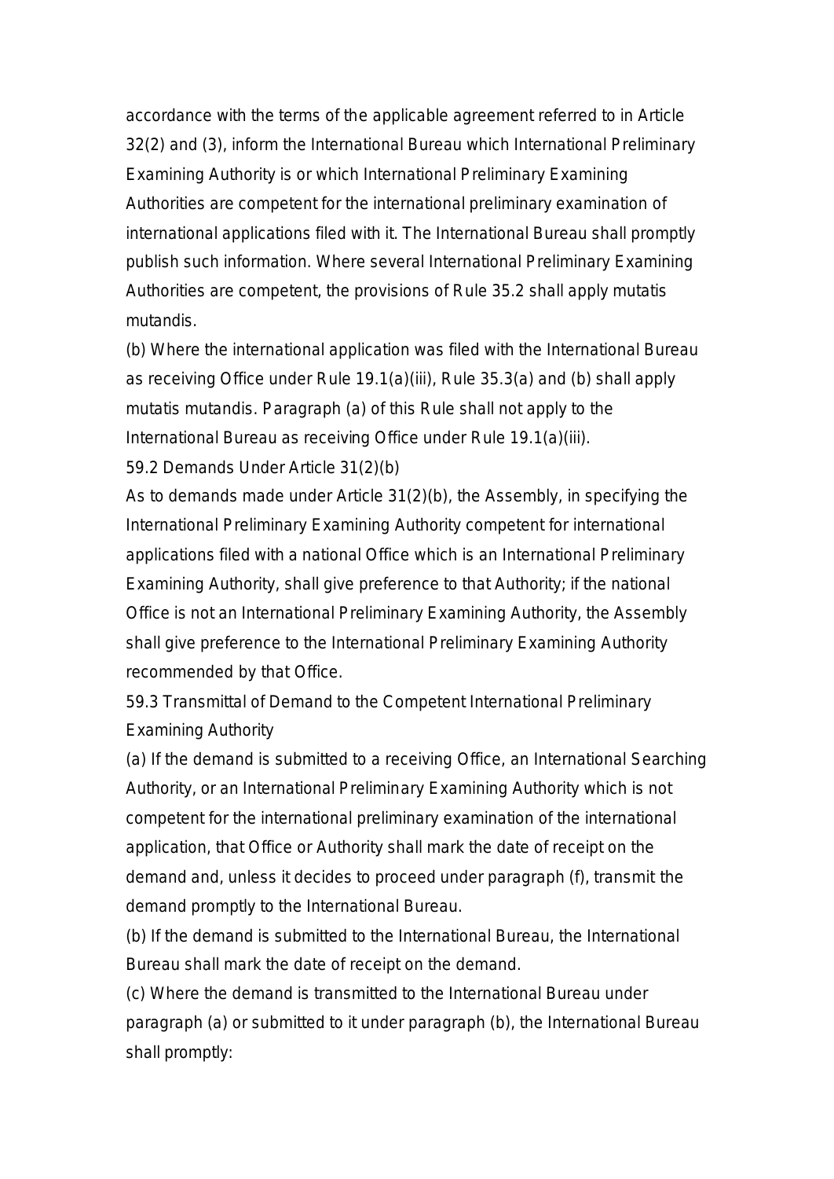accordance with the terms of the applicable agreement referred to in Article 32(2) and (3), inform the International Bureau which International Preliminary Examining Authority is or which International Preliminary Examining Authorities are competent for the international preliminary examination of international applications filed with it. The International Bureau shall promptly publish such information. Where several International Preliminary Examining Authorities are competent, the provisions of Rule 35.2 shall apply mutatis mutandis.

(b) Where the international application was filed with the International Bureau as receiving Office under Rule 19.1(a)(iii), Rule 35.3(a) and (b) shall apply mutatis mutandis. Paragraph (a) of this Rule shall not apply to the International Bureau as receiving Office under Rule 19.1(a)(iii).

59.2 Demands Under Article 31(2)(b)

As to demands made under Article 31(2)(b), the Assembly, in specifying the International Preliminary Examining Authority competent for international applications filed with a national Office which is an International Preliminary Examining Authority, shall give preference to that Authority; if the national Office is not an International Preliminary Examining Authority, the Assembly shall give preference to the International Preliminary Examining Authority recommended by that Office.

59.3 Transmittal of Demand to the Competent International Preliminary Examining Authority

(a) If the demand is submitted to a receiving Office, an International Searching Authority, or an International Preliminary Examining Authority which is not competent for the international preliminary examination of the international application, that Office or Authority shall mark the date of receipt on the demand and, unless it decides to proceed under paragraph (f), transmit the demand promptly to the International Bureau.

(b) If the demand is submitted to the International Bureau, the International Bureau shall mark the date of receipt on the demand.

(c) Where the demand is transmitted to the International Bureau under paragraph (a) or submitted to it under paragraph (b), the International Bureau shall promptly: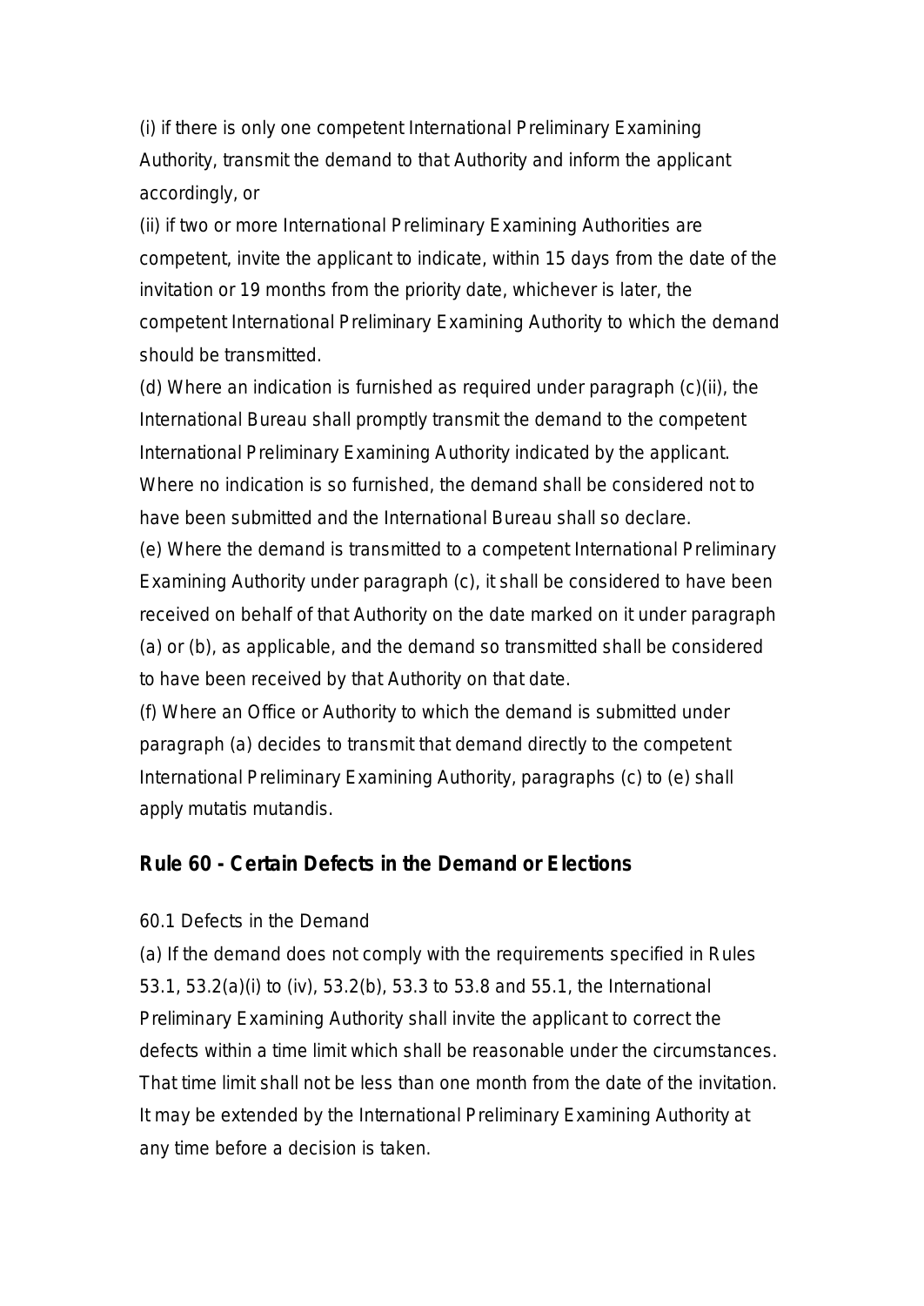(i) if there is only one competent International Preliminary Examining Authority, transmit the demand to that Authority and inform the applicant accordingly, or

(ii) if two or more International Preliminary Examining Authorities are competent, invite the applicant to indicate, within 15 days from the date of the invitation or 19 months from the priority date, whichever is later, the competent International Preliminary Examining Authority to which the demand should be transmitted.

(d) Where an indication is furnished as required under paragraph (c)(ii), the International Bureau shall promptly transmit the demand to the competent International Preliminary Examining Authority indicated by the applicant. Where no indication is so furnished, the demand shall be considered not to have been submitted and the International Bureau shall so declare.

(e) Where the demand is transmitted to a competent International Preliminary Examining Authority under paragraph (c), it shall be considered to have been received on behalf of that Authority on the date marked on it under paragraph (a) or (b), as applicable, and the demand so transmitted shall be considered to have been received by that Authority on that date.

(f) Where an Office or Authority to which the demand is submitted under paragraph (a) decides to transmit that demand directly to the competent International Preliminary Examining Authority, paragraphs (c) to (e) shall apply mutatis mutandis.

## Rule 60 - Certain Defects in the Demand or Elections

60.1 Defects in the Demand

(a) If the demand does not comply with the requirements specified in Rules 53.1, 53.2(a)(i) to (iv), 53.2(b), 53.3 to 53.8 and 55.1, the International Preliminary Examining Authority shall invite the applicant to correct the defects within a time limit which shall be reasonable under the circumstances. That time limit shall not be less than one month from the date of the invitation. It may be extended by the International Preliminary Examining Authority at any time before a decision is taken.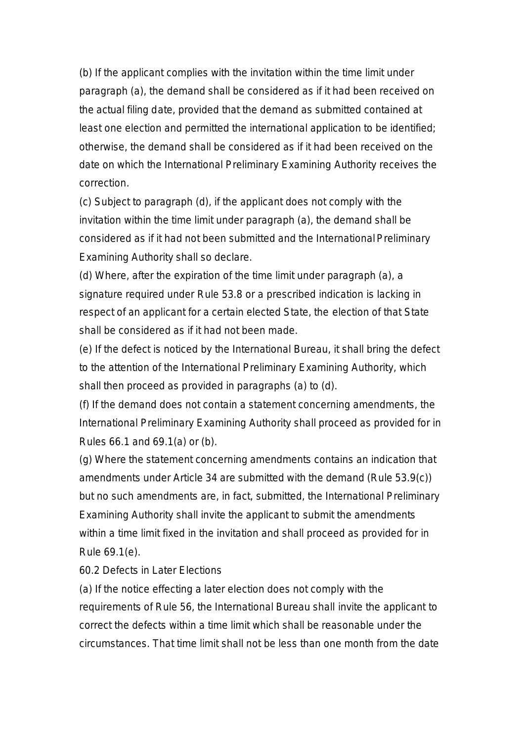(b) If the applicant complies with the invitation within the time limit under paragraph (a), the demand shall be considered as if it had been received on the actual filing date, provided that the demand as submitted contained at least one election and permitted the international application to be identified; otherwise, the demand shall be considered as if it had been received on the date on which the International Preliminary Examining Authority receives the correction.

(c) Subject to paragraph (d), if the applicant does not comply with the invitation within the time limit under paragraph (a), the demand shall be considered as if it had not been submitted and the International Preliminary Examining Authority shall so declare.

(d) Where, after the expiration of the time limit under paragraph (a), a signature required under Rule 53.8 or a prescribed indication is lacking in respect of an applicant for a certain elected State, the election of that State shall be considered as if it had not been made.

(e) If the defect is noticed by the International Bureau, it shall bring the defect to the attention of the International Preliminary Examining Authority, which shall then proceed as provided in paragraphs (a) to (d).

(f) If the demand does not contain a statement concerning amendments, the International Preliminary Examining Authority shall proceed as provided for in Rules 66.1 and 69.1(a) or (b).

(g) Where the statement concerning amendments contains an indication that amendments under Article 34 are submitted with the demand (Rule 53.9(c)) but no such amendments are, in fact, submitted, the International Preliminary Examining Authority shall invite the applicant to submit the amendments within a time limit fixed in the invitation and shall proceed as provided for in Rule 69.1(e).

60.2 Defects in Later Elections

(a) If the notice effecting a later election does not comply with the requirements of Rule 56, the International Bureau shall invite the applicant to correct the defects within a time limit which shall be reasonable under the circumstances. That time limit shall not be less than one month from the date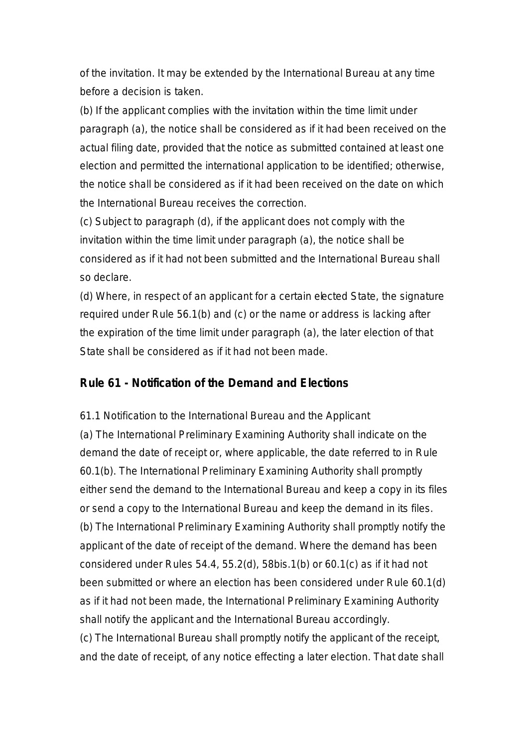of the invitation. It may be extended by the International Bureau at any time before a decision is taken.

(b) If the applicant complies with the invitation within the time limit under paragraph (a), the notice shall be considered as if it had been received on the actual filing date, provided that the notice as submitted contained at least one election and permitted the international application to be identified; otherwise, the notice shall be considered as if it had been received on the date on which the International Bureau receives the correction.

(c) Subject to paragraph (d), if the applicant does not comply with the invitation within the time limit under paragraph (a), the notice shall be considered as if it had not been submitted and the International Bureau shall so declare.

(d) Where, in respect of an applicant for a certain elected State, the signature required under Rule 56.1(b) and (c) or the name or address is lacking after the expiration of the time limit under paragraph (a), the later election of that State shall be considered as if it had not been made.

## Rule 61 - Notification of the Demand and Elections

61.1 Notification to the International Bureau and the Applicant

(a) The International Preliminary Examining Authority shall indicate on the demand the date of receipt or, where applicable, the date referred to in Rule 60.1(b). The International Preliminary Examining Authority shall promptly either send the demand to the International Bureau and keep a copy in its files or send a copy to the International Bureau and keep the demand in its files.

(b) The International Preliminary Examining Authority shall promptly notify the applicant of the date of receipt of the demand. Where the demand has been considered under Rules 54.4, 55.2(d), 58bis.1(b) or 60.1(c) as if it had not been submitted or where an election has been considered under Rule 60.1(d) as if it had not been made, the International Preliminary Examining Authority shall notify the applicant and the International Bureau accordingly.

(c) The International Bureau shall promptly notify the applicant of the receipt, and the date of receipt, of any notice effecting a later election. That date shall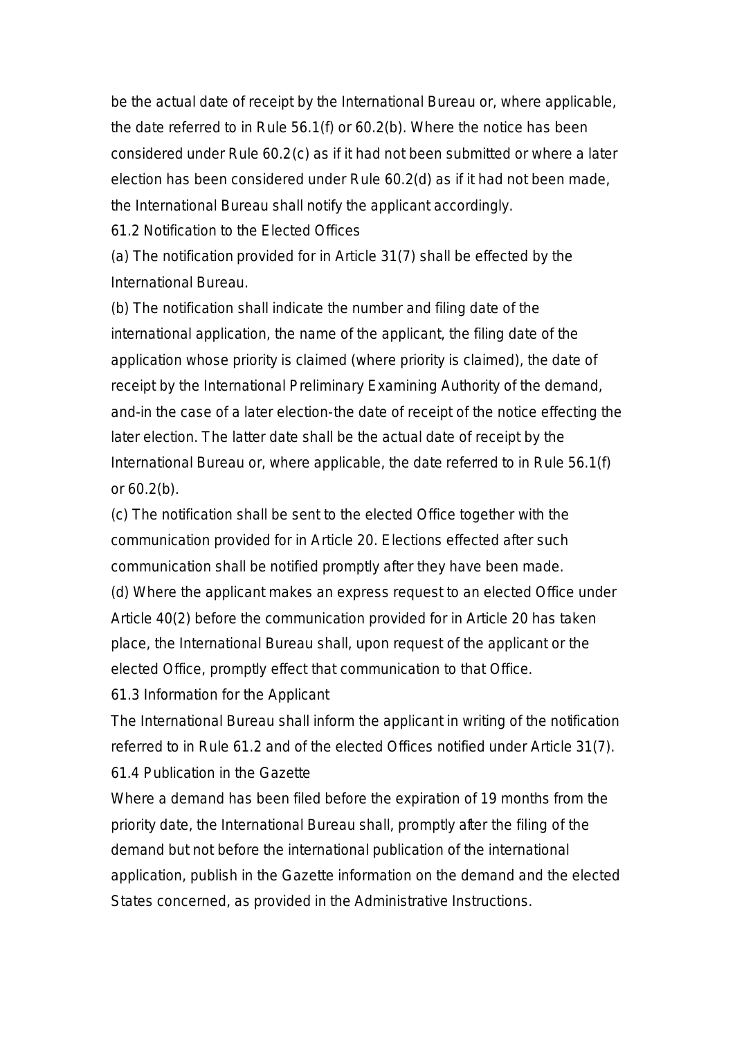be the actual date of receipt by the International Bureau or, where applicable, the date referred to in Rule 56.1(f) or 60.2(b). Where the notice has been considered under Rule 60.2(c) as if it had not been submitted or where a later election has been considered under Rule 60.2(d) as if it had not been made, the International Bureau shall notify the applicant accordingly.

61.2 Notification to the Elected Offices

(a) The notification provided for in Article 31(7) shall be effected by the International Bureau.

(b) The notification shall indicate the number and filing date of the international application, the name of the applicant, the filing date of the application whose priority is claimed (where priority is claimed), the date of receipt by the International Preliminary Examining Authority of the demand, and-in the case of a later election-the date of receipt of the notice effecting the later election. The latter date shall be the actual date of receipt by the International Bureau or, where applicable, the date referred to in Rule 56.1(f) or 60.2(b).

(c) The notification shall be sent to the elected Office together with the communication provided for in Article 20. Elections effected after such communication shall be notified promptly after they have been made.

(d) Where the applicant makes an express request to an elected Office under Article 40(2) before the communication provided for in Article 20 has taken place, the International Bureau shall, upon request of the applicant or the elected Office, promptly effect that communication to that Office.

61.3 Information for the Applicant

The International Bureau shall inform the applicant in writing of the notification referred to in Rule 61.2 and of the elected Offices notified under Article 31(7).

61.4 Publication in the Gazette

Where a demand has been filed before the expiration of 19 months from the priority date, the International Bureau shall, promptly after the filing of the demand but not before the international publication of the international application, publish in the Gazette information on the demand and the elected States concerned, as provided in the Administrative Instructions.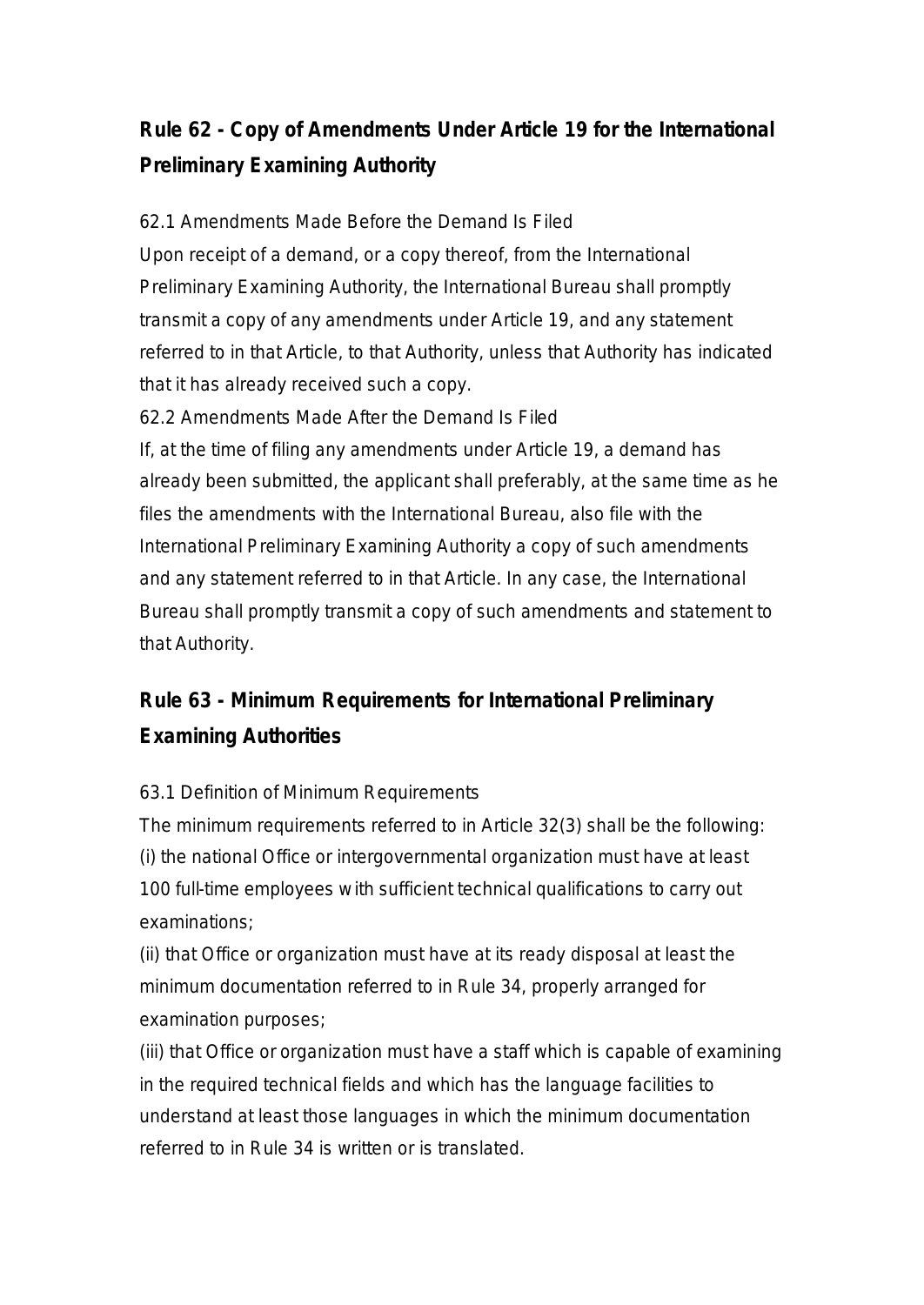## Rule 62 - Copy of Amendments Under Article 19 for the International Preliminary Examining Authority

62.1 Amendments Made Before the Demand Is Filed

Upon receipt of a demand, or a copy thereof, from the International Preliminary Examining Authority, the International Bureau shall promptly transmit a copy of any amendments under Article 19, and any statement referred to in that Article, to that Authority, unless that Authority has indicated that it has already received such a copy.

62.2 Amendments Made After the Demand Is Filed

If, at the time of filing any amendments under Article 19, a demand has already been submitted, the applicant shall preferably, at the same time as he files the amendments with the International Bureau, also file with the International Preliminary Examining Authority a copy of such amendments and any statement referred to in that Article. In any case, the International Bureau shall promptly transmit a copy of such amendments and statement to that Authority.

## Rule 63 - Minimum Requirements for International Preliminary Examining Authorities

63.1 Definition of Minimum Requirements

The minimum requirements referred to in Article 32(3) shall be the following:

(i) the national Office or intergovernmental organization must have at least 100 full-time employees with sufficient technical qualifications to carry out examinations;

(ii) that Office or organization must have at its ready disposal at least the minimum documentation referred to in Rule 34, properly arranged for examination purposes;

(iii) that Office or organization must have a staff which is capable of examining in the required technical fields and which has the language facilities to understand at least those languages in which the minimum documentation referred to in Rule 34 is written or is translated.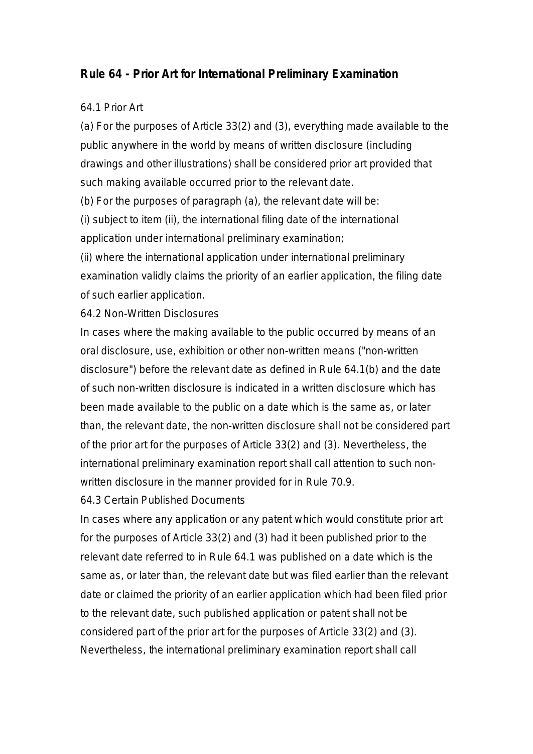## Rule 64 - Prior Art for International Preliminary Examination

64.1 Prior Art

(a) For the purposes of Article 33(2) and (3), everything made available to the public anywhere in the world by means of written disclosure (including drawings and other illustrations) shall be considered prior art provided that such making available occurred prior to the relevant date.

(b) For the purposes of paragraph (a), the relevant date will be:

(i) subject to item (ii), the international filing date of the international application under international preliminary examination;

(ii) where the international application under international preliminary examination validly claims the priority of an earlier application, the filing date of such earlier application.

64.2 Non-Written Disclosures

In cases where the making available to the public occurred by means of an oral disclosure, use, exhibition or other non-written means ("non-written disclosure") before the relevant date as defined in Rule 64.1(b) and the date of such non-written disclosure is indicated in a written disclosure which has been made available to the public on a date which is the same as, or later than, the relevant date, the non-written disclosure shall not be considered part of the prior art for the purposes of Article 33(2) and (3). Nevertheless, the international preliminary examination report shall call attention to such non-written disclosure in the manner provided for in Rule 70.9.

64.3 Certain Published Documents

In cases where any application or any patent which would constitute prior art for the purposes of Article 33(2) and (3) had it been published prior to the relevant date referred to in Rule 64.1 was published on a date which is the same as, or later than, the relevant date but was filed earlier than the relevant date or claimed the priority of an earlier application which had been filed prior to the relevant date, such published application or patent shall not be considered part of the prior art for the purposes of Article 33(2) and (3). Nevertheless, the international preliminary examination report shall call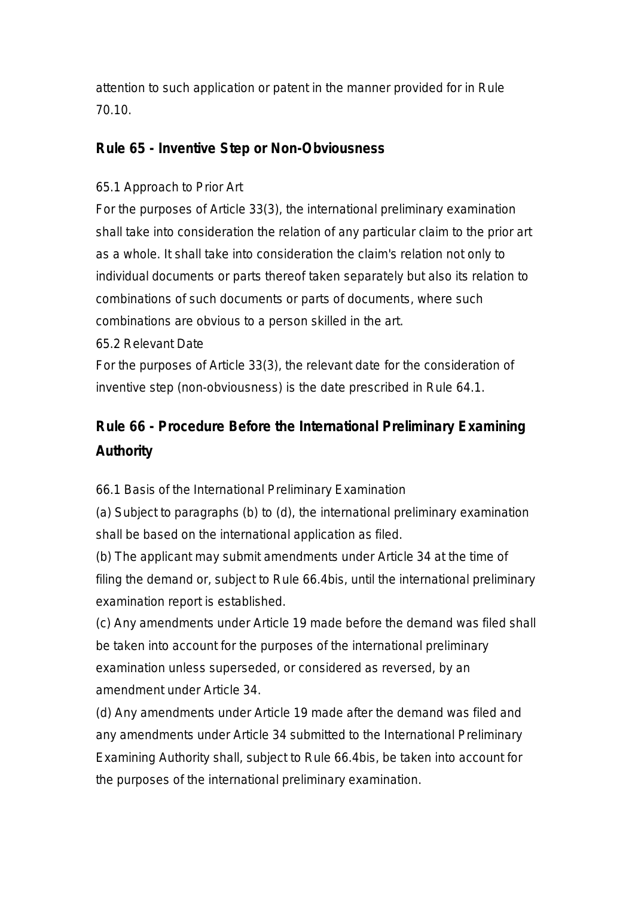attention to such application or patent in the manner provided for in Rule 70.10.

## Rule 65 - Inventive Step or Non-Obviousness

65.1 Approach to Prior Art

For the purposes of Article 33(3), the international preliminary examination shall take into consideration the relation of any particular claim to the prior art as a whole. It shall take into consideration the claim's relation not only to individual documents or parts thereof taken separately but also its relation to combinations of such documents or parts of documents, where such combinations are obvious to a person skilled in the art.

65.2 Relevant Date

For the purposes of Article 33(3), the relevant date for the consideration of inventive step (non-obviousness) is the date prescribed in Rule 64.1.

## Rule 66 - Procedure Before the International Preliminary Examining Authority

66.1 Basis of the International Preliminary Examination

(a) Subject to paragraphs (b) to (d), the international preliminary examination shall be based on the international application as filed.

(b) The applicant may submit amendments under Article 34 at the time of filing the demand or, subject to Rule 66.4bis, until the international preliminary examination report is established.

(c) Any amendments under Article 19 made before the demand was filed shall be taken into account for the purposes of the international preliminary examination unless superseded, or considered as reversed, by an amendment under Article 34.

(d) Any amendments under Article 19 made after the demand was filed and any amendments under Article 34 submitted to the International Preliminary Examining Authority shall, subject to Rule 66.4bis, be taken into account for the purposes of the international preliminary examination.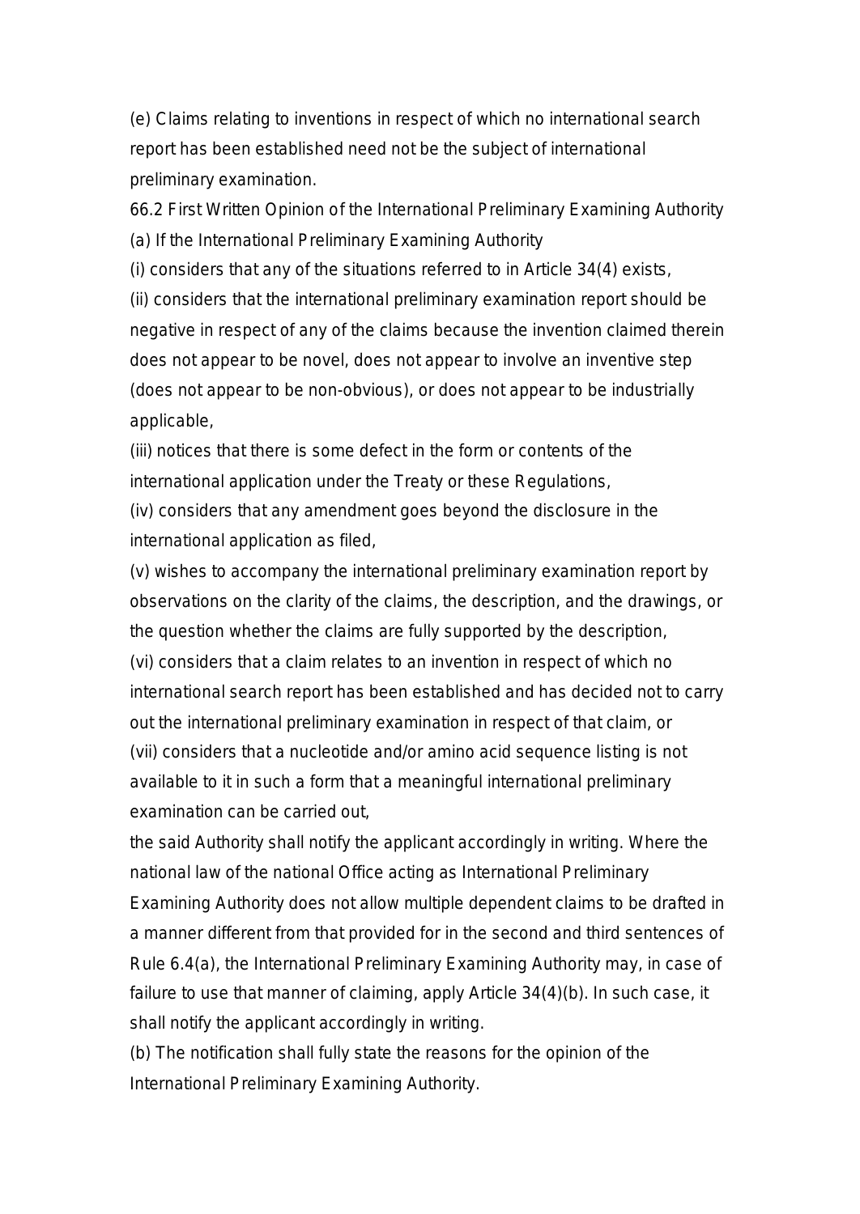(e) Claims relating to inventions in respect of which no international search report has been established need not be the subject of international preliminary examination.

66.2 First Written Opinion of the International Preliminary Examining Authority

(a) If the International Preliminary Examining Authority

(i) considers that any of the situations referred to in Article 34(4) exists,

(ii) considers that the international preliminary examination report should be negative in respect of any of the claims because the invention claimed therein does not appear to be novel, does not appear to involve an inventive step (does not appear to be non-obvious), or does not appear to be industrially applicable,

(iii) notices that there is some defect in the form or contents of the international application under the Treaty or these Regulations,

(iv) considers that any amendment goes beyond the disclosure in the international application as filed,

(v) wishes to accompany the international preliminary examination report by observations on the clarity of the claims, the description, and the drawings, or the question whether the claims are fully supported by the description,

(vi) considers that a claim relates to an invention in respect of which no international search report has been established and has decided not to carry out the international preliminary examination in respect of that claim, or

(vii) considers that a nucleotide and/or amino acid sequence listing is not available to it in such a form that a meaningful international preliminary examination can be carried out,

the said Authority shall notify the applicant accordingly in writing. Where the national law of the national Office acting as International Preliminary Examining Authority does not allow multiple dependent claims to be drafted in a manner different from that provided for in the second and third sentences of Rule 6.4(a), the International Preliminary Examining Authority may, in case of failure to use that manner of claiming, apply Article 34(4)(b). In such case, it shall notify the applicant accordingly in writing.

(b) The notification shall fully state the reasons for the opinion of the International Preliminary Examining Authority.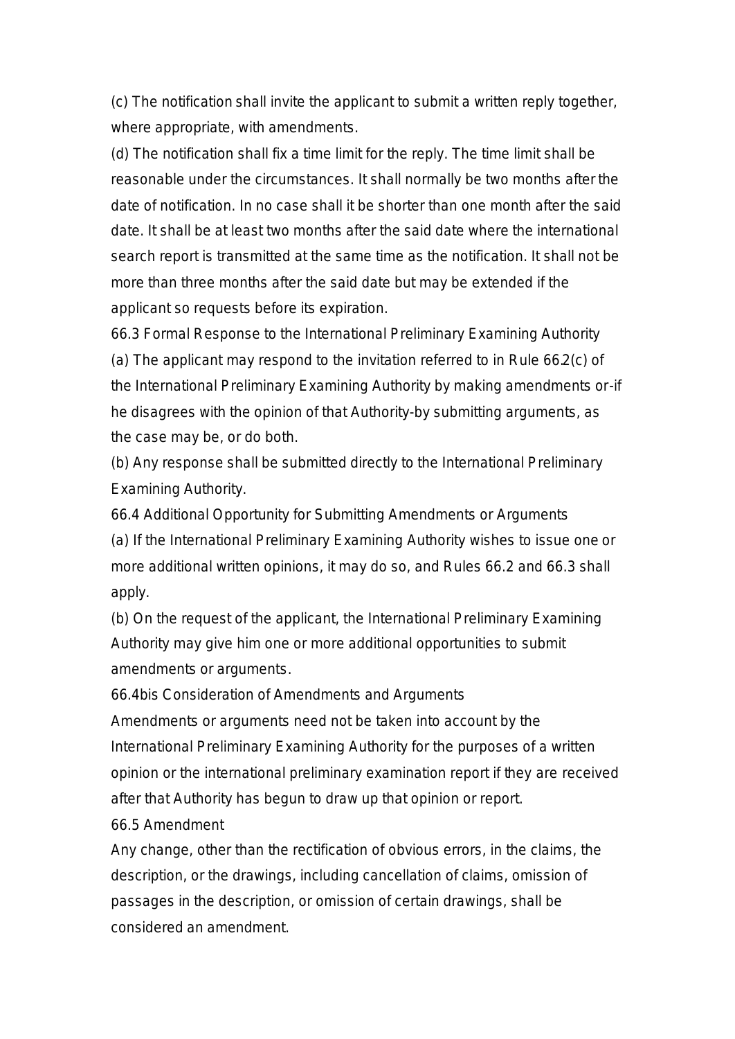(c) The notification shall invite the applicant to submit a written reply together, where appropriate, with amendments.

(d) The notification shall fix a time limit for the reply. The time limit shall be reasonable under the circumstances. It shall normally be two months after the date of notification. In no case shall it be shorter than one month after the said date. It shall be at least two months after the said date where the international search report is transmitted at the same time as the notification. It shall not be more than three months after the said date but may be extended if the applicant so requests before its expiration.

66.3 Formal Response to the International Preliminary Examining Authority

(a) The applicant may respond to the invitation referred to in Rule 66.2(c) of the International Preliminary Examining Authority by making amendments or-if he disagrees with the opinion of that Authority-by submitting arguments, as the case may be, or do both.

(b) Any response shall be submitted directly to the International Preliminary Examining Authority.

66.4 Additional Opportunity for Submitting Amendments or Arguments

(a) If the International Preliminary Examining Authority wishes to issue one or more additional written opinions, it may do so, and Rules 66.2 and 66.3 shall apply.

(b) On the request of the applicant, the International Preliminary Examining Authority may give him one or more additional opportunities to submit amendments or arguments.

66.4bis Consideration of Amendments and Arguments

Amendments or arguments need not be taken into account by the International Preliminary Examining Authority for the purposes of a written opinion or the international preliminary examination report if they are received after that Authority has begun to draw up that opinion or report.

66.5 Amendment

Any change, other than the rectification of obvious errors, in the claims, the description, or the drawings, including cancellation of claims, omission of passages in the description, or omission of certain drawings, shall be considered an amendment.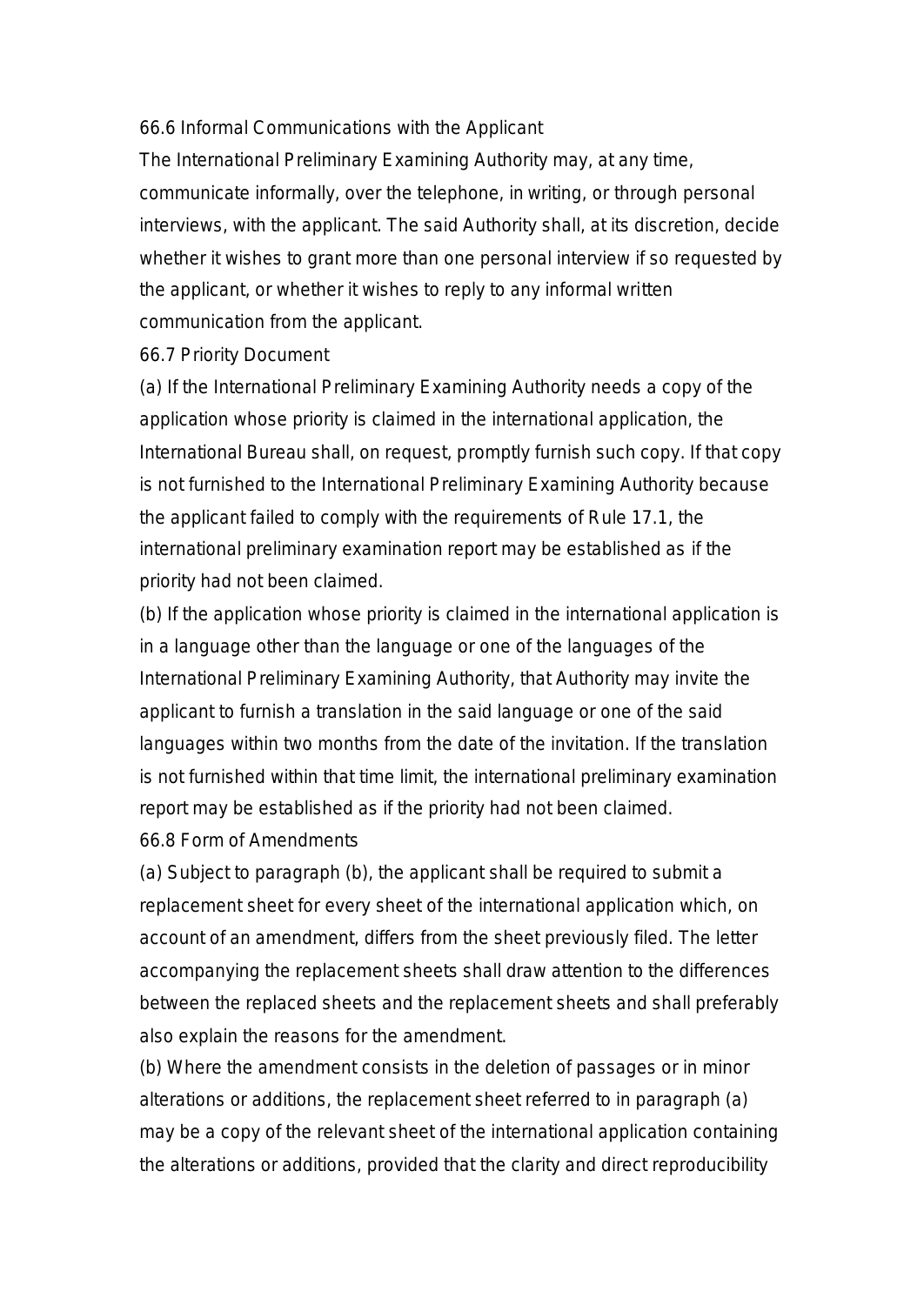66.6 Informal Communications with the Applicant

The International Preliminary Examining Authority may, at any time, communicate informally, over the telephone, in writing, or through personal interviews, with the applicant. The said Authority shall, at its discretion, decide whether it wishes to grant more than one personal interview if so requested by the applicant, or whether it wishes to reply to any informal written communication from the applicant.

66.7 Priority Document

(a) If the International Preliminary Examining Authority needs a copy of the application whose priority is claimed in the international application, the International Bureau shall, on request, promptly furnish such copy. If that copy is not furnished to the International Preliminary Examining Authority because the applicant failed to comply with the requirements of Rule 17.1, the international preliminary examination report may be established as if the priority had not been claimed.

(b) If the application whose priority is claimed in the international application is in a language other than the language or one of the languages of the International Preliminary Examining Authority, that Authority may invite the applicant to furnish a translation in the said language or one of the said languages within two months from the date of the invitation. If the translation is not furnished within that time limit, the international preliminary examination report may be established as if the priority had not been claimed.

66.8 Form of Amendments

(a) Subject to paragraph (b), the applicant shall be required to submit a replacement sheet for every sheet of the international application which, on account of an amendment, differs from the sheet previously filed. The letter accompanying the replacement sheets shall draw attention to the differences between the replaced sheets and the replacement sheets and shall preferably also explain the reasons for the amendment.

(b) Where the amendment consists in the deletion of passages or in minor alterations or additions, the replacement sheet referred to in paragraph (a) may be a copy of the relevant sheet of the international application containing the alterations or additions, provided that the clarity and direct reproducibility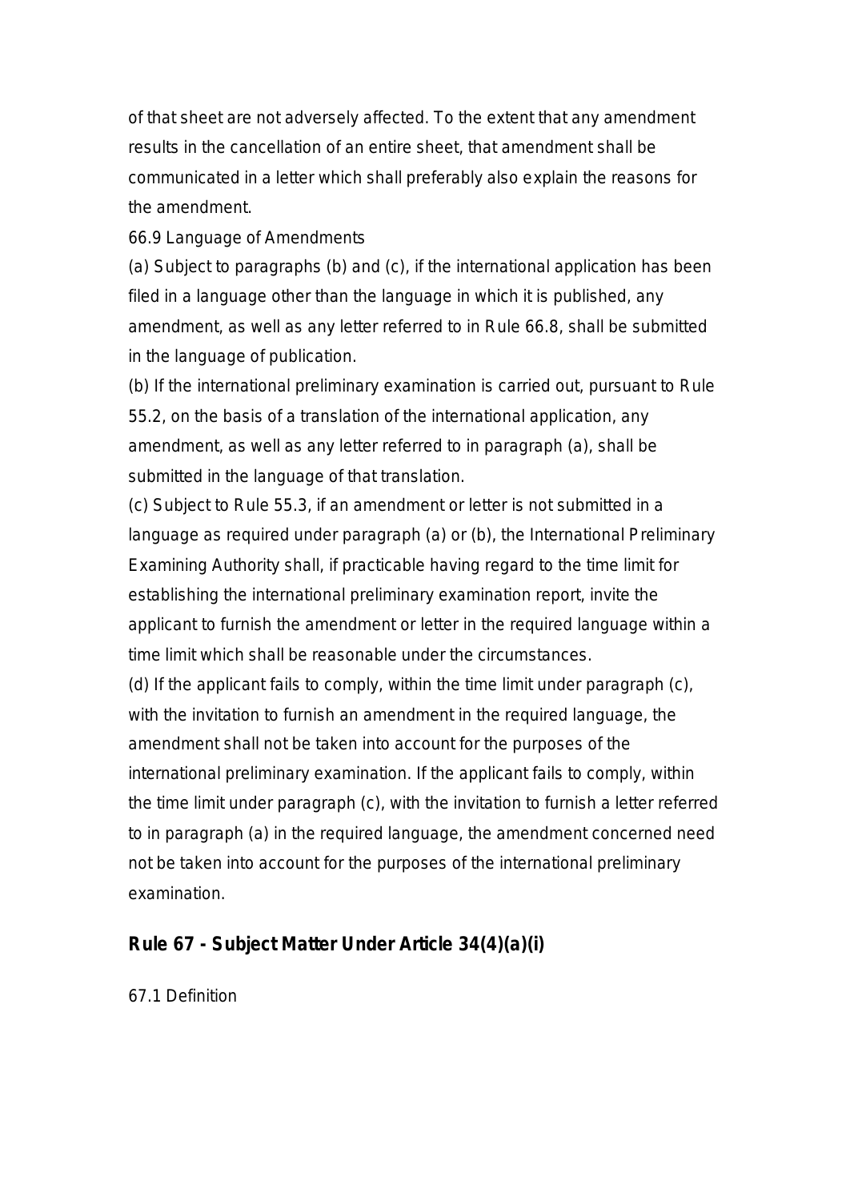of that sheet are not adversely affected. To the extent that any amendment results in the cancellation of an entire sheet, that amendment shall be communicated in a letter which shall preferably also explain the reasons for the amendment.

66.9 Language of Amendments

(a) Subject to paragraphs (b) and (c), if the international application has been filed in a language other than the language in which it is published, any amendment, as well as any letter referred to in Rule 66.8, shall be submitted in the language of publication.

(b) If the international preliminary examination is carried out, pursuant to Rule 55.2, on the basis of a translation of the international application, any amendment, as well as any letter referred to in paragraph (a), shall be submitted in the language of that translation.

(c) Subject to Rule 55.3, if an amendment or letter is not submitted in a language as required under paragraph (a) or (b), the International Preliminary Examining Authority shall, if practicable having regard to the time limit for establishing the international preliminary examination report, invite the applicant to furnish the amendment or letter in the required language within a time limit which shall be reasonable under the circumstances.

(d) If the applicant fails to comply, within the time limit under paragraph (c), with the invitation to furnish an amendment in the required language, the amendment shall not be taken into account for the purposes of the international preliminary examination. If the applicant fails to comply, within the time limit under paragraph (c), with the invitation to furnish a letter referred to in paragraph (a) in the required language, the amendment concerned need not be taken into account for the purposes of the international preliminary examination.

## Rule 67 - Subject Matter Under Article 34(4)(a)(i)

67.1 Definition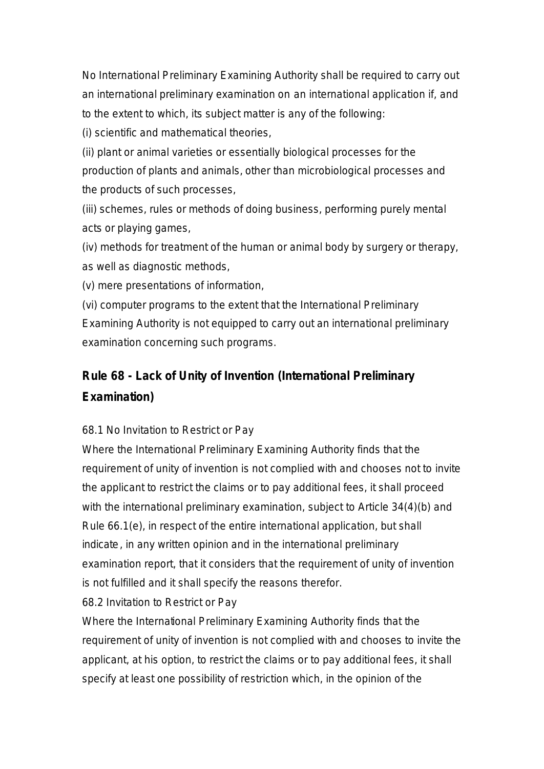No International Preliminary Examining Authority shall be required to carry out an international preliminary examination on an international application if, and to the extent to which, its subject matter is any of the following:

(i) scientific and mathematical theories,

(ii) plant or animal varieties or essentially biological processes for the production of plants and animals, other than microbiological processes and the products of such processes,

(iii) schemes, rules or methods of doing business, performing purely mental acts or playing games,

(iv) methods for treatment of the human or animal body by surgery or therapy, as well as diagnostic methods,

(v) mere presentations of information,

(vi) computer programs to the extent that the International Preliminary Examining Authority is not equipped to carry out an international preliminary examination concerning such programs.

## Rule 68 - Lack of Unity of Invention (International Preliminary Examination)

68.1 No Invitation to Restrict or Pay

Where the International Preliminary Examining Authority finds that the requirement of unity of invention is not complied with and chooses not to invite the applicant to restrict the claims or to pay additional fees, it shall proceed with the international preliminary examination, subject to Article 34(4)(b) and Rule 66.1(e), in respect of the entire international application, but shall indicate, in any written opinion and in the international preliminary examination report, that it considers that the requirement of unity of invention is not fulfilled and it shall specify the reasons therefor.

68.2 Invitation to Restrict or Pay

Where the International Preliminary Examining Authority finds that the requirement of unity of invention is not complied with and chooses to invite the applicant, at his option, to restrict the claims or to pay additional fees, it shall specify at least one possibility of restriction which, in the opinion of the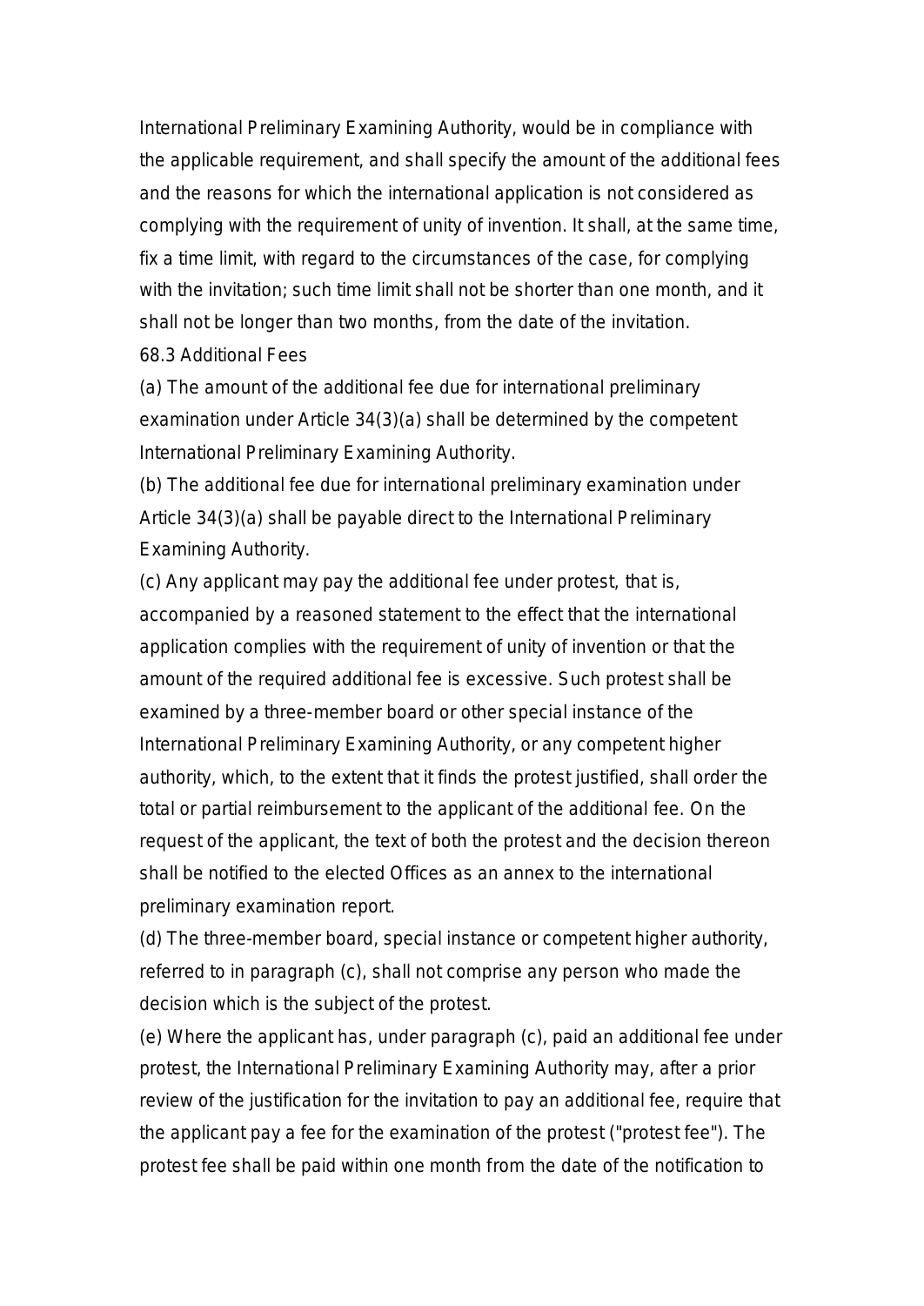International Preliminary Examining Authority, would be in compliance with the applicable requirement, and shall specify the amount of the additional fees and the reasons for which the international application is not considered as complying with the requirement of unity of invention. It shall, at the same time, fix a time limit, with regard to the circumstances of the case, for complying with the invitation; such time limit shall not be shorter than one month, and it shall not be longer than two months, from the date of the invitation.

68.3 Additional Fees

(a) The amount of the additional fee due for international preliminary examination under Article 34(3)(a) shall be determined by the competent International Preliminary Examining Authority.

(b) The additional fee due for international preliminary examination under Article 34(3)(a) shall be payable direct to the International Preliminary Examining Authority.

(c) Any applicant may pay the additional fee under protest, that is, accompanied by a reasoned statement to the effect that the international application complies with the requirement of unity of invention or that the amount of the required additional fee is excessive. Such protest shall be examined by a three-member board or other special instance of the International Preliminary Examining Authority, or any competent higher authority, which, to the extent that it finds the protest justified, shall order the total or partial reimbursement to the applicant of the additional fee. On the request of the applicant, the text of both the protest and the decision thereon shall be notified to the elected Offices as an annex to the international preliminary examination report.

(d) The three-member board, special instance or competent higher authority, referred to in paragraph (c), shall not comprise any person who made the decision which is the subject of the protest.

(e) Where the applicant has, under paragraph (c), paid an additional fee under protest, the International Preliminary Examining Authority may, after a prior review of the justification for the invitation to pay an additional fee, require that the applicant pay a fee for the examination of the protest ("protest fee"). The protest fee shall be paid within one month from the date of the notification to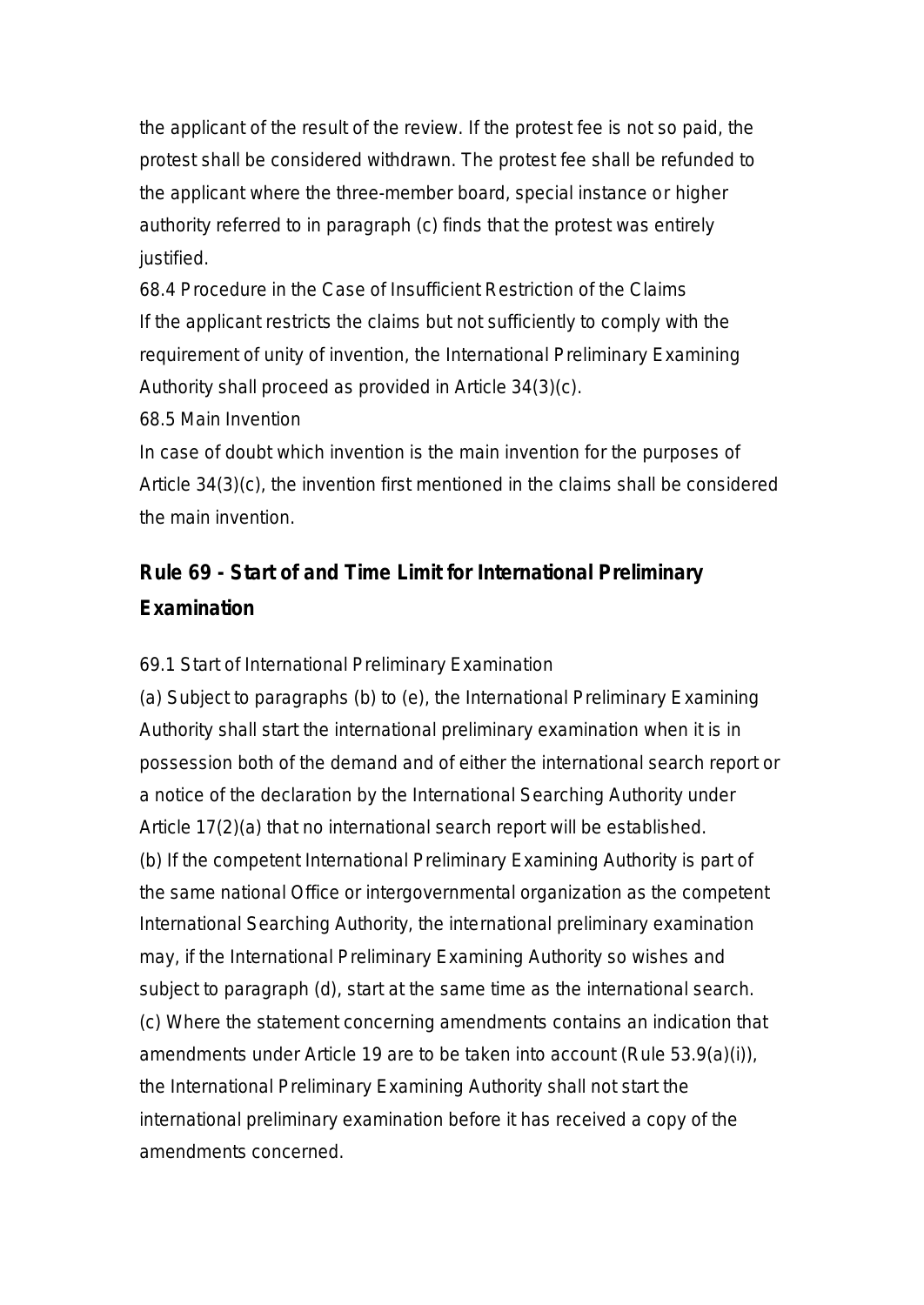the applicant of the result of the review. If the protest fee is not so paid, the protest shall be considered withdrawn. The protest fee shall be refunded to the applicant where the three-member board, special instance or higher authority referred to in paragraph (c) finds that the protest was entirely justified.

68.4 Procedure in the Case of Insufficient Restriction of the Claims

If the applicant restricts the claims but not sufficiently to comply with the requirement of unity of invention, the International Preliminary Examining Authority shall proceed as provided in Article 34(3)(c).

68.5 Main Invention

In case of doubt which invention is the main invention for the purposes of Article 34(3)(c), the invention first mentioned in the claims shall be considered the main invention.

## Rule 69 - Start of and Time Limit for International Preliminary Examination

69.1 Start of International Preliminary Examination

(a) Subject to paragraphs (b) to (e), the International Preliminary Examining Authority shall start the international preliminary examination when it is in possession both of the demand and of either the international search report or a notice of the declaration by the International Searching Authority under Article 17(2)(a) that no international search report will be established.

(b) If the competent International Preliminary Examining Authority is part of the same national Office or intergovernmental organization as the competent International Searching Authority, the international preliminary examination may, if the International Preliminary Examining Authority so wishes and subject to paragraph (d), start at the same time as the international search.

(c) Where the statement concerning amendments contains an indication that amendments under Article 19 are to be taken into account (Rule 53.9(a)(i)), the International Preliminary Examining Authority shall not start the international preliminary examination before it has received a copy of the amendments concerned.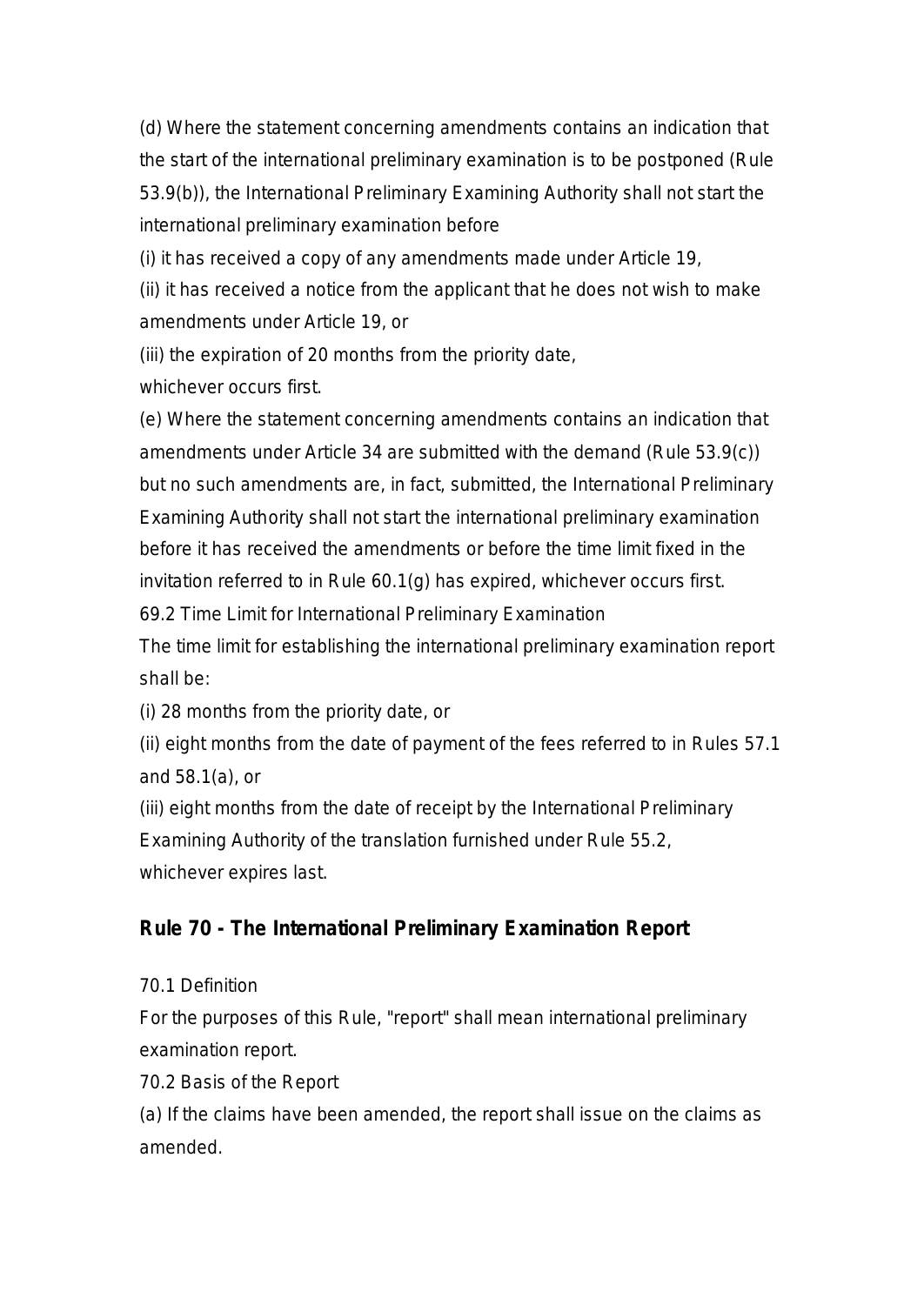(d) Where the statement concerning amendments contains an indication that the start of the international preliminary examination is to be postponed (Rule 53.9(b)), the International Preliminary Examining Authority shall not start the international preliminary examination before

(i) it has received a copy of any amendments made under Article 19,

(ii) it has received a notice from the applicant that he does not wish to make amendments under Article 19, or

(iii) the expiration of 20 months from the priority date,

whichever occurs first.

(e) Where the statement concerning amendments contains an indication that amendments under Article 34 are submitted with the demand (Rule 53.9(c)) but no such amendments are, in fact, submitted, the International Preliminary Examining Authority shall not start the international preliminary examination before it has received the amendments or before the time limit fixed in the invitation referred to in Rule 60.1(g) has expired, whichever occurs first.

69.2 Time Limit for International Preliminary Examination

The time limit for establishing the international preliminary examination report shall be:

(i) 28 months from the priority date, or

(ii) eight months from the date of payment of the fees referred to in Rules 57.1 and 58.1(a), or

(iii) eight months from the date of receipt by the International Preliminary Examining Authority of the translation furnished under Rule 55.2,

whichever expires last.

## Rule 70 - The International Preliminary Examination Report

70.1 Definition

For the purposes of this Rule, "report" shall mean international preliminary examination report.

70.2 Basis of the Report

(a) If the claims have been amended, the report shall issue on the claims as amended.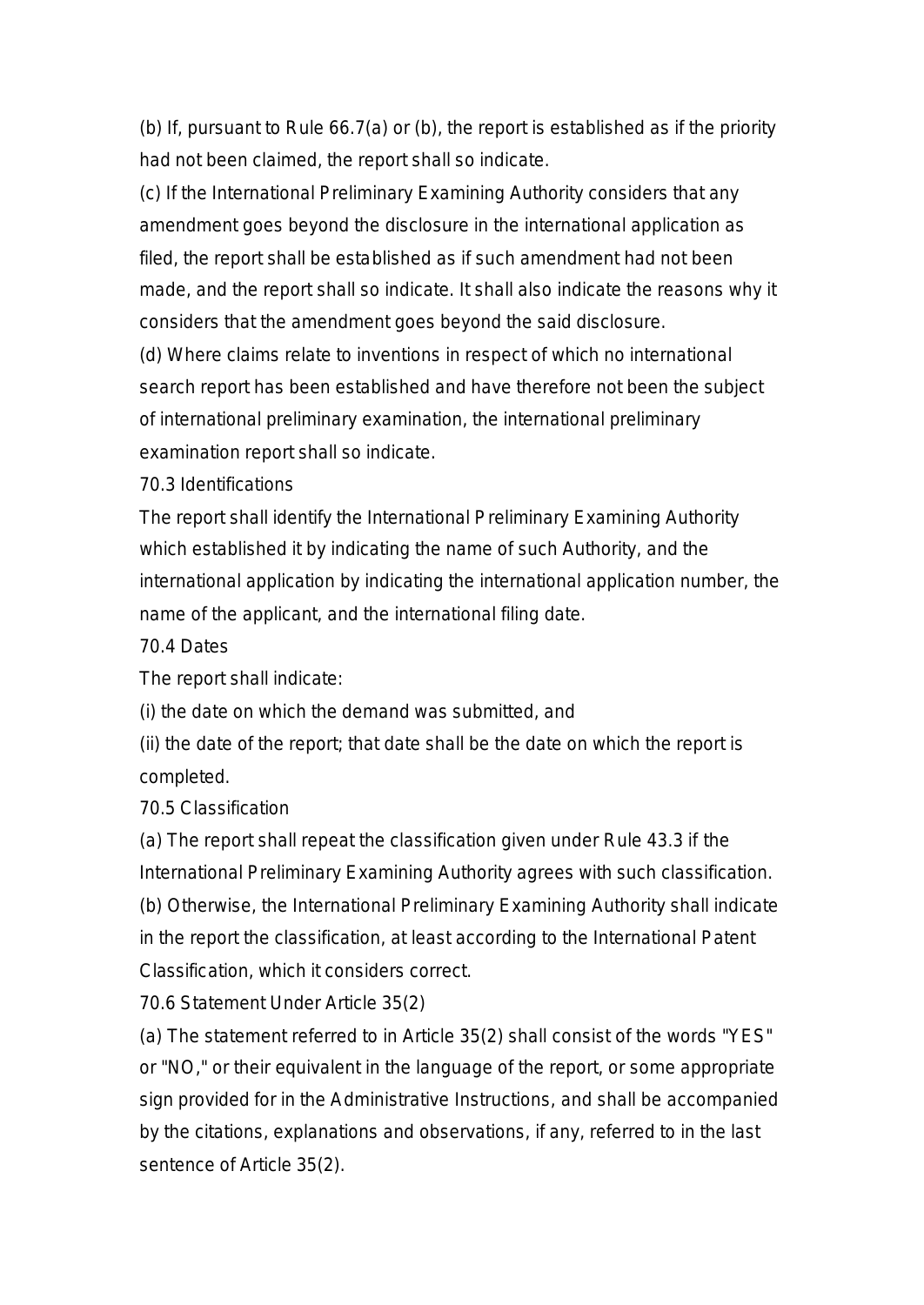(b) If, pursuant to Rule 66.7(a) or (b), the report is established as if the priority had not been claimed, the report shall so indicate.

(c) If the International Preliminary Examining Authority considers that any amendment goes beyond the disclosure in the international application as filed, the report shall be established as if such amendment had not been made, and the report shall so indicate. It shall also indicate the reasons why it considers that the amendment goes beyond the said disclosure.

(d) Where claims relate to inventions in respect of which no international search report has been established and have therefore not been the subject of international preliminary examination, the international preliminary examination report shall so indicate.

70.3 Identifications

The report shall identify the International Preliminary Examining Authority which established it by indicating the name of such Authority, and the international application by indicating the international application number, the name of the applicant, and the international filing date.

70.4 Dates

The report shall indicate:

(i) the date on which the demand was submitted, and

(ii) the date of the report; that date shall be the date on which the report is completed.

70.5 Classification

(a) The report shall repeat the classification given under Rule 43.3 if the International Preliminary Examining Authority agrees with such classification.

(b) Otherwise, the International Preliminary Examining Authority shall indicate in the report the classification, at least according to the International Patent Classification, which it considers correct.

70.6 Statement Under Article 35(2)

(a) The statement referred to in Article 35(2) shall consist of the words "YES" or "NO," or their equivalent in the language of the report, or some appropriate sign provided for in the Administrative Instructions, and shall be accompanied by the citations, explanations and observations, if any, referred to in the last sentence of Article 35(2).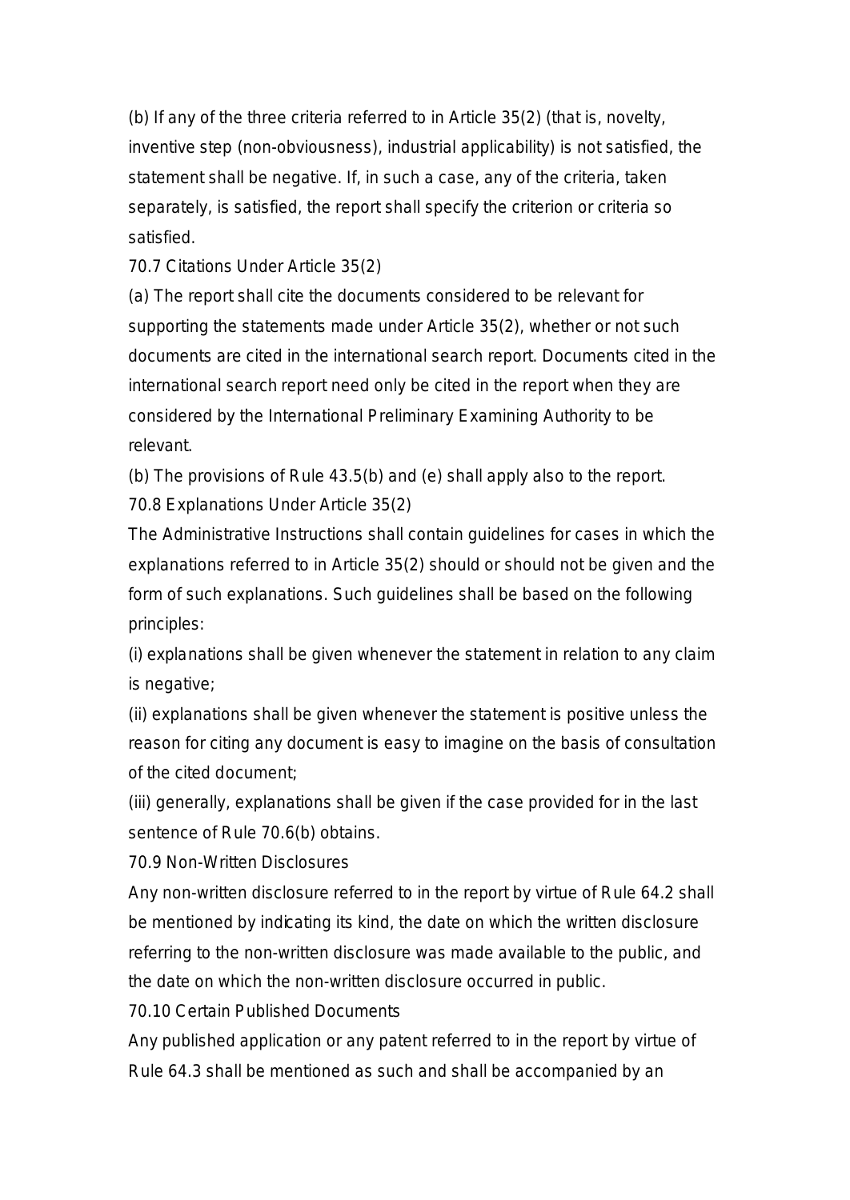(b) If any of the three criteria referred to in Article 35(2) (that is, novelty, inventive step (non-obviousness), industrial applicability) is not satisfied, the statement shall be negative. If, in such a case, any of the criteria, taken separately, is satisfied, the report shall specify the criterion or criteria so satisfied.

### 70.7 Citations Under Article 35(2)

(a) The report shall cite the documents considered to be relevant for supporting the statements made under Article 35(2), whether or not such documents are cited in the international search report. Documents cited in the international search report need only be cited in the report when they are considered by the International Preliminary Examining Authority to be relevant.

(b) The provisions of Rule 43.5(b) and (e) shall apply also to the report.

### 70.8 Explanations Under Article 35(2)

The Administrative Instructions shall contain guidelines for cases in which the explanations referred to in Article 35(2) should or should not be given and the form of such explanations. Such guidelines shall be based on the following principles:

(i) explanations shall be given whenever the statement in relation to any claim is negative;

(ii) explanations shall be given whenever the statement is positive unless the reason for citing any document is easy to imagine on the basis of consultation of the cited document;

(iii) generally, explanations shall be given if the case provided for in the last sentence of Rule 70.6(b) obtains.

### 70.9 Non-Written Disclosures

Any non-written disclosure referred to in the report by virtue of Rule 64.2 shall be mentioned by indicating its kind, the date on which the written disclosure referring to the non-written disclosure was made available to the public, and the date on which the non-written disclosure occurred in public.

### 70.10 Certain Published Documents

Any published application or any patent referred to in the report by virtue of Rule 64.3 shall be mentioned as such and shall be accompanied by an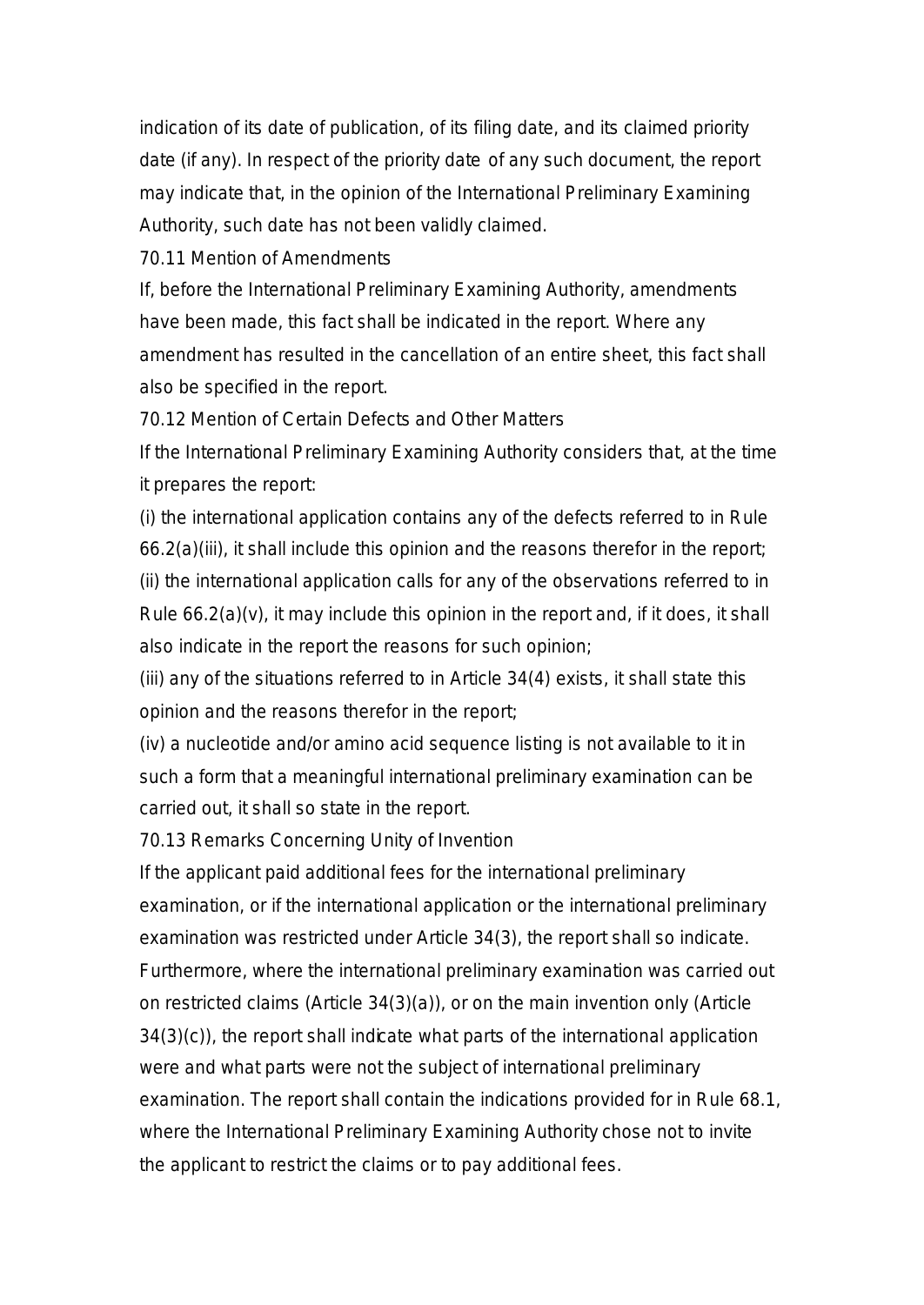indication of its date of publication, of its filing date, and its claimed priority date (if any). In respect of the priority date of any such document, the report may indicate that, in the opinion of the International Preliminary Examining Authority, such date has not been validly claimed.

### 70.11 Mention of Amendments

If, before the International Preliminary Examining Authority, amendments have been made, this fact shall be indicated in the report. Where any amendment has resulted in the cancellation of an entire sheet, this fact shall also be specified in the report.

### 70.12 Mention of Certain Defects and Other Matters

If the International Preliminary Examining Authority considers that, at the time it prepares the report:

(i) the international application contains any of the defects referred to in Rule 66.2(a)(iii), it shall include this opinion and the reasons therefor in the report;

(ii) the international application calls for any of the observations referred to in Rule 66.2(a)(v), it may include this opinion in the report and, if it does, it shall also indicate in the report the reasons for such opinion;

(iii) any of the situations referred to in Article 34(4) exists, it shall state this opinion and the reasons therefor in the report;

(iv) a nucleotide and/or amino acid sequence listing is not available to it in such a form that a meaningful international preliminary examination can be carried out, it shall so state in the report.

### 70.13 Remarks Concerning Unity of Invention

If the applicant paid additional fees for the international preliminary examination, or if the international application or the international preliminary examination was restricted under Article 34(3), the report shall so indicate. Furthermore, where the international preliminary examination was carried out on restricted claims (Article 34(3)(a)), or on the main invention only (Article 34(3)(c)), the report shall indicate what parts of the international application were and what parts were not the subject of international preliminary examination. The report shall contain the indications provided for in Rule 68.1, where the International Preliminary Examining Authority chose not to invite the applicant to restrict the claims or to pay additional fees.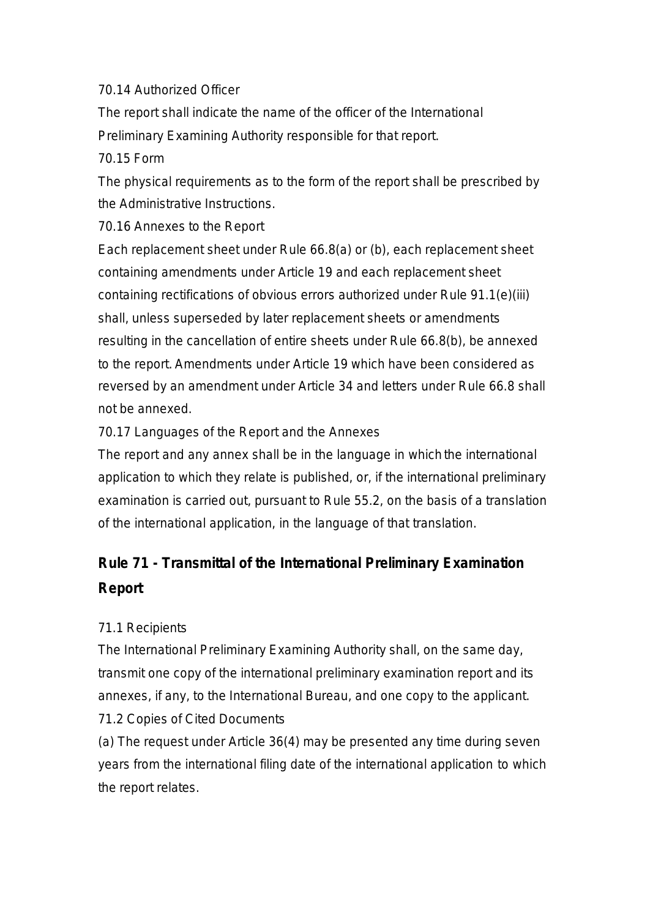70.14 Authorized Officer

The report shall indicate the name of the officer of the International Preliminary Examining Authority responsible for that report.

70.15 Form

The physical requirements as to the form of the report shall be prescribed by the Administrative Instructions.

70.16 Annexes to the Report

Each replacement sheet under Rule 66.8(a) or (b), each replacement sheet containing amendments under Article 19 and each replacement sheet containing rectifications of obvious errors authorized under Rule 91.1(e)(iii) shall, unless superseded by later replacement sheets or amendments resulting in the cancellation of entire sheets under Rule 66.8(b), be annexed to the report. Amendments under Article 19 which have been considered as reversed by an amendment under Article 34 and letters under Rule 66.8 shall not be annexed.

70.17 Languages of the Report and the Annexes

The report and any annex shall be in the language in which the international application to which they relate is published, or, if the international preliminary examination is carried out, pursuant to Rule 55.2, on the basis of a translation of the international application, in the language of that translation.

## Rule 71 - Transmittal of the International Preliminary Examination Report

71.1 Recipients

The International Preliminary Examining Authority shall, on the same day, transmit one copy of the international preliminary examination report and its annexes, if any, to the International Bureau, and one copy to the applicant.

71.2 Copies of Cited Documents

(a) The request under Article 36(4) may be presented any time during seven years from the international filing date of the international application to which the report relates.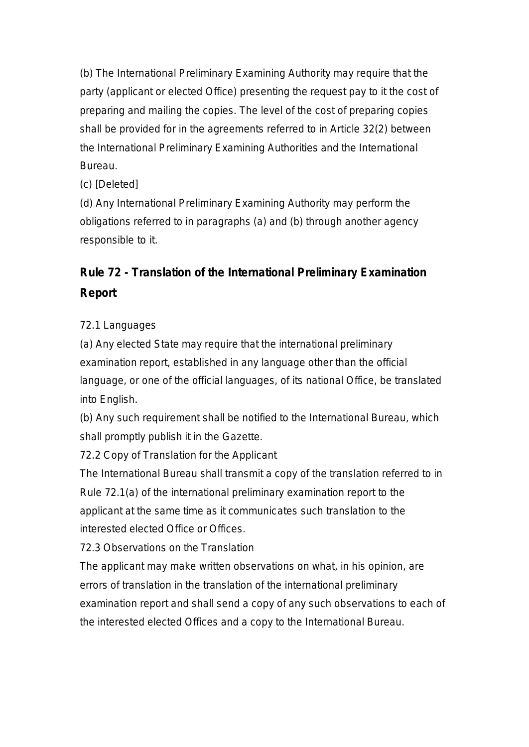(b) The International Preliminary Examining Authority may require that the party (applicant or elected Office) presenting the request pay to it the cost of preparing and mailing the copies. The level of the cost of preparing copies shall be provided for in the agreements referred to in Article 32(2) between the International Preliminary Examining Authorities and the International Bureau.

(c) [Deleted]

(d) Any International Preliminary Examining Authority may perform the obligations referred to in paragraphs (a) and (b) through another agency responsible to it.

## Rule 72 - Translation of the International Preliminary Examination Report

72.1 Languages

(a) Any elected State may require that the international preliminary examination report, established in any language other than the official language, or one of the official languages, of its national Office, be translated into English.

(b) Any such requirement shall be notified to the International Bureau, which shall promptly publish it in the Gazette.

72.2 Copy of Translation for the Applicant

The International Bureau shall transmit a copy of the translation referred to in Rule 72.1(a) of the international preliminary examination report to the applicant at the same time as it communicates such translation to the interested elected Office or Offices.

72.3 Observations on the Translation

The applicant may make written observations on what, in his opinion, are errors of translation in the translation of the international preliminary examination report and shall send a copy of any such observations to each of the interested elected Offices and a copy to the International Bureau.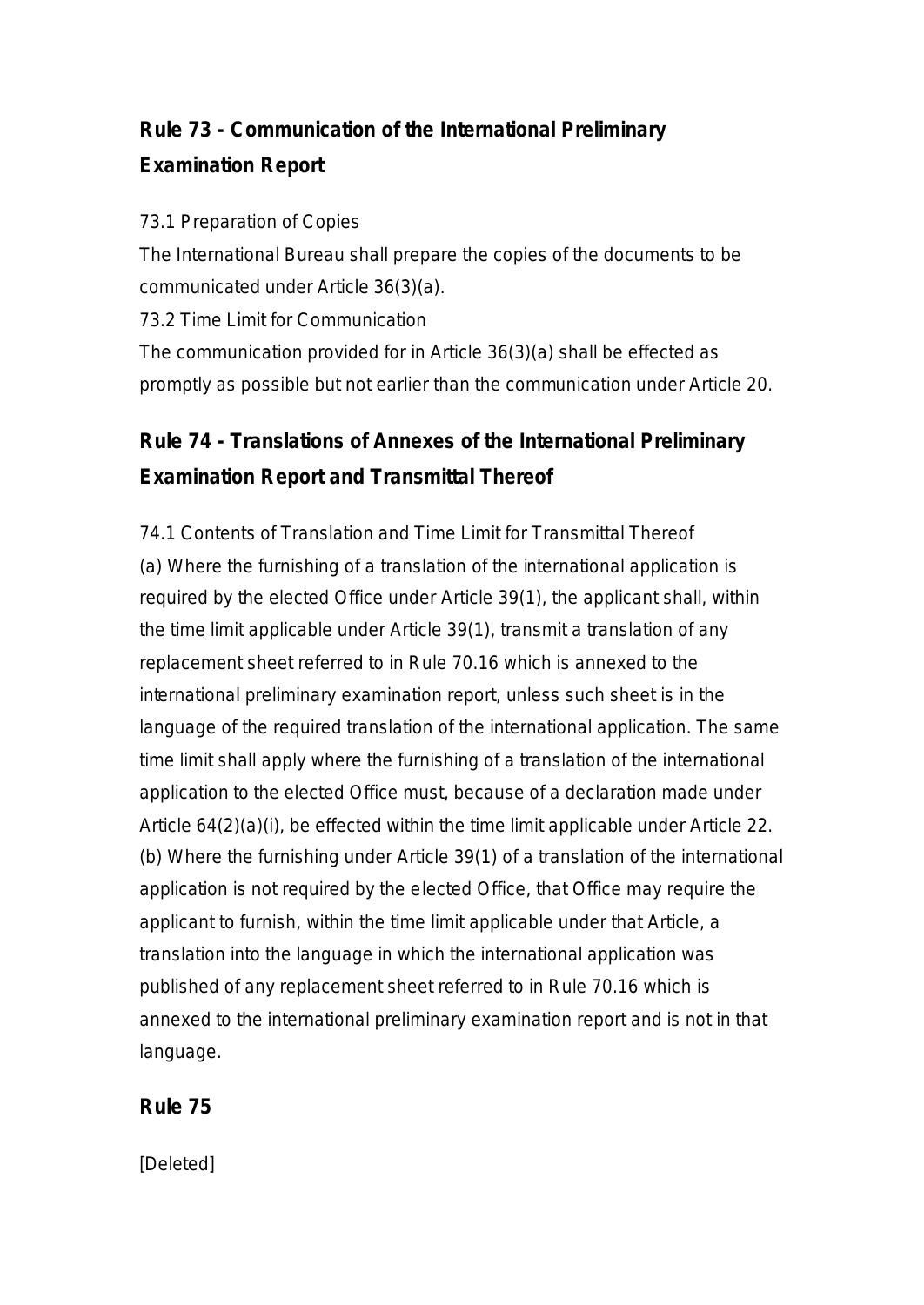## Rule 73 - Communication of the International Preliminary Examination Report

73.1 Preparation of Copies

The International Bureau shall prepare the copies of the documents to be communicated under Article 36(3)(a).

73.2 Time Limit for Communication

The communication provided for in Article 36(3)(a) shall be effected as promptly as possible but not earlier than the communication under Article 20.

## Rule 74 - Translations of Annexes of the International Preliminary Examination Report and Transmittal Thereof

74.1 Contents of Translation and Time Limit for Transmittal Thereof

(a) Where the furnishing of a translation of the international application is required by the elected Office under Article 39(1), the applicant shall, within the time limit applicable under Article 39(1), transmit a translation of any replacement sheet referred to in Rule 70.16 which is annexed to the international preliminary examination report, unless such sheet is in the language of the required translation of the international application. The same time limit shall apply where the furnishing of a translation of the international application to the elected Office must, because of a declaration made under Article 64(2)(a)(i), be effected within the time limit applicable under Article 22.

(b) Where the furnishing under Article 39(1) of a translation of the international application is not required by the elected Office, that Office may require the applicant to furnish, within the time limit applicable under that Article, a translation into the language in which the international application was published of any replacement sheet referred to in Rule 70.16 which is annexed to the international preliminary examination report and is not in that language.

## Rule 75

[Deleted]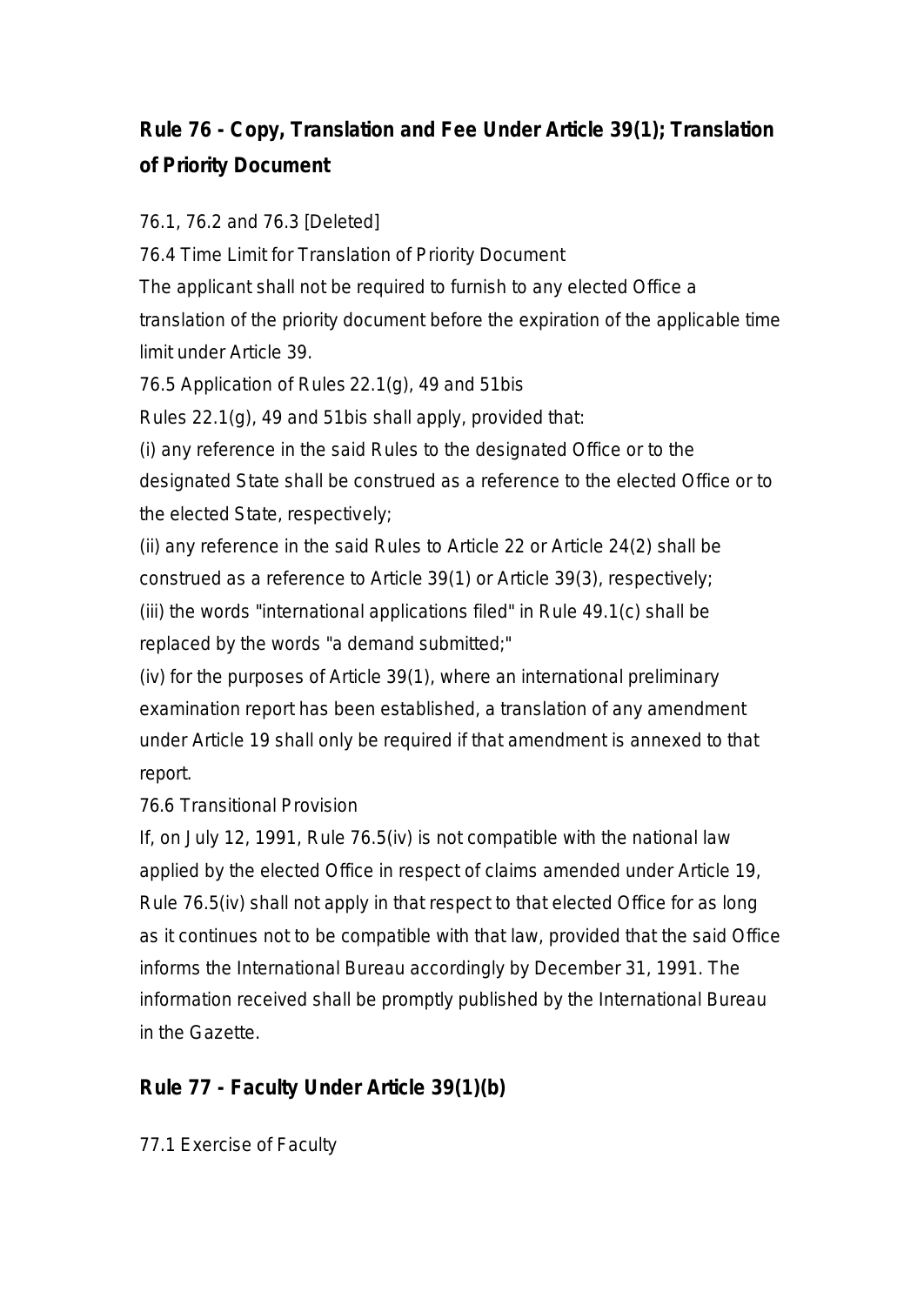## Rule 76 - Copy, Translation and Fee Under Article 39(1); Translation of Priority Document

76.1, 76.2 and 76.3 [Deleted]

76.4 Time Limit for Translation of Priority Document

The applicant shall not be required to furnish to any elected Office a translation of the priority document before the expiration of the applicable time limit under Article 39.

76.5 Application of Rules 22.1(g), 49 and 51bis

Rules 22.1(g), 49 and 51bis shall apply, provided that:

(i) any reference in the said Rules to the designated Office or to the designated State shall be construed as a reference to the elected Office or to the elected State, respectively;

(ii) any reference in the said Rules to Article 22 or Article 24(2) shall be construed as a reference to Article 39(1) or Article 39(3), respectively;

(iii) the words "international applications filed" in Rule 49.1(c) shall be replaced by the words "a demand submitted;"

(iv) for the purposes of Article 39(1), where an international preliminary examination report has been established, a translation of any amendment under Article 19 shall only be required if that amendment is annexed to that report.

76.6 Transitional Provision

If, on July 12, 1991, Rule 76.5(iv) is not compatible with the national law applied by the elected Office in respect of claims amended under Article 19, Rule 76.5(iv) shall not apply in that respect to that elected Office for as long as it continues not to be compatible with that law, provided that the said Office informs the International Bureau accordingly by December 31, 1991. The information received shall be promptly published by the International Bureau in the Gazette.

## Rule 77 - Faculty Under Article 39(1)(b)

77.1 Exercise of Faculty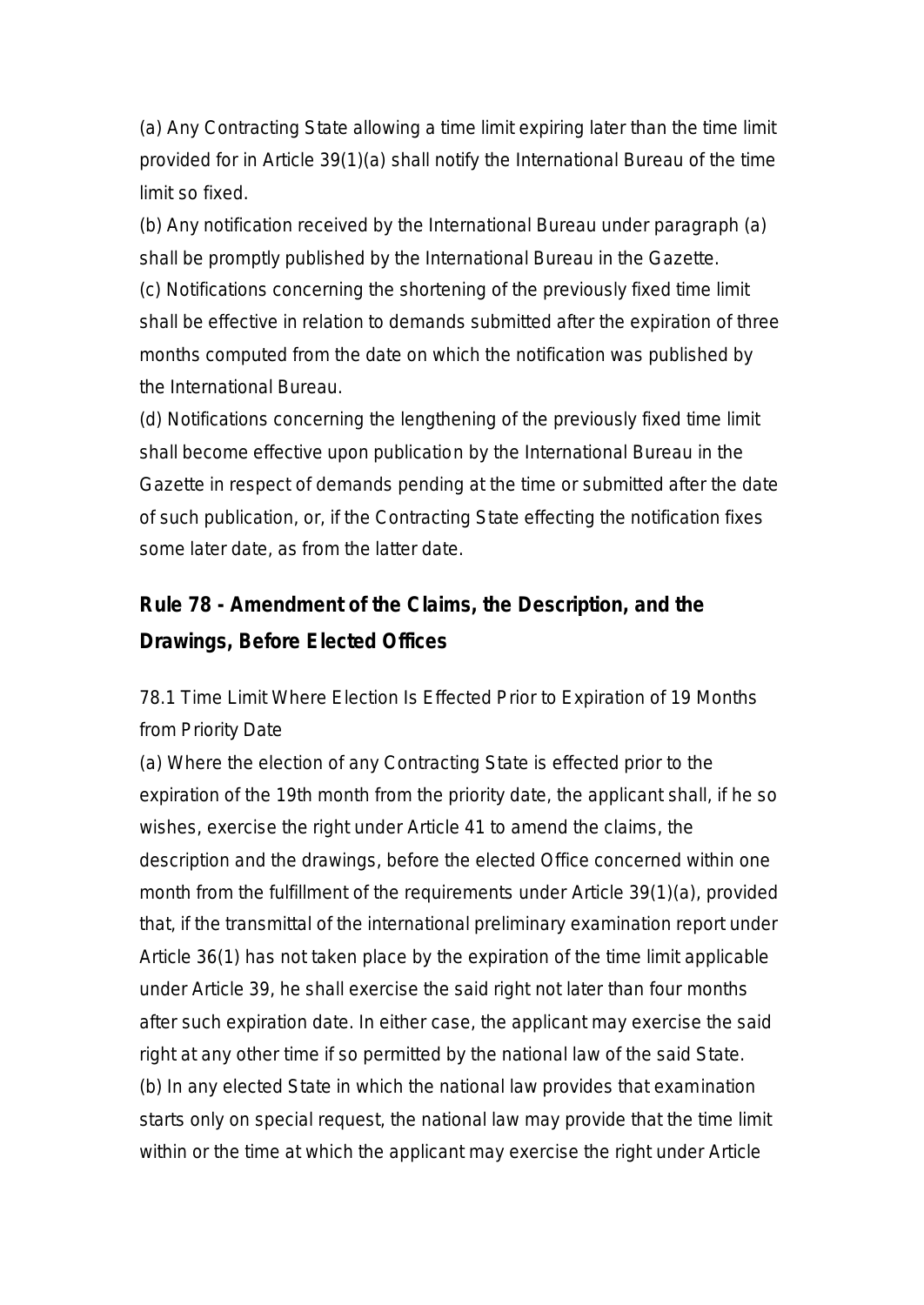(a) Any Contracting State allowing a time limit expiring later than the time limit provided for in Article 39(1)(a) shall notify the International Bureau of the time limit so fixed.

(b) Any notification received by the International Bureau under paragraph (a) shall be promptly published by the International Bureau in the Gazette.

(c) Notifications concerning the shortening of the previously fixed time limit shall be effective in relation to demands submitted after the expiration of three months computed from the date on which the notification was published by the International Bureau.

(d) Notifications concerning the lengthening of the previously fixed time limit shall become effective upon publication by the International Bureau in the Gazette in respect of demands pending at the time or submitted after the date of such publication, or, if the Contracting State effecting the notification fixes some later date, as from the latter date.

## Rule 78 - Amendment of the Claims, the Description, and the Drawings, Before Elected Offices

78.1 Time Limit Where Election Is Effected Prior to Expiration of 19 Months from Priority Date

(a) Where the election of any Contracting State is effected prior to the expiration of the 19th month from the priority date, the applicant shall, if he so wishes, exercise the right under Article 41 to amend the claims, the description and the drawings, before the elected Office concerned within one month from the fulfillment of the requirements under Article 39(1)(a), provided that, if the transmittal of the international preliminary examination report under Article 36(1) has not taken place by the expiration of the time limit applicable under Article 39, he shall exercise the said right not later than four months after such expiration date. In either case, the applicant may exercise the said right at any other time if so permitted by the national law of the said State.

(b) In any elected State in which the national law provides that examination starts only on special request, the national law may provide that the time limit within or the time at which the applicant may exercise the right under Article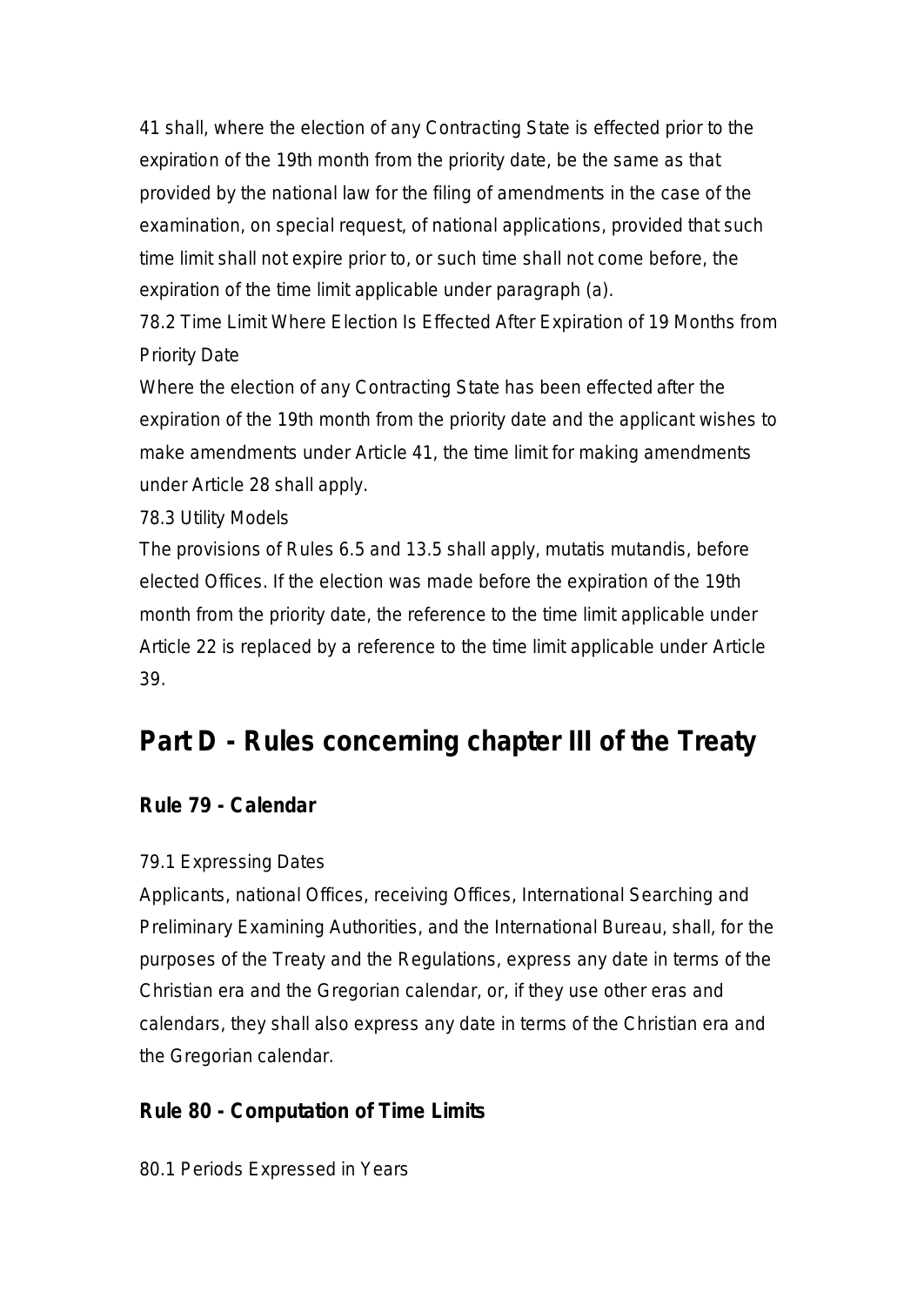41 shall, where the election of any Contracting State is effected prior to the expiration of the 19th month from the priority date, be the same as that provided by the national law for the filing of amendments in the case of the examination, on special request, of national applications, provided that such time limit shall not expire prior to, or such time shall not come before, the expiration of the time limit applicable under paragraph (a).

78.2 Time Limit Where Election Is Effected After Expiration of 19 Months from Priority Date

Where the election of any Contracting State has been effected after the expiration of the 19th month from the priority date and the applicant wishes to make amendments under Article 41, the time limit for making amendments under Article 28 shall apply.

78.3 Utility Models

The provisions of Rules 6.5 and 13.5 shall apply, mutatis mutandis, before elected Offices. If the election was made before the expiration of the 19th month from the priority date, the reference to the time limit applicable under Article 22 is replaced by a reference to the time limit applicable under Article 39.

## Part D - Rules concerning chapter III of the Treaty

### Rule 79 - Calendar

79.1 Expressing Dates

Applicants, national Offices, receiving Offices, International Searching and Preliminary Examining Authorities, and the International Bureau, shall, for the purposes of the Treaty and the Regulations, express any date in terms of the Christian era and the Gregorian calendar, or, if they use other eras and calendars, they shall also express any date in terms of the Christian era and the Gregorian calendar.

### Rule 80 - Computation of Time Limits

80.1 Periods Expressed in Years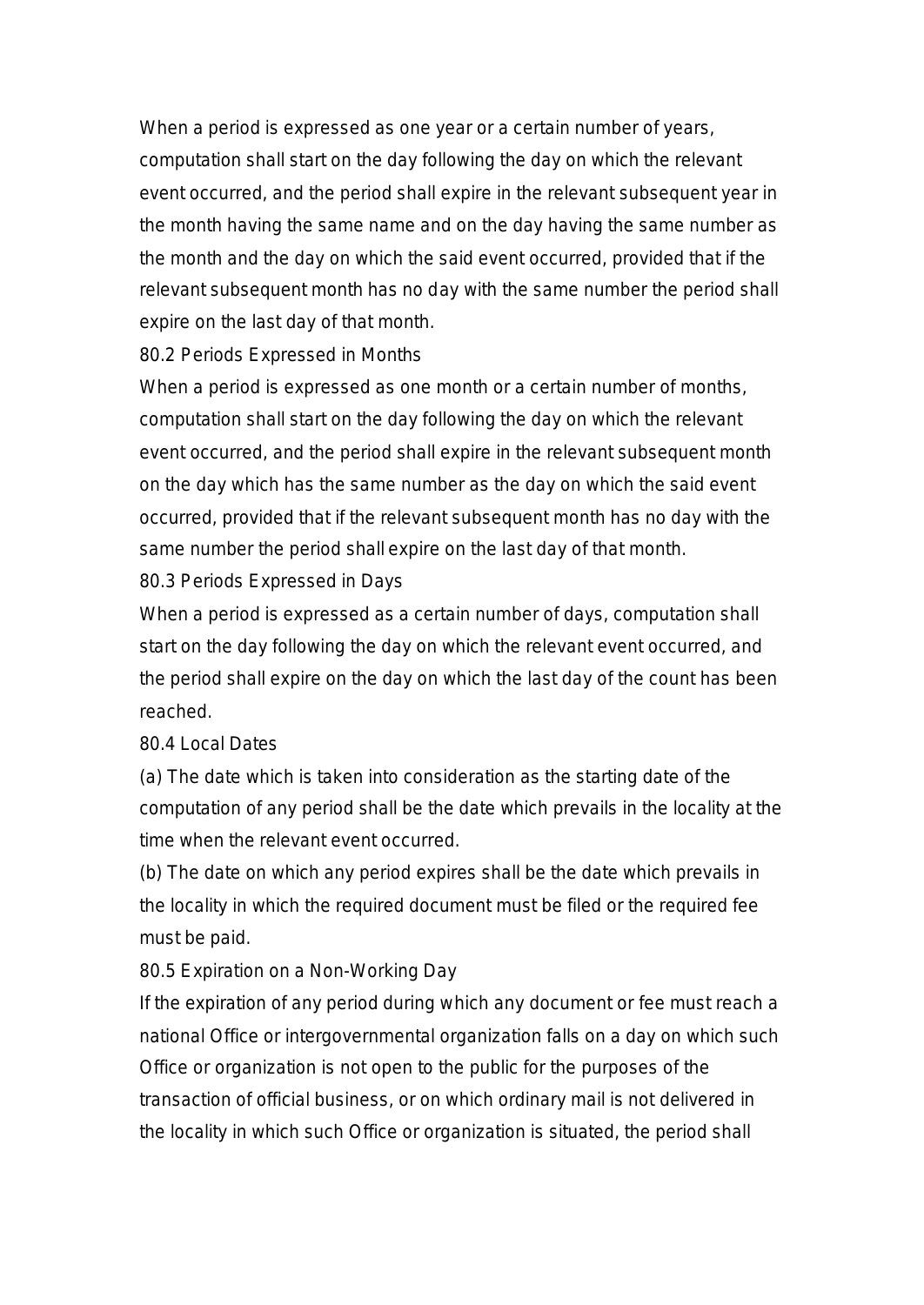When a period is expressed as one year or a certain number of years, computation shall start on the day following the day on which the relevant event occurred, and the period shall expire in the relevant subsequent year in the month having the same name and on the day having the same number as the month and the day on which the said event occurred, provided that if the relevant subsequent month has no day with the same number the period shall expire on the last day of that month.

80.2 Periods Expressed in Months

When a period is expressed as one month or a certain number of months, computation shall start on the day following the day on which the relevant event occurred, and the period shall expire in the relevant subsequent month on the day which has the same number as the day on which the said event occurred, provided that if the relevant subsequent month has no day with the same number the period shall expire on the last day of that month.

80.3 Periods Expressed in Days

When a period is expressed as a certain number of days, computation shall start on the day following the day on which the relevant event occurred, and the period shall expire on the day on which the last day of the count has been reached.

80.4 Local Dates

(a) The date which is taken into consideration as the starting date of the computation of any period shall be the date which prevails in the locality at the time when the relevant event occurred.

(b) The date on which any period expires shall be the date which prevails in the locality in which the required document must be filed or the required fee must be paid.

80.5 Expiration on a Non-Working Day

If the expiration of any period during which any document or fee must reach a national Office or intergovernmental organization falls on a day on which such Office or organization is not open to the public for the purposes of the transaction of official business, or on which ordinary mail is not delivered in the locality in which such Office or organization is situated, the period shall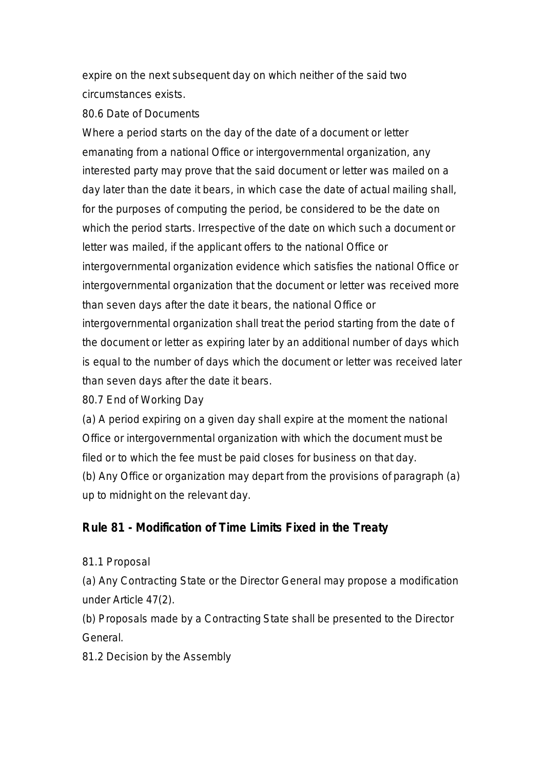expire on the next subsequent day on which neither of the said two circumstances exists.

80.6 Date of Documents

Where a period starts on the day of the date of a document or letter emanating from a national Office or intergovernmental organization, any interested party may prove that the said document or letter was mailed on a day later than the date it bears, in which case the date of actual mailing shall, for the purposes of computing the period, be considered to be the date on which the period starts. Irrespective of the date on which such a document or letter was mailed, if the applicant offers to the national Office or intergovernmental organization evidence which satisfies the national Office or intergovernmental organization that the document or letter was received more than seven days after the date it bears, the national Office or intergovernmental organization shall treat the period starting from the date of the document or letter as expiring later by an additional number of days which is equal to the number of days which the document or letter was received later than seven days after the date it bears.

80.7 End of Working Day

(a) A period expiring on a given day shall expire at the moment the national Office or intergovernmental organization with which the document must be filed or to which the fee must be paid closes for business on that day.

(b) Any Office or organization may depart from the provisions of paragraph (a) up to midnight on the relevant day.

## Rule 81 - Modification of Time Limits Fixed in the Treaty

81.1 Proposal

(a) Any Contracting State or the Director General may propose a modification under Article 47(2).

(b) Proposals made by a Contracting State shall be presented to the Director General.

81.2 Decision by the Assembly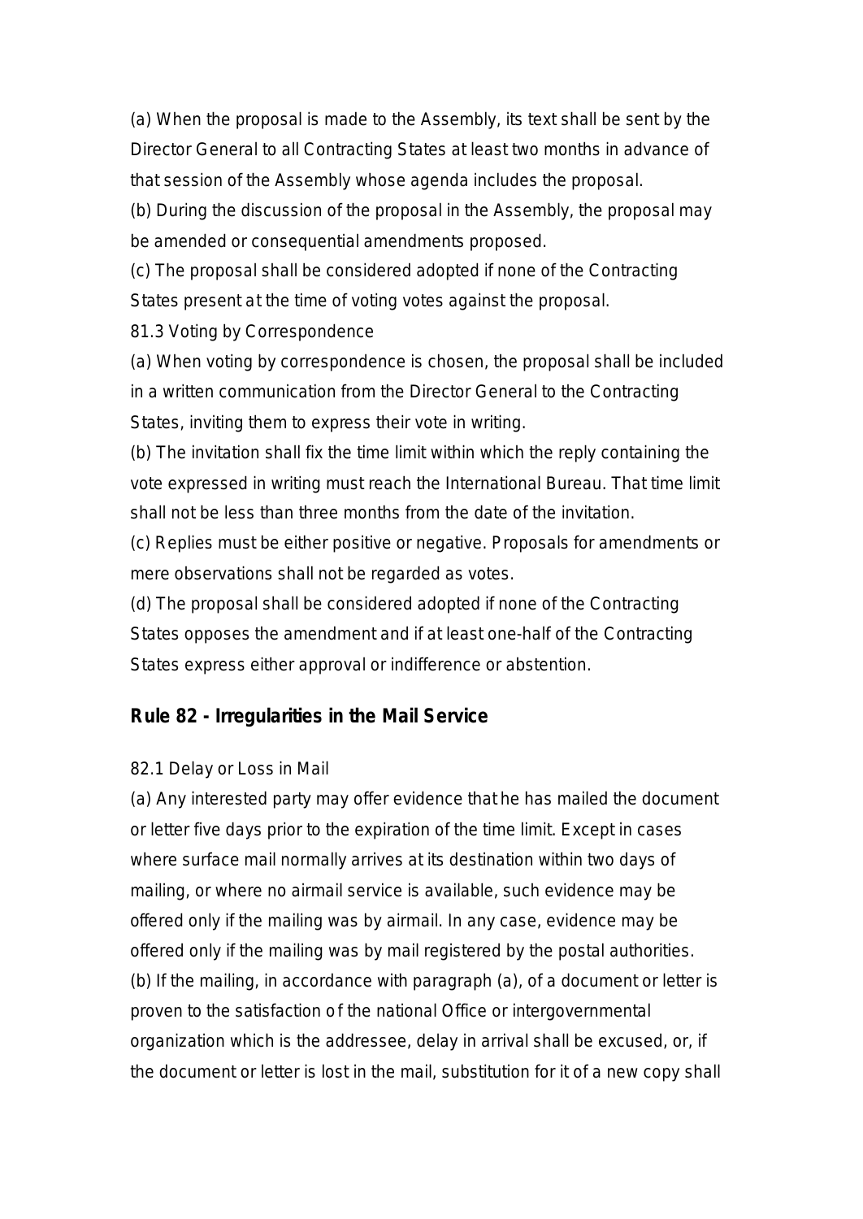(a) When the proposal is made to the Assembly, its text shall be sent by the Director General to all Contracting States at least two months in advance of that session of the Assembly whose agenda includes the proposal.

(b) During the discussion of the proposal in the Assembly, the proposal may be amended or consequential amendments proposed.

(c) The proposal shall be considered adopted if none of the Contracting States present at the time of voting votes against the proposal.

81.3 Voting by Correspondence

(a) When voting by correspondence is chosen, the proposal shall be included in a written communication from the Director General to the Contracting States, inviting them to express their vote in writing.

(b) The invitation shall fix the time limit within which the reply containing the vote expressed in writing must reach the International Bureau. That time limit shall not be less than three months from the date of the invitation.

(c) Replies must be either positive or negative. Proposals for amendments or mere observations shall not be regarded as votes.

(d) The proposal shall be considered adopted if none of the Contracting States opposes the amendment and if at least one-half of the Contracting States express either approval or indifference or abstention.

## Rule 82 - Irregularities in the Mail Service

82.1 Delay or Loss in Mail

(a) Any interested party may offer evidence that he has mailed the document or letter five days prior to the expiration of the time limit. Except in cases where surface mail normally arrives at its destination within two days of mailing, or where no airmail service is available, such evidence may be offered only if the mailing was by airmail. In any case, evidence may be offered only if the mailing was by mail registered by the postal authorities.

(b) If the mailing, in accordance with paragraph (a), of a document or letter is proven to the satisfaction of the national Office or intergovernmental organization which is the addressee, delay in arrival shall be excused, or, if the document or letter is lost in the mail, substitution for it of a new copy shall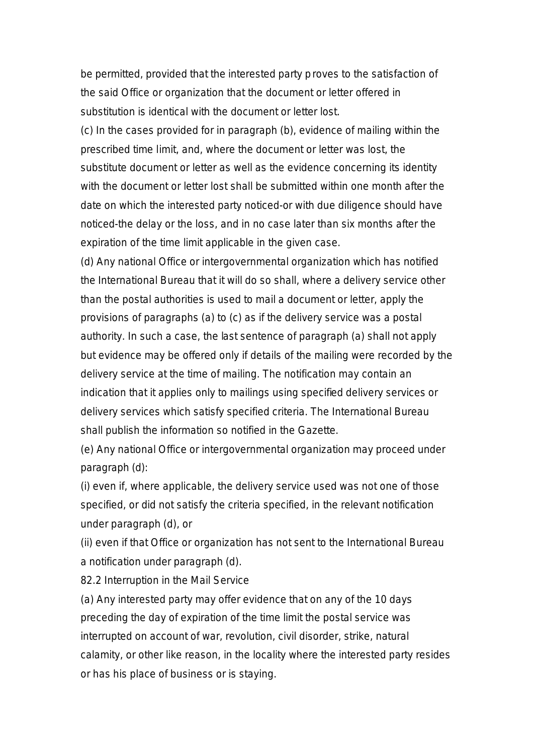be permitted, provided that the interested party proves to the satisfaction of the said Office or organization that the document or letter offered in substitution is identical with the document or letter lost.

(c) In the cases provided for in paragraph (b), evidence of mailing within the prescribed time limit, and, where the document or letter was lost, the substitute document or letter as well as the evidence concerning its identity with the document or letter lost shall be submitted within one month after the date on which the interested party noticed-or with due diligence should have noticed-the delay or the loss, and in no case later than six months after the expiration of the time limit applicable in the given case.

(d) Any national Office or intergovernmental organization which has notified the International Bureau that it will do so shall, where a delivery service other than the postal authorities is used to mail a document or letter, apply the provisions of paragraphs (a) to (c) as if the delivery service was a postal authority. In such a case, the last sentence of paragraph (a) shall not apply but evidence may be offered only if details of the mailing were recorded by the delivery service at the time of mailing. The notification may contain an indication that it applies only to mailings using specified delivery services or delivery services which satisfy specified criteria. The International Bureau shall publish the information so notified in the Gazette.

(e) Any national Office or intergovernmental organization may proceed under paragraph (d):

(i) even if, where applicable, the delivery service used was not one of those specified, or did not satisfy the criteria specified, in the relevant notification under paragraph (d), or

(ii) even if that Office or organization has not sent to the International Bureau a notification under paragraph (d).

82.2 Interruption in the Mail Service

(a) Any interested party may offer evidence that on any of the 10 days preceding the day of expiration of the time limit the postal service was interrupted on account of war, revolution, civil disorder, strike, natural calamity, or other like reason, in the locality where the interested party resides or has his place of business or is staying.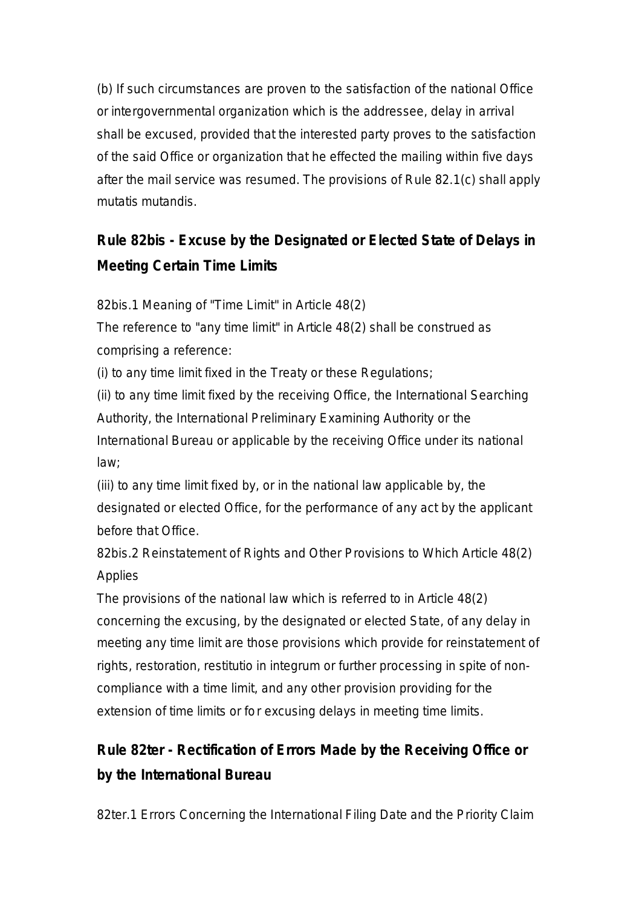(b) If such circumstances are proven to the satisfaction of the national Office or intergovernmental organization which is the addressee, delay in arrival shall be excused, provided that the interested party proves to the satisfaction of the said Office or organization that he effected the mailing within five days after the mail service was resumed. The provisions of Rule 82.1(c) shall apply mutatis mutandis.

## Rule 82bis - Excuse by the Designated or Elected State of Delays in Meeting Certain Time Limits

82bis.1 Meaning of "Time Limit" in Article 48(2)

The reference to "any time limit" in Article 48(2) shall be construed as comprising a reference:

(i) to any time limit fixed in the Treaty or these Regulations;

(ii) to any time limit fixed by the receiving Office, the International Searching Authority, the International Preliminary Examining Authority or the International Bureau or applicable by the receiving Office under its national law;

(iii) to any time limit fixed by, or in the national law applicable by, the designated or elected Office, for the performance of any act by the applicant before that Office.

82bis.2 Reinstatement of Rights and Other Provisions to Which Article 48(2) Applies

The provisions of the national law which is referred to in Article 48(2) concerning the excusing, by the designated or elected State, of any delay in meeting any time limit are those provisions which provide for reinstatement of rights, restoration, restitutio in integrum or further processing in spite of non-compliance with a time limit, and any other provision providing for the extension of time limits or for excusing delays in meeting time limits.

## Rule 82ter - Rectification of Errors Made by the Receiving Office or by the International Bureau

82ter.1 Errors Concerning the International Filing Date and the Priority Claim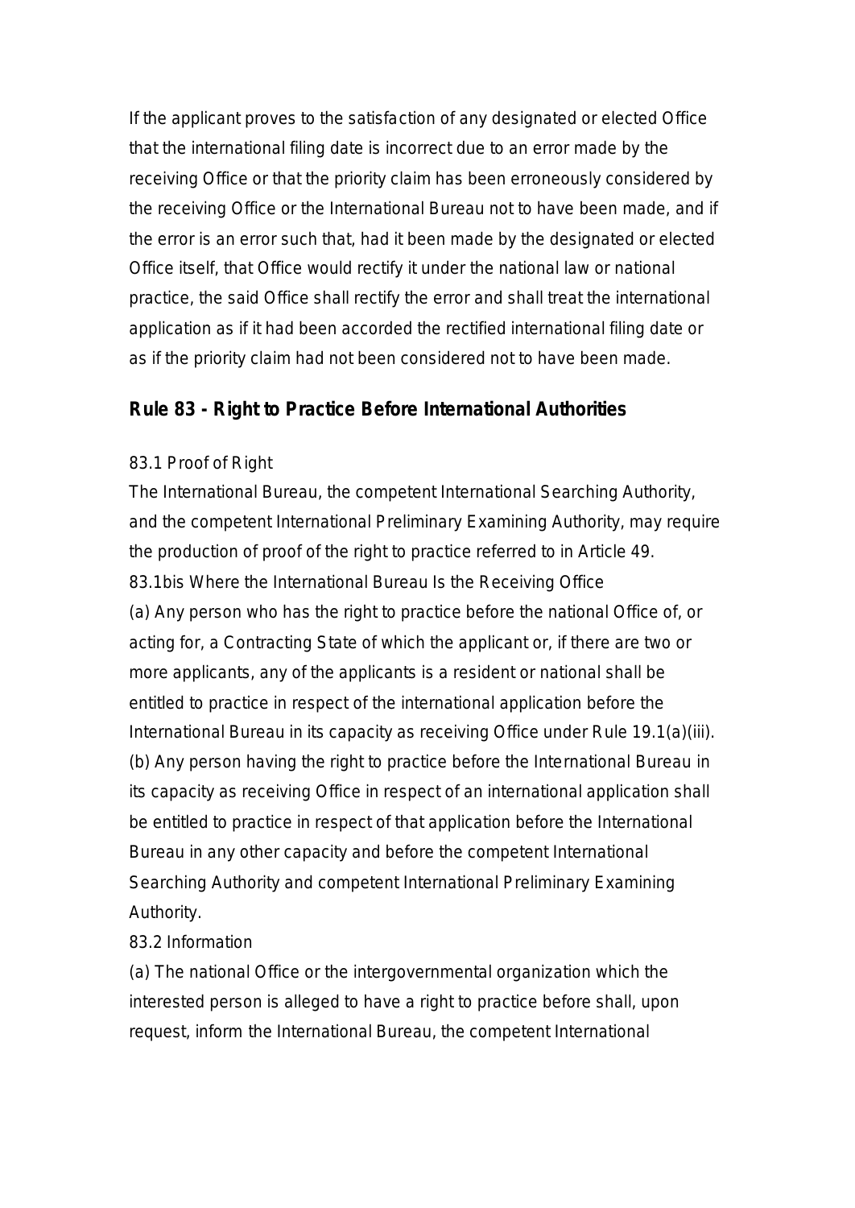If the applicant proves to the satisfaction of any designated or elected Office that the international filing date is incorrect due to an error made by the receiving Office or that the priority claim has been erroneously considered by the receiving Office or the International Bureau not to have been made, and if the error is an error such that, had it been made by the designated or elected Office itself, that Office would rectify it under the national law or national practice, the said Office shall rectify the error and shall treat the international application as if it had been accorded the rectified international filing date or as if the priority claim had not been considered not to have been made.

## Rule 83 - Right to Practice Before International Authorities

83.1 Proof of Right

The International Bureau, the competent International Searching Authority, and the competent International Preliminary Examining Authority, may require the production of proof of the right to practice referred to in Article 49.

83.1bis Where the International Bureau Is the Receiving Office

(a) Any person who has the right to practice before the national Office of, or acting for, a Contracting State of which the applicant or, if there are two or more applicants, any of the applicants is a resident or national shall be entitled to practice in respect of the international application before the International Bureau in its capacity as receiving Office under Rule 19.1(a)(iii).

(b) Any person having the right to practice before the International Bureau in its capacity as receiving Office in respect of an international application shall be entitled to practice in respect of that application before the International Bureau in any other capacity and before the competent International Searching Authority and competent International Preliminary Examining Authority.

83.2 Information

(a) The national Office or the intergovernmental organization which the interested person is alleged to have a right to practice before shall, upon request, inform the International Bureau, the competent International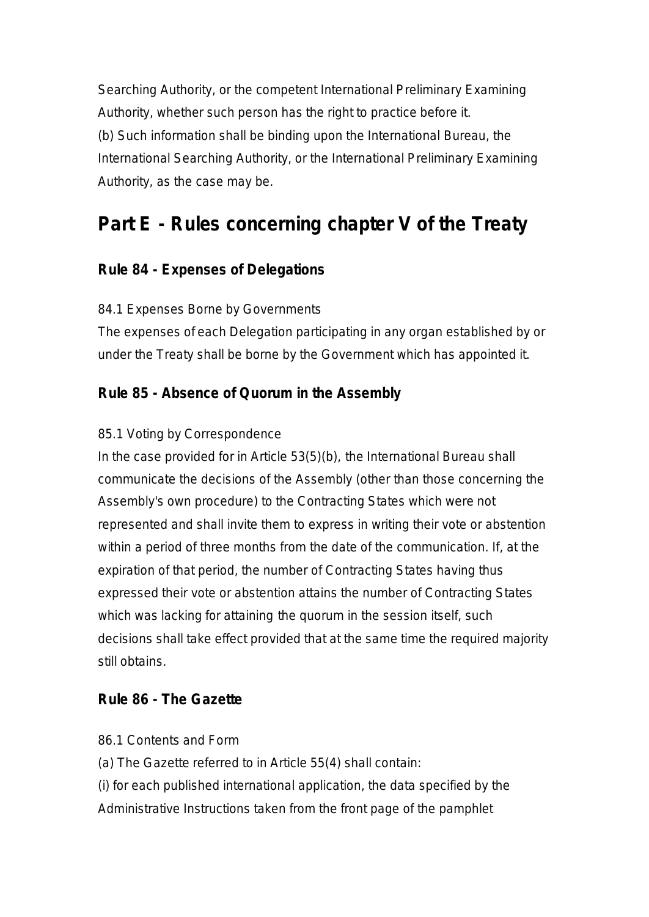Searching Authority, or the competent International Preliminary Examining Authority, whether such person has the right to practice before it.
(b) Such information shall be binding upon the International Bureau, the International Searching Authority, or the International Preliminary Examining Authority, as the case may be.

# Part E - Rules concerning chapter V of the Treaty

## Rule 84 - Expenses of Delegations

84.1 Expenses Borne by Governments
The expenses of each Delegation participating in any organ established by or under the Treaty shall be borne by the Government which has appointed it.

## Rule 85 - Absence of Quorum in the Assembly

85.1 Voting by Correspondence
In the case provided for in Article 53(5)(b), the International Bureau shall communicate the decisions of the Assembly (other than those concerning the Assembly's own procedure) to the Contracting States which were not represented and shall invite them to express in writing their vote or abstention within a period of three months from the date of the communication. If, at the expiration of that period, the number of Contracting States having thus expressed their vote or abstention attains the number of Contracting States which was lacking for attaining the quorum in the session itself, such decisions shall take effect provided that at the same time the required majority still obtains.

## Rule 86 - The Gazette

86.1 Contents and Form
(a) The Gazette referred to in Article 55(4) shall contain:
(i) for each published international application, the data specified by the Administrative Instructions taken from the front page of the pamphlet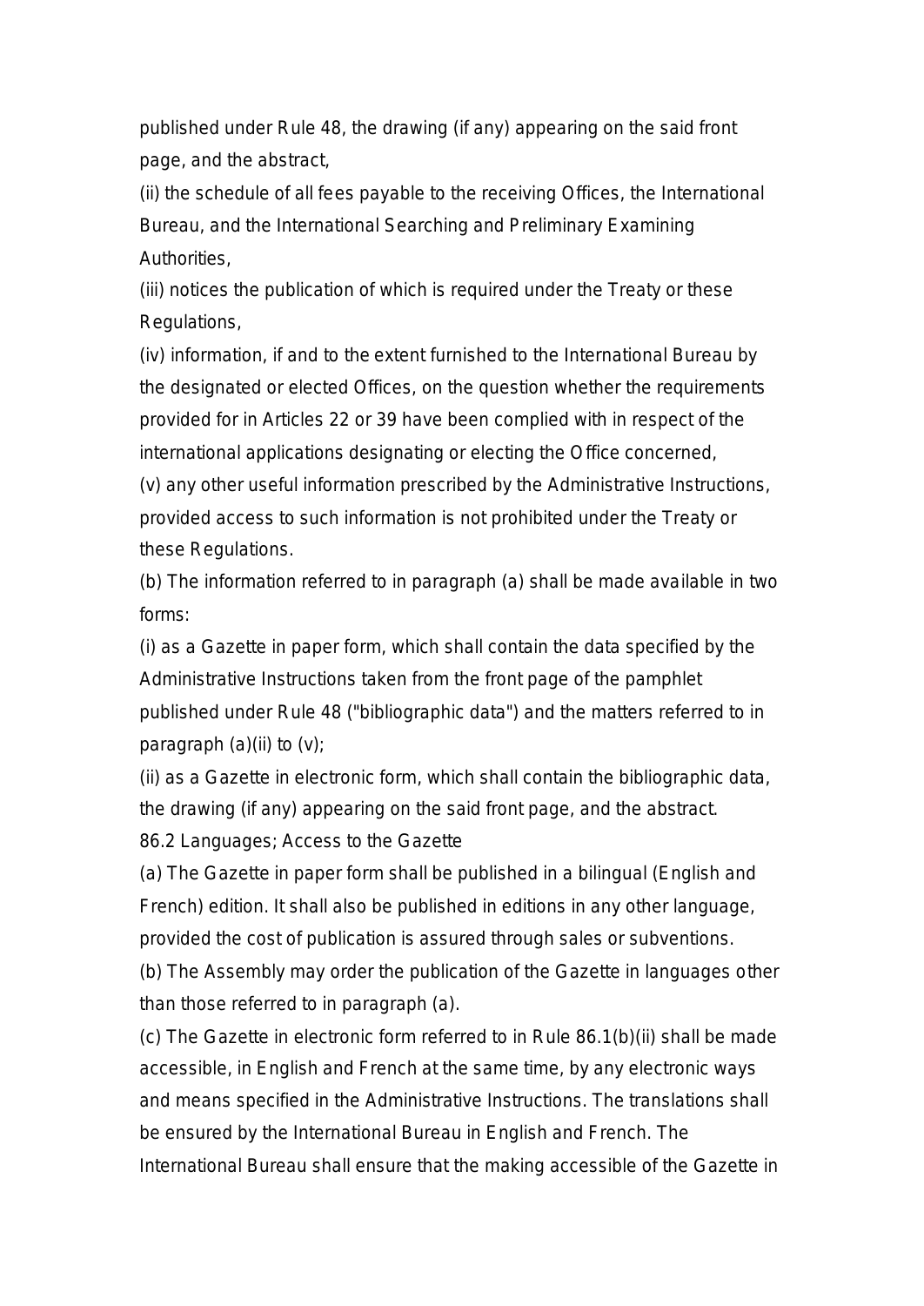published under Rule 48, the drawing (if any) appearing on the said front page, and the abstract,

(ii) the schedule of all fees payable to the receiving Offices, the International Bureau, and the International Searching and Preliminary Examining Authorities,

(iii) notices the publication of which is required under the Treaty or these Regulations,

(iv) information, if and to the extent furnished to the International Bureau by the designated or elected Offices, on the question whether the requirements provided for in Articles 22 or 39 have been complied with in respect of the international applications designating or electing the Office concerned,

(v) any other useful information prescribed by the Administrative Instructions, provided access to such information is not prohibited under the Treaty or these Regulations.

(b) The information referred to in paragraph (a) shall be made available in two forms:

(i) as a Gazette in paper form, which shall contain the data specified by the Administrative Instructions taken from the front page of the pamphlet published under Rule 48 ("bibliographic data") and the matters referred to in paragraph (a)(ii) to (v);

(ii) as a Gazette in electronic form, which shall contain the bibliographic data, the drawing (if any) appearing on the said front page, and the abstract.

86.2 Languages; Access to the Gazette

(a) The Gazette in paper form shall be published in a bilingual (English and French) edition. It shall also be published in editions in any other language, provided the cost of publication is assured through sales or subventions.

(b) The Assembly may order the publication of the Gazette in languages other than those referred to in paragraph (a).

(c) The Gazette in electronic form referred to in Rule 86.1(b)(ii) shall be made accessible, in English and French at the same time, by any electronic ways and means specified in the Administrative Instructions. The translations shall be ensured by the International Bureau in English and French. The International Bureau shall ensure that the making accessible of the Gazette in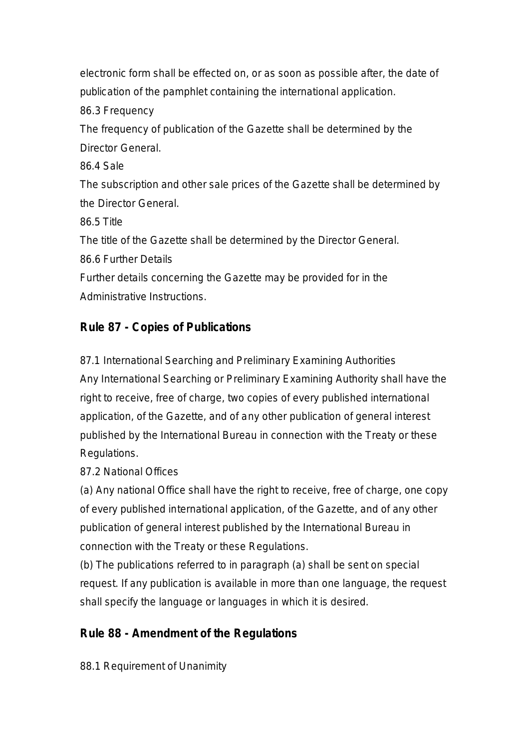electronic form shall be effected on, or as soon as possible after, the date of publication of the pamphlet containing the international application.

86.3 Frequency

The frequency of publication of the Gazette shall be determined by the Director General.

86.4 Sale

The subscription and other sale prices of the Gazette shall be determined by the Director General.

86.5 Title

The title of the Gazette shall be determined by the Director General.

86.6 Further Details

Further details concerning the Gazette may be provided for in the Administrative Instructions.

## Rule 87 - Copies of Publications

87.1 International Searching and Preliminary Examining Authorities

Any International Searching or Preliminary Examining Authority shall have the right to receive, free of charge, two copies of every published international application, of the Gazette, and of any other publication of general interest published by the International Bureau in connection with the Treaty or these Regulations.

87.2 National Offices

(a) Any national Office shall have the right to receive, free of charge, one copy of every published international application, of the Gazette, and of any other publication of general interest published by the International Bureau in connection with the Treaty or these Regulations.

(b) The publications referred to in paragraph (a) shall be sent on special request. If any publication is available in more than one language, the request shall specify the language or languages in which it is desired.

## Rule 88 - Amendment of the Regulations

88.1 Requirement of Unanimity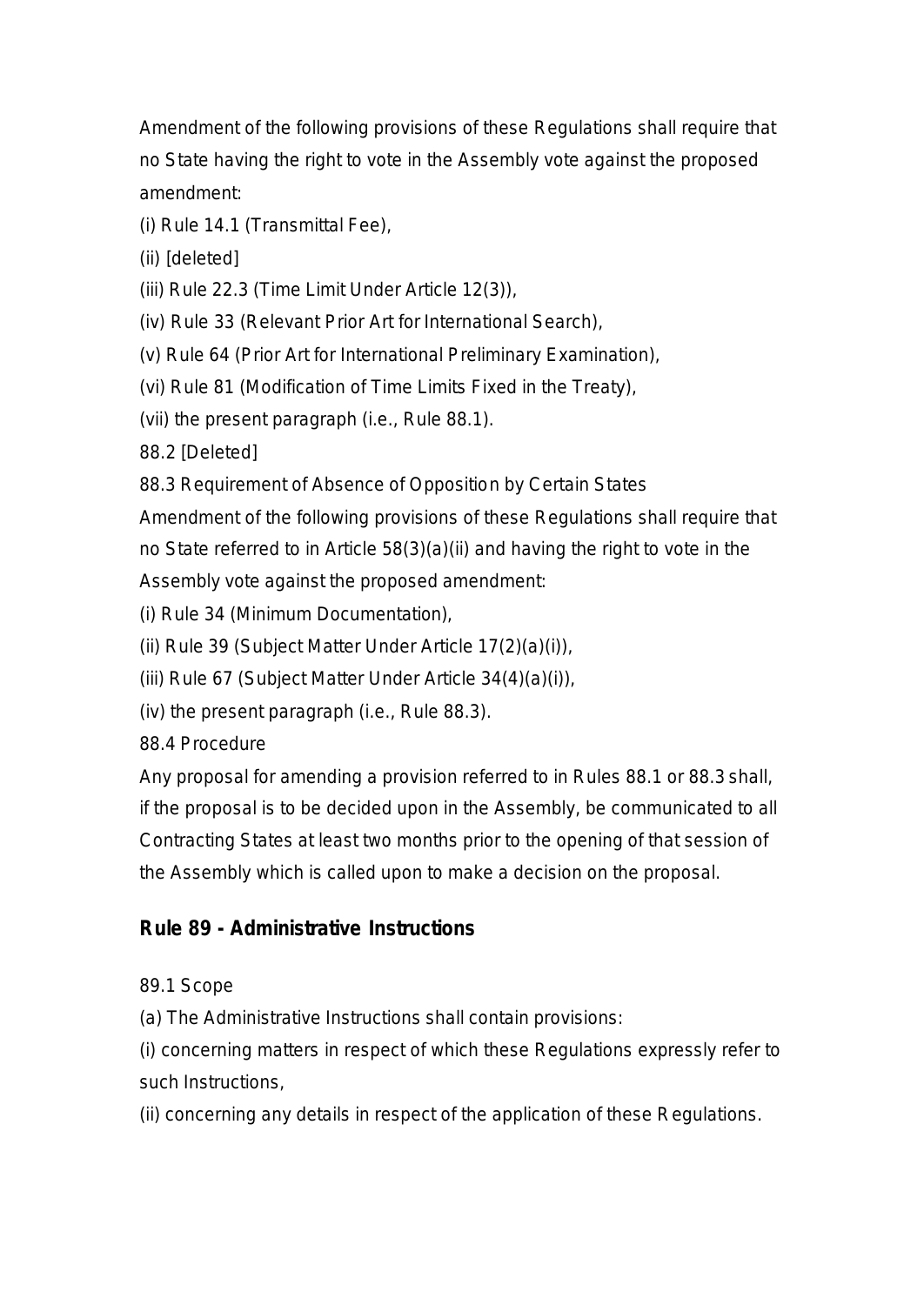Amendment of the following provisions of these Regulations shall require that no State having the right to vote in the Assembly vote against the proposed amendment:

(i) Rule 14.1 (Transmittal Fee),

(ii) [deleted]

(iii) Rule 22.3 (Time Limit Under Article 12(3)),

(iv) Rule 33 (Relevant Prior Art for International Search),

(v) Rule 64 (Prior Art for International Preliminary Examination),

(vi) Rule 81 (Modification of Time Limits Fixed in the Treaty),

(vii) the present paragraph (i.e., Rule 88.1).

88.2 [Deleted]

88.3 Requirement of Absence of Opposition by Certain States

Amendment of the following provisions of these Regulations shall require that no State referred to in Article 58(3)(a)(ii) and having the right to vote in the Assembly vote against the proposed amendment:

(i) Rule 34 (Minimum Documentation),

(ii) Rule 39 (Subject Matter Under Article 17(2)(a)(i)),

(iii) Rule 67 (Subject Matter Under Article 34(4)(a)(i)),

(iv) the present paragraph (i.e., Rule 88.3).

88.4 Procedure

Any proposal for amending a provision referred to in Rules 88.1 or 88.3 shall, if the proposal is to be decided upon in the Assembly, be communicated to all Contracting States at least two months prior to the opening of that session of the Assembly which is called upon to make a decision on the proposal.

## Rule 89 - Administrative Instructions

89.1 Scope

(a) The Administrative Instructions shall contain provisions:

(i) concerning matters in respect of which these Regulations expressly refer to such Instructions,

(ii) concerning any details in respect of the application of these Regulations.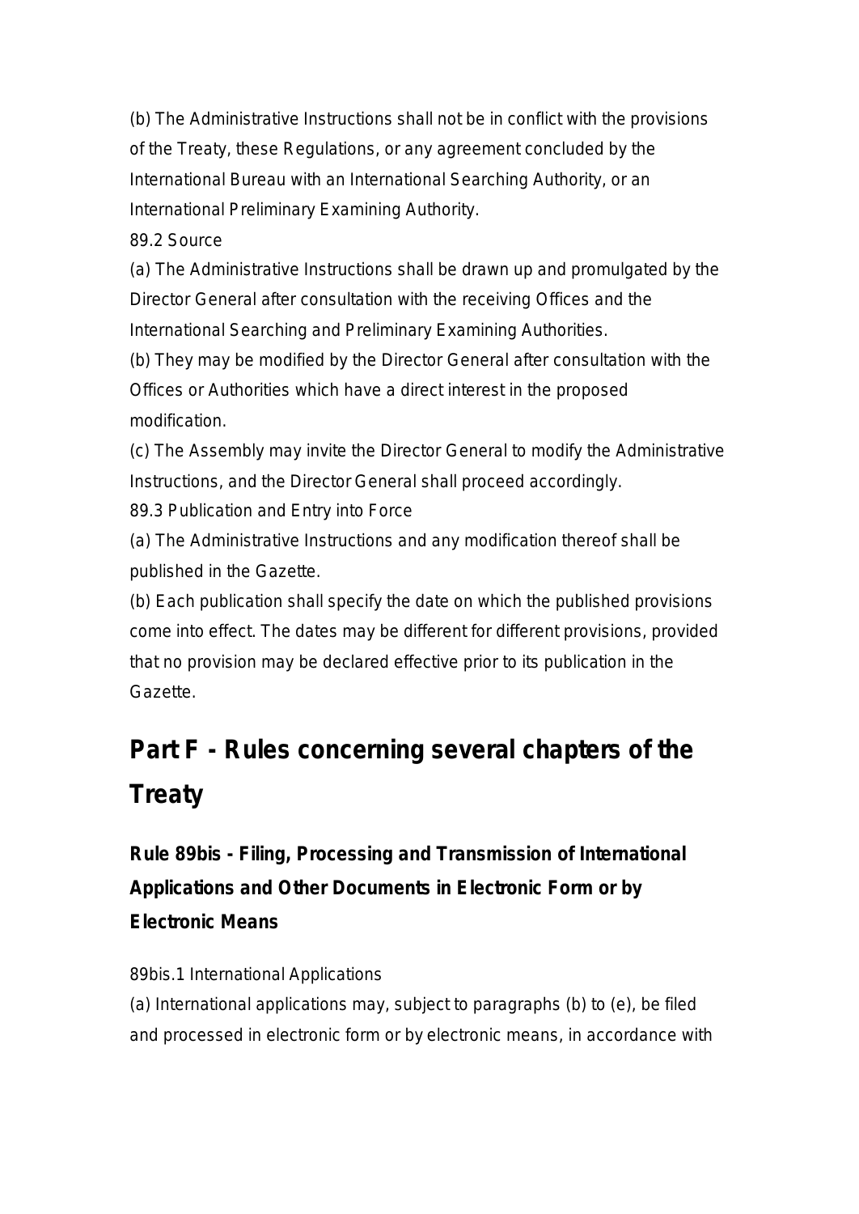(b) The Administrative Instructions shall not be in conflict with the provisions of the Treaty, these Regulations, or any agreement concluded by the International Bureau with an International Searching Authority, or an International Preliminary Examining Authority.

89.2 Source

(a) The Administrative Instructions shall be drawn up and promulgated by the Director General after consultation with the receiving Offices and the International Searching and Preliminary Examining Authorities.

(b) They may be modified by the Director General after consultation with the Offices or Authorities which have a direct interest in the proposed modification.

(c) The Assembly may invite the Director General to modify the Administrative Instructions, and the Director General shall proceed accordingly.

89.3 Publication and Entry into Force

(a) The Administrative Instructions and any modification thereof shall be published in the Gazette.

(b) Each publication shall specify the date on which the published provisions come into effect. The dates may be different for different provisions, provided that no provision may be declared effective prior to its publication in the Gazette.

## Part F - Rules concerning several chapters of the Treaty

### Rule 89bis - Filing, Processing and Transmission of International Applications and Other Documents in Electronic Form or by Electronic Means

89bis.1 International Applications

(a) International applications may, subject to paragraphs (b) to (e), be filed and processed in electronic form or by electronic means, in accordance with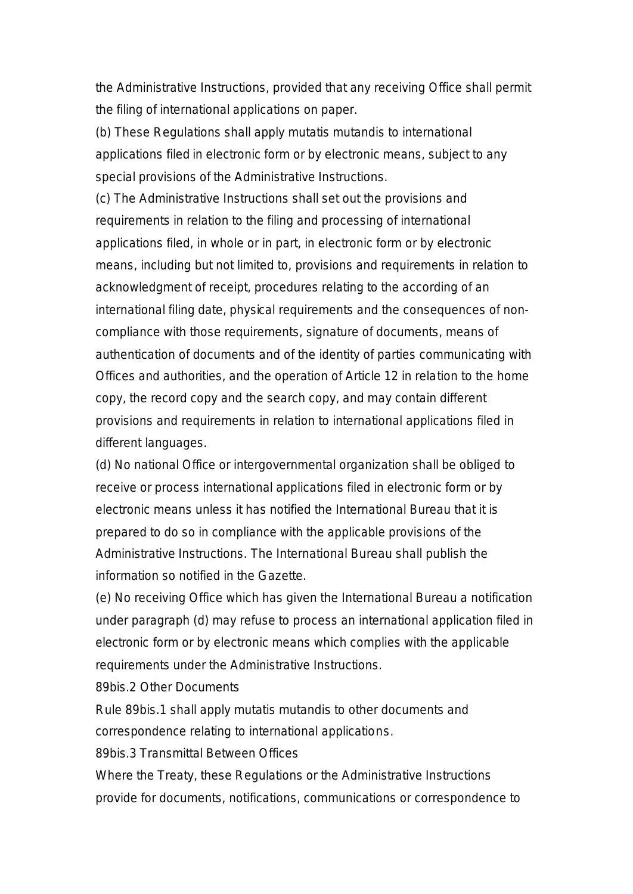the Administrative Instructions, provided that any receiving Office shall permit the filing of international applications on paper.

(b) These Regulations shall apply mutatis mutandis to international applications filed in electronic form or by electronic means, subject to any special provisions of the Administrative Instructions.

(c) The Administrative Instructions shall set out the provisions and requirements in relation to the filing and processing of international applications filed, in whole or in part, in electronic form or by electronic means, including but not limited to, provisions and requirements in relation to acknowledgment of receipt, procedures relating to the according of an international filing date, physical requirements and the consequences of non-compliance with those requirements, signature of documents, means of authentication of documents and of the identity of parties communicating with Offices and authorities, and the operation of Article 12 in relation to the home copy, the record copy and the search copy, and may contain different provisions and requirements in relation to international applications filed in different languages.

(d) No national Office or intergovernmental organization shall be obliged to receive or process international applications filed in electronic form or by electronic means unless it has notified the International Bureau that it is prepared to do so in compliance with the applicable provisions of the Administrative Instructions. The International Bureau shall publish the information so notified in the Gazette.

(e) No receiving Office which has given the International Bureau a notification under paragraph (d) may refuse to process an international application filed in electronic form or by electronic means which complies with the applicable requirements under the Administrative Instructions.

89bis.2 Other Documents

Rule 89bis.1 shall apply mutatis mutandis to other documents and correspondence relating to international applications.

89bis.3 Transmittal Between Offices

Where the Treaty, these Regulations or the Administrative Instructions provide for documents, notifications, communications or correspondence to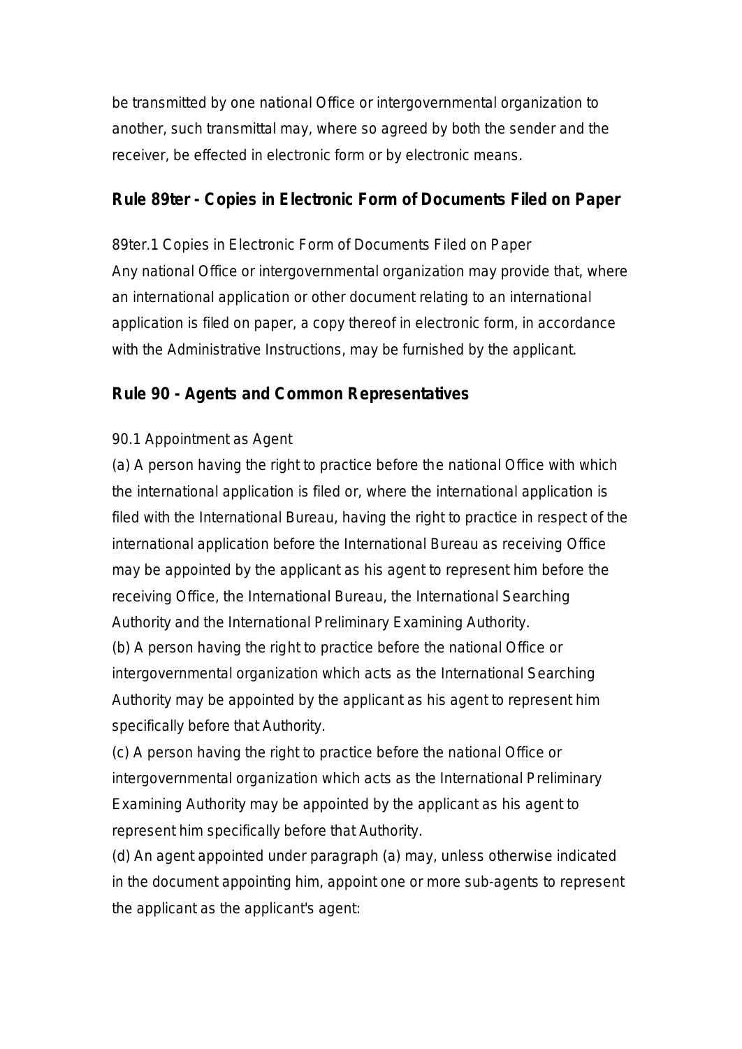be transmitted by one national Office or intergovernmental organization to another, such transmittal may, where so agreed by both the sender and the receiver, be effected in electronic form or by electronic means.

## Rule 89ter - Copies in Electronic Form of Documents Filed on Paper

89ter.1 Copies in Electronic Form of Documents Filed on Paper
Any national Office or intergovernmental organization may provide that, where an international application or other document relating to an international application is filed on paper, a copy thereof in electronic form, in accordance with the Administrative Instructions, may be furnished by the applicant.

## Rule 90 - Agents and Common Representatives

90.1 Appointment as Agent
(a) A person having the right to practice before the national Office with which the international application is filed or, where the international application is filed with the International Bureau, having the right to practice in respect of the international application before the International Bureau as receiving Office may be appointed by the applicant as his agent to represent him before the receiving Office, the International Bureau, the International Searching Authority and the International Preliminary Examining Authority.
(b) A person having the right to practice before the national Office or intergovernmental organization which acts as the International Searching Authority may be appointed by the applicant as his agent to represent him specifically before that Authority.
(c) A person having the right to practice before the national Office or intergovernmental organization which acts as the International Preliminary Examining Authority may be appointed by the applicant as his agent to represent him specifically before that Authority.
(d) An agent appointed under paragraph (a) may, unless otherwise indicated in the document appointing him, appoint one or more sub-agents to represent the applicant as the applicant's agent: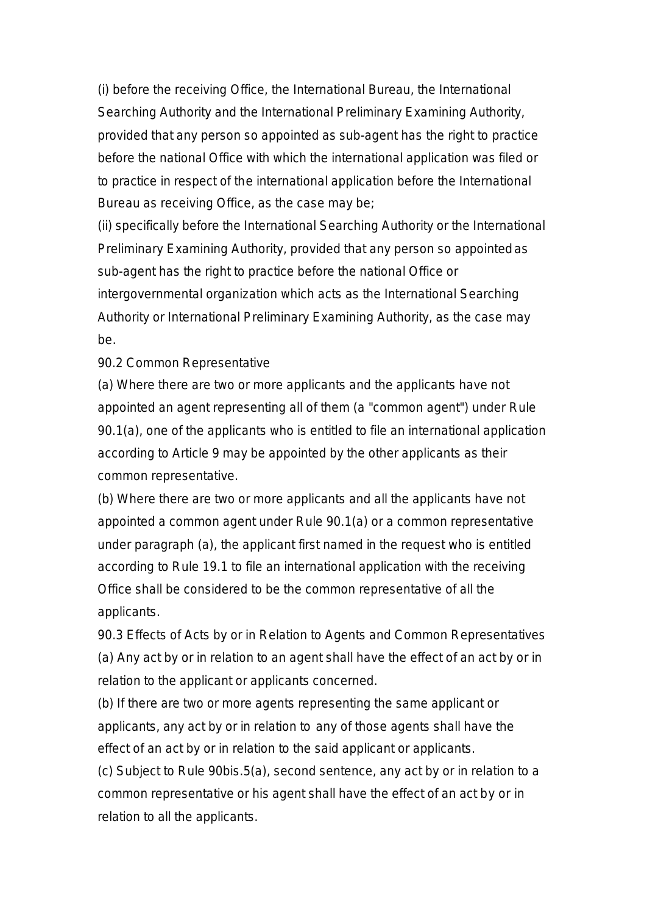(i) before the receiving Office, the International Bureau, the International Searching Authority and the International Preliminary Examining Authority, provided that any person so appointed as sub-agent has the right to practice before the national Office with which the international application was filed or to practice in respect of the international application before the International Bureau as receiving Office, as the case may be;

(ii) specifically before the International Searching Authority or the International Preliminary Examining Authority, provided that any person so appointed as sub-agent has the right to practice before the national Office or intergovernmental organization which acts as the International Searching Authority or International Preliminary Examining Authority, as the case may be.

90.2 Common Representative

(a) Where there are two or more applicants and the applicants have not appointed an agent representing all of them (a "common agent") under Rule 90.1(a), one of the applicants who is entitled to file an international application according to Article 9 may be appointed by the other applicants as their common representative.

(b) Where there are two or more applicants and all the applicants have not appointed a common agent under Rule 90.1(a) or a common representative under paragraph (a), the applicant first named in the request who is entitled according to Rule 19.1 to file an international application with the receiving Office shall be considered to be the common representative of all the applicants.

90.3 Effects of Acts by or in Relation to Agents and Common Representatives

(a) Any act by or in relation to an agent shall have the effect of an act by or in relation to the applicant or applicants concerned.

(b) If there are two or more agents representing the same applicant or applicants, any act by or in relation to any of those agents shall have the effect of an act by or in relation to the said applicant or applicants.

(c) Subject to Rule 90bis.5(a), second sentence, any act by or in relation to a common representative or his agent shall have the effect of an act by or in relation to all the applicants.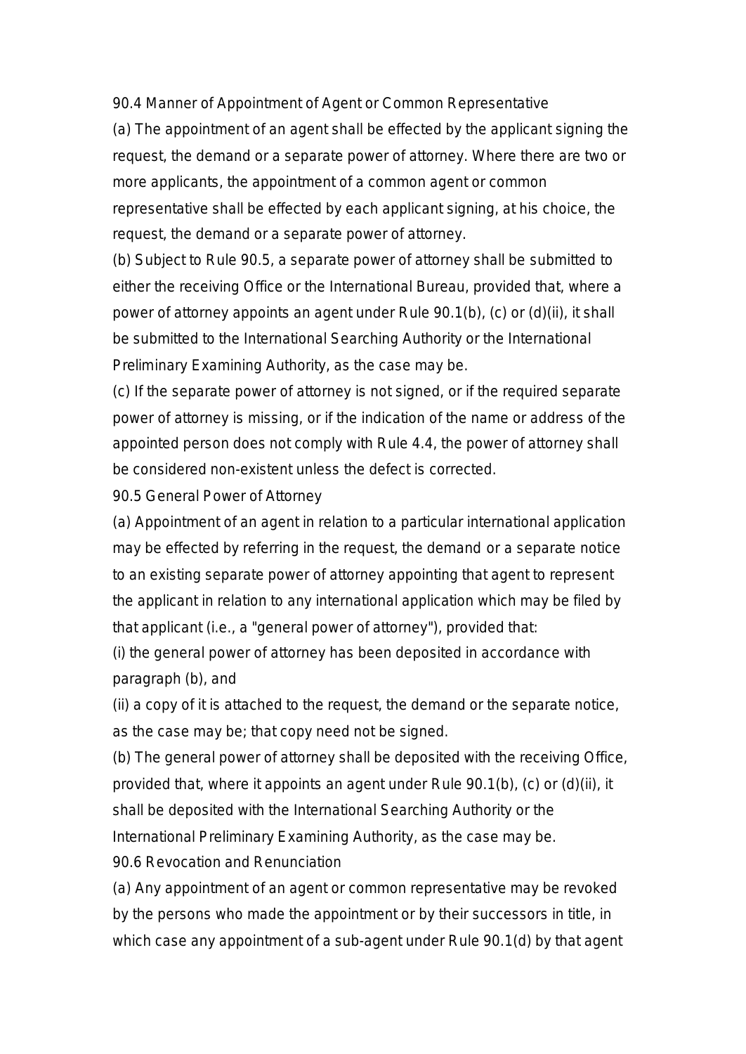90.4 Manner of Appointment of Agent or Common Representative

(a) The appointment of an agent shall be effected by the applicant signing the request, the demand or a separate power of attorney. Where there are two or more applicants, the appointment of a common agent or common representative shall be effected by each applicant signing, at his choice, the request, the demand or a separate power of attorney.

(b) Subject to Rule 90.5, a separate power of attorney shall be submitted to either the receiving Office or the International Bureau, provided that, where a power of attorney appoints an agent under Rule 90.1(b), (c) or (d)(ii), it shall be submitted to the International Searching Authority or the International Preliminary Examining Authority, as the case may be.

(c) If the separate power of attorney is not signed, or if the required separate power of attorney is missing, or if the indication of the name or address of the appointed person does not comply with Rule 4.4, the power of attorney shall be considered non-existent unless the defect is corrected.

90.5 General Power of Attorney

(a) Appointment of an agent in relation to a particular international application may be effected by referring in the request, the demand or a separate notice to an existing separate power of attorney appointing that agent to represent the applicant in relation to any international application which may be filed by that applicant (i.e., a "general power of attorney"), provided that:

(i) the general power of attorney has been deposited in accordance with paragraph (b), and

(ii) a copy of it is attached to the request, the demand or the separate notice, as the case may be; that copy need not be signed.

(b) The general power of attorney shall be deposited with the receiving Office, provided that, where it appoints an agent under Rule 90.1(b), (c) or (d)(ii), it shall be deposited with the International Searching Authority or the International Preliminary Examining Authority, as the case may be.

90.6 Revocation and Renunciation

(a) Any appointment of an agent or common representative may be revoked by the persons who made the appointment or by their successors in title, in which case any appointment of a sub-agent under Rule 90.1(d) by that agent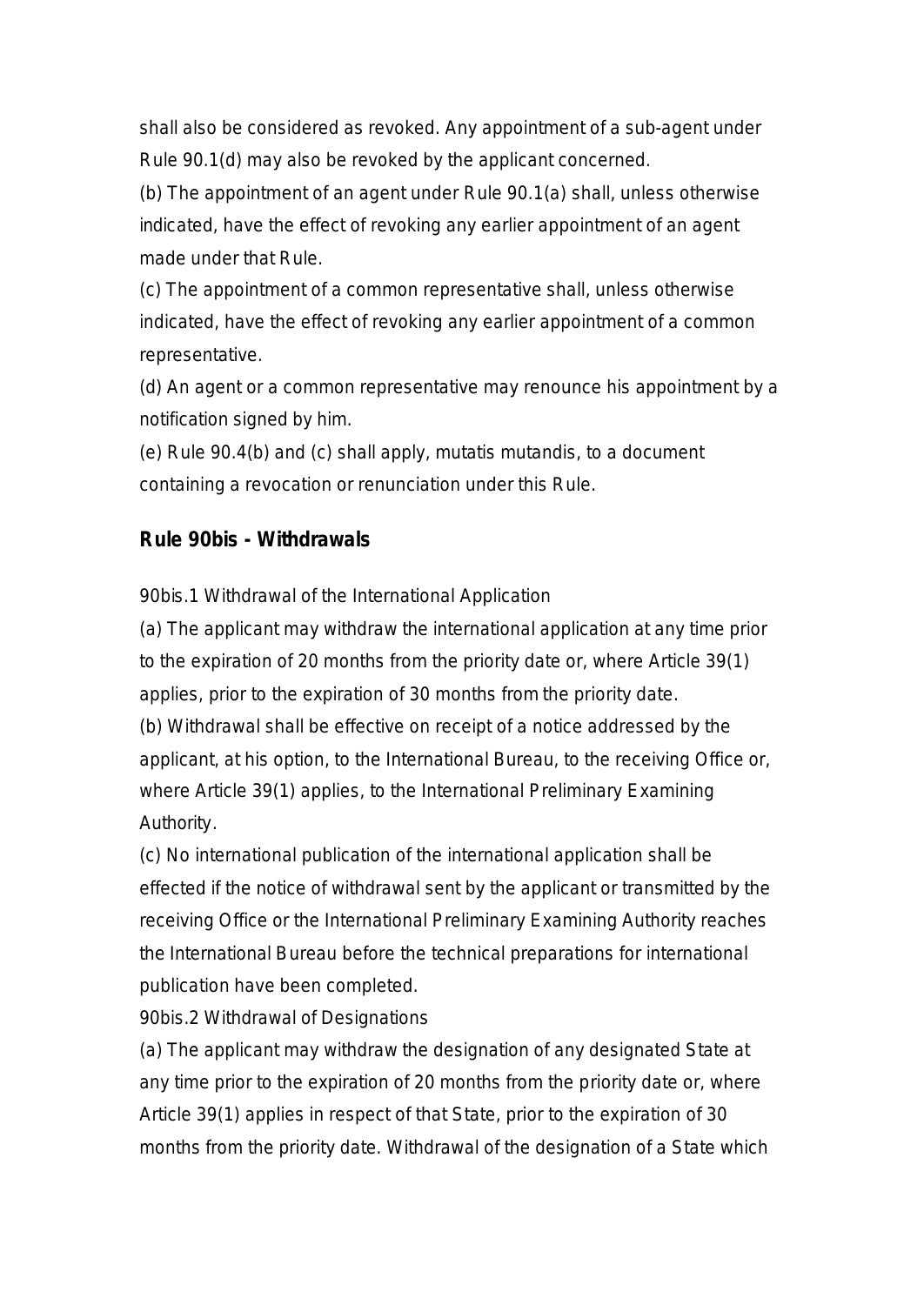shall also be considered as revoked. Any appointment of a sub-agent under Rule 90.1(d) may also be revoked by the applicant concerned.

(b) The appointment of an agent under Rule 90.1(a) shall, unless otherwise indicated, have the effect of revoking any earlier appointment of an agent made under that Rule.

(c) The appointment of a common representative shall, unless otherwise indicated, have the effect of revoking any earlier appointment of a common representative.

(d) An agent or a common representative may renounce his appointment by a notification signed by him.

(e) Rule 90.4(b) and (c) shall apply, mutatis mutandis, to a document containing a revocation or renunciation under this Rule.

## Rule 90bis - Withdrawals

90bis.1 Withdrawal of the International Application

(a) The applicant may withdraw the international application at any time prior to the expiration of 20 months from the priority date or, where Article 39(1) applies, prior to the expiration of 30 months from the priority date.

(b) Withdrawal shall be effective on receipt of a notice addressed by the applicant, at his option, to the International Bureau, to the receiving Office or, where Article 39(1) applies, to the International Preliminary Examining Authority.

(c) No international publication of the international application shall be effected if the notice of withdrawal sent by the applicant or transmitted by the receiving Office or the International Preliminary Examining Authority reaches the International Bureau before the technical preparations for international publication have been completed.

90bis.2 Withdrawal of Designations

(a) The applicant may withdraw the designation of any designated State at any time prior to the expiration of 20 months from the priority date or, where Article 39(1) applies in respect of that State, prior to the expiration of 30 months from the priority date. Withdrawal of the designation of a State which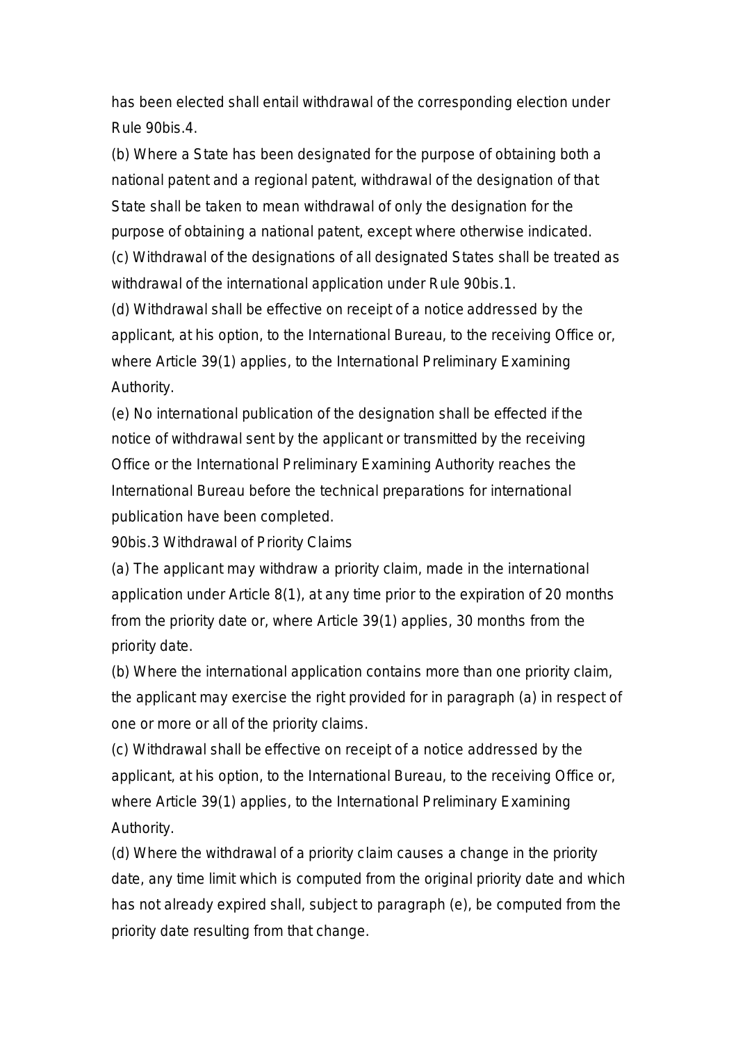has been elected shall entail withdrawal of the corresponding election under Rule 90bis.4.

(b) Where a State has been designated for the purpose of obtaining both a national patent and a regional patent, withdrawal of the designation of that State shall be taken to mean withdrawal of only the designation for the purpose of obtaining a national patent, except where otherwise indicated.

(c) Withdrawal of the designations of all designated States shall be treated as withdrawal of the international application under Rule 90bis.1.

(d) Withdrawal shall be effective on receipt of a notice addressed by the applicant, at his option, to the International Bureau, to the receiving Office or, where Article 39(1) applies, to the International Preliminary Examining Authority.

(e) No international publication of the designation shall be effected if the notice of withdrawal sent by the applicant or transmitted by the receiving Office or the International Preliminary Examining Authority reaches the International Bureau before the technical preparations for international publication have been completed.

90bis.3 Withdrawal of Priority Claims

(a) The applicant may withdraw a priority claim, made in the international application under Article 8(1), at any time prior to the expiration of 20 months from the priority date or, where Article 39(1) applies, 30 months from the priority date.

(b) Where the international application contains more than one priority claim, the applicant may exercise the right provided for in paragraph (a) in respect of one or more or all of the priority claims.

(c) Withdrawal shall be effective on receipt of a notice addressed by the applicant, at his option, to the International Bureau, to the receiving Office or, where Article 39(1) applies, to the International Preliminary Examining Authority.

(d) Where the withdrawal of a priority claim causes a change in the priority date, any time limit which is computed from the original priority date and which has not already expired shall, subject to paragraph (e), be computed from the priority date resulting from that change.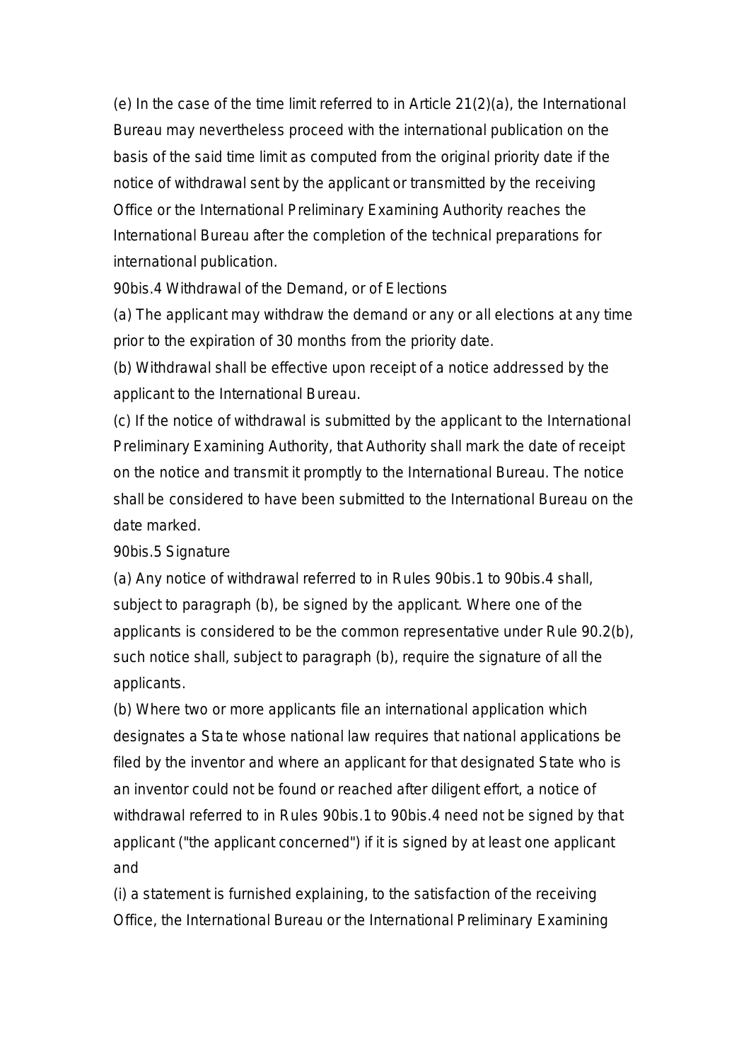(e) In the case of the time limit referred to in Article 21(2)(a), the International Bureau may nevertheless proceed with the international publication on the basis of the said time limit as computed from the original priority date if the notice of withdrawal sent by the applicant or transmitted by the receiving Office or the International Preliminary Examining Authority reaches the International Bureau after the completion of the technical preparations for international publication.

90bis.4 Withdrawal of the Demand, or of Elections

(a) The applicant may withdraw the demand or any or all elections at any time prior to the expiration of 30 months from the priority date.

(b) Withdrawal shall be effective upon receipt of a notice addressed by the applicant to the International Bureau.

(c) If the notice of withdrawal is submitted by the applicant to the International Preliminary Examining Authority, that Authority shall mark the date of receipt on the notice and transmit it promptly to the International Bureau. The notice shall be considered to have been submitted to the International Bureau on the date marked.

90bis.5 Signature

(a) Any notice of withdrawal referred to in Rules 90bis.1 to 90bis.4 shall, subject to paragraph (b), be signed by the applicant. Where one of the applicants is considered to be the common representative under Rule 90.2(b), such notice shall, subject to paragraph (b), require the signature of all the applicants.

(b) Where two or more applicants file an international application which designates a State whose national law requires that national applications be filed by the inventor and where an applicant for that designated State who is an inventor could not be found or reached after diligent effort, a notice of withdrawal referred to in Rules 90bis.1 to 90bis.4 need not be signed by that applicant ("the applicant concerned") if it is signed by at least one applicant and

(i) a statement is furnished explaining, to the satisfaction of the receiving Office, the International Bureau or the International Preliminary Examining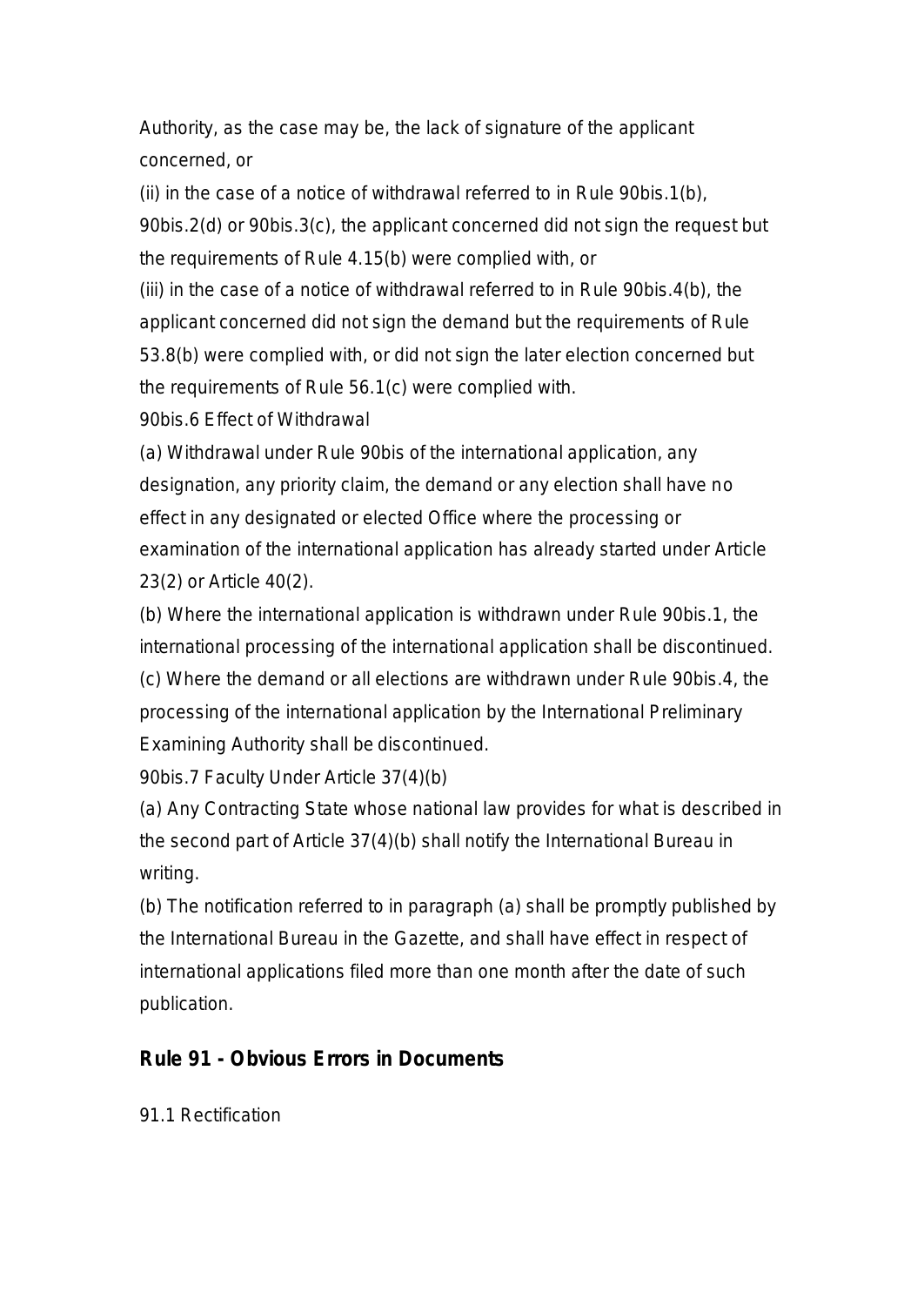Authority, as the case may be, the lack of signature of the applicant concerned, or

(ii) in the case of a notice of withdrawal referred to in Rule 90bis.1(b), 90bis.2(d) or 90bis.3(c), the applicant concerned did not sign the request but the requirements of Rule 4.15(b) were complied with, or

(iii) in the case of a notice of withdrawal referred to in Rule 90bis.4(b), the applicant concerned did not sign the demand but the requirements of Rule 53.8(b) were complied with, or did not sign the later election concerned but the requirements of Rule 56.1(c) were complied with.

90bis.6 Effect of Withdrawal

(a) Withdrawal under Rule 90bis of the international application, any designation, any priority claim, the demand or any election shall have no effect in any designated or elected Office where the processing or examination of the international application has already started under Article 23(2) or Article 40(2).

(b) Where the international application is withdrawn under Rule 90bis.1, the international processing of the international application shall be discontinued.

(c) Where the demand or all elections are withdrawn under Rule 90bis.4, the processing of the international application by the International Preliminary Examining Authority shall be discontinued.

90bis.7 Faculty Under Article 37(4)(b)

(a) Any Contracting State whose national law provides for what is described in the second part of Article 37(4)(b) shall notify the International Bureau in writing.

(b) The notification referred to in paragraph (a) shall be promptly published by the International Bureau in the Gazette, and shall have effect in respect of international applications filed more than one month after the date of such publication.

## Rule 91 - Obvious Errors in Documents

91.1 Rectification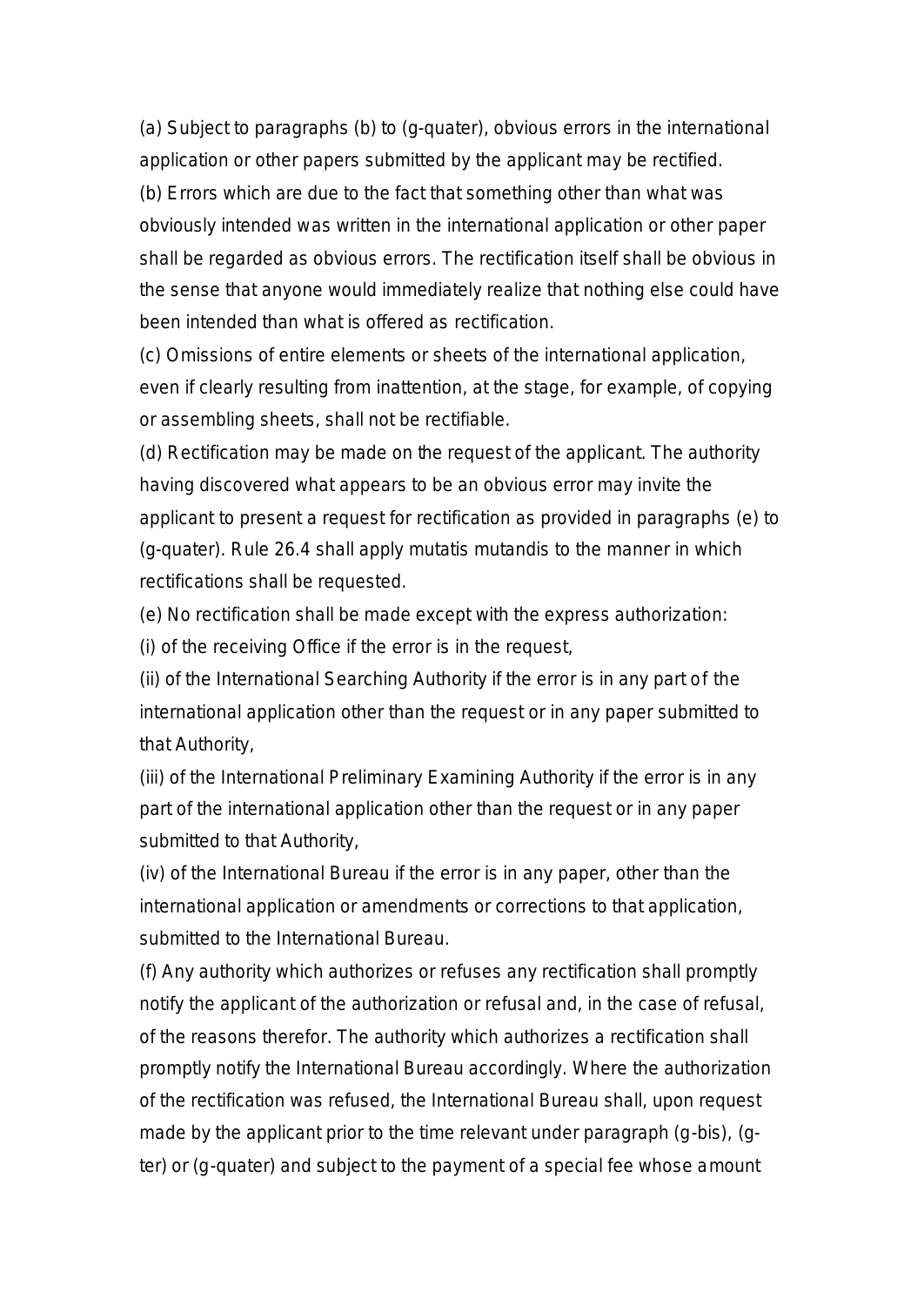(a) Subject to paragraphs (b) to (g-quater), obvious errors in the international application or other papers submitted by the applicant may be rectified.

(b) Errors which are due to the fact that something other than what was obviously intended was written in the international application or other paper shall be regarded as obvious errors. The rectification itself shall be obvious in the sense that anyone would immediately realize that nothing else could have been intended than what is offered as rectification.

(c) Omissions of entire elements or sheets of the international application, even if clearly resulting from inattention, at the stage, for example, of copying or assembling sheets, shall not be rectifiable.

(d) Rectification may be made on the request of the applicant. The authority having discovered what appears to be an obvious error may invite the applicant to present a request for rectification as provided in paragraphs (e) to (g-quater). Rule 26.4 shall apply mutatis mutandis to the manner in which rectifications shall be requested.

(e) No rectification shall be made except with the express authorization:

(i) of the receiving Office if the error is in the request,

(ii) of the International Searching Authority if the error is in any part of the international application other than the request or in any paper submitted to that Authority,

(iii) of the International Preliminary Examining Authority if the error is in any part of the international application other than the request or in any paper submitted to that Authority,

(iv) of the International Bureau if the error is in any paper, other than the international application or amendments or corrections to that application, submitted to the International Bureau.

(f) Any authority which authorizes or refuses any rectification shall promptly notify the applicant of the authorization or refusal and, in the case of refusal, of the reasons therefor. The authority which authorizes a rectification shall promptly notify the International Bureau accordingly. Where the authorization of the rectification was refused, the International Bureau shall, upon request made by the applicant prior to the time relevant under paragraph (g-bis), (g-ter) or (g-quater) and subject to the payment of a special fee whose amount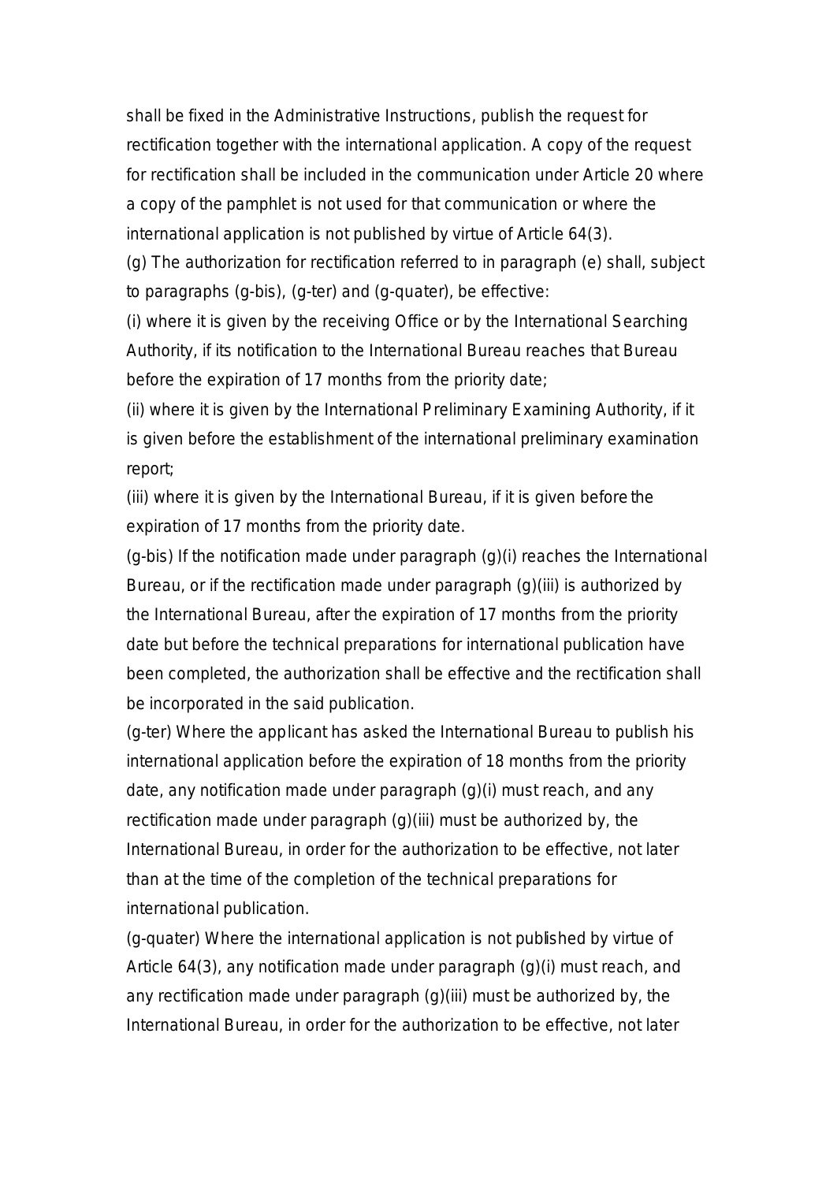shall be fixed in the Administrative Instructions, publish the request for rectification together with the international application. A copy of the request for rectification shall be included in the communication under Article 20 where a copy of the pamphlet is not used for that communication or where the international application is not published by virtue of Article 64(3).

(g) The authorization for rectification referred to in paragraph (e) shall, subject to paragraphs (g-bis), (g-ter) and (g-quater), be effective:

(i) where it is given by the receiving Office or by the International Searching Authority, if its notification to the International Bureau reaches that Bureau before the expiration of 17 months from the priority date;

(ii) where it is given by the International Preliminary Examining Authority, if it is given before the establishment of the international preliminary examination report;

(iii) where it is given by the International Bureau, if it is given before the expiration of 17 months from the priority date.

(g-bis) If the notification made under paragraph (g)(i) reaches the International Bureau, or if the rectification made under paragraph (g)(iii) is authorized by the International Bureau, after the expiration of 17 months from the priority date but before the technical preparations for international publication have been completed, the authorization shall be effective and the rectification shall be incorporated in the said publication.

(g-ter) Where the applicant has asked the International Bureau to publish his international application before the expiration of 18 months from the priority date, any notification made under paragraph (g)(i) must reach, and any rectification made under paragraph (g)(iii) must be authorized by, the International Bureau, in order for the authorization to be effective, not later than at the time of the completion of the technical preparations for international publication.

(g-quater) Where the international application is not published by virtue of Article 64(3), any notification made under paragraph (g)(i) must reach, and any rectification made under paragraph (g)(iii) must be authorized by, the International Bureau, in order for the authorization to be effective, not later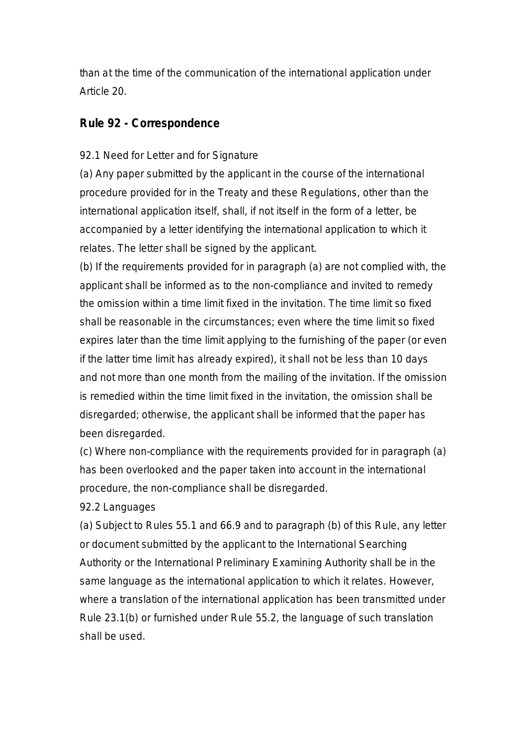than at the time of the communication of the international application under Article 20.

## Rule 92 - Correspondence

92.1 Need for Letter and for Signature

(a) Any paper submitted by the applicant in the course of the international procedure provided for in the Treaty and these Regulations, other than the international application itself, shall, if not itself in the form of a letter, be accompanied by a letter identifying the international application to which it relates. The letter shall be signed by the applicant.

(b) If the requirements provided for in paragraph (a) are not complied with, the applicant shall be informed as to the non-compliance and invited to remedy the omission within a time limit fixed in the invitation. The time limit so fixed shall be reasonable in the circumstances; even where the time limit so fixed expires later than the time limit applying to the furnishing of the paper (or even if the latter time limit has already expired), it shall not be less than 10 days and not more than one month from the mailing of the invitation. If the omission is remedied within the time limit fixed in the invitation, the omission shall be disregarded; otherwise, the applicant shall be informed that the paper has been disregarded.

(c) Where non-compliance with the requirements provided for in paragraph (a) has been overlooked and the paper taken into account in the international procedure, the non-compliance shall be disregarded.

92.2 Languages

(a) Subject to Rules 55.1 and 66.9 and to paragraph (b) of this Rule, any letter or document submitted by the applicant to the International Searching Authority or the International Preliminary Examining Authority shall be in the same language as the international application to which it relates. However, where a translation of the international application has been transmitted under Rule 23.1(b) or furnished under Rule 55.2, the language of such translation shall be used.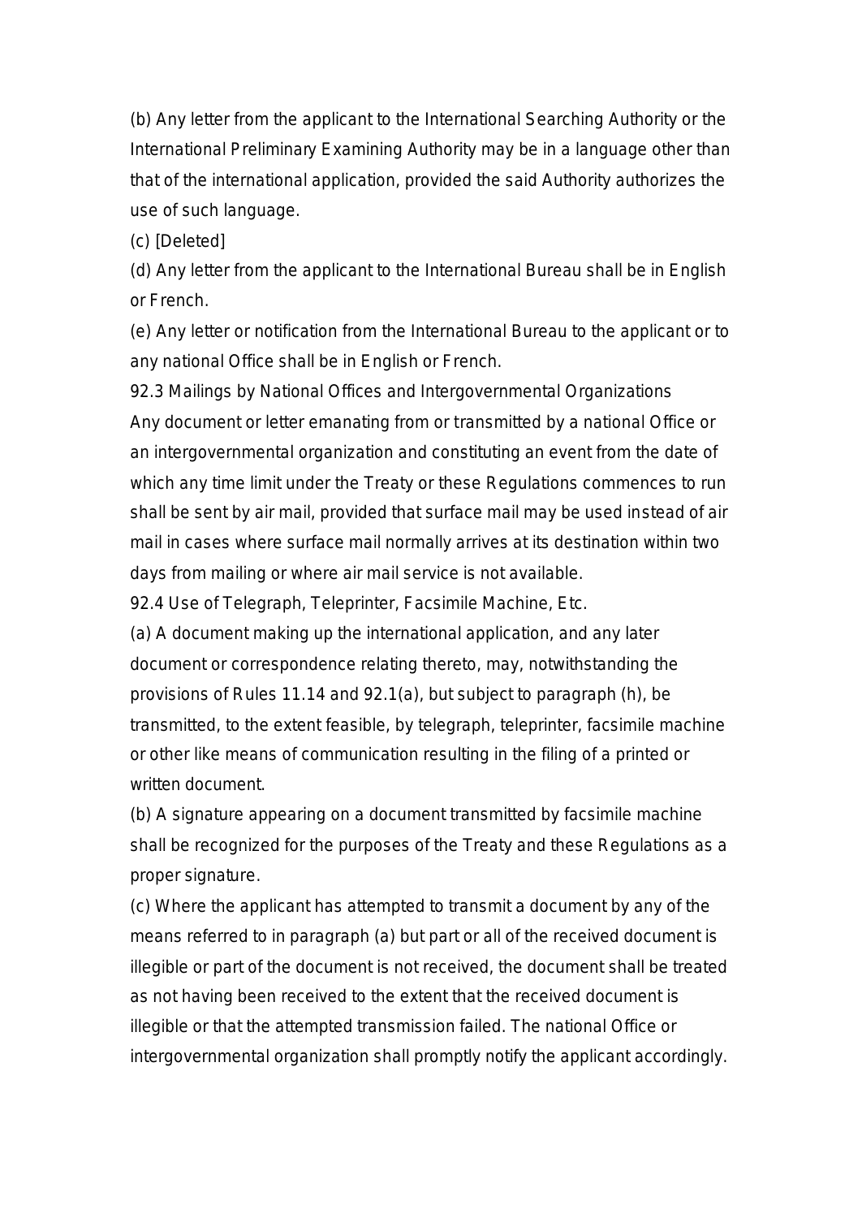(b) Any letter from the applicant to the International Searching Authority or the International Preliminary Examining Authority may be in a language other than that of the international application, provided the said Authority authorizes the use of such language.

(c) [Deleted]

(d) Any letter from the applicant to the International Bureau shall be in English or French.

(e) Any letter or notification from the International Bureau to the applicant or to any national Office shall be in English or French.

92.3 Mailings by National Offices and Intergovernmental Organizations

Any document or letter emanating from or transmitted by a national Office or an intergovernmental organization and constituting an event from the date of which any time limit under the Treaty or these Regulations commences to run shall be sent by air mail, provided that surface mail may be used instead of air mail in cases where surface mail normally arrives at its destination within two days from mailing or where air mail service is not available.

92.4 Use of Telegraph, Teleprinter, Facsimile Machine, Etc.

(a) A document making up the international application, and any later document or correspondence relating thereto, may, notwithstanding the provisions of Rules 11.14 and 92.1(a), but subject to paragraph (h), be transmitted, to the extent feasible, by telegraph, teleprinter, facsimile machine or other like means of communication resulting in the filing of a printed or written document.

(b) A signature appearing on a document transmitted by facsimile machine shall be recognized for the purposes of the Treaty and these Regulations as a proper signature.

(c) Where the applicant has attempted to transmit a document by any of the means referred to in paragraph (a) but part or all of the received document is illegible or part of the document is not received, the document shall be treated as not having been received to the extent that the received document is illegible or that the attempted transmission failed. The national Office or intergovernmental organization shall promptly notify the applicant accordingly.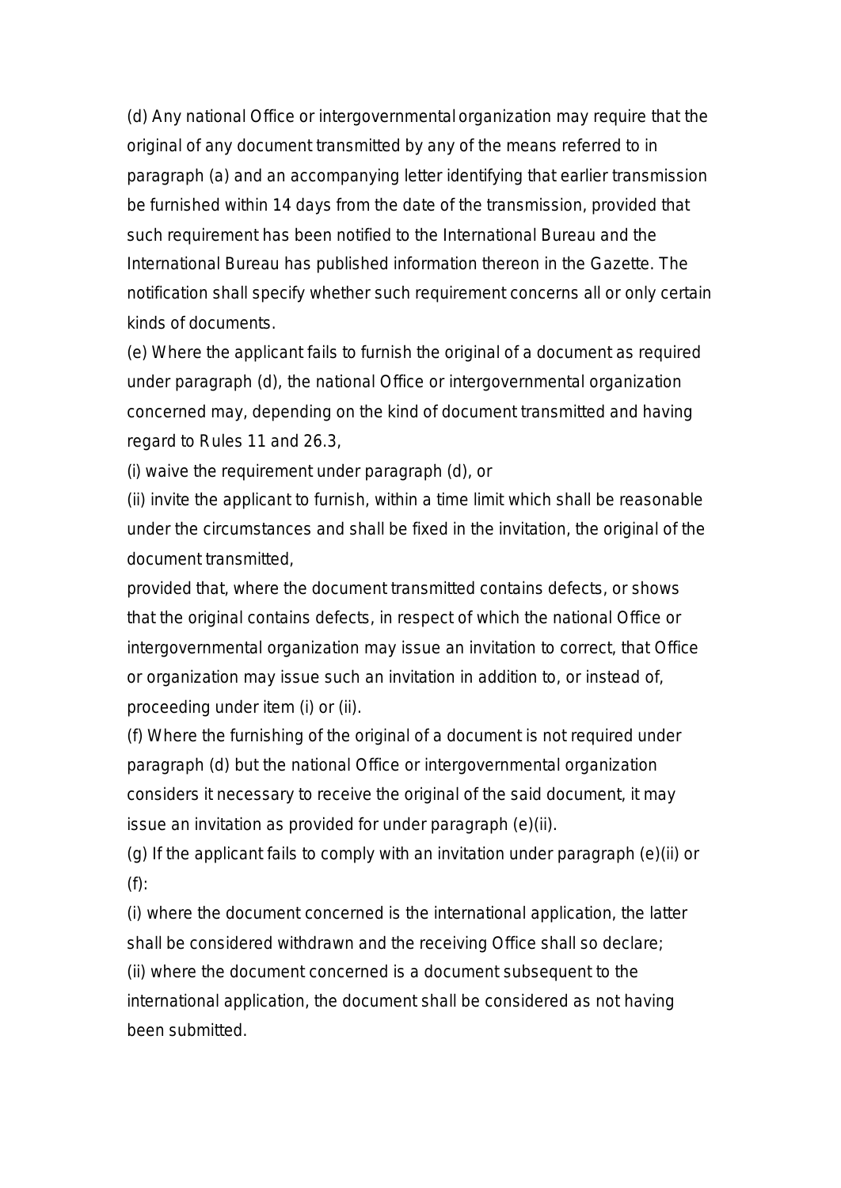(d) Any national Office or intergovernmental organization may require that the original of any document transmitted by any of the means referred to in paragraph (a) and an accompanying letter identifying that earlier transmission be furnished within 14 days from the date of the transmission, provided that such requirement has been notified to the International Bureau and the International Bureau has published information thereon in the Gazette. The notification shall specify whether such requirement concerns all or only certain kinds of documents.

(e) Where the applicant fails to furnish the original of a document as required under paragraph (d), the national Office or intergovernmental organization concerned may, depending on the kind of document transmitted and having regard to Rules 11 and 26.3,

(i) waive the requirement under paragraph (d), or

(ii) invite the applicant to furnish, within a time limit which shall be reasonable under the circumstances and shall be fixed in the invitation, the original of the document transmitted,

provided that, where the document transmitted contains defects, or shows that the original contains defects, in respect of which the national Office or intergovernmental organization may issue an invitation to correct, that Office or organization may issue such an invitation in addition to, or instead of, proceeding under item (i) or (ii).

(f) Where the furnishing of the original of a document is not required under paragraph (d) but the national Office or intergovernmental organization considers it necessary to receive the original of the said document, it may issue an invitation as provided for under paragraph (e)(ii).

(g) If the applicant fails to comply with an invitation under paragraph (e)(ii) or (f):

(i) where the document concerned is the international application, the latter shall be considered withdrawn and the receiving Office shall so declare;

(ii) where the document concerned is a document subsequent to the international application, the document shall be considered as not having been submitted.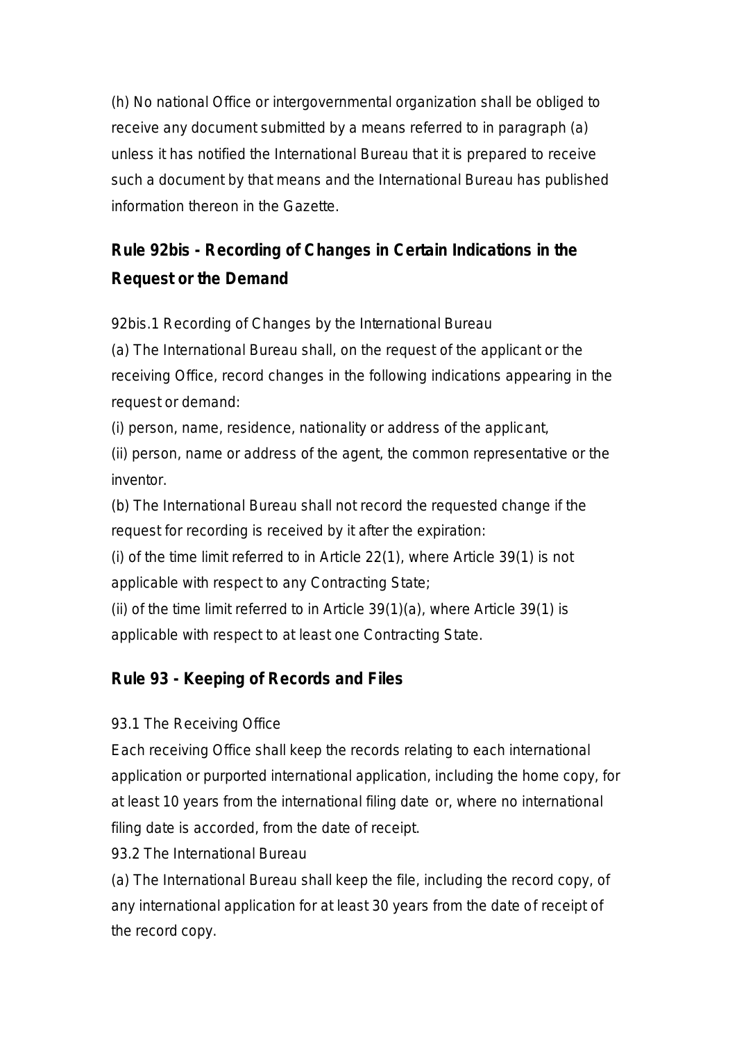(h) No national Office or intergovernmental organization shall be obliged to receive any document submitted by a means referred to in paragraph (a) unless it has notified the International Bureau that it is prepared to receive such a document by that means and the International Bureau has published information thereon in the Gazette.

## Rule 92bis - Recording of Changes in Certain Indications in the Request or the Demand

92bis.1 Recording of Changes by the International Bureau

(a) The International Bureau shall, on the request of the applicant or the receiving Office, record changes in the following indications appearing in the request or demand:

(i) person, name, residence, nationality or address of the applicant,

(ii) person, name or address of the agent, the common representative or the inventor.

(b) The International Bureau shall not record the requested change if the request for recording is received by it after the expiration:

(i) of the time limit referred to in Article 22(1), where Article 39(1) is not applicable with respect to any Contracting State;

(ii) of the time limit referred to in Article 39(1)(a), where Article 39(1) is applicable with respect to at least one Contracting State.

## Rule 93 - Keeping of Records and Files

93.1 The Receiving Office

Each receiving Office shall keep the records relating to each international application or purported international application, including the home copy, for at least 10 years from the international filing date or, where no international filing date is accorded, from the date of receipt.

93.2 The International Bureau

(a) The International Bureau shall keep the file, including the record copy, of any international application for at least 30 years from the date of receipt of the record copy.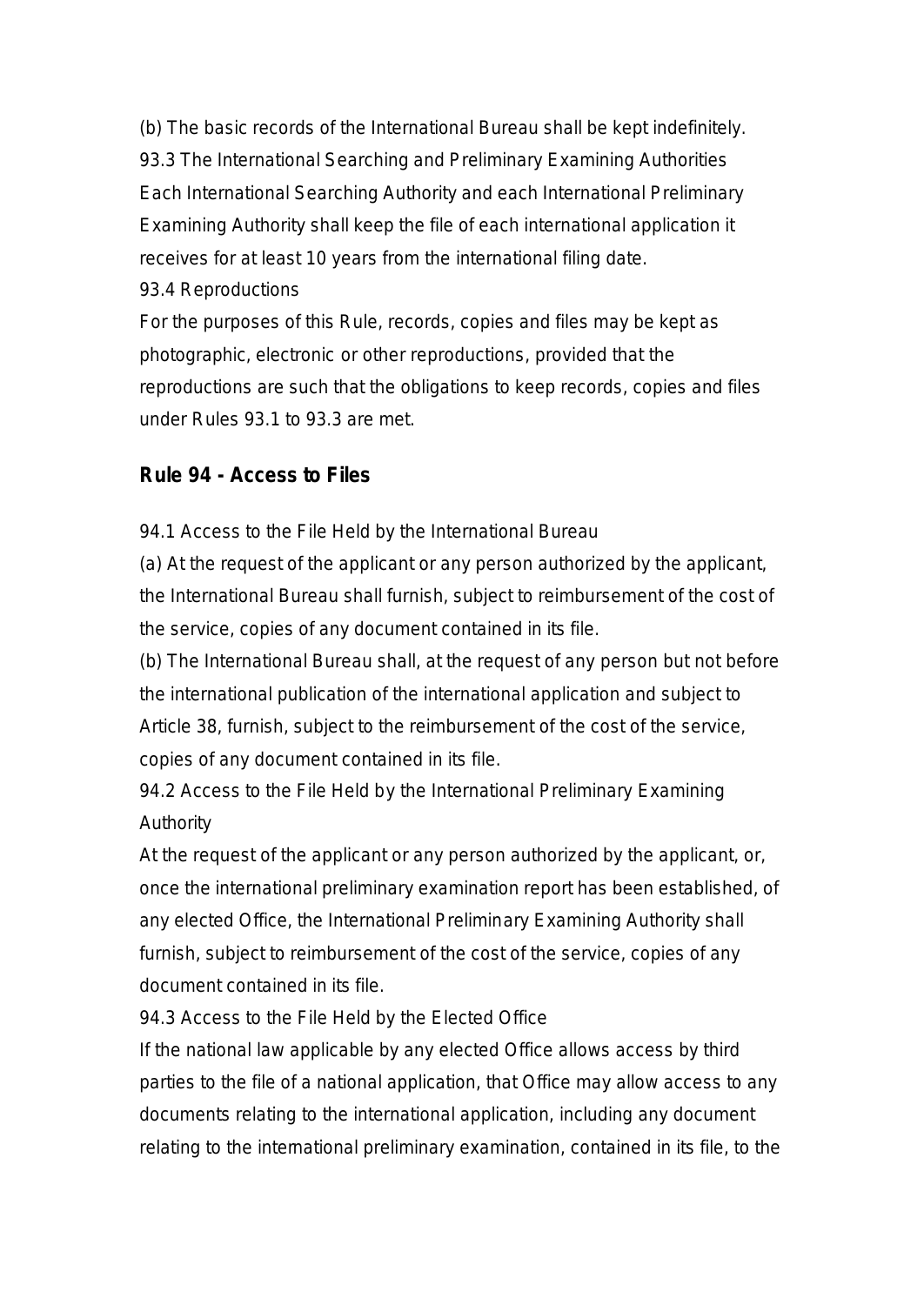(b) The basic records of the International Bureau shall be kept indefinitely.
93.3 The International Searching and Preliminary Examining Authorities
Each International Searching Authority and each International Preliminary Examining Authority shall keep the file of each international application it receives for at least 10 years from the international filing date.
93.4 Reproductions
For the purposes of this Rule, records, copies and files may be kept as photographic, electronic or other reproductions, provided that the reproductions are such that the obligations to keep records, copies and files under Rules 93.1 to 93.3 are met.

## Rule 94 - Access to Files

94.1 Access to the File Held by the International Bureau
(a) At the request of the applicant or any person authorized by the applicant, the International Bureau shall furnish, subject to reimbursement of the cost of the service, copies of any document contained in its file.
(b) The International Bureau shall, at the request of any person but not before the international publication of the international application and subject to Article 38, furnish, subject to the reimbursement of the cost of the service, copies of any document contained in its file.
94.2 Access to the File Held by the International Preliminary Examining Authority
At the request of the applicant or any person authorized by the applicant, or, once the international preliminary examination report has been established, of any elected Office, the International Preliminary Examining Authority shall furnish, subject to reimbursement of the cost of the service, copies of any document contained in its file.
94.3 Access to the File Held by the Elected Office
If the national law applicable by any elected Office allows access by third parties to the file of a national application, that Office may allow access to any documents relating to the international application, including any document relating to the international preliminary examination, contained in its file, to the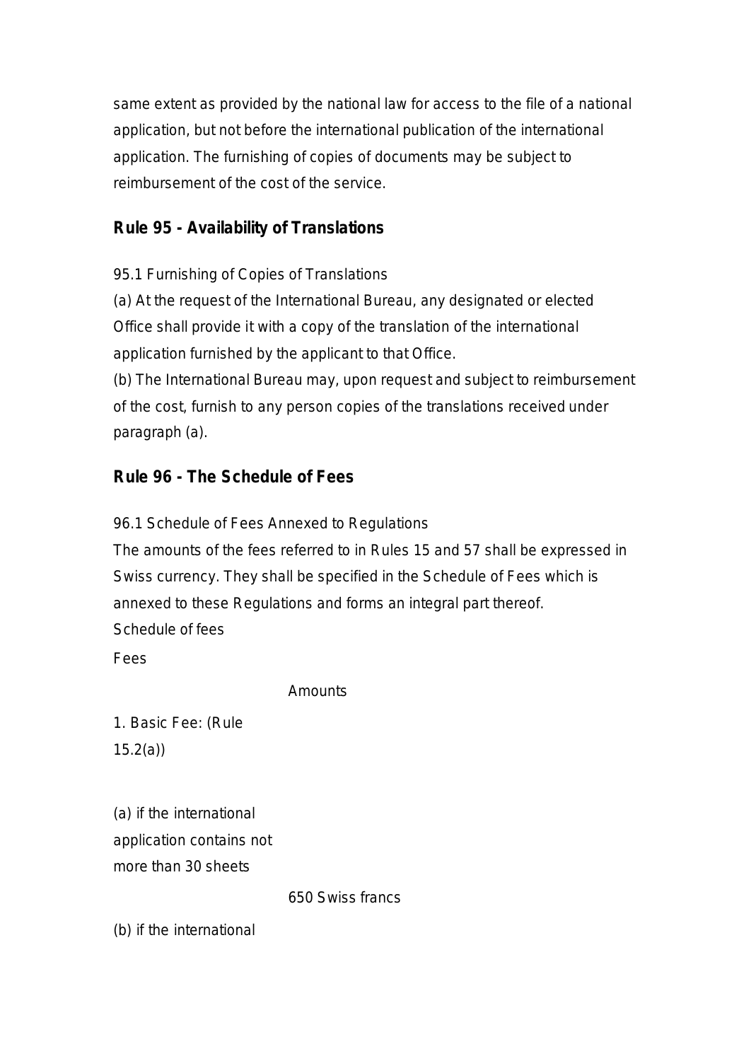same extent as provided by the national law for access to the file of a national application, but not before the international publication of the international application. The furnishing of copies of documents may be subject to reimbursement of the cost of the service.

## Rule 95 - Availability of Translations

95.1 Furnishing of Copies of Translations

(a) At the request of the International Bureau, any designated or elected Office shall provide it with a copy of the translation of the international application furnished by the applicant to that Office.

(b) The International Bureau may, upon request and subject to reimbursement of the cost, furnish to any person copies of the translations received under paragraph (a).

## Rule 96 - The Schedule of Fees

96.1 Schedule of Fees Annexed to Regulations

The amounts of the fees referred to in Rules 15 and 57 shall be expressed in Swiss currency. They shall be specified in the Schedule of Fees which is annexed to these Regulations and forms an integral part thereof.

Schedule of fees

| Fees | Amounts |
|---|---|
| 1. Basic Fee: (Rule 15.2(a)) | |
| (a) if the international application contains not more than 30 sheets | 650 Swiss francs |
| (b) if the international | |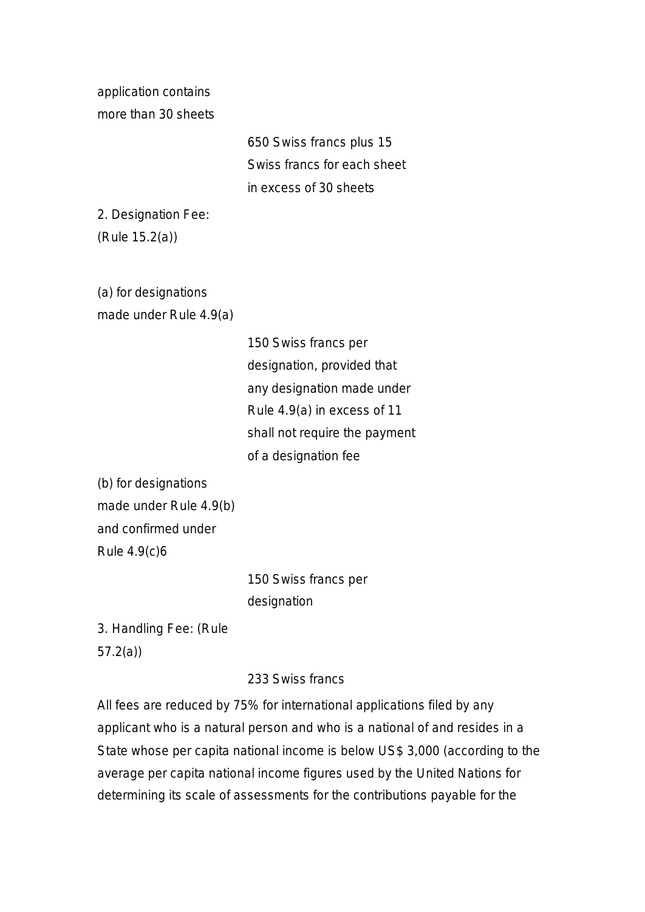| | |
|---|---|
| application contains more than 30 sheets | 650 Swiss francs plus 15 Swiss francs for each sheet in excess of 30 sheets |
| 2. Designation Fee: (Rule 15.2(a)) | |
| (a) for designations made under Rule 4.9(a) | 150 Swiss francs per designation, provided that any designation made under Rule 4.9(a) in excess of 11 shall not require the payment of a designation fee |
| (b) for designations made under Rule 4.9(b) and confirmed under Rule 4.9(c)6 | 150 Swiss francs per designation |
| 3. Handling Fee: (Rule 57.2(a)) | 233 Swiss francs |

All fees are reduced by 75% for international applications filed by any applicant who is a natural person and who is a national of and resides in a State whose per capita national income is below US$ 3,000 (according to the average per capita national income figures used by the United Nations for determining its scale of assessments for the contributions payable for the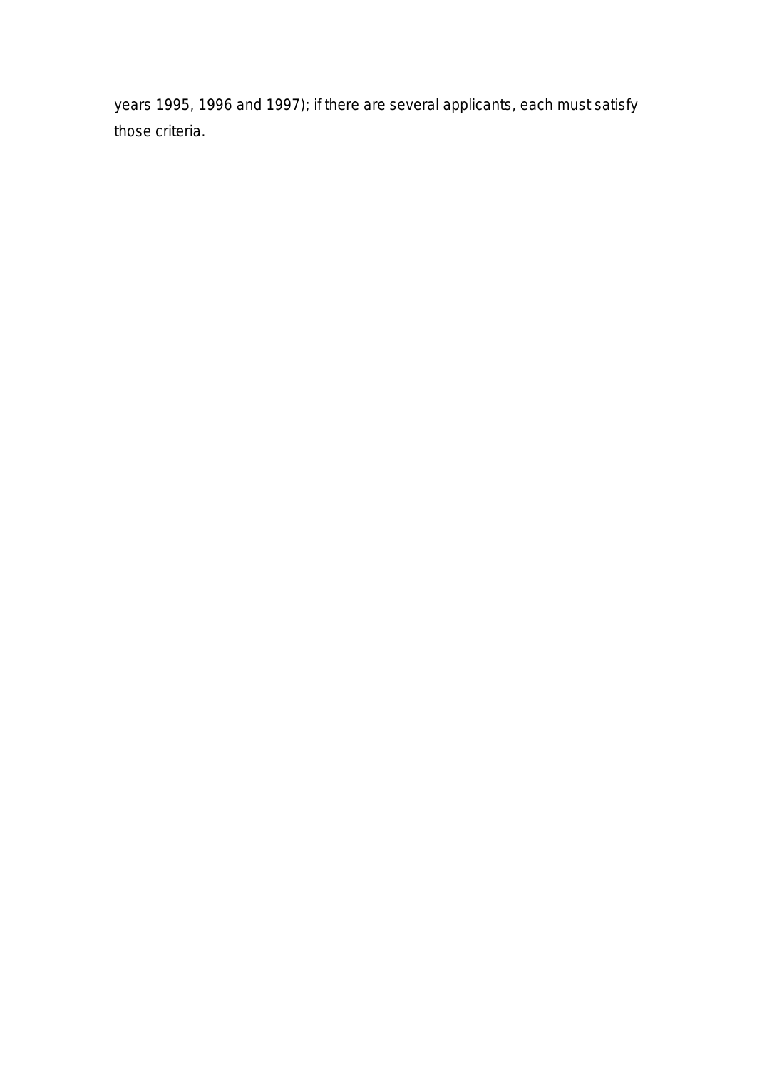years 1995, 1996 and 1997); if there are several applicants, each must satisfy those criteria.